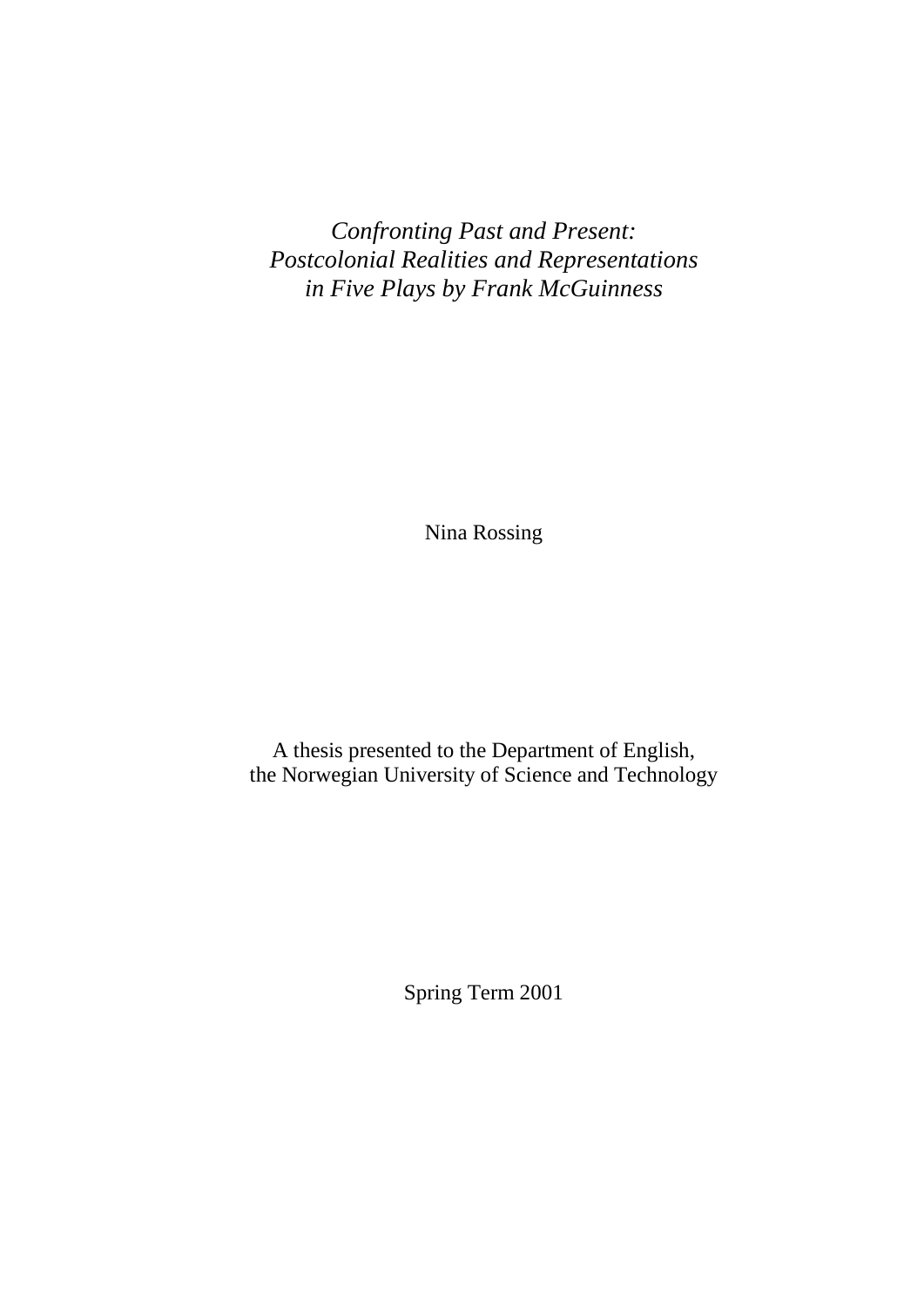# *Confronting Past and Present: Postcolonial Realities and Representations in Five Plays by Frank McGuinness*

Nina Rossing

A thesis presented to the Department of English,
the Norwegian University of Science and Technology

Spring Term 2001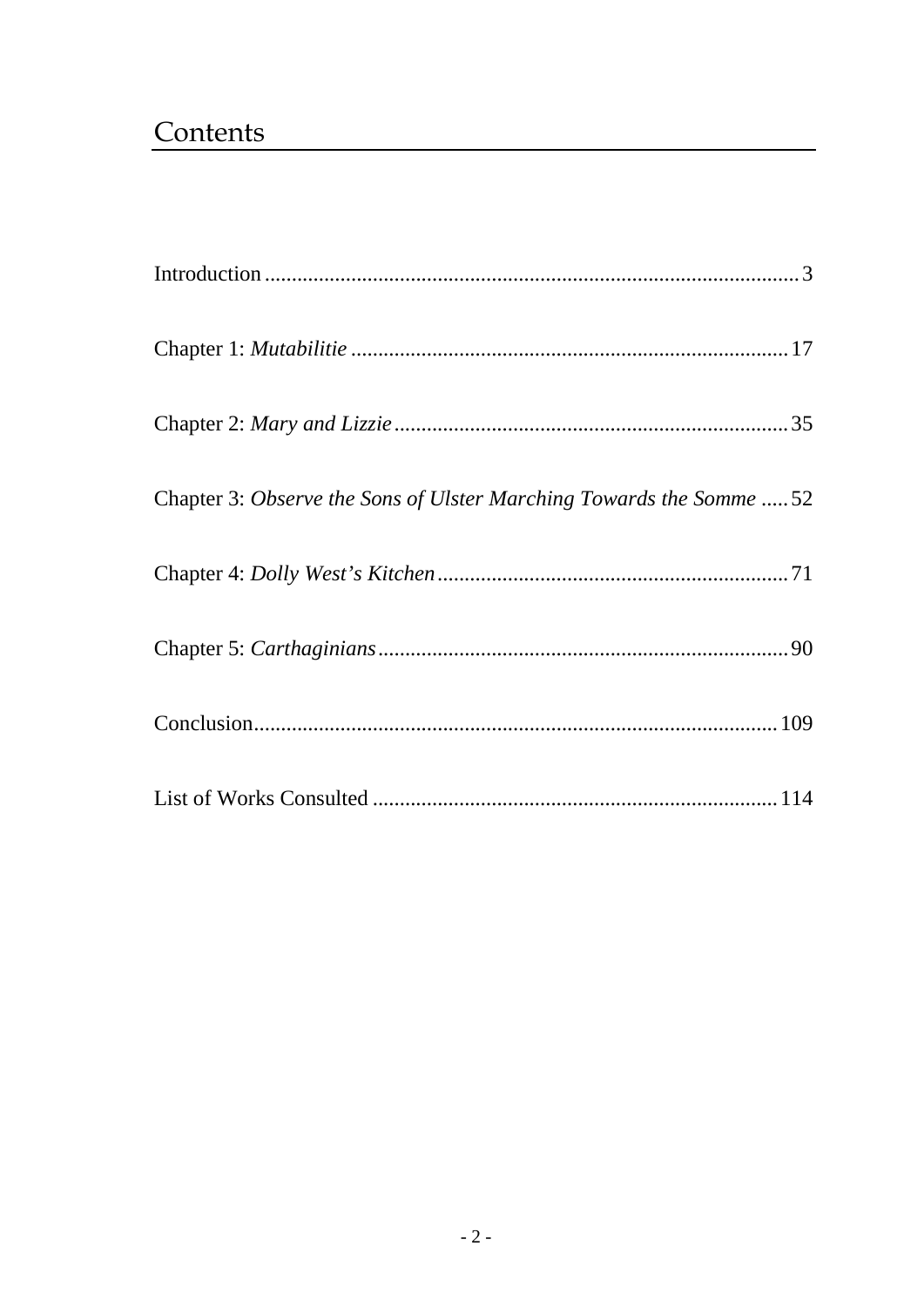# Contents

Introduction .................................................................................................. 3

Chapter 1: *Mutabilitie* ................................................................................. 17

Chapter 2: *Mary and Lizzie* ......................................................................... 35

Chapter 3: *Observe the Sons of Ulster Marching Towards the Somme* ..... 52

Chapter 4: *Dolly West's Kitchen* ................................................................. 71

Chapter 5: *Carthaginians* ............................................................................ 90

Conclusion................................................................................................. 109

List of Works Consulted ........................................................................... 114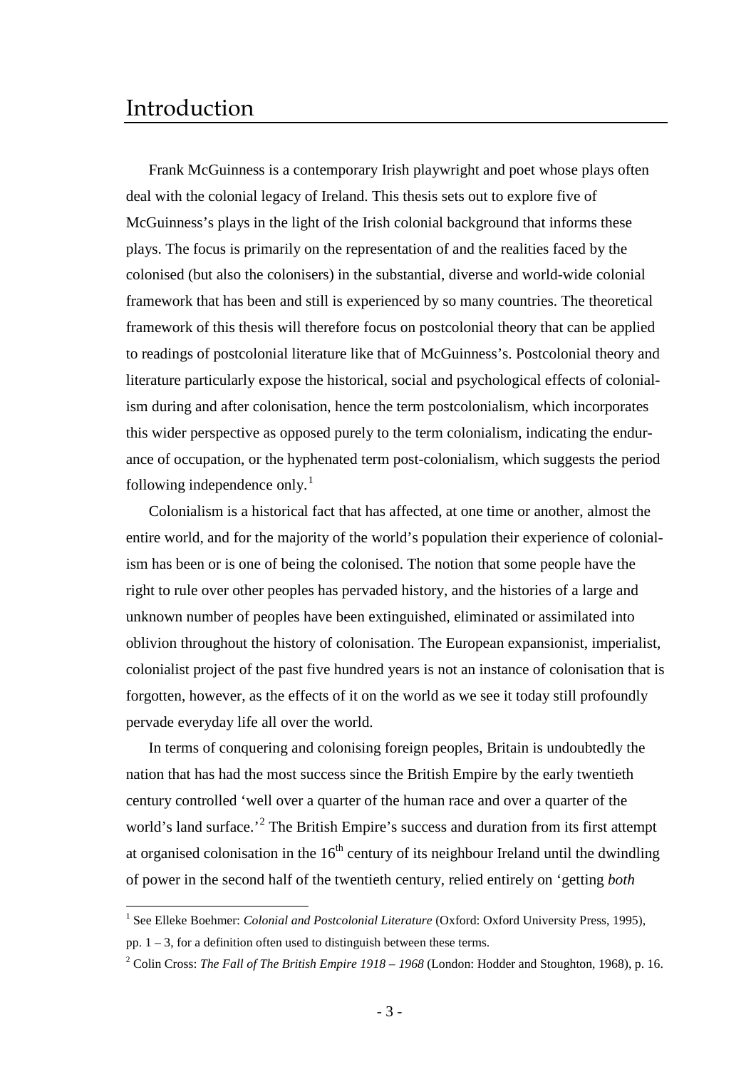# Introduction

Frank McGuinness is a contemporary Irish playwright and poet whose plays often deal with the colonial legacy of Ireland. This thesis sets out to explore five of McGuinness's plays in the light of the Irish colonial background that informs these plays. The focus is primarily on the representation of and the realities faced by the colonised (but also the colonisers) in the substantial, diverse and world-wide colonial framework that has been and still is experienced by so many countries. The theoretical framework of this thesis will therefore focus on postcolonial theory that can be applied to readings of postcolonial literature like that of McGuinness's. Postcolonial theory and literature particularly expose the historical, social and psychological effects of colonialism during and after colonisation, hence the term postcolonialism, which incorporates this wider perspective as opposed purely to the term colonialism, indicating the endurance of occupation, or the hyphenated term post-colonialism, which suggests the period following independence only.[1]

Colonialism is a historical fact that has affected, at one time or another, almost the entire world, and for the majority of the world's population their experience of colonialism has been or is one of being the colonised. The notion that some people have the right to rule over other peoples has pervaded history, and the histories of a large and unknown number of peoples have been extinguished, eliminated or assimilated into oblivion throughout the history of colonisation. The European expansionist, imperialist, colonialist project of the past five hundred years is not an instance of colonisation that is forgotten, however, as the effects of it on the world as we see it today still profoundly pervade everyday life all over the world.

In terms of conquering and colonising foreign peoples, Britain is undoubtedly the nation that has had the most success since the British Empire by the early twentieth century controlled 'well over a quarter of the human race and over a quarter of the world's land surface.'[2] The British Empire's success and duration from its first attempt at organised colonisation in the 16th century of its neighbour Ireland until the dwindling of power in the second half of the twentieth century, relied entirely on 'getting *both*

---

[1] See Elleke Boehmer: *Colonial and Postcolonial Literature* (Oxford: Oxford University Press, 1995), pp. 1 – 3, for a definition often used to distinguish between these terms.

[2] Colin Cross: *The Fall of The British Empire 1918 – 1968* (London: Hodder and Stoughton, 1968), p. 16.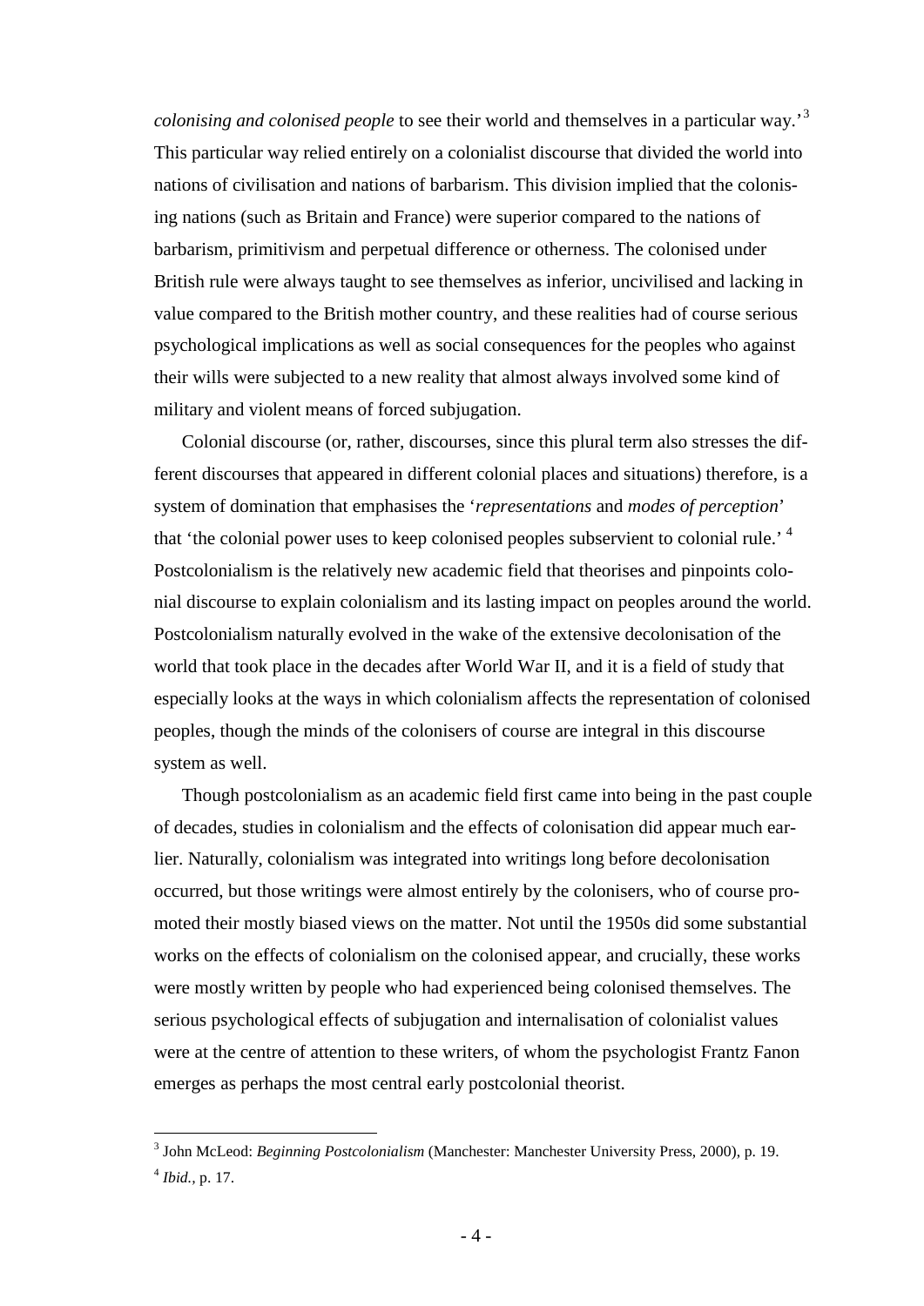*colonising and colonised people* to see their world and themselves in a particular way.'[3] This particular way relied entirely on a colonialist discourse that divided the world into nations of civilisation and nations of barbarism. This division implied that the colonising nations (such as Britain and France) were superior compared to the nations of barbarism, primitivism and perpetual difference or otherness. The colonised under British rule were always taught to see themselves as inferior, uncivilised and lacking in value compared to the British mother country, and these realities had of course serious psychological implications as well as social consequences for the peoples who against their wills were subjected to a new reality that almost always involved some kind of military and violent means of forced subjugation.

Colonial discourse (or, rather, discourses, since this plural term also stresses the different discourses that appeared in different colonial places and situations) therefore, is a system of domination that emphasises the '*representations* and *modes of perception*' that 'the colonial power uses to keep colonised peoples subservient to colonial rule.'[4] Postcolonialism is the relatively new academic field that theorises and pinpoints colonial discourse to explain colonialism and its lasting impact on peoples around the world. Postcolonialism naturally evolved in the wake of the extensive decolonisation of the world that took place in the decades after World War II, and it is a field of study that especially looks at the ways in which colonialism affects the representation of colonised peoples, though the minds of the colonisers of course are integral in this discourse system as well.

Though postcolonialism as an academic field first came into being in the past couple of decades, studies in colonialism and the effects of colonisation did appear much earlier. Naturally, colonialism was integrated into writings long before decolonisation occurred, but those writings were almost entirely by the colonisers, who of course promoted their mostly biased views on the matter. Not until the 1950s did some substantial works on the effects of colonialism on the colonised appear, and crucially, these works were mostly written by people who had experienced being colonised themselves. The serious psychological effects of subjugation and internalisation of colonialist values were at the centre of attention to these writers, of whom the psychologist Frantz Fanon emerges as perhaps the most central early postcolonial theorist.

---

[3] John McLeod: *Beginning Postcolonialism* (Manchester: Manchester University Press, 2000), p. 19.

[4] *Ibid.*, p. 17.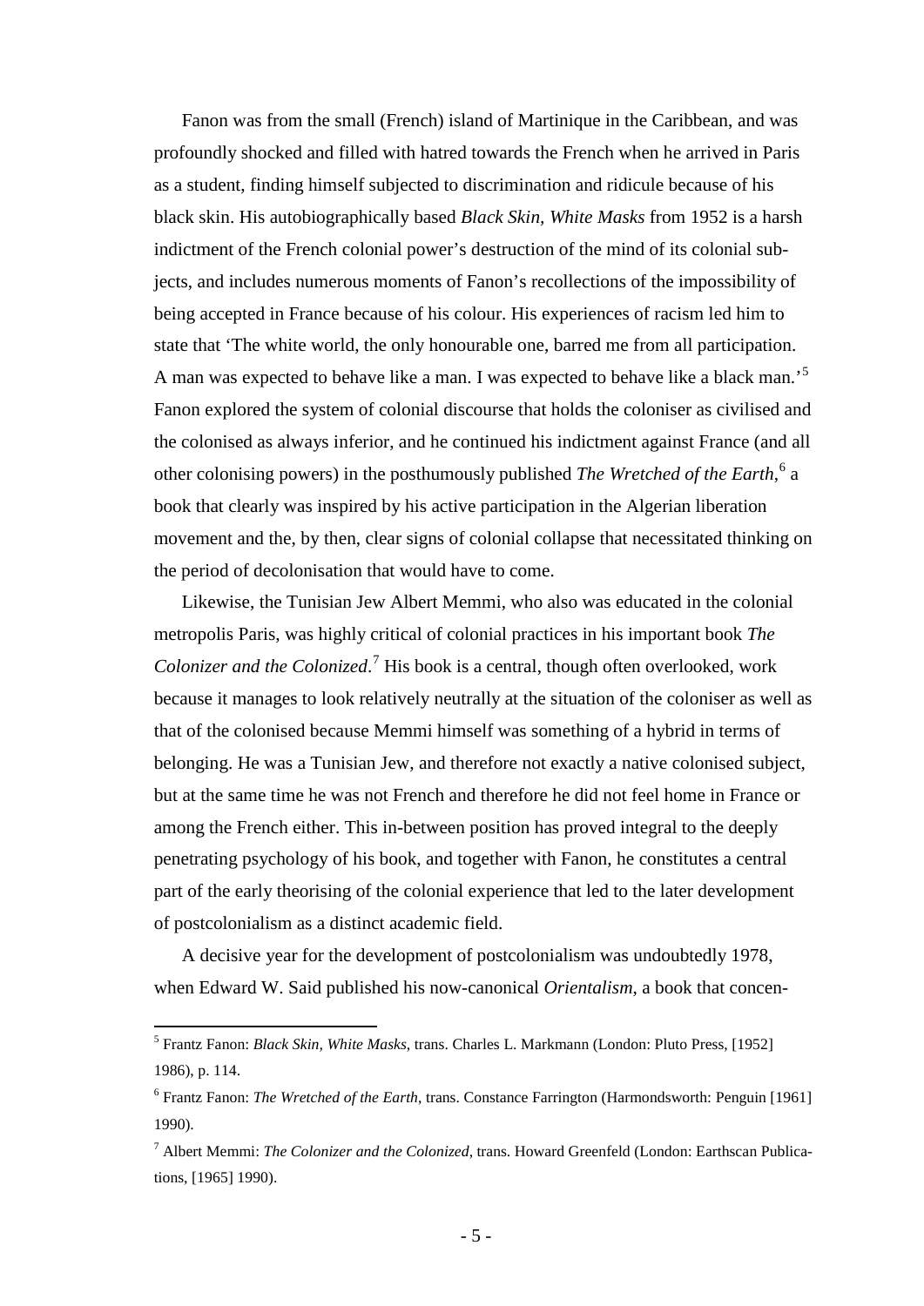Fanon was from the small (French) island of Martinique in the Caribbean, and was profoundly shocked and filled with hatred towards the French when he arrived in Paris as a student, finding himself subjected to discrimination and ridicule because of his black skin. His autobiographically based *Black Skin, White Masks* from 1952 is a harsh indictment of the French colonial power's destruction of the mind of its colonial subjects, and includes numerous moments of Fanon's recollections of the impossibility of being accepted in France because of his colour. His experiences of racism led him to state that 'The white world, the only honourable one, barred me from all participation. A man was expected to behave like a man. I was expected to behave like a black man.'[5] Fanon explored the system of colonial discourse that holds the coloniser as civilised and the colonised as always inferior, and he continued his indictment against France (and all other colonising powers) in the posthumously published *The Wretched of the Earth*,[6] a book that clearly was inspired by his active participation in the Algerian liberation movement and the, by then, clear signs of colonial collapse that necessitated thinking on the period of decolonisation that would have to come.

Likewise, the Tunisian Jew Albert Memmi, who also was educated in the colonial metropolis Paris, was highly critical of colonial practices in his important book *The Colonizer and the Colonized*.[7] His book is a central, though often overlooked, work because it manages to look relatively neutrally at the situation of the coloniser as well as that of the colonised because Memmi himself was something of a hybrid in terms of belonging. He was a Tunisian Jew, and therefore not exactly a native colonised subject, but at the same time he was not French and therefore he did not feel home in France or among the French either. This in-between position has proved integral to the deeply penetrating psychology of his book, and together with Fanon, he constitutes a central part of the early theorising of the colonial experience that led to the later development of postcolonialism as a distinct academic field.

A decisive year for the development of postcolonialism was undoubtedly 1978, when Edward W. Said published his now-canonical *Orientalism*, a book that concen-

---

[5] Frantz Fanon: *Black Skin, White Masks*, trans. Charles L. Markmann (London: Pluto Press, [1952] 1986), p. 114.

[6] Frantz Fanon: *The Wretched of the Earth*, trans. Constance Farrington (Harmondsworth: Penguin [1961] 1990).

[7] Albert Memmi: *The Colonizer and the Colonized*, trans. Howard Greenfeld (London: Earthscan Publications, [1965] 1990).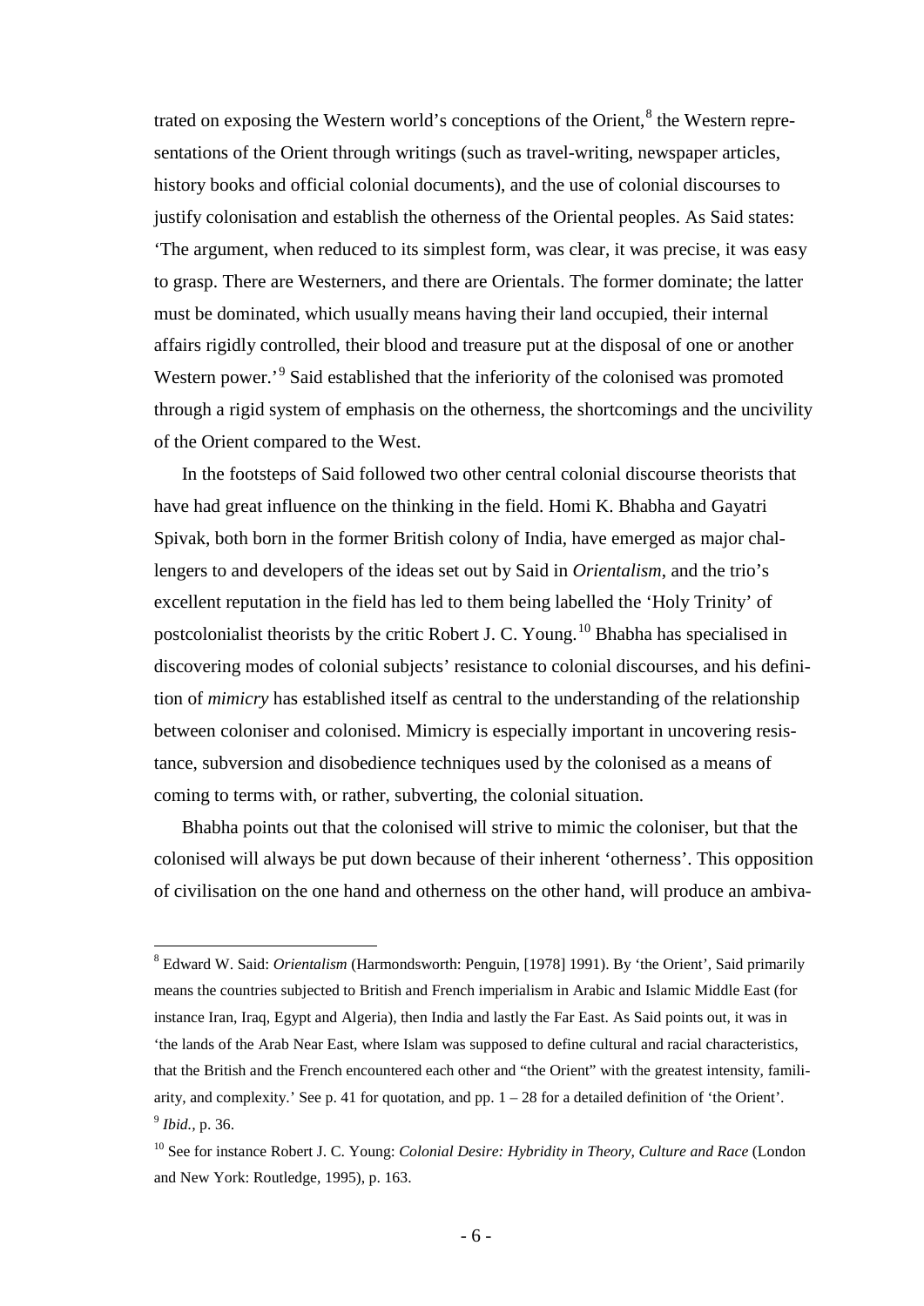trated on exposing the Western world's conceptions of the Orient,[8] the Western representations of the Orient through writings (such as travel-writing, newspaper articles, history books and official colonial documents), and the use of colonial discourses to justify colonisation and establish the otherness of the Oriental peoples. As Said states: 'The argument, when reduced to its simplest form, was clear, it was precise, it was easy to grasp. There are Westerners, and there are Orientals. The former dominate; the latter must be dominated, which usually means having their land occupied, their internal affairs rigidly controlled, their blood and treasure put at the disposal of one or another Western power.'[9] Said established that the inferiority of the colonised was promoted through a rigid system of emphasis on the otherness, the shortcomings and the uncivility of the Orient compared to the West.

In the footsteps of Said followed two other central colonial discourse theorists that have had great influence on the thinking in the field. Homi K. Bhabha and Gayatri Spivak, both born in the former British colony of India, have emerged as major challengers to and developers of the ideas set out by Said in *Orientalism*, and the trio's excellent reputation in the field has led to them being labelled the 'Holy Trinity' of postcolonialist theorists by the critic Robert J. C. Young.[10] Bhabha has specialised in discovering modes of colonial subjects' resistance to colonial discourses, and his definition of *mimicry* has established itself as central to the understanding of the relationship between coloniser and colonised. Mimicry is especially important in uncovering resistance, subversion and disobedience techniques used by the colonised as a means of coming to terms with, or rather, subverting, the colonial situation.

Bhabha points out that the colonised will strive to mimic the coloniser, but that the colonised will always be put down because of their inherent 'otherness'. This opposition of civilisation on the one hand and otherness on the other hand, will produce an ambiva-

---

[8] Edward W. Said: *Orientalism* (Harmondsworth: Penguin, [1978] 1991). By 'the Orient', Said primarily means the countries subjected to British and French imperialism in Arabic and Islamic Middle East (for instance Iran, Iraq, Egypt and Algeria), then India and lastly the Far East. As Said points out, it was in 'the lands of the Arab Near East, where Islam was supposed to define cultural and racial characteristics, that the British and the French encountered each other and "the Orient" with the greatest intensity, familiarity, and complexity.' See p. 41 for quotation, and pp. 1 – 28 for a detailed definition of 'the Orient'.

[9] *Ibid.*, p. 36.

[10] See for instance Robert J. C. Young: *Colonial Desire: Hybridity in Theory, Culture and Race* (London and New York: Routledge, 1995), p. 163.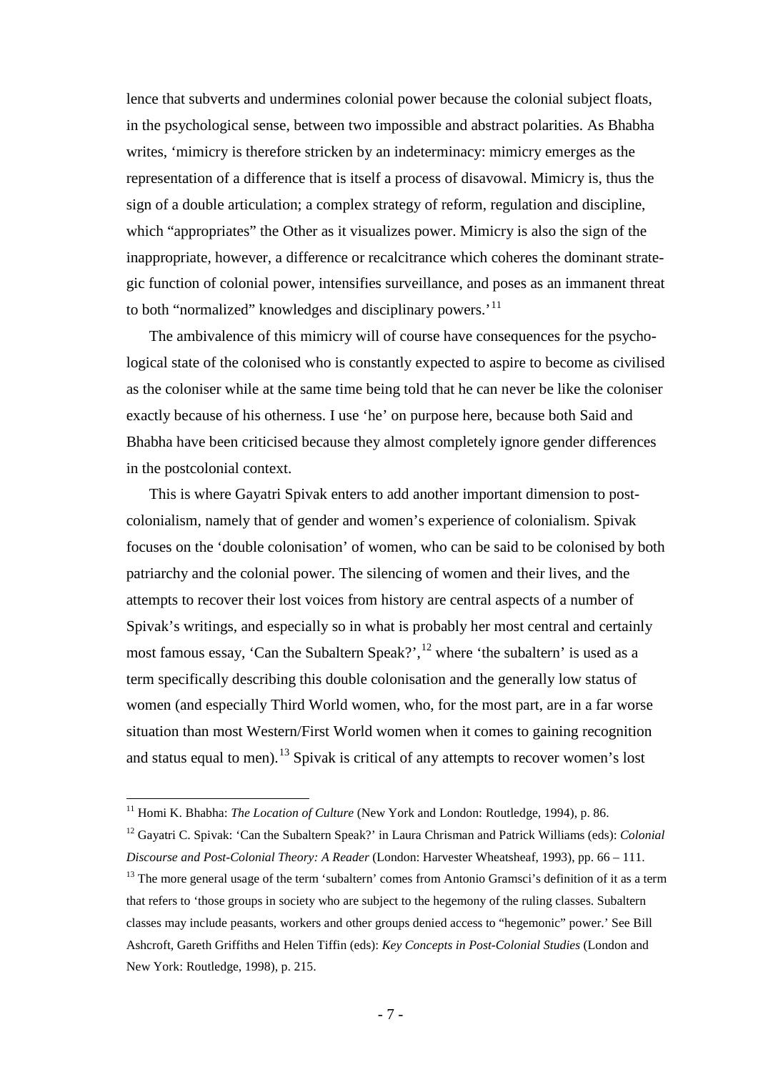lence that subverts and undermines colonial power because the colonial subject floats, in the psychological sense, between two impossible and abstract polarities. As Bhabha writes, 'mimicry is therefore stricken by an indeterminacy: mimicry emerges as the representation of a difference that is itself a process of disavowal. Mimicry is, thus the sign of a double articulation; a complex strategy of reform, regulation and discipline, which "appropriates" the Other as it visualizes power. Mimicry is also the sign of the inappropriate, however, a difference or recalcitrance which coheres the dominant strategic function of colonial power, intensifies surveillance, and poses as an immanent threat to both "normalized" knowledges and disciplinary powers.'[11]

The ambivalence of this mimicry will of course have consequences for the psychological state of the colonised who is constantly expected to aspire to become as civilised as the coloniser while at the same time being told that he can never be like the coloniser exactly because of his otherness. I use 'he' on purpose here, because both Said and Bhabha have been criticised because they almost completely ignore gender differences in the postcolonial context.

This is where Gayatri Spivak enters to add another important dimension to postcolonialism, namely that of gender and women's experience of colonialism. Spivak focuses on the 'double colonisation' of women, who can be said to be colonised by both patriarchy and the colonial power. The silencing of women and their lives, and the attempts to recover their lost voices from history are central aspects of a number of Spivak's writings, and especially so in what is probably her most central and certainly most famous essay, 'Can the Subaltern Speak?',[12] where 'the subaltern' is used as a term specifically describing this double colonisation and the generally low status of women (and especially Third World women, who, for the most part, are in a far worse situation than most Western/First World women when it comes to gaining recognition and status equal to men).[13] Spivak is critical of any attempts to recover women's lost

---

[11] Homi K. Bhabha: *The Location of Culture* (New York and London: Routledge, 1994), p. 86.

[12] Gayatri C. Spivak: 'Can the Subaltern Speak?' in Laura Chrisman and Patrick Williams (eds): *Colonial Discourse and Post-Colonial Theory: A Reader* (London: Harvester Wheatsheaf, 1993), pp. 66 – 111.

[13] The more general usage of the term 'subaltern' comes from Antonio Gramsci's definition of it as a term that refers to 'those groups in society who are subject to the hegemony of the ruling classes. Subaltern classes may include peasants, workers and other groups denied access to "hegemonic" power.' See Bill Ashcroft, Gareth Griffiths and Helen Tiffin (eds): *Key Concepts in Post-Colonial Studies* (London and New York: Routledge, 1998), p. 215.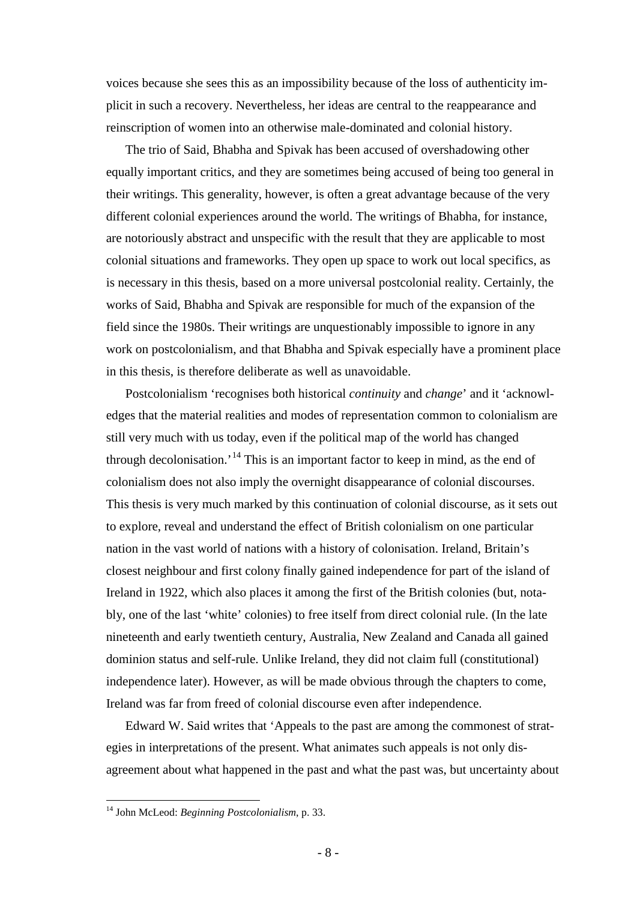voices because she sees this as an impossibility because of the loss of authenticity implicit in such a recovery. Nevertheless, her ideas are central to the reappearance and reinscription of women into an otherwise male-dominated and colonial history.

The trio of Said, Bhabha and Spivak has been accused of overshadowing other equally important critics, and they are sometimes being accused of being too general in their writings. This generality, however, is often a great advantage because of the very different colonial experiences around the world. The writings of Bhabha, for instance, are notoriously abstract and unspecific with the result that they are applicable to most colonial situations and frameworks. They open up space to work out local specifics, as is necessary in this thesis, based on a more universal postcolonial reality. Certainly, the works of Said, Bhabha and Spivak are responsible for much of the expansion of the field since the 1980s. Their writings are unquestionably impossible to ignore in any work on postcolonialism, and that Bhabha and Spivak especially have a prominent place in this thesis, is therefore deliberate as well as unavoidable.

Postcolonialism 'recognises both historical *continuity* and *change*' and it 'acknowledges that the material realities and modes of representation common to colonialism are still very much with us today, even if the political map of the world has changed through decolonisation.'[14] This is an important factor to keep in mind, as the end of colonialism does not also imply the overnight disappearance of colonial discourses. This thesis is very much marked by this continuation of colonial discourse, as it sets out to explore, reveal and understand the effect of British colonialism on one particular nation in the vast world of nations with a history of colonisation. Ireland, Britain's closest neighbour and first colony finally gained independence for part of the island of Ireland in 1922, which also places it among the first of the British colonies (but, notably, one of the last 'white' colonies) to free itself from direct colonial rule. (In the late nineteenth and early twentieth century, Australia, New Zealand and Canada all gained dominion status and self-rule. Unlike Ireland, they did not claim full (constitutional) independence later). However, as will be made obvious through the chapters to come, Ireland was far from freed of colonial discourse even after independence.

Edward W. Said writes that 'Appeals to the past are among the commonest of strategies in interpretations of the present. What animates such appeals is not only disagreement about what happened in the past and what the past was, but uncertainty about

---

[14] John McLeod: *Beginning Postcolonialism*, p. 33.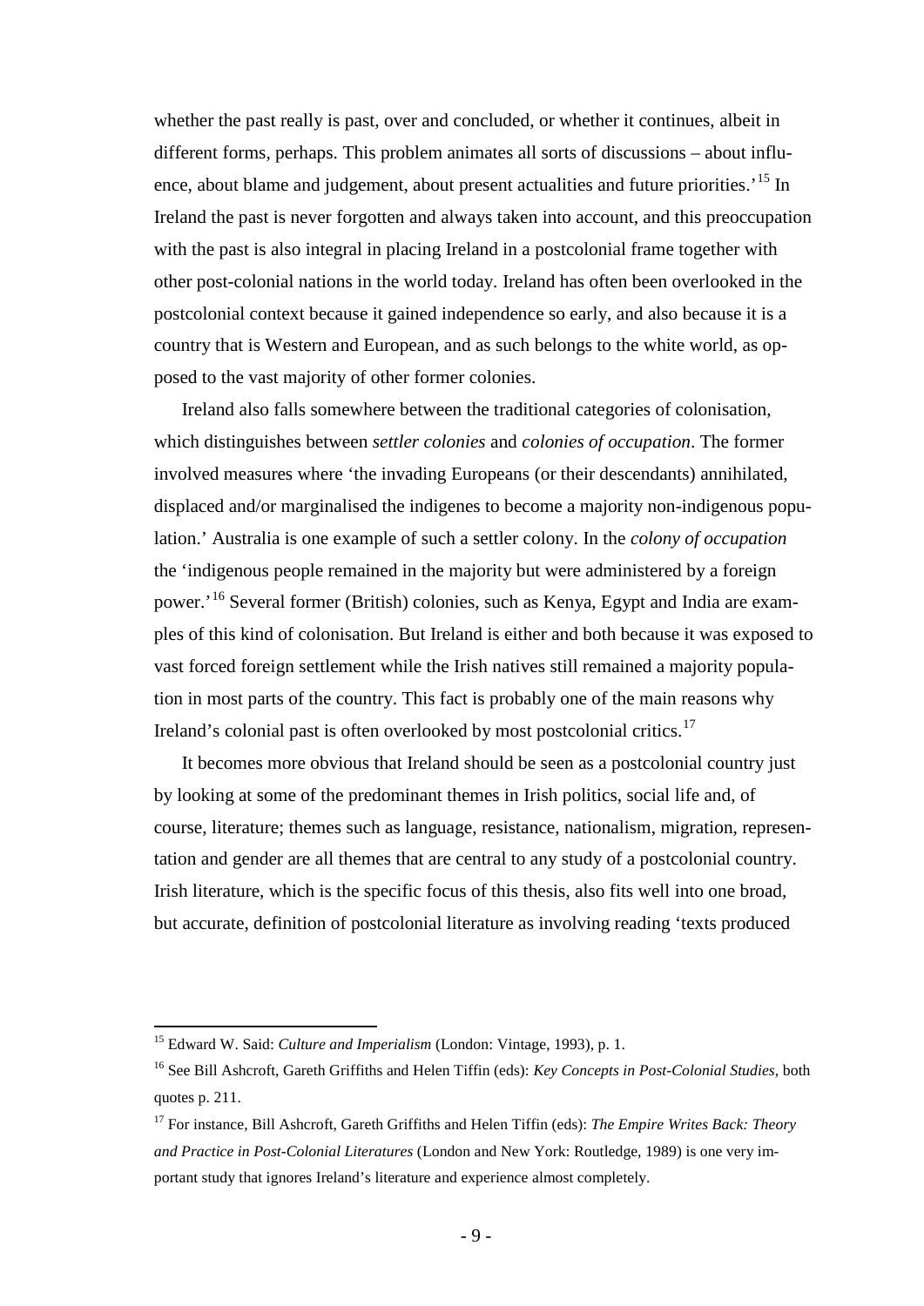whether the past really is past, over and concluded, or whether it continues, albeit in different forms, perhaps. This problem animates all sorts of discussions – about influence, about blame and judgement, about present actualities and future priorities.'[15] In Ireland the past is never forgotten and always taken into account, and this preoccupation with the past is also integral in placing Ireland in a postcolonial frame together with other post-colonial nations in the world today. Ireland has often been overlooked in the postcolonial context because it gained independence so early, and also because it is a country that is Western and European, and as such belongs to the white world, as opposed to the vast majority of other former colonies.

Ireland also falls somewhere between the traditional categories of colonisation, which distinguishes between *settler colonies* and *colonies of occupation*. The former involved measures where 'the invading Europeans (or their descendants) annihilated, displaced and/or marginalised the indigenes to become a majority non-indigenous population.' Australia is one example of such a settler colony. In the *colony of occupation* the 'indigenous people remained in the majority but were administered by a foreign power.'[16] Several former (British) colonies, such as Kenya, Egypt and India are examples of this kind of colonisation. But Ireland is either and both because it was exposed to vast forced foreign settlement while the Irish natives still remained a majority population in most parts of the country. This fact is probably one of the main reasons why Ireland's colonial past is often overlooked by most postcolonial critics.[17]

It becomes more obvious that Ireland should be seen as a postcolonial country just by looking at some of the predominant themes in Irish politics, social life and, of course, literature; themes such as language, resistance, nationalism, migration, representation and gender are all themes that are central to any study of a postcolonial country. Irish literature, which is the specific focus of this thesis, also fits well into one broad, but accurate, definition of postcolonial literature as involving reading 'texts produced

---

[15] Edward W. Said: *Culture and Imperialism* (London: Vintage, 1993), p. 1.

[16] See Bill Ashcroft, Gareth Griffiths and Helen Tiffin (eds): *Key Concepts in Post-Colonial Studies*, both quotes p. 211.

[17] For instance, Bill Ashcroft, Gareth Griffiths and Helen Tiffin (eds): *The Empire Writes Back: Theory and Practice in Post-Colonial Literatures* (London and New York: Routledge, 1989) is one very important study that ignores Ireland's literature and experience almost completely.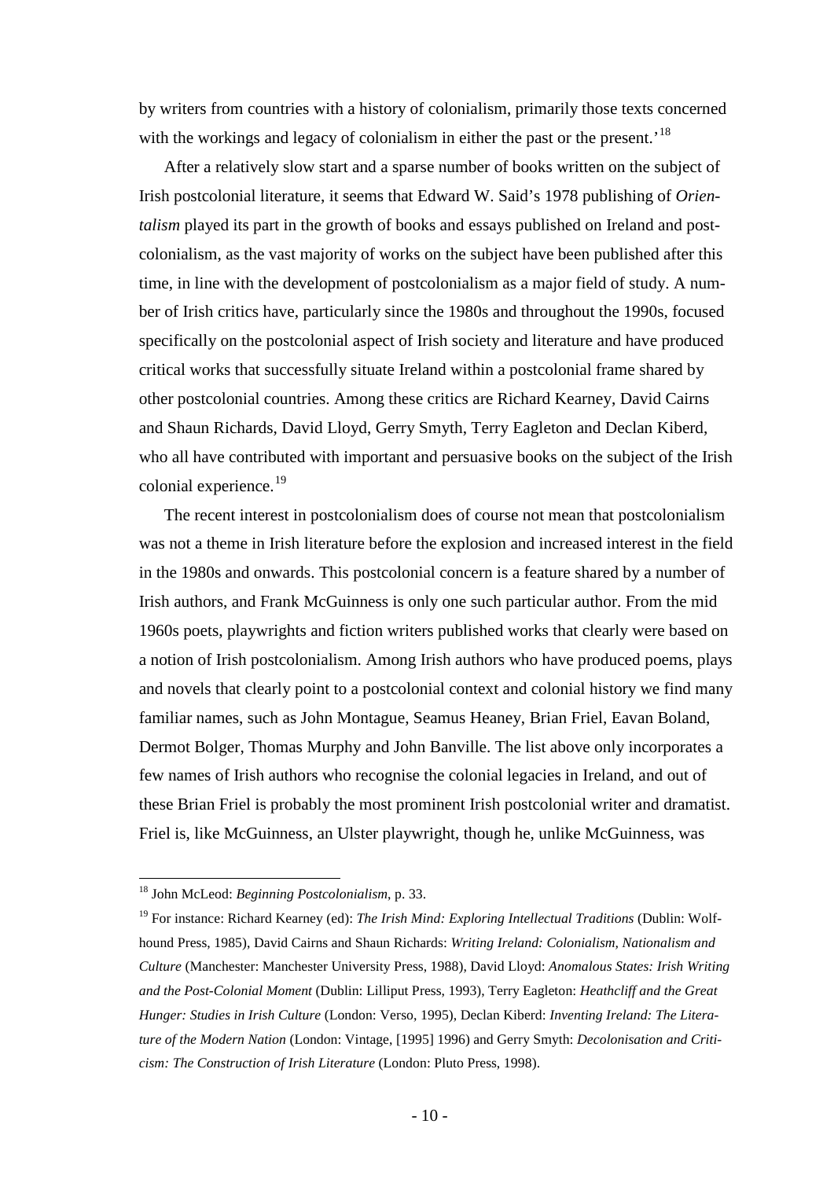by writers from countries with a history of colonialism, primarily those texts concerned with the workings and legacy of colonialism in either the past or the present.'[18]

After a relatively slow start and a sparse number of books written on the subject of Irish postcolonial literature, it seems that Edward W. Said's 1978 publishing of *Orientalism* played its part in the growth of books and essays published on Ireland and postcolonialism, as the vast majority of works on the subject have been published after this time, in line with the development of postcolonialism as a major field of study. A number of Irish critics have, particularly since the 1980s and throughout the 1990s, focused specifically on the postcolonial aspect of Irish society and literature and have produced critical works that successfully situate Ireland within a postcolonial frame shared by other postcolonial countries. Among these critics are Richard Kearney, David Cairns and Shaun Richards, David Lloyd, Gerry Smyth, Terry Eagleton and Declan Kiberd, who all have contributed with important and persuasive books on the subject of the Irish colonial experience.[19]

The recent interest in postcolonialism does of course not mean that postcolonialism was not a theme in Irish literature before the explosion and increased interest in the field in the 1980s and onwards. This postcolonial concern is a feature shared by a number of Irish authors, and Frank McGuinness is only one such particular author. From the mid 1960s poets, playwrights and fiction writers published works that clearly were based on a notion of Irish postcolonialism. Among Irish authors who have produced poems, plays and novels that clearly point to a postcolonial context and colonial history we find many familiar names, such as John Montague, Seamus Heaney, Brian Friel, Eavan Boland, Dermot Bolger, Thomas Murphy and John Banville. The list above only incorporates a few names of Irish authors who recognise the colonial legacies in Ireland, and out of these Brian Friel is probably the most prominent Irish postcolonial writer and dramatist. Friel is, like McGuinness, an Ulster playwright, though he, unlike McGuinness, was

---

[18] John McLeod: *Beginning Postcolonialism*, p. 33.

[19] For instance: Richard Kearney (ed): *The Irish Mind: Exploring Intellectual Traditions* (Dublin: Wolfhound Press, 1985), David Cairns and Shaun Richards: *Writing Ireland: Colonialism, Nationalism and Culture* (Manchester: Manchester University Press, 1988), David Lloyd: *Anomalous States: Irish Writing and the Post-Colonial Moment* (Dublin: Lilliput Press, 1993), Terry Eagleton: *Heathcliff and the Great Hunger: Studies in Irish Culture* (London: Verso, 1995), Declan Kiberd: *Inventing Ireland: The Literature of the Modern Nation* (London: Vintage, [1995] 1996) and Gerry Smyth: *Decolonisation and Criticism: The Construction of Irish Literature* (London: Pluto Press, 1998).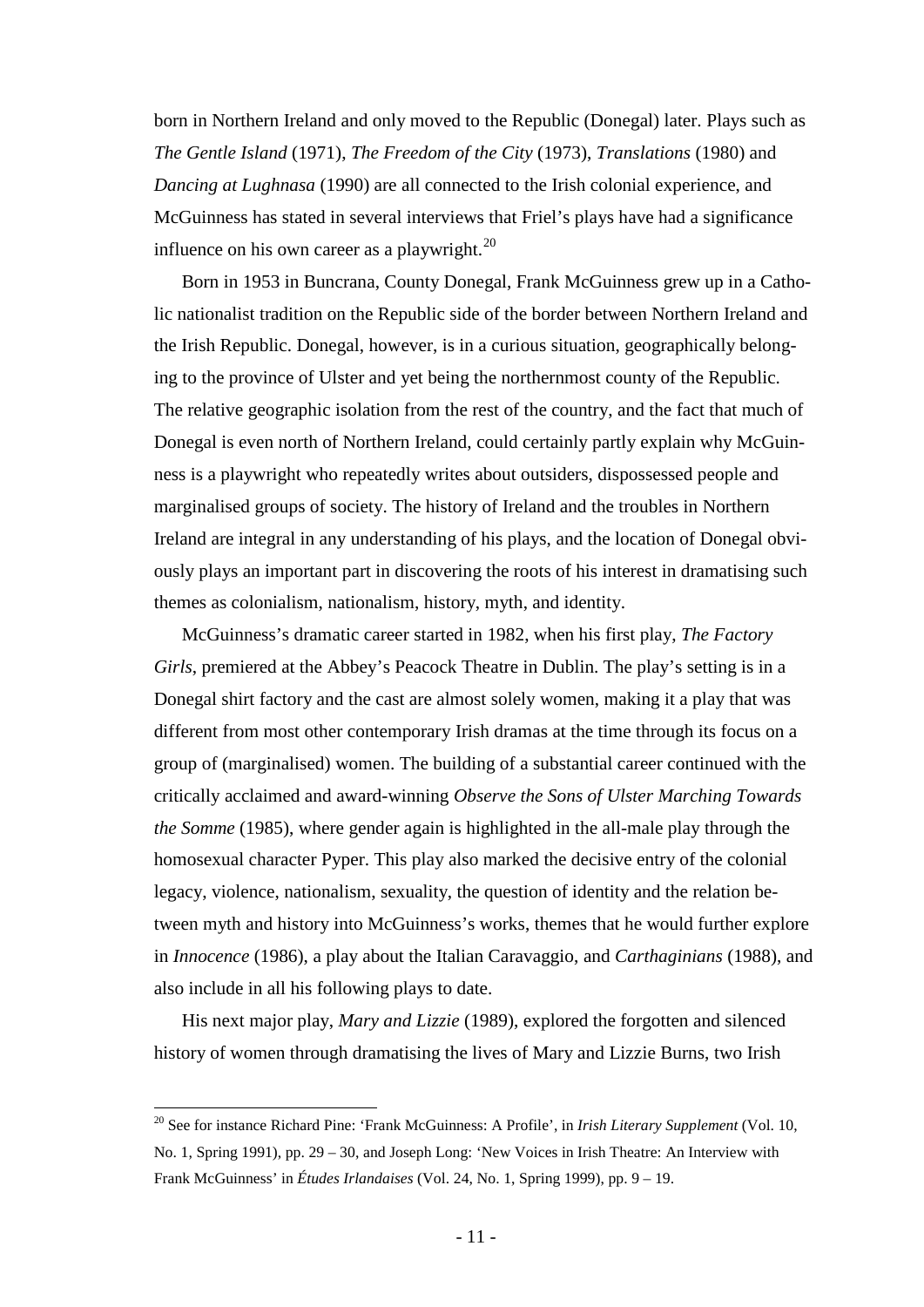born in Northern Ireland and only moved to the Republic (Donegal) later. Plays such as *The Gentle Island* (1971), *The Freedom of the City* (1973), *Translations* (1980) and *Dancing at Lughnasa* (1990) are all connected to the Irish colonial experience, and McGuinness has stated in several interviews that Friel's plays have had a significance influence on his own career as a playwright.[20]

Born in 1953 in Buncrana, County Donegal, Frank McGuinness grew up in a Catholic nationalist tradition on the Republic side of the border between Northern Ireland and the Irish Republic. Donegal, however, is in a curious situation, geographically belonging to the province of Ulster and yet being the northernmost county of the Republic. The relative geographic isolation from the rest of the country, and the fact that much of Donegal is even north of Northern Ireland, could certainly partly explain why McGuinness is a playwright who repeatedly writes about outsiders, dispossessed people and marginalised groups of society. The history of Ireland and the troubles in Northern Ireland are integral in any understanding of his plays, and the location of Donegal obviously plays an important part in discovering the roots of his interest in dramatising such themes as colonialism, nationalism, history, myth, and identity.

McGuinness's dramatic career started in 1982, when his first play, *The Factory Girls*, premiered at the Abbey's Peacock Theatre in Dublin. The play's setting is in a Donegal shirt factory and the cast are almost solely women, making it a play that was different from most other contemporary Irish dramas at the time through its focus on a group of (marginalised) women. The building of a substantial career continued with the critically acclaimed and award-winning *Observe the Sons of Ulster Marching Towards the Somme* (1985), where gender again is highlighted in the all-male play through the homosexual character Pyper. This play also marked the decisive entry of the colonial legacy, violence, nationalism, sexuality, the question of identity and the relation between myth and history into McGuinness's works, themes that he would further explore in *Innocence* (1986), a play about the Italian Caravaggio, and *Carthaginians* (1988), and also include in all his following plays to date.

His next major play, *Mary and Lizzie* (1989), explored the forgotten and silenced history of women through dramatising the lives of Mary and Lizzie Burns, two Irish

---

[20] See for instance Richard Pine: 'Frank McGuinness: A Profile', in *Irish Literary Supplement* (Vol. 10, No. 1, Spring 1991), pp. 29 – 30, and Joseph Long: 'New Voices in Irish Theatre: An Interview with Frank McGuinness' in *Études Irlandaises* (Vol. 24, No. 1, Spring 1999), pp. 9 – 19.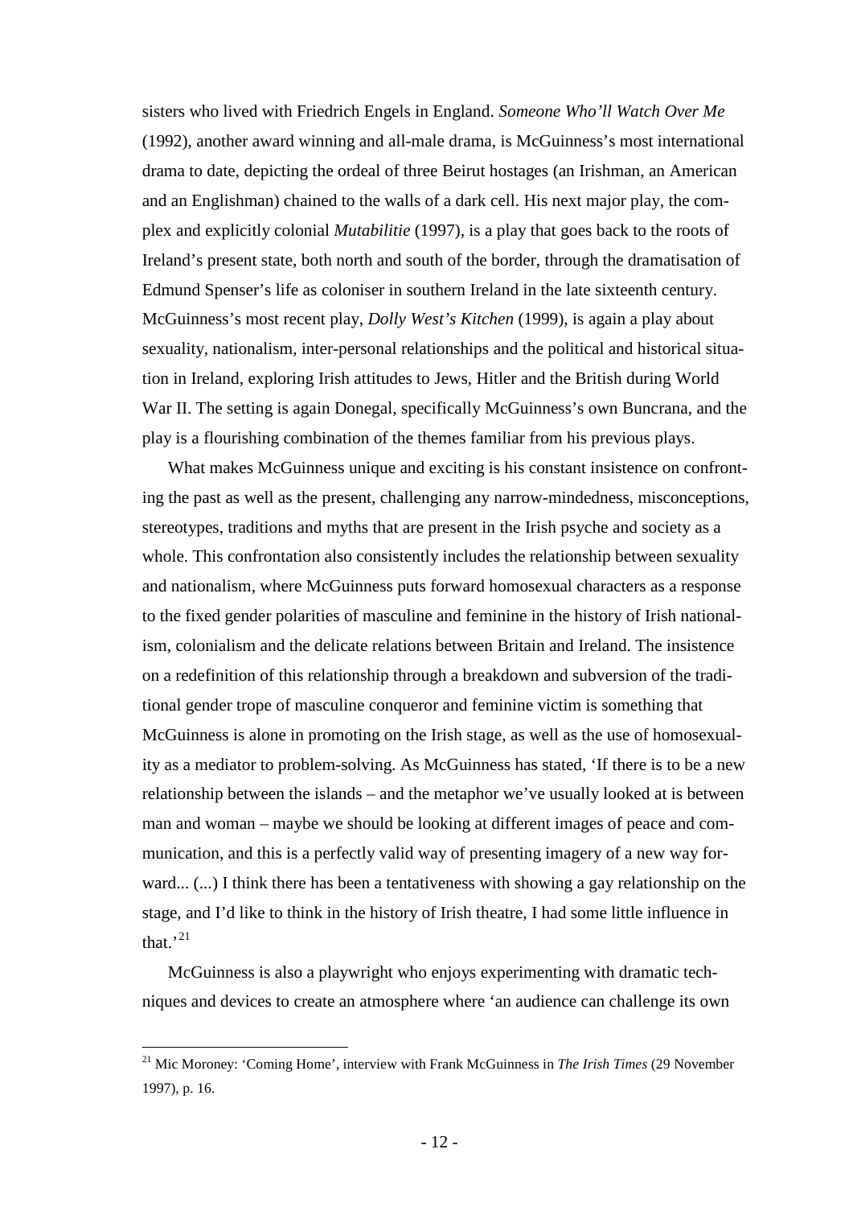sisters who lived with Friedrich Engels in England. *Someone Who'll Watch Over Me* (1992), another award winning and all-male drama, is McGuinness's most international drama to date, depicting the ordeal of three Beirut hostages (an Irishman, an American and an Englishman) chained to the walls of a dark cell. His next major play, the complex and explicitly colonial *Mutabilitie* (1997), is a play that goes back to the roots of Ireland's present state, both north and south of the border, through the dramatisation of Edmund Spenser's life as coloniser in southern Ireland in the late sixteenth century. McGuinness's most recent play, *Dolly West's Kitchen* (1999), is again a play about sexuality, nationalism, inter-personal relationships and the political and historical situation in Ireland, exploring Irish attitudes to Jews, Hitler and the British during World War II. The setting is again Donegal, specifically McGuinness's own Buncrana, and the play is a flourishing combination of the themes familiar from his previous plays.

What makes McGuinness unique and exciting is his constant insistence on confronting the past as well as the present, challenging any narrow-mindedness, misconceptions, stereotypes, traditions and myths that are present in the Irish psyche and society as a whole. This confrontation also consistently includes the relationship between sexuality and nationalism, where McGuinness puts forward homosexual characters as a response to the fixed gender polarities of masculine and feminine in the history of Irish nationalism, colonialism and the delicate relations between Britain and Ireland. The insistence on a redefinition of this relationship through a breakdown and subversion of the traditional gender trope of masculine conqueror and feminine victim is something that McGuinness is alone in promoting on the Irish stage, as well as the use of homosexuality as a mediator to problem-solving. As McGuinness has stated, 'If there is to be a new relationship between the islands – and the metaphor we've usually looked at is between man and woman – maybe we should be looking at different images of peace and communication, and this is a perfectly valid way of presenting imagery of a new way forward... (...) I think there has been a tentativeness with showing a gay relationship on the stage, and I'd like to think in the history of Irish theatre, I had some little influence in that.'[21]

McGuinness is also a playwright who enjoys experimenting with dramatic techniques and devices to create an atmosphere where 'an audience can challenge its own

---

[21] Mic Moroney: 'Coming Home', interview with Frank McGuinness in *The Irish Times* (29 November 1997), p. 16.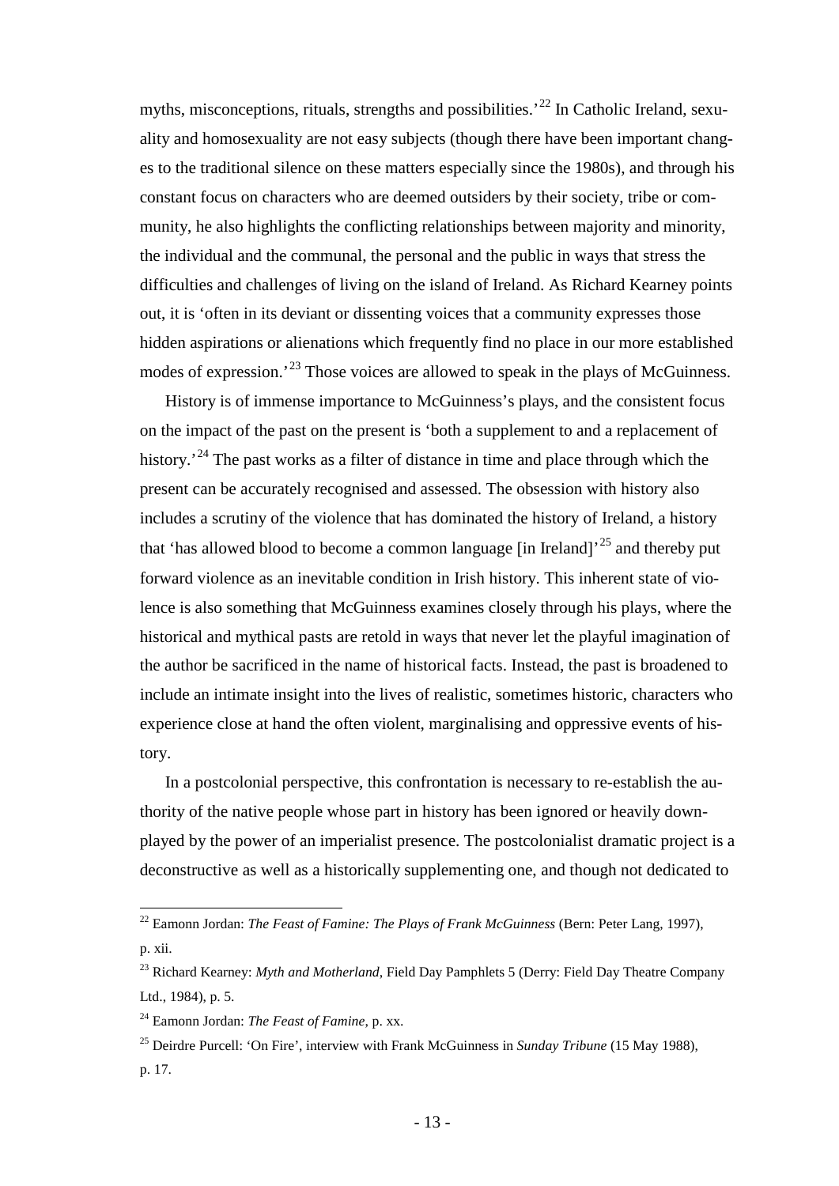myths, misconceptions, rituals, strengths and possibilities.'[22] In Catholic Ireland, sexuality and homosexuality are not easy subjects (though there have been important changes to the traditional silence on these matters especially since the 1980s), and through his constant focus on characters who are deemed outsiders by their society, tribe or community, he also highlights the conflicting relationships between majority and minority, the individual and the communal, the personal and the public in ways that stress the difficulties and challenges of living on the island of Ireland. As Richard Kearney points out, it is 'often in its deviant or dissenting voices that a community expresses those hidden aspirations or alienations which frequently find no place in our more established modes of expression.'[23] Those voices are allowed to speak in the plays of McGuinness.

History is of immense importance to McGuinness's plays, and the consistent focus on the impact of the past on the present is 'both a supplement to and a replacement of history.'[24] The past works as a filter of distance in time and place through which the present can be accurately recognised and assessed. The obsession with history also includes a scrutiny of the violence that has dominated the history of Ireland, a history that 'has allowed blood to become a common language [in Ireland]'[25] and thereby put forward violence as an inevitable condition in Irish history. This inherent state of violence is also something that McGuinness examines closely through his plays, where the historical and mythical pasts are retold in ways that never let the playful imagination of the author be sacrificed in the name of historical facts. Instead, the past is broadened to include an intimate insight into the lives of realistic, sometimes historic, characters who experience close at hand the often violent, marginalising and oppressive events of history.

In a postcolonial perspective, this confrontation is necessary to re-establish the authority of the native people whose part in history has been ignored or heavily downplayed by the power of an imperialist presence. The postcolonialist dramatic project is a deconstructive as well as a historically supplementing one, and though not dedicated to

---

[22] Eamonn Jordan: *The Feast of Famine: The Plays of Frank McGuinness* (Bern: Peter Lang, 1997), p. xii.

[23] Richard Kearney: *Myth and Motherland*, Field Day Pamphlets 5 (Derry: Field Day Theatre Company Ltd., 1984), p. 5.

[24] Eamonn Jordan: *The Feast of Famine*, p. xx.

[25] Deirdre Purcell: 'On Fire', interview with Frank McGuinness in *Sunday Tribune* (15 May 1988), p. 17.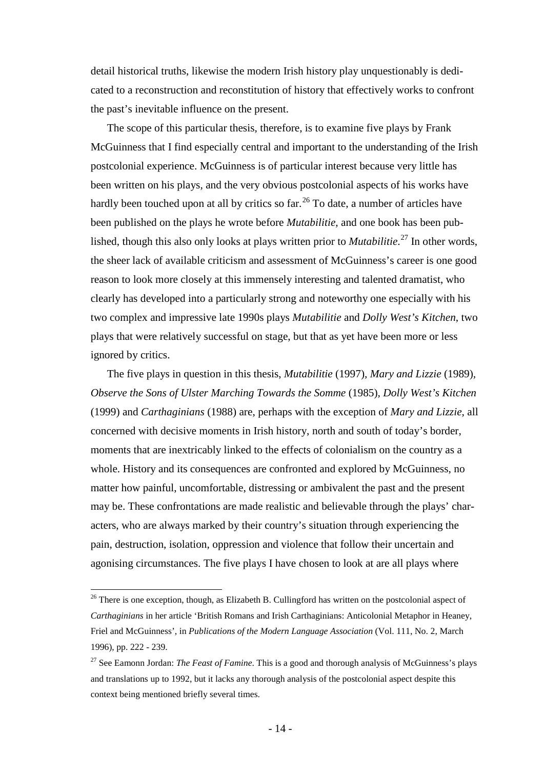detail historical truths, likewise the modern Irish history play unquestionably is dedicated to a reconstruction and reconstitution of history that effectively works to confront the past's inevitable influence on the present.

The scope of this particular thesis, therefore, is to examine five plays by Frank McGuinness that I find especially central and important to the understanding of the Irish postcolonial experience. McGuinness is of particular interest because very little has been written on his plays, and the very obvious postcolonial aspects of his works have hardly been touched upon at all by critics so far.[26] To date, a number of articles have been published on the plays he wrote before *Mutabilitie*, and one book has been published, though this also only looks at plays written prior to *Mutabilitie*.[27] In other words, the sheer lack of available criticism and assessment of McGuinness's career is one good reason to look more closely at this immensely interesting and talented dramatist, who clearly has developed into a particularly strong and noteworthy one especially with his two complex and impressive late 1990s plays *Mutabilitie* and *Dolly West's Kitchen*, two plays that were relatively successful on stage, but that as yet have been more or less ignored by critics.

The five plays in question in this thesis, *Mutabilitie* (1997), *Mary and Lizzie* (1989), *Observe the Sons of Ulster Marching Towards the Somme* (1985), *Dolly West's Kitchen* (1999) and *Carthaginians* (1988) are, perhaps with the exception of *Mary and Lizzie*, all concerned with decisive moments in Irish history, north and south of today's border, moments that are inextricably linked to the effects of colonialism on the country as a whole. History and its consequences are confronted and explored by McGuinness, no matter how painful, uncomfortable, distressing or ambivalent the past and the present may be. These confrontations are made realistic and believable through the plays' characters, who are always marked by their country's situation through experiencing the pain, destruction, isolation, oppression and violence that follow their uncertain and agonising circumstances. The five plays I have chosen to look at are all plays where

---

[26] There is one exception, though, as Elizabeth B. Cullingford has written on the postcolonial aspect of *Carthaginians* in her article 'British Romans and Irish Carthaginians: Anticolonial Metaphor in Heaney, Friel and McGuinness', in *Publications of the Modern Language Association* (Vol. 111, No. 2, March 1996), pp. 222 - 239.

[27] See Eamonn Jordan: *The Feast of Famine*. This is a good and thorough analysis of McGuinness's plays and translations up to 1992, but it lacks any thorough analysis of the postcolonial aspect despite this context being mentioned briefly several times.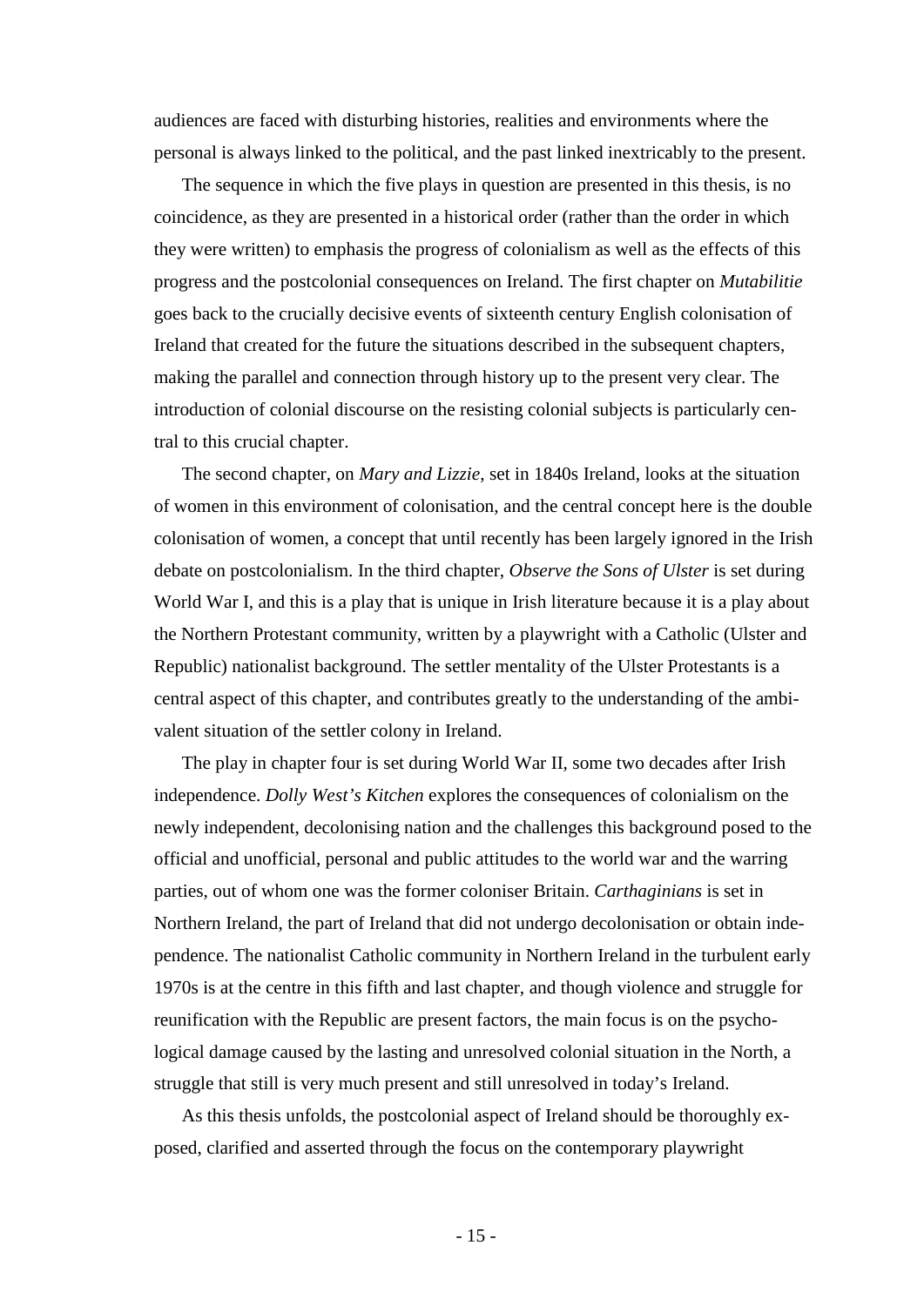audiences are faced with disturbing histories, realities and environments where the personal is always linked to the political, and the past linked inextricably to the present.

The sequence in which the five plays in question are presented in this thesis, is no coincidence, as they are presented in a historical order (rather than the order in which they were written) to emphasis the progress of colonialism as well as the effects of this progress and the postcolonial consequences on Ireland. The first chapter on *Mutabilitie* goes back to the crucially decisive events of sixteenth century English colonisation of Ireland that created for the future the situations described in the subsequent chapters, making the parallel and connection through history up to the present very clear. The introduction of colonial discourse on the resisting colonial subjects is particularly central to this crucial chapter.

The second chapter, on *Mary and Lizzie*, set in 1840s Ireland, looks at the situation of women in this environment of colonisation, and the central concept here is the double colonisation of women, a concept that until recently has been largely ignored in the Irish debate on postcolonialism. In the third chapter, *Observe the Sons of Ulster* is set during World War I, and this is a play that is unique in Irish literature because it is a play about the Northern Protestant community, written by a playwright with a Catholic (Ulster and Republic) nationalist background. The settler mentality of the Ulster Protestants is a central aspect of this chapter, and contributes greatly to the understanding of the ambivalent situation of the settler colony in Ireland.

The play in chapter four is set during World War II, some two decades after Irish independence. *Dolly West's Kitchen* explores the consequences of colonialism on the newly independent, decolonising nation and the challenges this background posed to the official and unofficial, personal and public attitudes to the world war and the warring parties, out of whom one was the former coloniser Britain. *Carthaginians* is set in Northern Ireland, the part of Ireland that did not undergo decolonisation or obtain independence. The nationalist Catholic community in Northern Ireland in the turbulent early 1970s is at the centre in this fifth and last chapter, and though violence and struggle for reunification with the Republic are present factors, the main focus is on the psychological damage caused by the lasting and unresolved colonial situation in the North, a struggle that still is very much present and still unresolved in today's Ireland.

As this thesis unfolds, the postcolonial aspect of Ireland should be thoroughly exposed, clarified and asserted through the focus on the contemporary playwright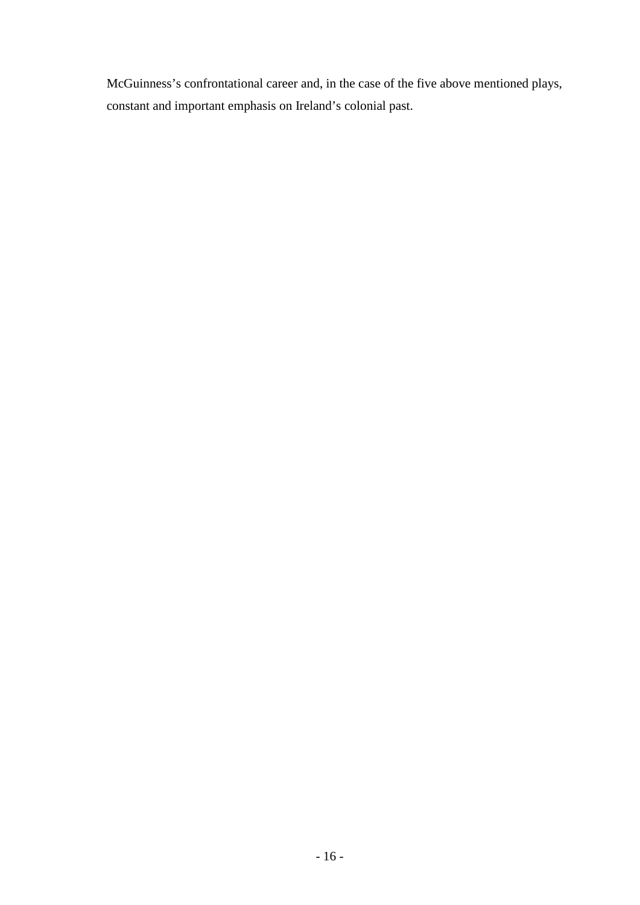McGuinness's confrontational career and, in the case of the five above mentioned plays, constant and important emphasis on Ireland's colonial past.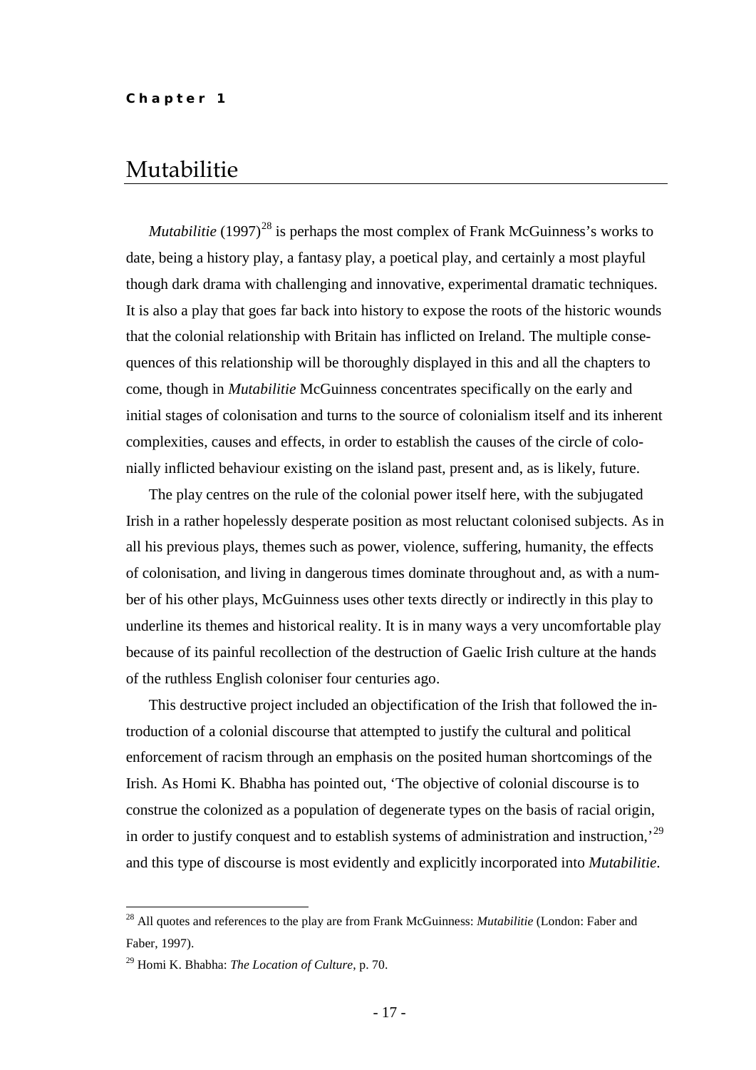**Chapter 1**

# Mutabilitie

*Mutabilitie* (1997)[28] is perhaps the most complex of Frank McGuinness's works to date, being a history play, a fantasy play, a poetical play, and certainly a most playful though dark drama with challenging and innovative, experimental dramatic techniques. It is also a play that goes far back into history to expose the roots of the historic wounds that the colonial relationship with Britain has inflicted on Ireland. The multiple consequences of this relationship will be thoroughly displayed in this and all the chapters to come, though in *Mutabilitie* McGuinness concentrates specifically on the early and initial stages of colonisation and turns to the source of colonialism itself and its inherent complexities, causes and effects, in order to establish the causes of the circle of colonially inflicted behaviour existing on the island past, present and, as is likely, future.

The play centres on the rule of the colonial power itself here, with the subjugated Irish in a rather hopelessly desperate position as most reluctant colonised subjects. As in all his previous plays, themes such as power, violence, suffering, humanity, the effects of colonisation, and living in dangerous times dominate throughout and, as with a number of his other plays, McGuinness uses other texts directly or indirectly in this play to underline its themes and historical reality. It is in many ways a very uncomfortable play because of its painful recollection of the destruction of Gaelic Irish culture at the hands of the ruthless English coloniser four centuries ago.

This destructive project included an objectification of the Irish that followed the introduction of a colonial discourse that attempted to justify the cultural and political enforcement of racism through an emphasis on the posited human shortcomings of the Irish. As Homi K. Bhabha has pointed out, 'The objective of colonial discourse is to construe the colonized as a population of degenerate types on the basis of racial origin, in order to justify conquest and to establish systems of administration and instruction,'[29] and this type of discourse is most evidently and explicitly incorporated into *Mutabilitie*.

---

[28] All quotes and references to the play are from Frank McGuinness: *Mutabilitie* (London: Faber and Faber, 1997).

[29] Homi K. Bhabha: *The Location of Culture*, p. 70.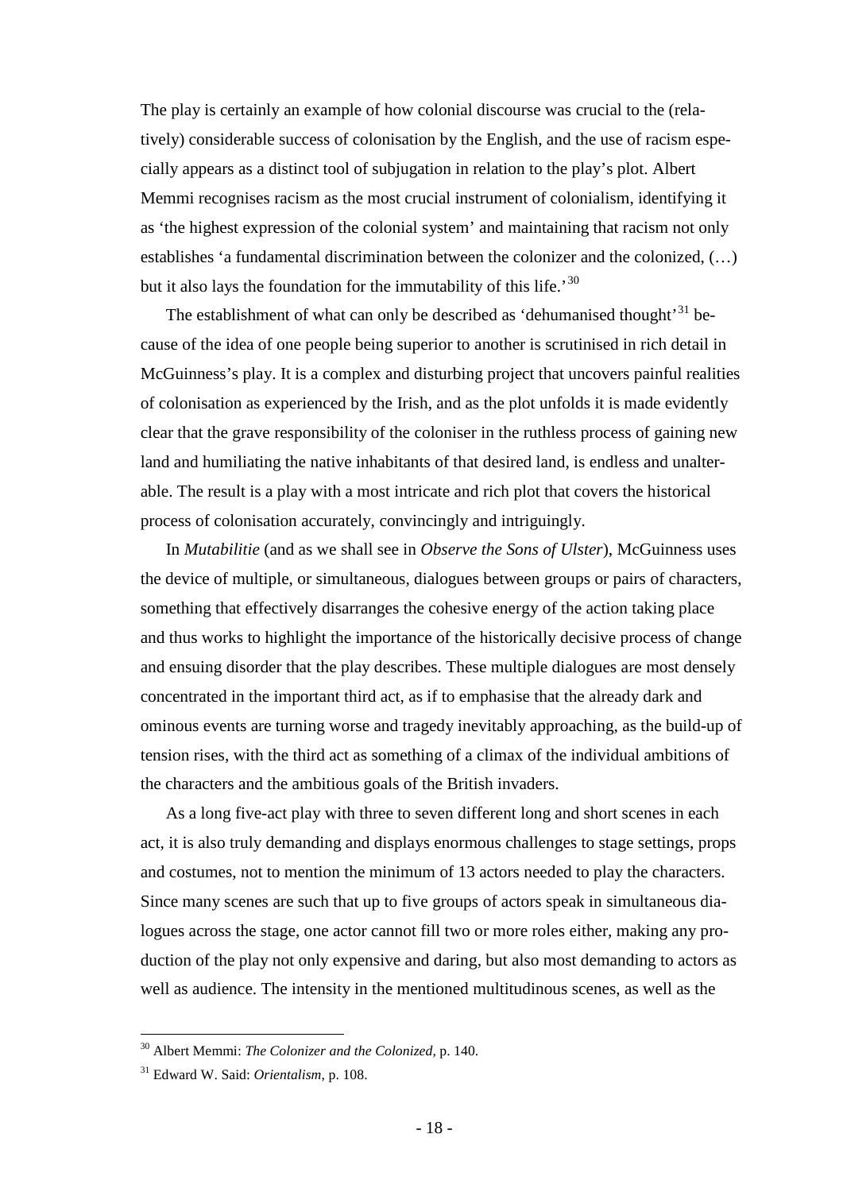The play is certainly an example of how colonial discourse was crucial to the (relatively) considerable success of colonisation by the English, and the use of racism especially appears as a distinct tool of subjugation in relation to the play's plot. Albert Memmi recognises racism as the most crucial instrument of colonialism, identifying it as 'the highest expression of the colonial system' and maintaining that racism not only establishes 'a fundamental discrimination between the colonizer and the colonized, (…) but it also lays the foundation for the immutability of this life.'[30]

The establishment of what can only be described as 'dehumanised thought'[31] because of the idea of one people being superior to another is scrutinised in rich detail in McGuinness's play. It is a complex and disturbing project that uncovers painful realities of colonisation as experienced by the Irish, and as the plot unfolds it is made evidently clear that the grave responsibility of the coloniser in the ruthless process of gaining new land and humiliating the native inhabitants of that desired land, is endless and unalterable. The result is a play with a most intricate and rich plot that covers the historical process of colonisation accurately, convincingly and intriguingly.

In *Mutabilitie* (and as we shall see in *Observe the Sons of Ulster*), McGuinness uses the device of multiple, or simultaneous, dialogues between groups or pairs of characters, something that effectively disarranges the cohesive energy of the action taking place and thus works to highlight the importance of the historically decisive process of change and ensuing disorder that the play describes. These multiple dialogues are most densely concentrated in the important third act, as if to emphasise that the already dark and ominous events are turning worse and tragedy inevitably approaching, as the build-up of tension rises, with the third act as something of a climax of the individual ambitions of the characters and the ambitious goals of the British invaders.

As a long five-act play with three to seven different long and short scenes in each act, it is also truly demanding and displays enormous challenges to stage settings, props and costumes, not to mention the minimum of 13 actors needed to play the characters. Since many scenes are such that up to five groups of actors speak in simultaneous dialogues across the stage, one actor cannot fill two or more roles either, making any production of the play not only expensive and daring, but also most demanding to actors as well as audience. The intensity in the mentioned multitudinous scenes, as well as the

---

[30] Albert Memmi: *The Colonizer and the Colonized*, p. 140.

[31] Edward W. Said: *Orientalism*, p. 108.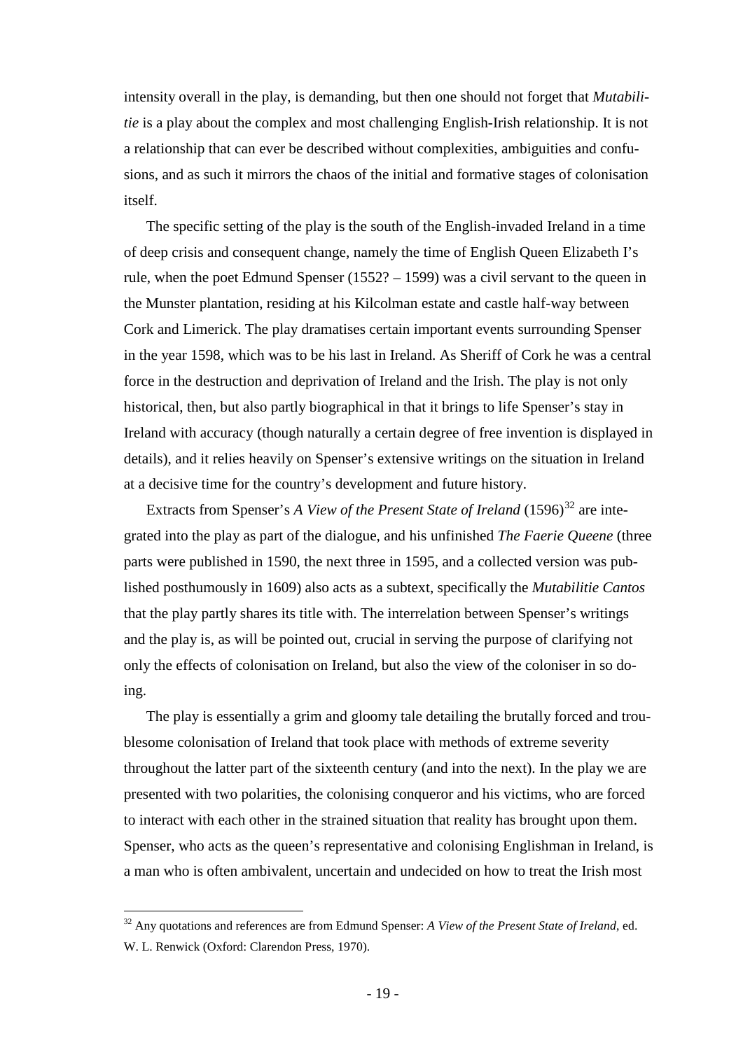intensity overall in the play, is demanding, but then one should not forget that *Mutabilitie* is a play about the complex and most challenging English-Irish relationship. It is not a relationship that can ever be described without complexities, ambiguities and confusions, and as such it mirrors the chaos of the initial and formative stages of colonisation itself.

The specific setting of the play is the south of the English-invaded Ireland in a time of deep crisis and consequent change, namely the time of English Queen Elizabeth I's rule, when the poet Edmund Spenser (1552? – 1599) was a civil servant to the queen in the Munster plantation, residing at his Kilcolman estate and castle half-way between Cork and Limerick. The play dramatises certain important events surrounding Spenser in the year 1598, which was to be his last in Ireland. As Sheriff of Cork he was a central force in the destruction and deprivation of Ireland and the Irish. The play is not only historical, then, but also partly biographical in that it brings to life Spenser's stay in Ireland with accuracy (though naturally a certain degree of free invention is displayed in details), and it relies heavily on Spenser's extensive writings on the situation in Ireland at a decisive time for the country's development and future history.

Extracts from Spenser's *A View of the Present State of Ireland* (1596)[32] are integrated into the play as part of the dialogue, and his unfinished *The Faerie Queene* (three parts were published in 1590, the next three in 1595, and a collected version was published posthumously in 1609) also acts as a subtext, specifically the *Mutabilitie Cantos* that the play partly shares its title with. The interrelation between Spenser's writings and the play is, as will be pointed out, crucial in serving the purpose of clarifying not only the effects of colonisation on Ireland, but also the view of the coloniser in so doing.

The play is essentially a grim and gloomy tale detailing the brutally forced and troublesome colonisation of Ireland that took place with methods of extreme severity throughout the latter part of the sixteenth century (and into the next). In the play we are presented with two polarities, the colonising conqueror and his victims, who are forced to interact with each other in the strained situation that reality has brought upon them. Spenser, who acts as the queen's representative and colonising Englishman in Ireland, is a man who is often ambivalent, uncertain and undecided on how to treat the Irish most

---

[32] Any quotations and references are from Edmund Spenser: *A View of the Present State of Ireland*, ed. W. L. Renwick (Oxford: Clarendon Press, 1970).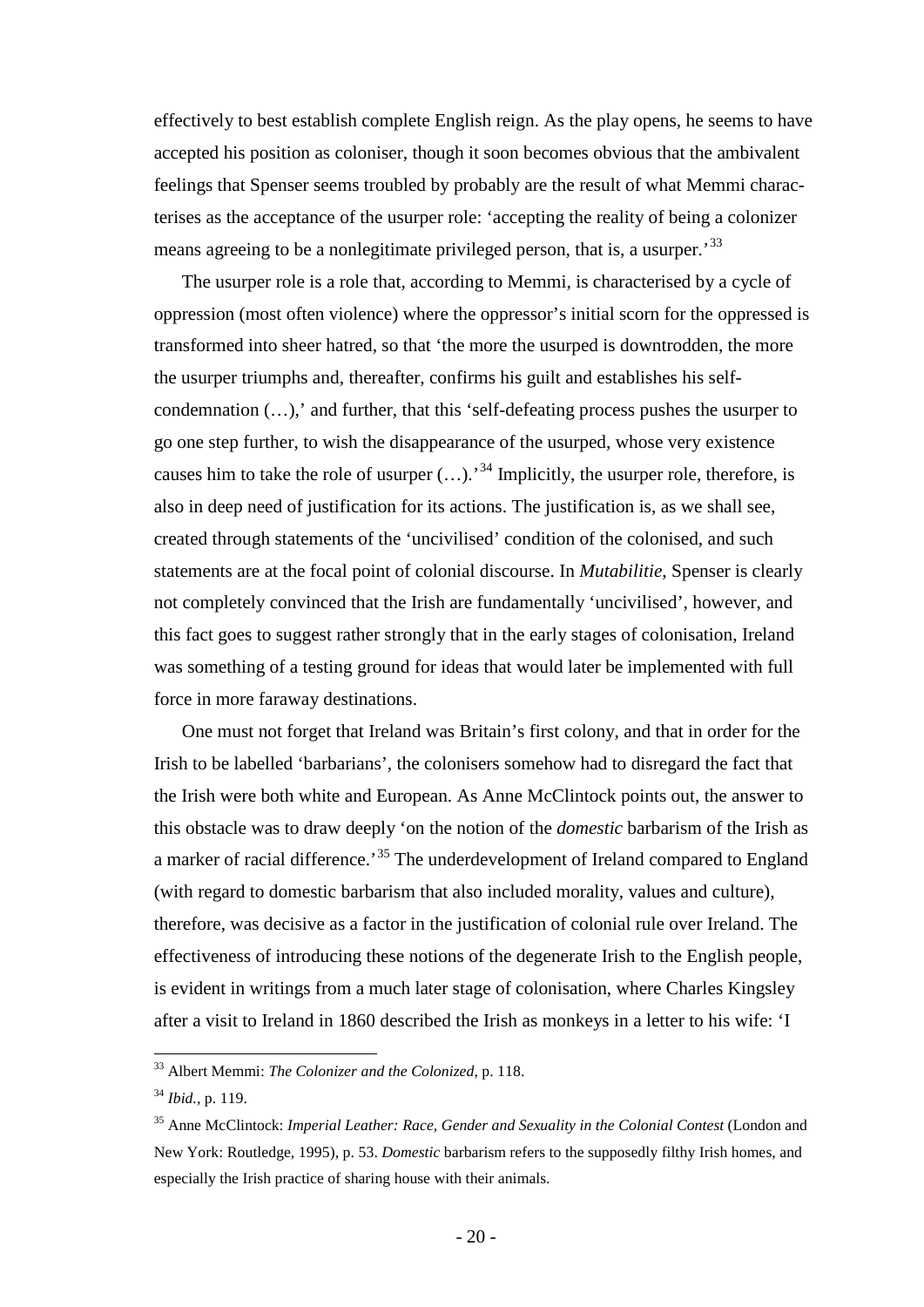effectively to best establish complete English reign. As the play opens, he seems to have accepted his position as coloniser, though it soon becomes obvious that the ambivalent feelings that Spenser seems troubled by probably are the result of what Memmi characterises as the acceptance of the usurper role: 'accepting the reality of being a colonizer means agreeing to be a nonlegitimate privileged person, that is, a usurper.'[33]

The usurper role is a role that, according to Memmi, is characterised by a cycle of oppression (most often violence) where the oppressor's initial scorn for the oppressed is transformed into sheer hatred, so that 'the more the usurped is downtrodden, the more the usurper triumphs and, thereafter, confirms his guilt and establishes his self-condemnation (…),' and further, that this 'self-defeating process pushes the usurper to go one step further, to wish the disappearance of the usurped, whose very existence causes him to take the role of usurper (…).'[34] Implicitly, the usurper role, therefore, is also in deep need of justification for its actions. The justification is, as we shall see, created through statements of the 'uncivilised' condition of the colonised, and such statements are at the focal point of colonial discourse. In *Mutabilitie*, Spenser is clearly not completely convinced that the Irish are fundamentally 'uncivilised', however, and this fact goes to suggest rather strongly that in the early stages of colonisation, Ireland was something of a testing ground for ideas that would later be implemented with full force in more faraway destinations.

One must not forget that Ireland was Britain's first colony, and that in order for the Irish to be labelled 'barbarians', the colonisers somehow had to disregard the fact that the Irish were both white and European. As Anne McClintock points out, the answer to this obstacle was to draw deeply 'on the notion of the *domestic* barbarism of the Irish as a marker of racial difference.'[35] The underdevelopment of Ireland compared to England (with regard to domestic barbarism that also included morality, values and culture), therefore, was decisive as a factor in the justification of colonial rule over Ireland. The effectiveness of introducing these notions of the degenerate Irish to the English people, is evident in writings from a much later stage of colonisation, where Charles Kingsley after a visit to Ireland in 1860 described the Irish as monkeys in a letter to his wife: 'I

---

[33] Albert Memmi: *The Colonizer and the Colonized*, p. 118.

[34] *Ibid.*, p. 119.

[35] Anne McClintock: *Imperial Leather: Race, Gender and Sexuality in the Colonial Contest* (London and New York: Routledge, 1995), p. 53. *Domestic* barbarism refers to the supposedly filthy Irish homes, and especially the Irish practice of sharing house with their animals.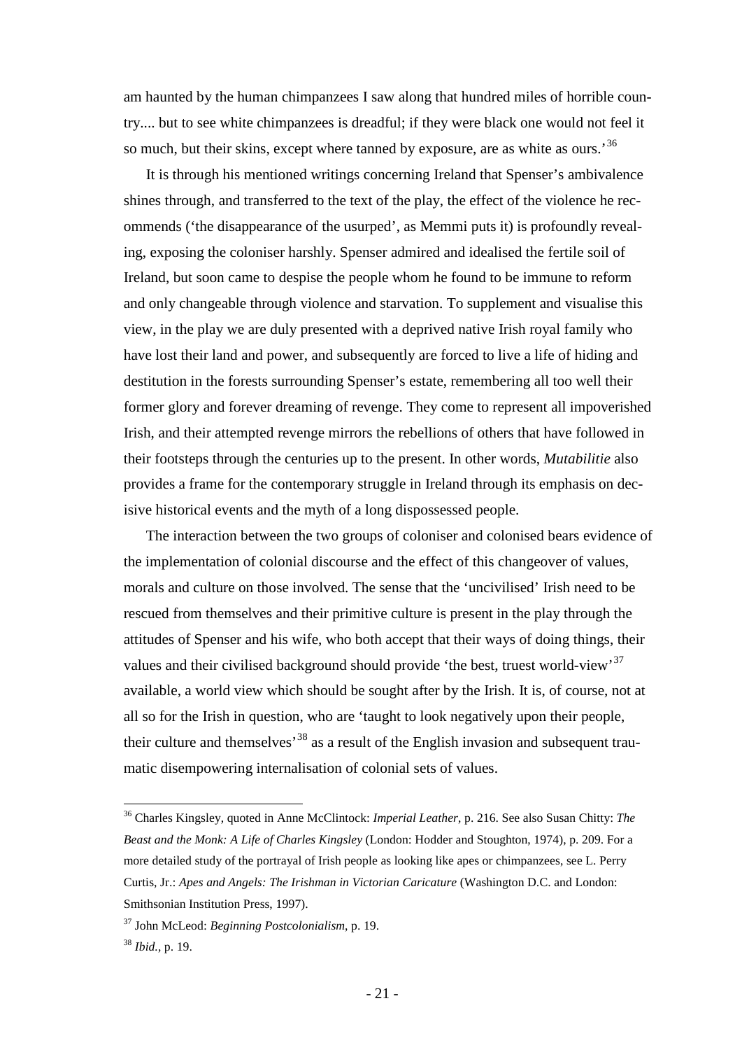am haunted by the human chimpanzees I saw along that hundred miles of horrible country.... but to see white chimpanzees is dreadful; if they were black one would not feel it so much, but their skins, except where tanned by exposure, are as white as ours.'[36]

It is through his mentioned writings concerning Ireland that Spenser's ambivalence shines through, and transferred to the text of the play, the effect of the violence he recommends ('the disappearance of the usurped', as Memmi puts it) is profoundly revealing, exposing the coloniser harshly. Spenser admired and idealised the fertile soil of Ireland, but soon came to despise the people whom he found to be immune to reform and only changeable through violence and starvation. To supplement and visualise this view, in the play we are duly presented with a deprived native Irish royal family who have lost their land and power, and subsequently are forced to live a life of hiding and destitution in the forests surrounding Spenser's estate, remembering all too well their former glory and forever dreaming of revenge. They come to represent all impoverished Irish, and their attempted revenge mirrors the rebellions of others that have followed in their footsteps through the centuries up to the present. In other words, *Mutabilitie* also provides a frame for the contemporary struggle in Ireland through its emphasis on decisive historical events and the myth of a long dispossessed people.

The interaction between the two groups of coloniser and colonised bears evidence of the implementation of colonial discourse and the effect of this changeover of values, morals and culture on those involved. The sense that the 'uncivilised' Irish need to be rescued from themselves and their primitive culture is present in the play through the attitudes of Spenser and his wife, who both accept that their ways of doing things, their values and their civilised background should provide 'the best, truest world-view'[37] available, a world view which should be sought after by the Irish. It is, of course, not at all so for the Irish in question, who are 'taught to look negatively upon their people, their culture and themselves'[38] as a result of the English invasion and subsequent traumatic disempowering internalisation of colonial sets of values.

---

[36] Charles Kingsley, quoted in Anne McClintock: *Imperial Leather*, p. 216. See also Susan Chitty: *The Beast and the Monk: A Life of Charles Kingsley* (London: Hodder and Stoughton, 1974), p. 209. For a more detailed study of the portrayal of Irish people as looking like apes or chimpanzees, see L. Perry Curtis, Jr.: *Apes and Angels: The Irishman in Victorian Caricature* (Washington D.C. and London: Smithsonian Institution Press, 1997).

[37] John McLeod: *Beginning Postcolonialism*, p. 19.

[38] *Ibid.*, p. 19.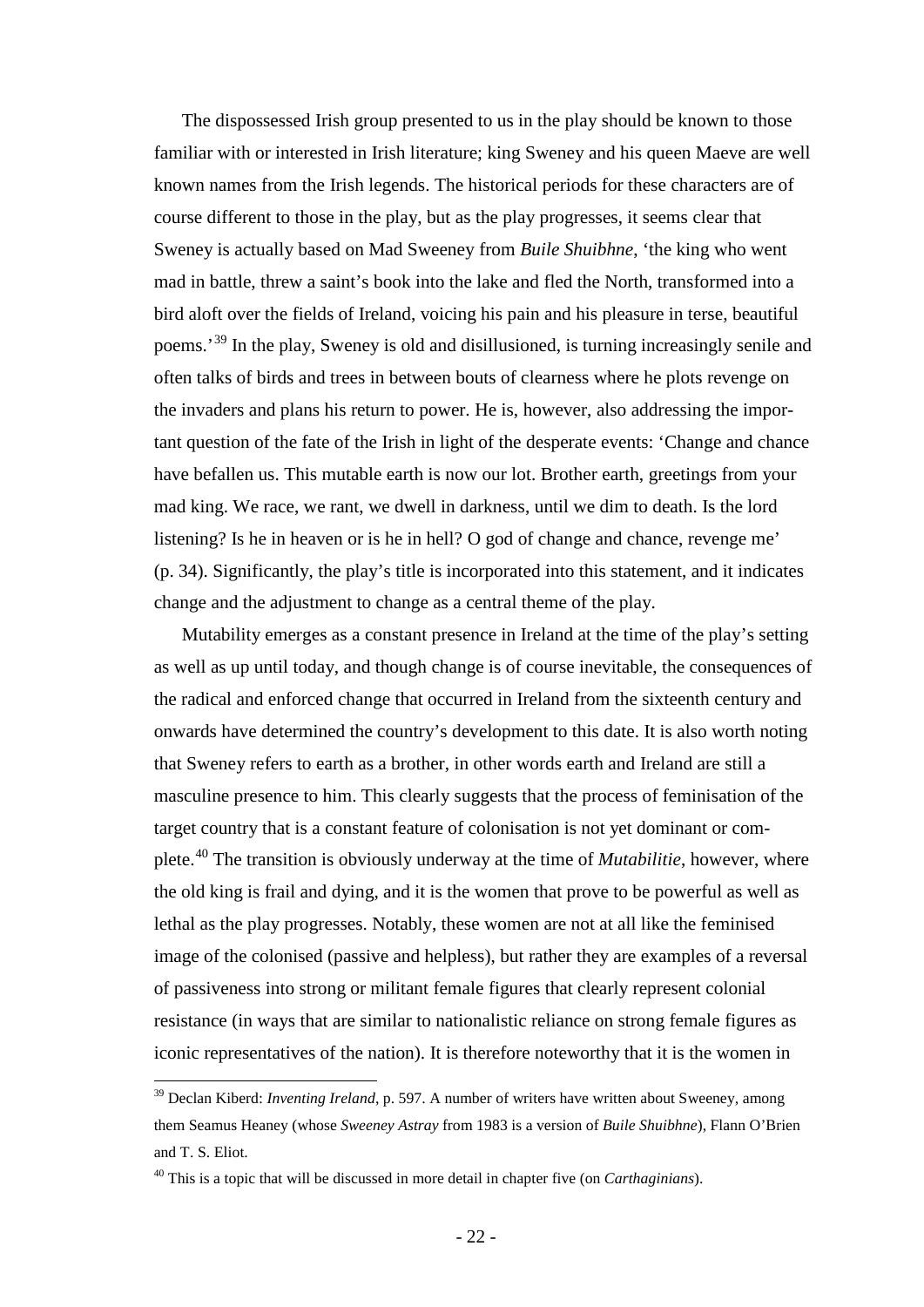The dispossessed Irish group presented to us in the play should be known to those familiar with or interested in Irish literature; king Sweney and his queen Maeve are well known names from the Irish legends. The historical periods for these characters are of course different to those in the play, but as the play progresses, it seems clear that Sweney is actually based on Mad Sweeney from *Buile Shuibhne*, 'the king who went mad in battle, threw a saint's book into the lake and fled the North, transformed into a bird aloft over the fields of Ireland, voicing his pain and his pleasure in terse, beautiful poems.'[39] In the play, Sweney is old and disillusioned, is turning increasingly senile and often talks of birds and trees in between bouts of clearness where he plots revenge on the invaders and plans his return to power. He is, however, also addressing the important question of the fate of the Irish in light of the desperate events: 'Change and chance have befallen us. This mutable earth is now our lot. Brother earth, greetings from your mad king. We race, we rant, we dwell in darkness, until we dim to death. Is the lord listening? Is he in heaven or is he in hell? O god of change and chance, revenge me' (p. 34). Significantly, the play's title is incorporated into this statement, and it indicates change and the adjustment to change as a central theme of the play.

Mutability emerges as a constant presence in Ireland at the time of the play's setting as well as up until today, and though change is of course inevitable, the consequences of the radical and enforced change that occurred in Ireland from the sixteenth century and onwards have determined the country's development to this date. It is also worth noting that Sweney refers to earth as a brother, in other words earth and Ireland are still a masculine presence to him. This clearly suggests that the process of feminisation of the target country that is a constant feature of colonisation is not yet dominant or complete.[40] The transition is obviously underway at the time of *Mutabilitie*, however, where the old king is frail and dying, and it is the women that prove to be powerful as well as lethal as the play progresses. Notably, these women are not at all like the feminised image of the colonised (passive and helpless), but rather they are examples of a reversal of passiveness into strong or militant female figures that clearly represent colonial resistance (in ways that are similar to nationalistic reliance on strong female figures as iconic representatives of the nation). It is therefore noteworthy that it is the women in

[39] Declan Kiberd: *Inventing Ireland*, p. 597. A number of writers have written about Sweeney, among them Seamus Heaney (whose *Sweeney Astray* from 1983 is a version of *Buile Shuibhne*), Flann O'Brien and T. S. Eliot.

[40] This is a topic that will be discussed in more detail in chapter five (on *Carthaginians*).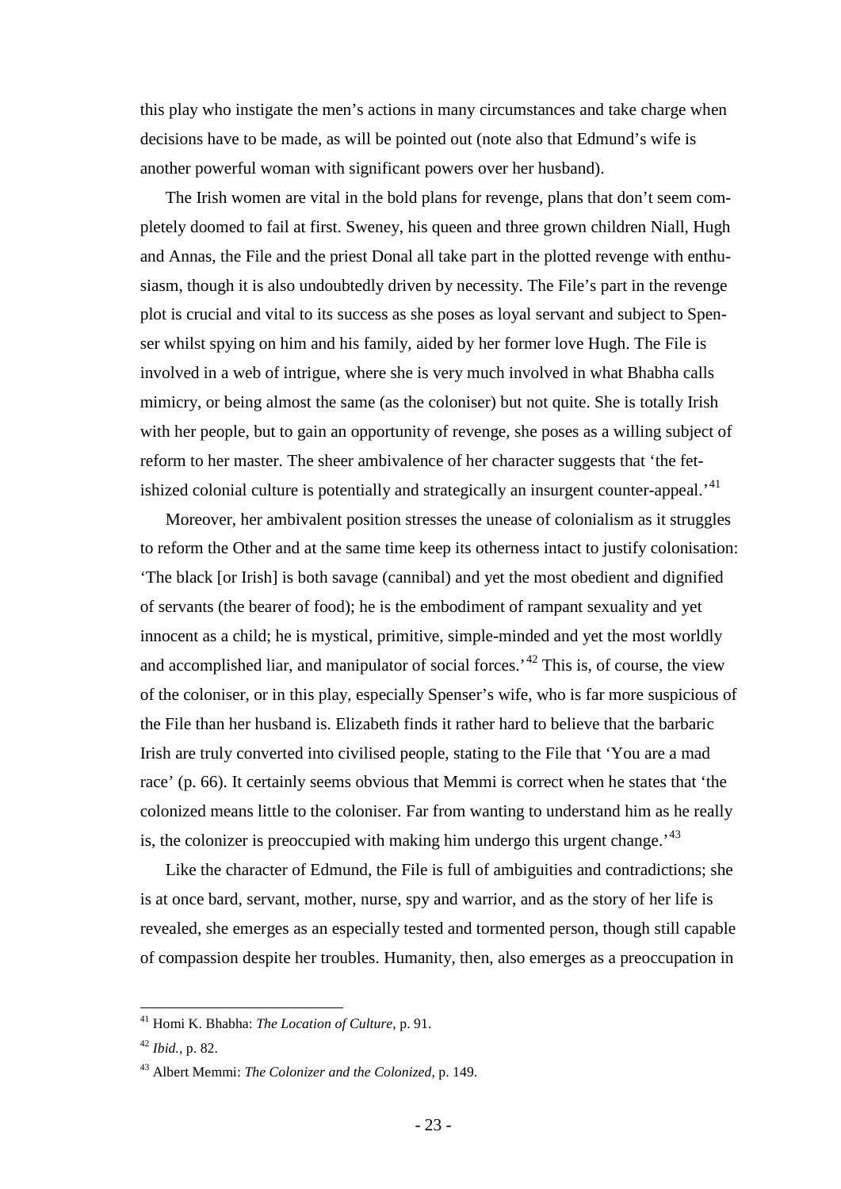this play who instigate the men's actions in many circumstances and take charge when decisions have to be made, as will be pointed out (note also that Edmund's wife is another powerful woman with significant powers over her husband).

The Irish women are vital in the bold plans for revenge, plans that don't seem completely doomed to fail at first. Sweney, his queen and three grown children Niall, Hugh and Annas, the File and the priest Donal all take part in the plotted revenge with enthusiasm, though it is also undoubtedly driven by necessity. The File's part in the revenge plot is crucial and vital to its success as she poses as loyal servant and subject to Spenser whilst spying on him and his family, aided by her former love Hugh. The File is involved in a web of intrigue, where she is very much involved in what Bhabha calls mimicry, or being almost the same (as the coloniser) but not quite. She is totally Irish with her people, but to gain an opportunity of revenge, she poses as a willing subject of reform to her master. The sheer ambivalence of her character suggests that 'the fetishized colonial culture is potentially and strategically an insurgent counter-appeal.'[41]

Moreover, her ambivalent position stresses the unease of colonialism as it struggles to reform the Other and at the same time keep its otherness intact to justify colonisation: 'The black [or Irish] is both savage (cannibal) and yet the most obedient and dignified of servants (the bearer of food); he is the embodiment of rampant sexuality and yet innocent as a child; he is mystical, primitive, simple-minded and yet the most worldly and accomplished liar, and manipulator of social forces.'[42] This is, of course, the view of the coloniser, or in this play, especially Spenser's wife, who is far more suspicious of the File than her husband is. Elizabeth finds it rather hard to believe that the barbaric Irish are truly converted into civilised people, stating to the File that 'You are a mad race' (p. 66). It certainly seems obvious that Memmi is correct when he states that 'the colonized means little to the coloniser. Far from wanting to understand him as he really is, the colonizer is preoccupied with making him undergo this urgent change.'[43]

Like the character of Edmund, the File is full of ambiguities and contradictions; she is at once bard, servant, mother, nurse, spy and warrior, and as the story of her life is revealed, she emerges as an especially tested and tormented person, though still capable of compassion despite her troubles. Humanity, then, also emerges as a preoccupation in

---

[41] Homi K. Bhabha: *The Location of Culture*, p. 91.

[42] *Ibid.*, p. 82.

[43] Albert Memmi: *The Colonizer and the Colonized*, p. 149.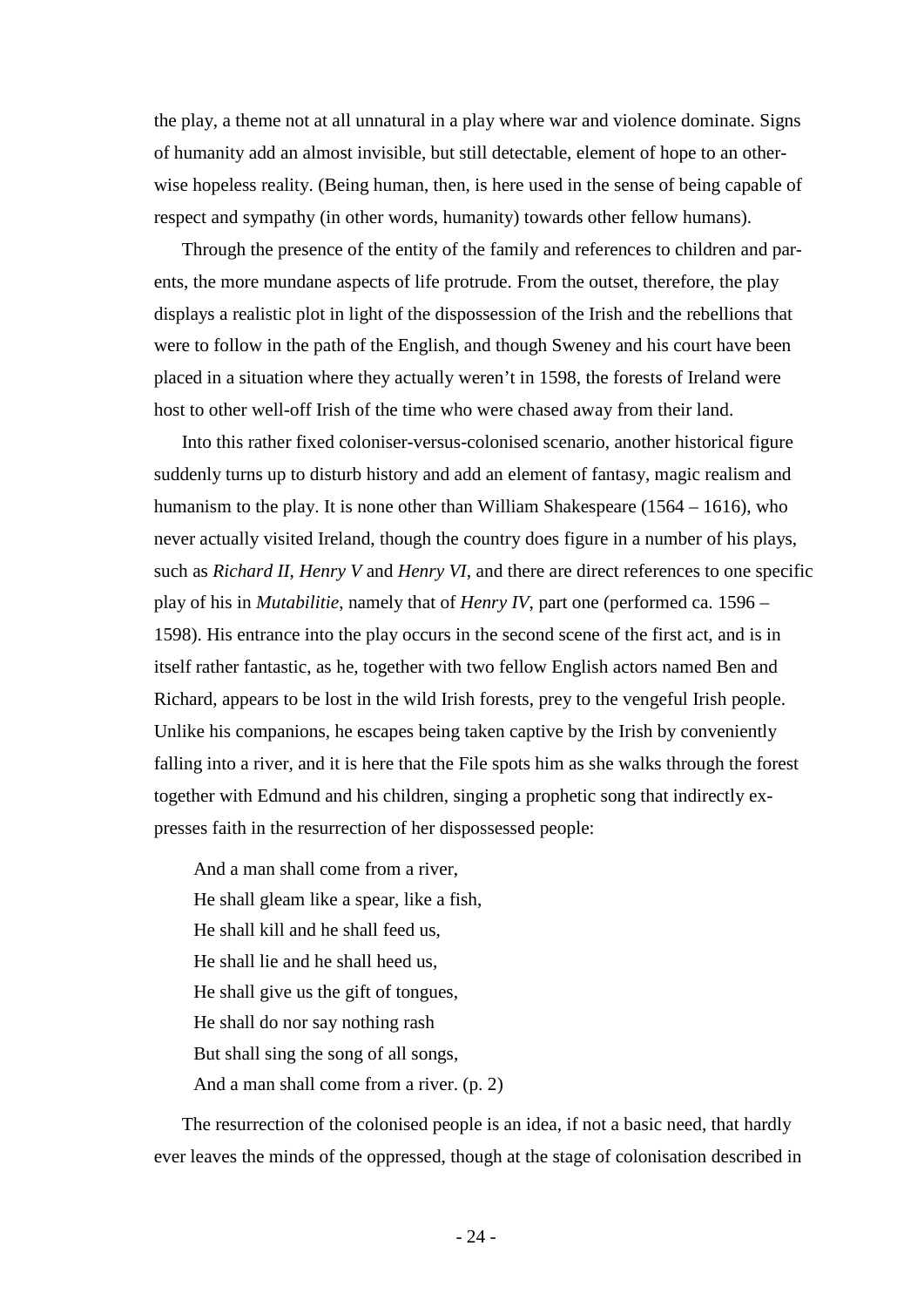the play, a theme not at all unnatural in a play where war and violence dominate. Signs of humanity add an almost invisible, but still detectable, element of hope to an otherwise hopeless reality. (Being human, then, is here used in the sense of being capable of respect and sympathy (in other words, humanity) towards other fellow humans).

Through the presence of the entity of the family and references to children and parents, the more mundane aspects of life protrude. From the outset, therefore, the play displays a realistic plot in light of the dispossession of the Irish and the rebellions that were to follow in the path of the English, and though Sweney and his court have been placed in a situation where they actually weren't in 1598, the forests of Ireland were host to other well-off Irish of the time who were chased away from their land.

Into this rather fixed coloniser-versus-colonised scenario, another historical figure suddenly turns up to disturb history and add an element of fantasy, magic realism and humanism to the play. It is none other than William Shakespeare (1564 – 1616), who never actually visited Ireland, though the country does figure in a number of his plays, such as *Richard II*, *Henry V* and *Henry VI*, and there are direct references to one specific play of his in *Mutabilitie*, namely that of *Henry IV*, part one (performed ca. 1596 – 1598). His entrance into the play occurs in the second scene of the first act, and is in itself rather fantastic, as he, together with two fellow English actors named Ben and Richard, appears to be lost in the wild Irish forests, prey to the vengeful Irish people. Unlike his companions, he escapes being taken captive by the Irish by conveniently falling into a river, and it is here that the File spots him as she walks through the forest together with Edmund and his children, singing a prophetic song that indirectly expresses faith in the resurrection of her dispossessed people:

> And a man shall come from a river,
> He shall gleam like a spear, like a fish,
> He shall kill and he shall feed us,
> He shall lie and he shall heed us,
> He shall give us the gift of tongues,
> He shall do nor say nothing rash
> But shall sing the song of all songs,
> And a man shall come from a river. (p. 2)

The resurrection of the colonised people is an idea, if not a basic need, that hardly ever leaves the minds of the oppressed, though at the stage of colonisation described in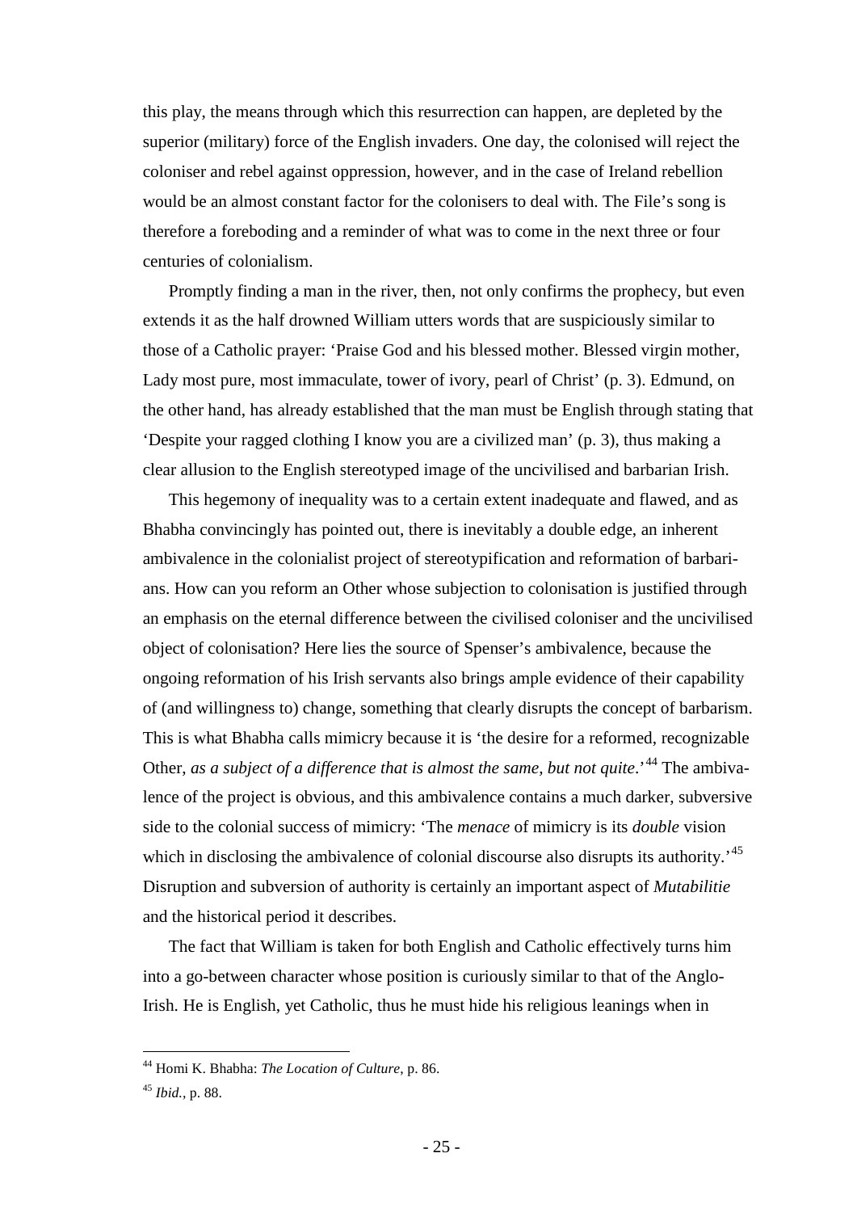this play, the means through which this resurrection can happen, are depleted by the superior (military) force of the English invaders. One day, the colonised will reject the coloniser and rebel against oppression, however, and in the case of Ireland rebellion would be an almost constant factor for the colonisers to deal with. The File's song is therefore a foreboding and a reminder of what was to come in the next three or four centuries of colonialism.

Promptly finding a man in the river, then, not only confirms the prophecy, but even extends it as the half drowned William utters words that are suspiciously similar to those of a Catholic prayer: 'Praise God and his blessed mother. Blessed virgin mother, Lady most pure, most immaculate, tower of ivory, pearl of Christ' (p. 3). Edmund, on the other hand, has already established that the man must be English through stating that 'Despite your ragged clothing I know you are a civilized man' (p. 3), thus making a clear allusion to the English stereotyped image of the uncivilised and barbarian Irish.

This hegemony of inequality was to a certain extent inadequate and flawed, and as Bhabha convincingly has pointed out, there is inevitably a double edge, an inherent ambivalence in the colonialist project of stereotypification and reformation of barbarians. How can you reform an Other whose subjection to colonisation is justified through an emphasis on the eternal difference between the civilised coloniser and the uncivilised object of colonisation? Here lies the source of Spenser's ambivalence, because the ongoing reformation of his Irish servants also brings ample evidence of their capability of (and willingness to) change, something that clearly disrupts the concept of barbarism. This is what Bhabha calls mimicry because it is 'the desire for a reformed, recognizable Other, *as a subject of a difference that is almost the same, but not quite*.'[44] The ambivalence of the project is obvious, and this ambivalence contains a much darker, subversive side to the colonial success of mimicry: 'The *menace* of mimicry is its *double* vision which in disclosing the ambivalence of colonial discourse also disrupts its authority.'[45] Disruption and subversion of authority is certainly an important aspect of *Mutabilitie* and the historical period it describes.

The fact that William is taken for both English and Catholic effectively turns him into a go-between character whose position is curiously similar to that of the Anglo-Irish. He is English, yet Catholic, thus he must hide his religious leanings when in

---

[44] Homi K. Bhabha: *The Location of Culture*, p. 86.

[45] *Ibid.*, p. 88.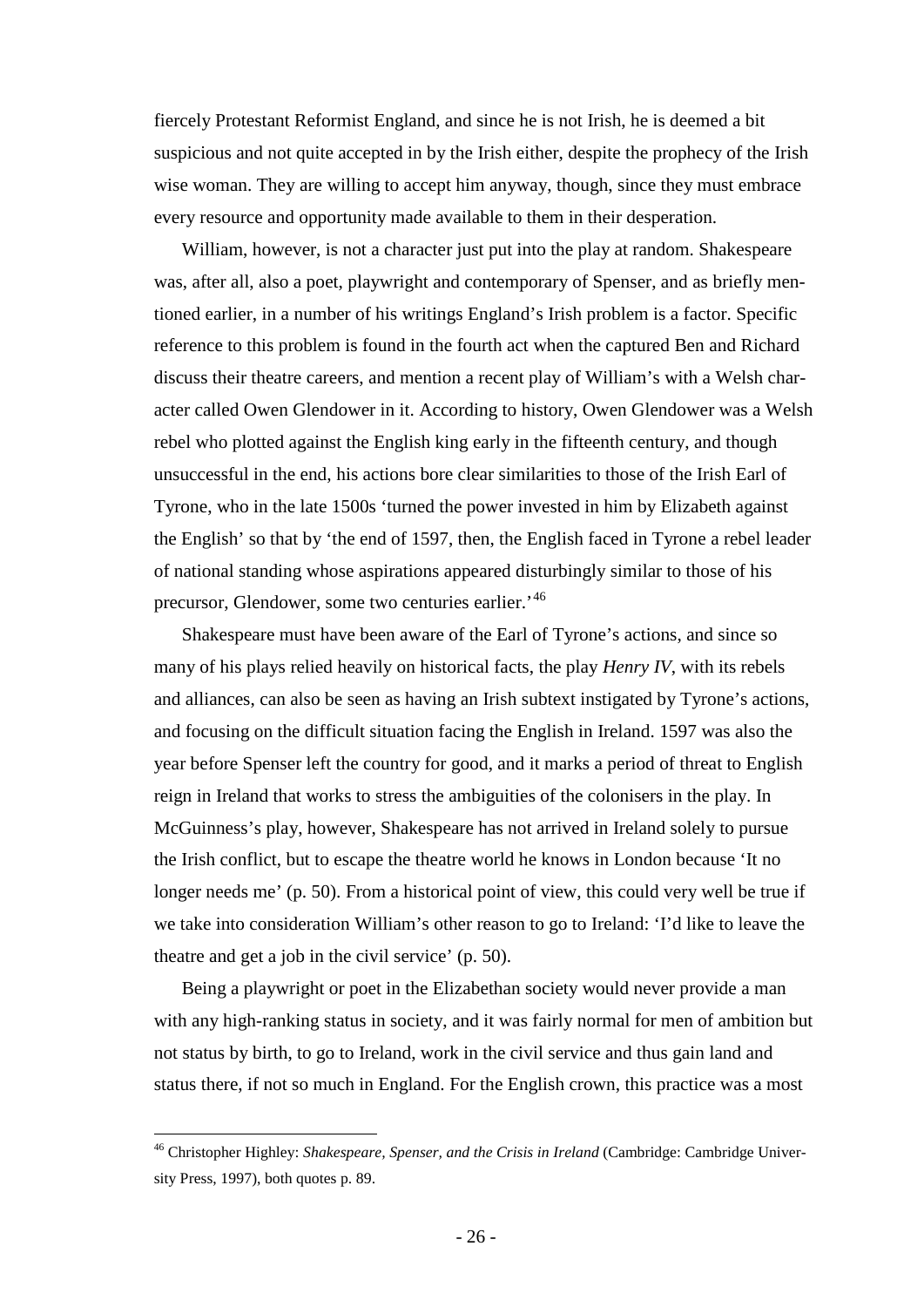fiercely Protestant Reformist England, and since he is not Irish, he is deemed a bit suspicious and not quite accepted in by the Irish either, despite the prophecy of the Irish wise woman. They are willing to accept him anyway, though, since they must embrace every resource and opportunity made available to them in their desperation.

William, however, is not a character just put into the play at random. Shakespeare was, after all, also a poet, playwright and contemporary of Spenser, and as briefly mentioned earlier, in a number of his writings England's Irish problem is a factor. Specific reference to this problem is found in the fourth act when the captured Ben and Richard discuss their theatre careers, and mention a recent play of William's with a Welsh character called Owen Glendower in it. According to history, Owen Glendower was a Welsh rebel who plotted against the English king early in the fifteenth century, and though unsuccessful in the end, his actions bore clear similarities to those of the Irish Earl of Tyrone, who in the late 1500s 'turned the power invested in him by Elizabeth against the English' so that by 'the end of 1597, then, the English faced in Tyrone a rebel leader of national standing whose aspirations appeared disturbingly similar to those of his precursor, Glendower, some two centuries earlier.'[46]

Shakespeare must have been aware of the Earl of Tyrone's actions, and since so many of his plays relied heavily on historical facts, the play *Henry IV*, with its rebels and alliances, can also be seen as having an Irish subtext instigated by Tyrone's actions, and focusing on the difficult situation facing the English in Ireland. 1597 was also the year before Spenser left the country for good, and it marks a period of threat to English reign in Ireland that works to stress the ambiguities of the colonisers in the play. In McGuinness's play, however, Shakespeare has not arrived in Ireland solely to pursue the Irish conflict, but to escape the theatre world he knows in London because 'It no longer needs me' (p. 50). From a historical point of view, this could very well be true if we take into consideration William's other reason to go to Ireland: 'I'd like to leave the theatre and get a job in the civil service' (p. 50).

Being a playwright or poet in the Elizabethan society would never provide a man with any high-ranking status in society, and it was fairly normal for men of ambition but not status by birth, to go to Ireland, work in the civil service and thus gain land and status there, if not so much in England. For the English crown, this practice was a most

---

[46] Christopher Highley: *Shakespeare, Spenser, and the Crisis in Ireland* (Cambridge: Cambridge University Press, 1997), both quotes p. 89.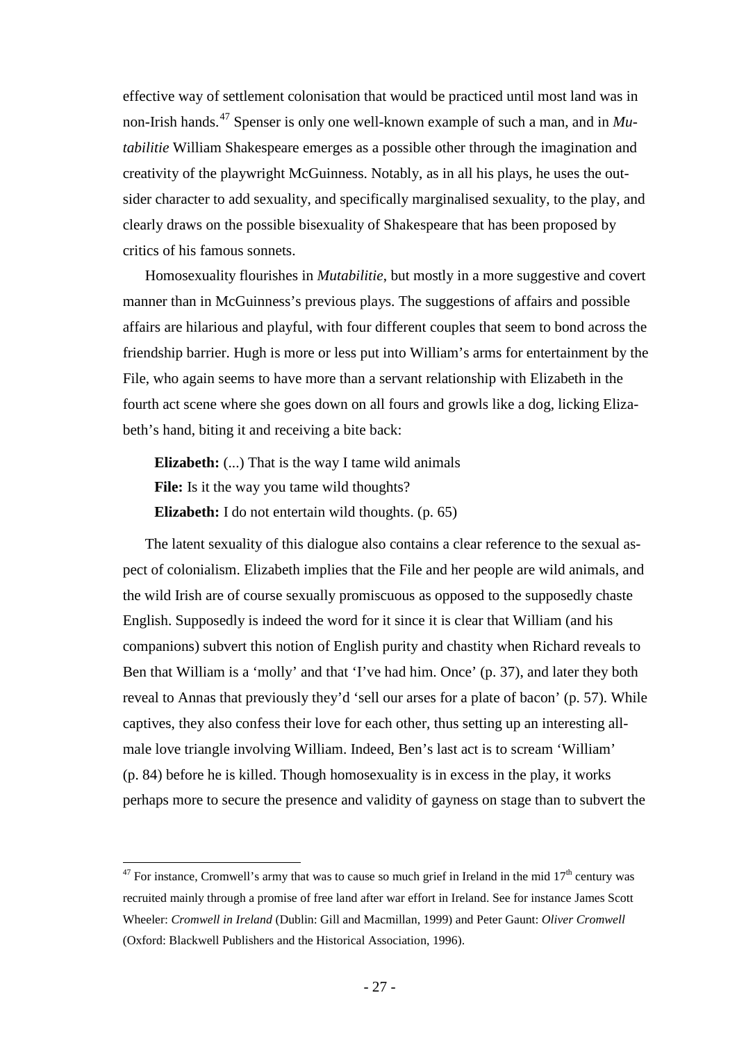effective way of settlement colonisation that would be practiced until most land was in non-Irish hands.[47] Spenser is only one well-known example of such a man, and in *Mutabilitie* William Shakespeare emerges as a possible other through the imagination and creativity of the playwright McGuinness. Notably, as in all his plays, he uses the outsider character to add sexuality, and specifically marginalised sexuality, to the play, and clearly draws on the possible bisexuality of Shakespeare that has been proposed by critics of his famous sonnets.

Homosexuality flourishes in *Mutabilitie*, but mostly in a more suggestive and covert manner than in McGuinness's previous plays. The suggestions of affairs and possible affairs are hilarious and playful, with four different couples that seem to bond across the friendship barrier. Hugh is more or less put into William's arms for entertainment by the File, who again seems to have more than a servant relationship with Elizabeth in the fourth act scene where she goes down on all fours and growls like a dog, licking Elizabeth's hand, biting it and receiving a bite back:

> **Elizabeth:** (...) That is the way I tame wild animals
> **File:** Is it the way you tame wild thoughts?
> **Elizabeth:** I do not entertain wild thoughts. (p. 65)

The latent sexuality of this dialogue also contains a clear reference to the sexual aspect of colonialism. Elizabeth implies that the File and her people are wild animals, and the wild Irish are of course sexually promiscuous as opposed to the supposedly chaste English. Supposedly is indeed the word for it since it is clear that William (and his companions) subvert this notion of English purity and chastity when Richard reveals to Ben that William is a 'molly' and that 'I've had him. Once' (p. 37), and later they both reveal to Annas that previously they'd 'sell our arses for a plate of bacon' (p. 57). While captives, they also confess their love for each other, thus setting up an interesting all-male love triangle involving William. Indeed, Ben's last act is to scream 'William' (p. 84) before he is killed. Though homosexuality is in excess in the play, it works perhaps more to secure the presence and validity of gayness on stage than to subvert the

---

[47] For instance, Cromwell's army that was to cause so much grief in Ireland in the mid 17th century was recruited mainly through a promise of free land after war effort in Ireland. See for instance James Scott Wheeler: *Cromwell in Ireland* (Dublin: Gill and Macmillan, 1999) and Peter Gaunt: *Oliver Cromwell* (Oxford: Blackwell Publishers and the Historical Association, 1996).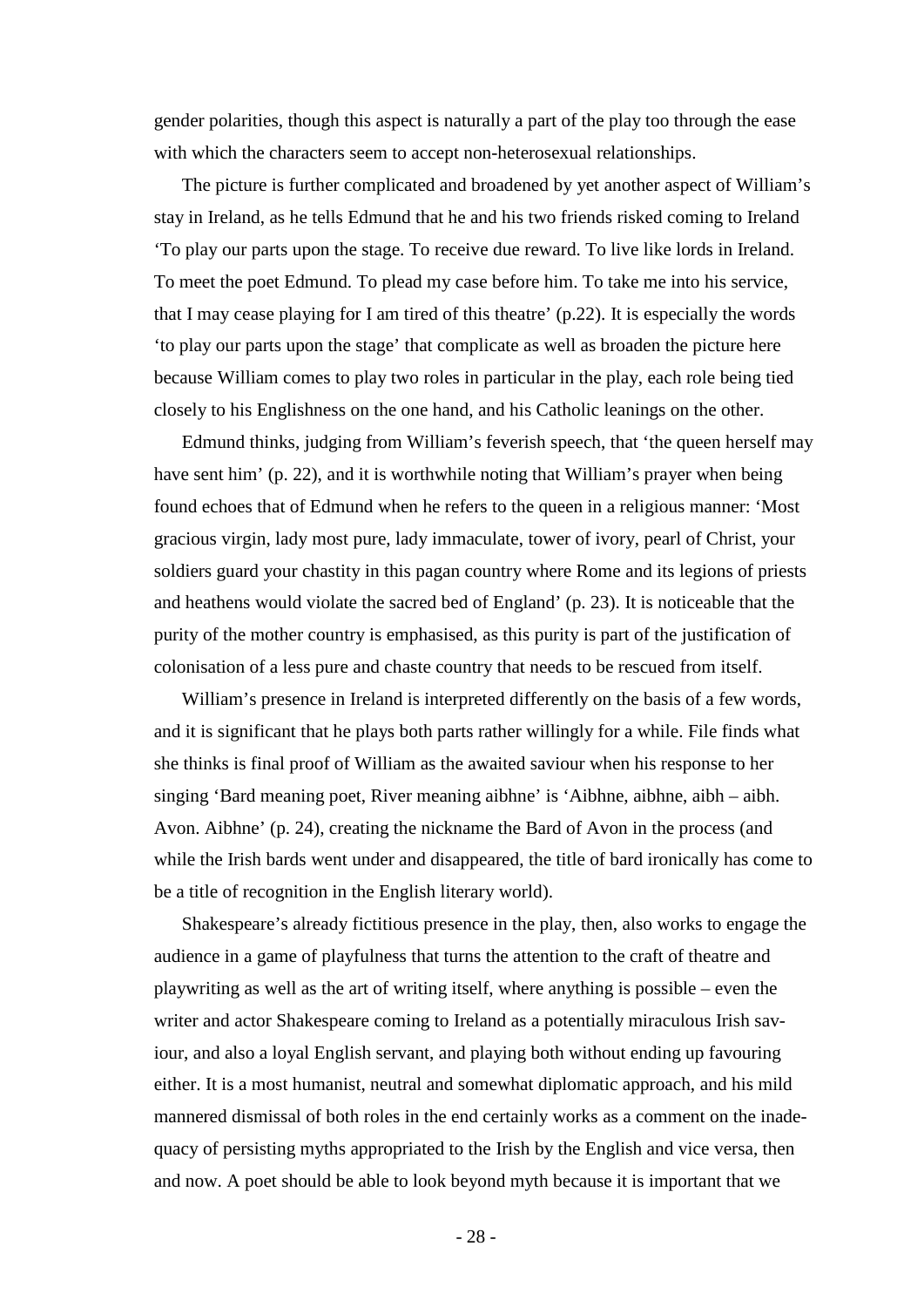gender polarities, though this aspect is naturally a part of the play too through the ease with which the characters seem to accept non-heterosexual relationships.

The picture is further complicated and broadened by yet another aspect of William's stay in Ireland, as he tells Edmund that he and his two friends risked coming to Ireland 'To play our parts upon the stage. To receive due reward. To live like lords in Ireland. To meet the poet Edmund. To plead my case before him. To take me into his service, that I may cease playing for I am tired of this theatre' (p.22). It is especially the words 'to play our parts upon the stage' that complicate as well as broaden the picture here because William comes to play two roles in particular in the play, each role being tied closely to his Englishness on the one hand, and his Catholic leanings on the other.

Edmund thinks, judging from William's feverish speech, that 'the queen herself may have sent him' (p. 22), and it is worthwhile noting that William's prayer when being found echoes that of Edmund when he refers to the queen in a religious manner: 'Most gracious virgin, lady most pure, lady immaculate, tower of ivory, pearl of Christ, your soldiers guard your chastity in this pagan country where Rome and its legions of priests and heathens would violate the sacred bed of England' (p. 23). It is noticeable that the purity of the mother country is emphasised, as this purity is part of the justification of colonisation of a less pure and chaste country that needs to be rescued from itself.

William's presence in Ireland is interpreted differently on the basis of a few words, and it is significant that he plays both parts rather willingly for a while. File finds what she thinks is final proof of William as the awaited saviour when his response to her singing 'Bard meaning poet, River meaning aibhne' is 'Aibhne, aibhne, aibh – aibh. Avon. Aibhne' (p. 24), creating the nickname the Bard of Avon in the process (and while the Irish bards went under and disappeared, the title of bard ironically has come to be a title of recognition in the English literary world).

Shakespeare's already fictitious presence in the play, then, also works to engage the audience in a game of playfulness that turns the attention to the craft of theatre and playwriting as well as the art of writing itself, where anything is possible – even the writer and actor Shakespeare coming to Ireland as a potentially miraculous Irish saviour, and also a loyal English servant, and playing both without ending up favouring either. It is a most humanist, neutral and somewhat diplomatic approach, and his mild mannered dismissal of both roles in the end certainly works as a comment on the inadequacy of persisting myths appropriated to the Irish by the English and vice versa, then and now. A poet should be able to look beyond myth because it is important that we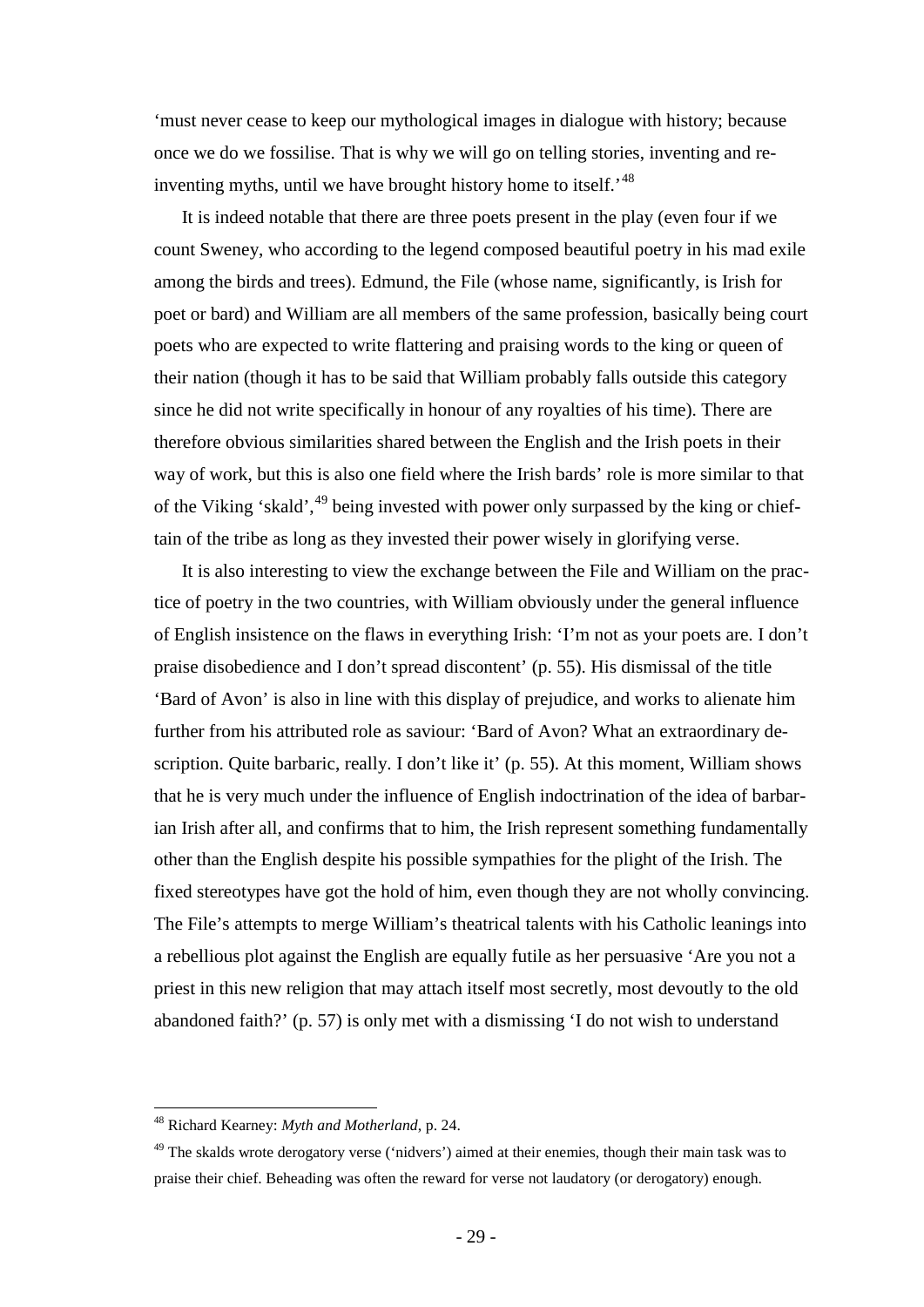'must never cease to keep our mythological images in dialogue with history; because once we do we fossilise. That is why we will go on telling stories, inventing and re-inventing myths, until we have brought history home to itself.'[48]

It is indeed notable that there are three poets present in the play (even four if we count Sweney, who according to the legend composed beautiful poetry in his mad exile among the birds and trees). Edmund, the File (whose name, significantly, is Irish for poet or bard) and William are all members of the same profession, basically being court poets who are expected to write flattering and praising words to the king or queen of their nation (though it has to be said that William probably falls outside this category since he did not write specifically in honour of any royalties of his time). There are therefore obvious similarities shared between the English and the Irish poets in their way of work, but this is also one field where the Irish bards' role is more similar to that of the Viking 'skald',[49] being invested with power only surpassed by the king or chieftain of the tribe as long as they invested their power wisely in glorifying verse.

It is also interesting to view the exchange between the File and William on the practice of poetry in the two countries, with William obviously under the general influence of English insistence on the flaws in everything Irish: 'I'm not as your poets are. I don't praise disobedience and I don't spread discontent' (p. 55). His dismissal of the title 'Bard of Avon' is also in line with this display of prejudice, and works to alienate him further from his attributed role as saviour: 'Bard of Avon? What an extraordinary description. Quite barbaric, really. I don't like it' (p. 55). At this moment, William shows that he is very much under the influence of English indoctrination of the idea of barbarian Irish after all, and confirms that to him, the Irish represent something fundamentally other than the English despite his possible sympathies for the plight of the Irish. The fixed stereotypes have got the hold of him, even though they are not wholly convincing. The File's attempts to merge William's theatrical talents with his Catholic leanings into a rebellious plot against the English are equally futile as her persuasive 'Are you not a priest in this new religion that may attach itself most secretly, most devoutly to the old abandoned faith?' (p. 57) is only met with a dismissing 'I do not wish to understand

---

[48] Richard Kearney: *Myth and Motherland*, p. 24.

[49] The skalds wrote derogatory verse ('nidvers') aimed at their enemies, though their main task was to praise their chief. Beheading was often the reward for verse not laudatory (or derogatory) enough.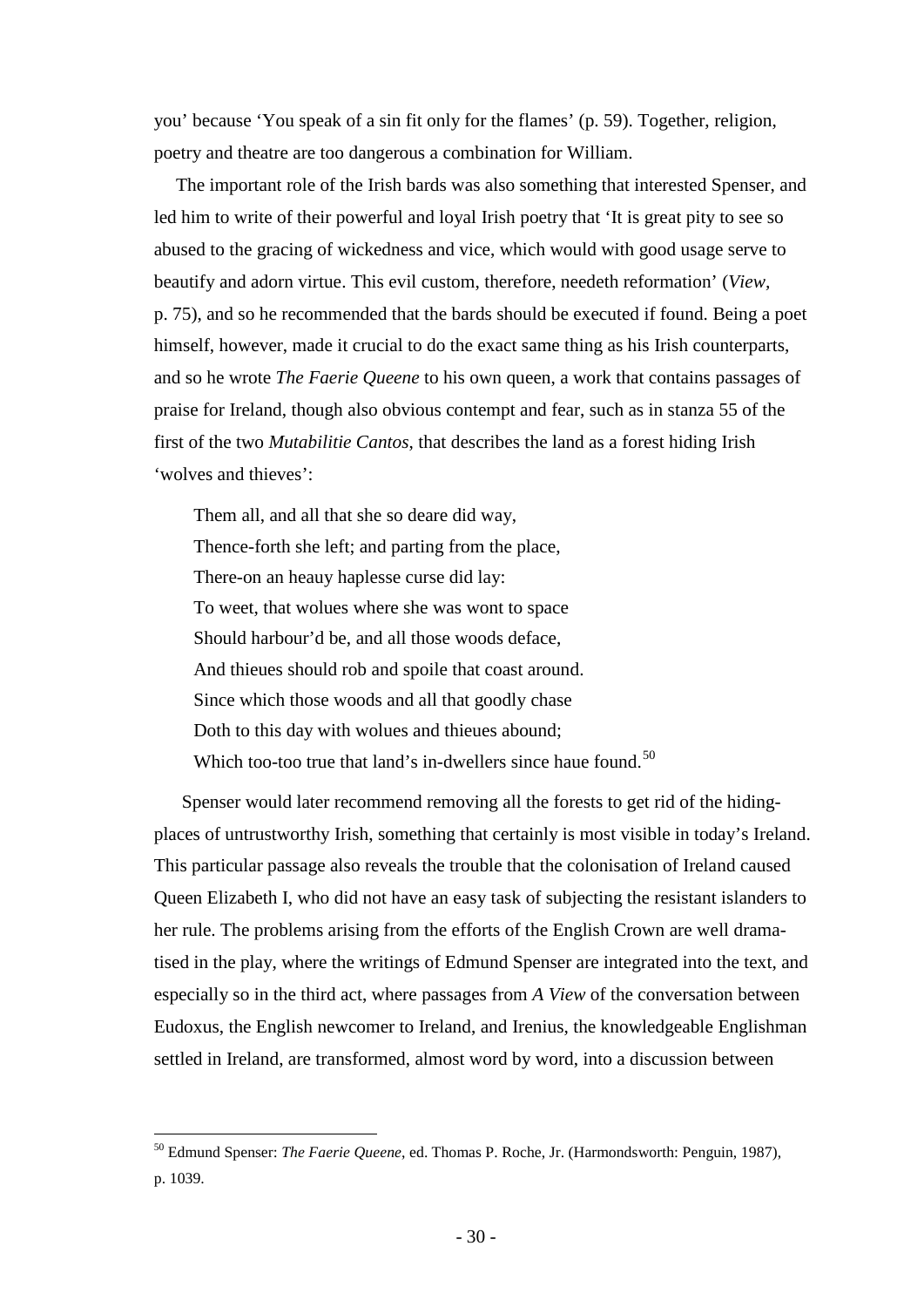you' because 'You speak of a sin fit only for the flames' (p. 59). Together, religion, poetry and theatre are too dangerous a combination for William.

The important role of the Irish bards was also something that interested Spenser, and led him to write of their powerful and loyal Irish poetry that 'It is great pity to see so abused to the gracing of wickedness and vice, which would with good usage serve to beautify and adorn virtue. This evil custom, therefore, needeth reformation' (*View*, p. 75), and so he recommended that the bards should be executed if found. Being a poet himself, however, made it crucial to do the exact same thing as his Irish counterparts, and so he wrote *The Faerie Queene* to his own queen, a work that contains passages of praise for Ireland, though also obvious contempt and fear, such as in stanza 55 of the first of the two *Mutabilitie Cantos*, that describes the land as a forest hiding Irish 'wolves and thieves':

> Them all, and all that she so deare did way,
> Thence-forth she left; and parting from the place,
> There-on an heauy haplesse curse did lay:
> To weet, that wolues where she was wont to space
> Should harbour'd be, and all those woods deface,
> And thieues should rob and spoile that coast around.
> Since which those woods and all that goodly chase
> Doth to this day with wolues and thieues abound;
> Which too-too true that land's in-dwellers since haue found.[50]

Spenser would later recommend removing all the forests to get rid of the hiding-places of untrustworthy Irish, something that certainly is most visible in today's Ireland. This particular passage also reveals the trouble that the colonisation of Ireland caused Queen Elizabeth I, who did not have an easy task of subjecting the resistant islanders to her rule. The problems arising from the efforts of the English Crown are well dramatised in the play, where the writings of Edmund Spenser are integrated into the text, and especially so in the third act, where passages from *A View* of the conversation between Eudoxus, the English newcomer to Ireland, and Irenius, the knowledgeable Englishman settled in Ireland, are transformed, almost word by word, into a discussion between

---

[50] Edmund Spenser: *The Faerie Queene*, ed. Thomas P. Roche, Jr. (Harmondsworth: Penguin, 1987), p. 1039.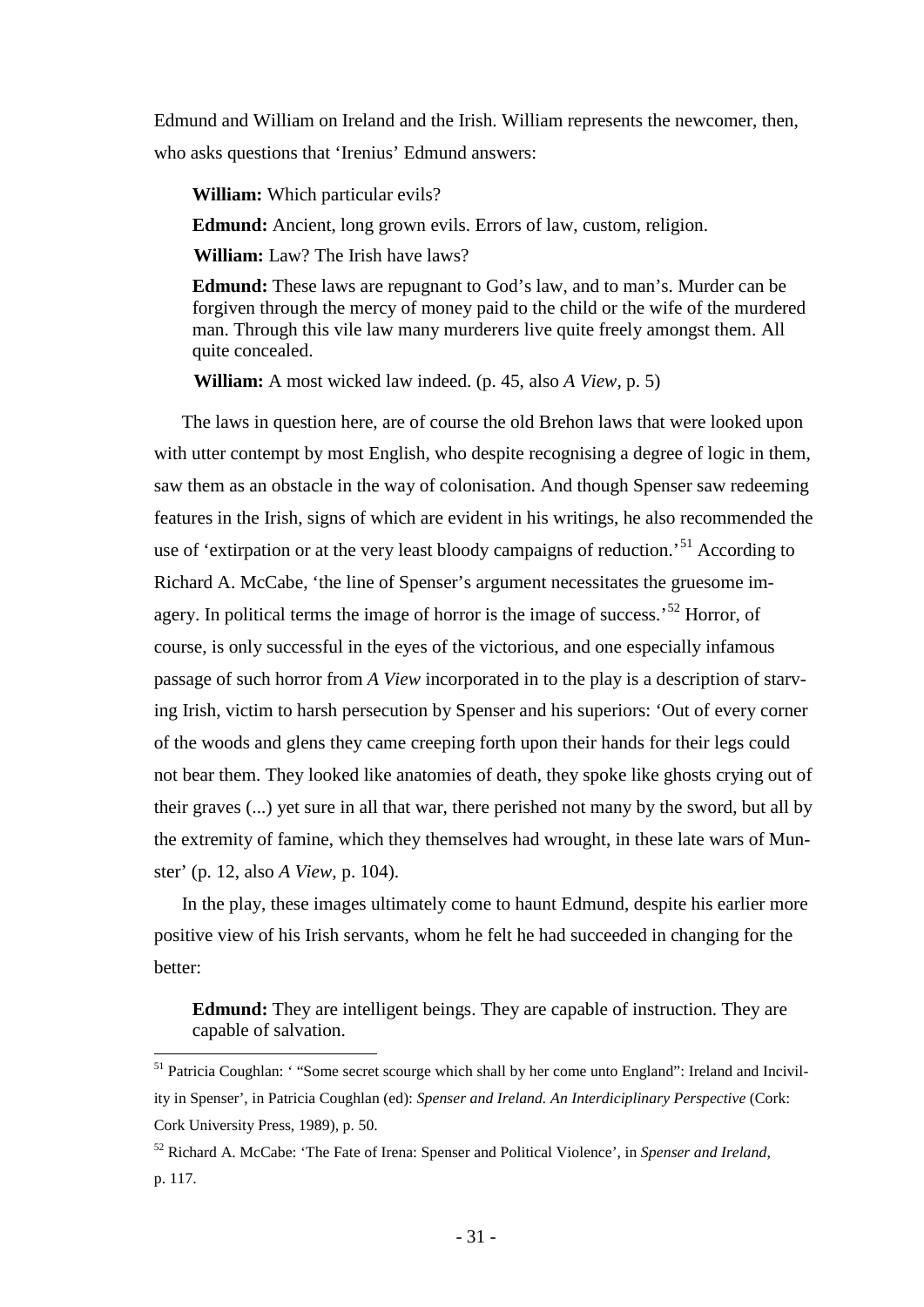Edmund and William on Ireland and the Irish. William represents the newcomer, then, who asks questions that 'Irenius' Edmund answers:

> **William:** Which particular evils?
>
> **Edmund:** Ancient, long grown evils. Errors of law, custom, religion.
>
> **William:** Law? The Irish have laws?
>
> **Edmund:** These laws are repugnant to God's law, and to man's. Murder can be forgiven through the mercy of money paid to the child or the wife of the murdered man. Through this vile law many murderers live quite freely amongst them. All quite concealed.
>
> **William:** A most wicked law indeed. (p. 45, also *A View*, p. 5)

The laws in question here, are of course the old Brehon laws that were looked upon with utter contempt by most English, who despite recognising a degree of logic in them, saw them as an obstacle in the way of colonisation. And though Spenser saw redeeming features in the Irish, signs of which are evident in his writings, he also recommended the use of 'extirpation or at the very least bloody campaigns of reduction.'[51] According to Richard A. McCabe, 'the line of Spenser's argument necessitates the gruesome imagery. In political terms the image of horror is the image of success.'[52] Horror, of course, is only successful in the eyes of the victorious, and one especially infamous passage of such horror from *A View* incorporated in to the play is a description of starving Irish, victim to harsh persecution by Spenser and his superiors: 'Out of every corner of the woods and glens they came creeping forth upon their hands for their legs could not bear them. They looked like anatomies of death, they spoke like ghosts crying out of their graves (...) yet sure in all that war, there perished not many by the sword, but all by the extremity of famine, which they themselves had wrought, in these late wars of Munster' (p. 12, also *A View*, p. 104).

In the play, these images ultimately come to haunt Edmund, despite his earlier more positive view of his Irish servants, whom he felt he had succeeded in changing for the better:

> **Edmund:** They are intelligent beings. They are capable of instruction. They are capable of salvation.

---

[51] Patricia Coughlan: ' "Some secret scourge which shall by her come unto England": Ireland and Incivility in Spenser', in Patricia Coughlan (ed): *Spenser and Ireland. An Interdiciplinary Perspective* (Cork: Cork University Press, 1989), p. 50.

[52] Richard A. McCabe: 'The Fate of Irena: Spenser and Political Violence', in *Spenser and Ireland*, p. 117.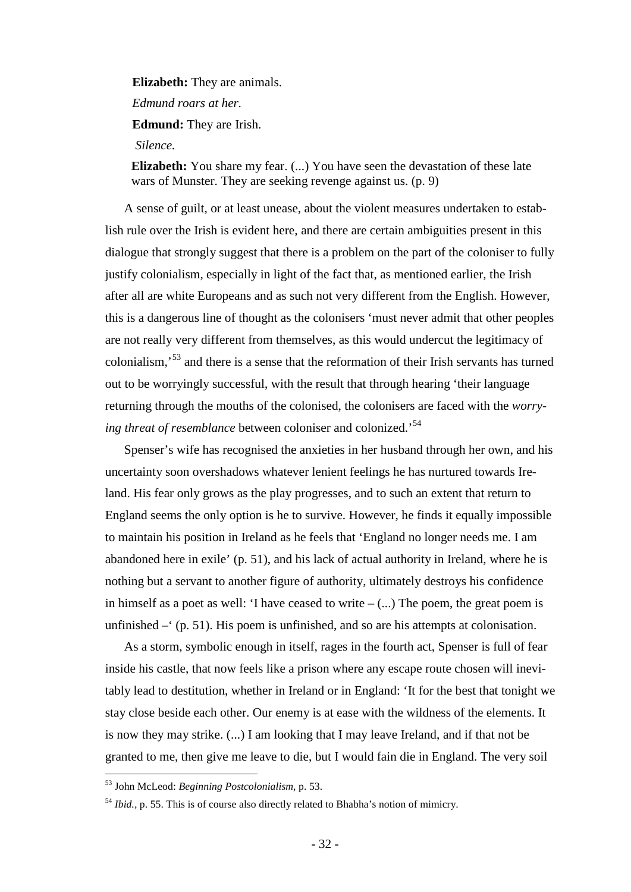**Elizabeth:** They are animals.

*Edmund roars at her.*

**Edmund:** They are Irish.

*Silence.*

**Elizabeth:** You share my fear. (...) You have seen the devastation of these late wars of Munster. They are seeking revenge against us. (p. 9)

A sense of guilt, or at least unease, about the violent measures undertaken to establish rule over the Irish is evident here, and there are certain ambiguities present in this dialogue that strongly suggest that there is a problem on the part of the coloniser to fully justify colonialism, especially in light of the fact that, as mentioned earlier, the Irish after all are white Europeans and as such not very different from the English. However, this is a dangerous line of thought as the colonisers 'must never admit that other peoples are not really very different from themselves, as this would undercut the legitimacy of colonialism,'[53] and there is a sense that the reformation of their Irish servants has turned out to be worryingly successful, with the result that through hearing 'their language returning through the mouths of the colonised, the colonisers are faced with the *worrying threat of resemblance* between coloniser and colonized.'[54]

Spenser's wife has recognised the anxieties in her husband through her own, and his uncertainty soon overshadows whatever lenient feelings he has nurtured towards Ireland. His fear only grows as the play progresses, and to such an extent that return to England seems the only option is he to survive. However, he finds it equally impossible to maintain his position in Ireland as he feels that 'England no longer needs me. I am abandoned here in exile' (p. 51), and his lack of actual authority in Ireland, where he is nothing but a servant to another figure of authority, ultimately destroys his confidence in himself as a poet as well: 'I have ceased to write – (...) The poem, the great poem is unfinished –' (p. 51). His poem is unfinished, and so are his attempts at colonisation.

As a storm, symbolic enough in itself, rages in the fourth act, Spenser is full of fear inside his castle, that now feels like a prison where any escape route chosen will inevitably lead to destitution, whether in Ireland or in England: 'It for the best that tonight we stay close beside each other. Our enemy is at ease with the wildness of the elements. It is now they may strike. (...) I am looking that I may leave Ireland, and if that not be granted to me, then give me leave to die, but I would fain die in England. The very soil

---

[53] John McLeod: *Beginning Postcolonialism*, p. 53.

[54] *Ibid.*, p. 55. This is of course also directly related to Bhabha's notion of mimicry.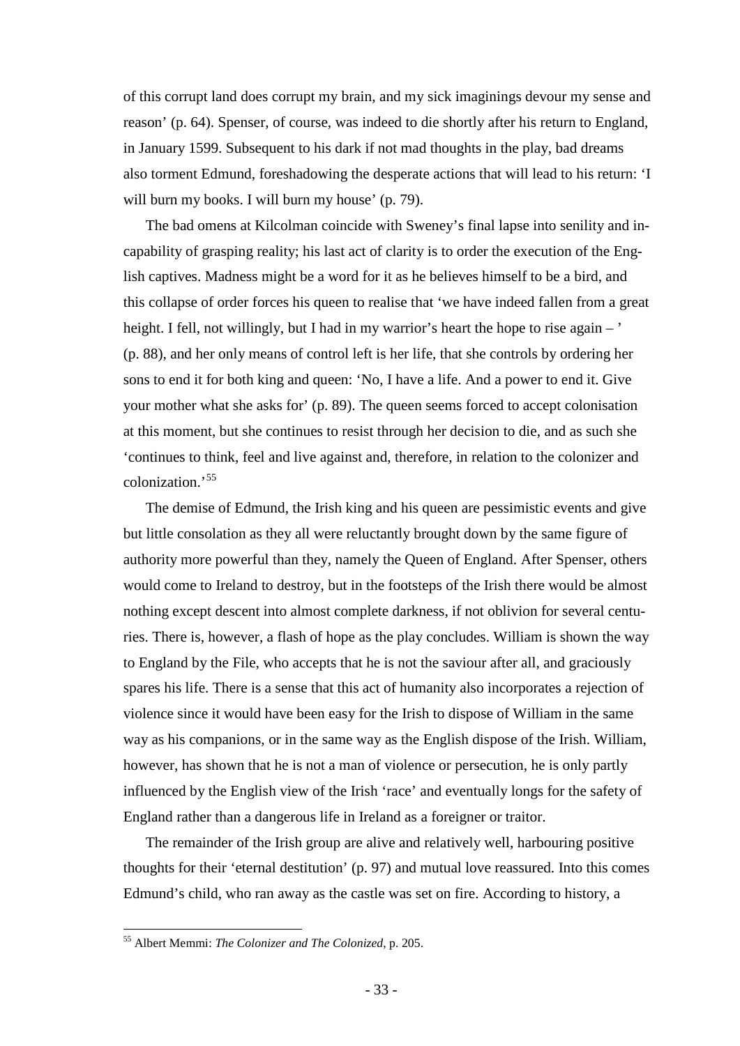of this corrupt land does corrupt my brain, and my sick imaginings devour my sense and reason' (p. 64). Spenser, of course, was indeed to die shortly after his return to England, in January 1599. Subsequent to his dark if not mad thoughts in the play, bad dreams also torment Edmund, foreshadowing the desperate actions that will lead to his return: 'I will burn my books. I will burn my house' (p. 79).

The bad omens at Kilcolman coincide with Sweney's final lapse into senility and incapability of grasping reality; his last act of clarity is to order the execution of the English captives. Madness might be a word for it as he believes himself to be a bird, and this collapse of order forces his queen to realise that 'we have indeed fallen from a great height. I fell, not willingly, but I had in my warrior's heart the hope to rise again – ' (p. 88), and her only means of control left is her life, that she controls by ordering her sons to end it for both king and queen: 'No, I have a life. And a power to end it. Give your mother what she asks for' (p. 89). The queen seems forced to accept colonisation at this moment, but she continues to resist through her decision to die, and as such she 'continues to think, feel and live against and, therefore, in relation to the colonizer and colonization.'[55]

The demise of Edmund, the Irish king and his queen are pessimistic events and give but little consolation as they all were reluctantly brought down by the same figure of authority more powerful than they, namely the Queen of England. After Spenser, others would come to Ireland to destroy, but in the footsteps of the Irish there would be almost nothing except descent into almost complete darkness, if not oblivion for several centuries. There is, however, a flash of hope as the play concludes. William is shown the way to England by the File, who accepts that he is not the saviour after all, and graciously spares his life. There is a sense that this act of humanity also incorporates a rejection of violence since it would have been easy for the Irish to dispose of William in the same way as his companions, or in the same way as the English dispose of the Irish. William, however, has shown that he is not a man of violence or persecution, he is only partly influenced by the English view of the Irish 'race' and eventually longs for the safety of England rather than a dangerous life in Ireland as a foreigner or traitor.

The remainder of the Irish group are alive and relatively well, harbouring positive thoughts for their 'eternal destitution' (p. 97) and mutual love reassured. Into this comes Edmund's child, who ran away as the castle was set on fire. According to history, a

[55] Albert Memmi: *The Colonizer and The Colonized*, p. 205.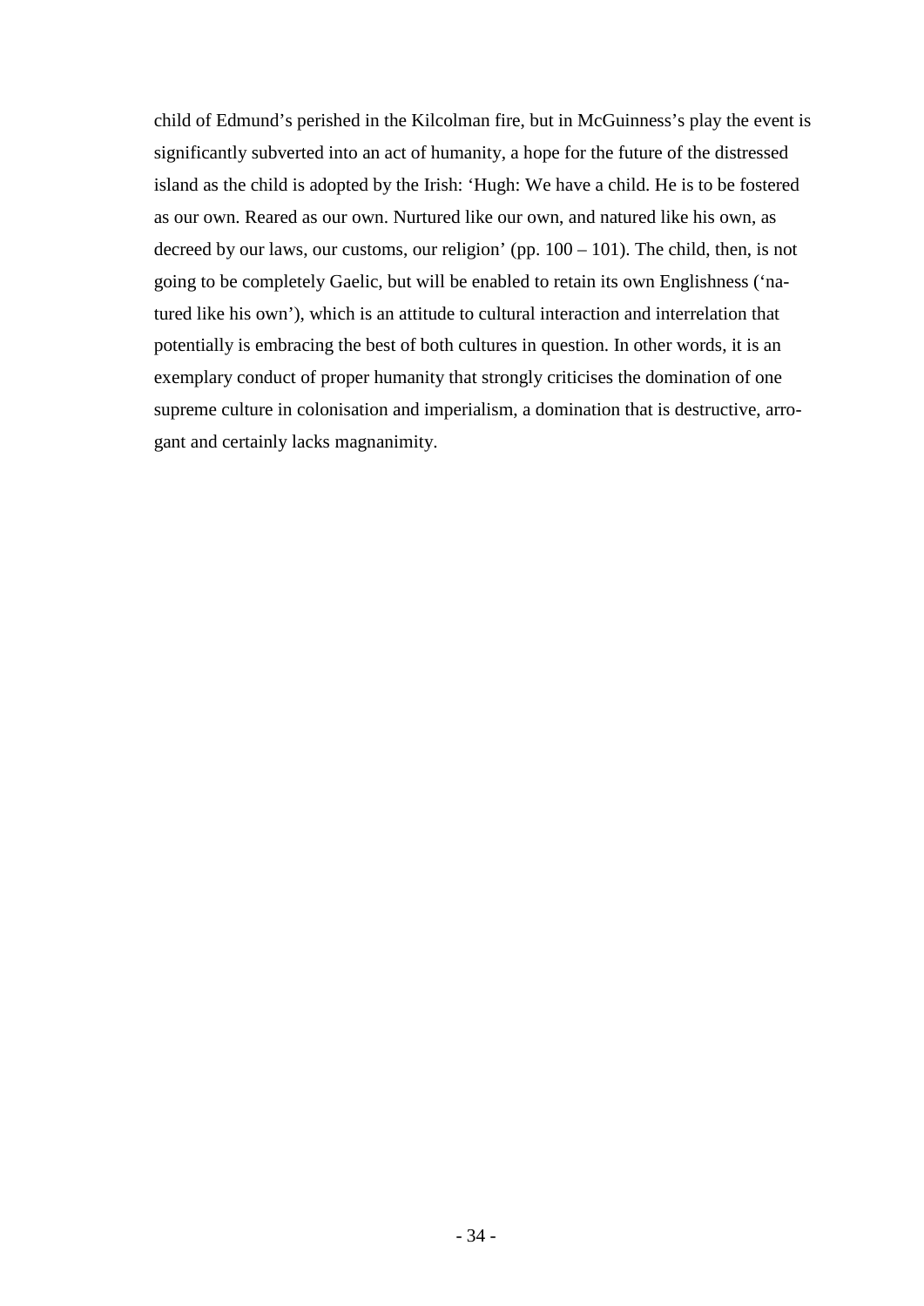child of Edmund's perished in the Kilcolman fire, but in McGuinness's play the event is significantly subverted into an act of humanity, a hope for the future of the distressed island as the child is adopted by the Irish: 'Hugh: We have a child. He is to be fostered as our own. Reared as our own. Nurtured like our own, and natured like his own, as decreed by our laws, our customs, our religion' (pp. 100 – 101). The child, then, is not going to be completely Gaelic, but will be enabled to retain its own Englishness ('natured like his own'), which is an attitude to cultural interaction and interrelation that potentially is embracing the best of both cultures in question. In other words, it is an exemplary conduct of proper humanity that strongly criticises the domination of one supreme culture in colonisation and imperialism, a domination that is destructive, arrogant and certainly lacks magnanimity.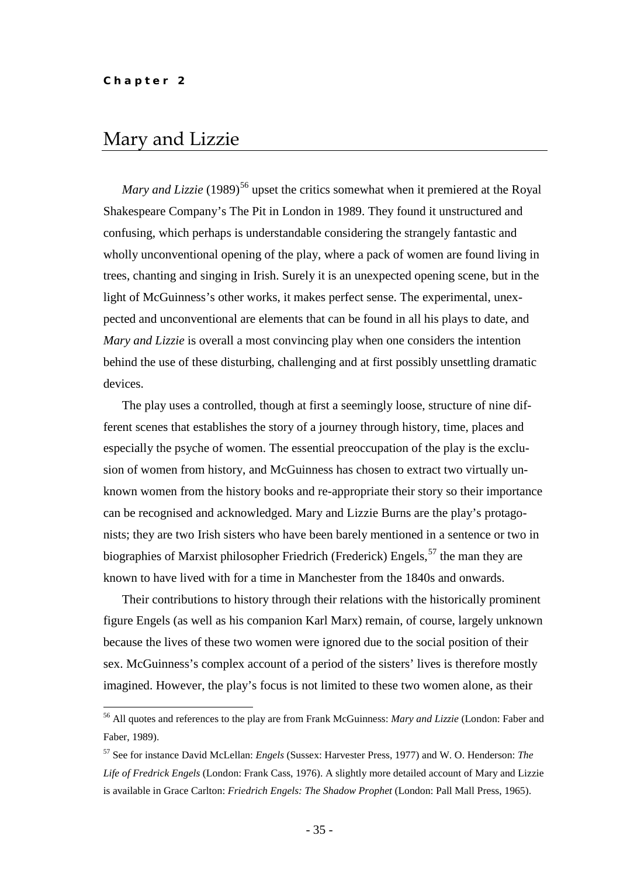**Chapter 2**

# Mary and Lizzie

*Mary and Lizzie* (1989)[56] upset the critics somewhat when it premiered at the Royal Shakespeare Company's The Pit in London in 1989. They found it unstructured and confusing, which perhaps is understandable considering the strangely fantastic and wholly unconventional opening of the play, where a pack of women are found living in trees, chanting and singing in Irish. Surely it is an unexpected opening scene, but in the light of McGuinness's other works, it makes perfect sense. The experimental, unexpected and unconventional are elements that can be found in all his plays to date, and *Mary and Lizzie* is overall a most convincing play when one considers the intention behind the use of these disturbing, challenging and at first possibly unsettling dramatic devices.

The play uses a controlled, though at first a seemingly loose, structure of nine different scenes that establishes the story of a journey through history, time, places and especially the psyche of women. The essential preoccupation of the play is the exclusion of women from history, and McGuinness has chosen to extract two virtually unknown women from the history books and re-appropriate their story so their importance can be recognised and acknowledged. Mary and Lizzie Burns are the play's protagonists; they are two Irish sisters who have been barely mentioned in a sentence or two in biographies of Marxist philosopher Friedrich (Frederick) Engels,[57] the man they are known to have lived with for a time in Manchester from the 1840s and onwards.

Their contributions to history through their relations with the historically prominent figure Engels (as well as his companion Karl Marx) remain, of course, largely unknown because the lives of these two women were ignored due to the social position of their sex. McGuinness's complex account of a period of the sisters' lives is therefore mostly imagined. However, the play's focus is not limited to these two women alone, as their

[56] All quotes and references to the play are from Frank McGuinness: *Mary and Lizzie* (London: Faber and Faber, 1989).

[57] See for instance David McLellan: *Engels* (Sussex: Harvester Press, 1977) and W. O. Henderson: *The Life of Fredrick Engels* (London: Frank Cass, 1976). A slightly more detailed account of Mary and Lizzie is available in Grace Carlton: *Friedrich Engels: The Shadow Prophet* (London: Pall Mall Press, 1965).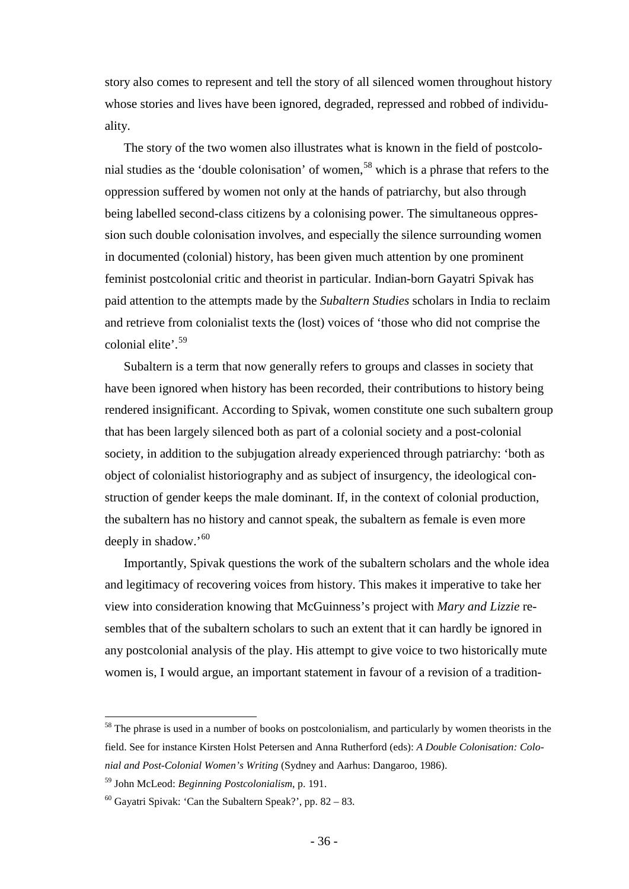story also comes to represent and tell the story of all silenced women throughout history whose stories and lives have been ignored, degraded, repressed and robbed of individuality.

The story of the two women also illustrates what is known in the field of postcolonial studies as the 'double colonisation' of women,[58] which is a phrase that refers to the oppression suffered by women not only at the hands of patriarchy, but also through being labelled second-class citizens by a colonising power. The simultaneous oppression such double colonisation involves, and especially the silence surrounding women in documented (colonial) history, has been given much attention by one prominent feminist postcolonial critic and theorist in particular. Indian-born Gayatri Spivak has paid attention to the attempts made by the *Subaltern Studies* scholars in India to reclaim and retrieve from colonialist texts the (lost) voices of 'those who did not comprise the colonial elite'.[59]

Subaltern is a term that now generally refers to groups and classes in society that have been ignored when history has been recorded, their contributions to history being rendered insignificant. According to Spivak, women constitute one such subaltern group that has been largely silenced both as part of a colonial society and a post-colonial society, in addition to the subjugation already experienced through patriarchy: 'both as object of colonialist historiography and as subject of insurgency, the ideological construction of gender keeps the male dominant. If, in the context of colonial production, the subaltern has no history and cannot speak, the subaltern as female is even more deeply in shadow.'[60]

Importantly, Spivak questions the work of the subaltern scholars and the whole idea and legitimacy of recovering voices from history. This makes it imperative to take her view into consideration knowing that McGuinness's project with *Mary and Lizzie* resembles that of the subaltern scholars to such an extent that it can hardly be ignored in any postcolonial analysis of the play. His attempt to give voice to two historically mute women is, I would argue, an important statement in favour of a revision of a tradition-

---

[58] The phrase is used in a number of books on postcolonialism, and particularly by women theorists in the field. See for instance Kirsten Holst Petersen and Anna Rutherford (eds): *A Double Colonisation: Colonial and Post-Colonial Women's Writing* (Sydney and Aarhus: Dangaroo, 1986).

[59] John McLeod: *Beginning Postcolonialism*, p. 191.

[60] Gayatri Spivak: 'Can the Subaltern Speak?', pp. 82 – 83.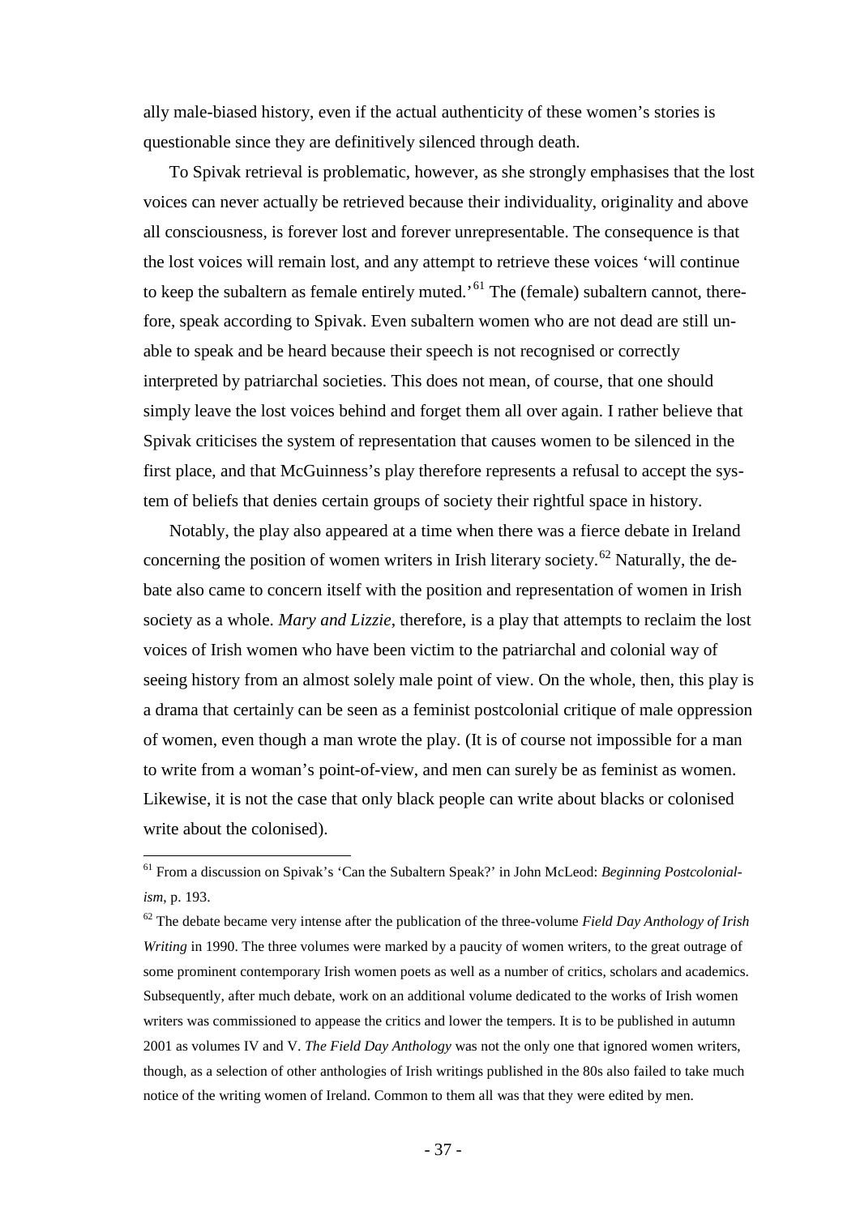ally male-biased history, even if the actual authenticity of these women's stories is questionable since they are definitively silenced through death.

To Spivak retrieval is problematic, however, as she strongly emphasises that the lost voices can never actually be retrieved because their individuality, originality and above all consciousness, is forever lost and forever unrepresentable. The consequence is that the lost voices will remain lost, and any attempt to retrieve these voices 'will continue to keep the subaltern as female entirely muted.'[61] The (female) subaltern cannot, therefore, speak according to Spivak. Even subaltern women who are not dead are still unable to speak and be heard because their speech is not recognised or correctly interpreted by patriarchal societies. This does not mean, of course, that one should simply leave the lost voices behind and forget them all over again. I rather believe that Spivak criticises the system of representation that causes women to be silenced in the first place, and that McGuinness's play therefore represents a refusal to accept the system of beliefs that denies certain groups of society their rightful space in history.

Notably, the play also appeared at a time when there was a fierce debate in Ireland concerning the position of women writers in Irish literary society.[62] Naturally, the debate also came to concern itself with the position and representation of women in Irish society as a whole. *Mary and Lizzie*, therefore, is a play that attempts to reclaim the lost voices of Irish women who have been victim to the patriarchal and colonial way of seeing history from an almost solely male point of view. On the whole, then, this play is a drama that certainly can be seen as a feminist postcolonial critique of male oppression of women, even though a man wrote the play. (It is of course not impossible for a man to write from a woman's point-of-view, and men can surely be as feminist as women. Likewise, it is not the case that only black people can write about blacks or colonised write about the colonised).

---

[61] From a discussion on Spivak's 'Can the Subaltern Speak?' in John McLeod: *Beginning Postcolonialism*, p. 193.

[62] The debate became very intense after the publication of the three-volume *Field Day Anthology of Irish Writing* in 1990. The three volumes were marked by a paucity of women writers, to the great outrage of some prominent contemporary Irish women poets as well as a number of critics, scholars and academics. Subsequently, after much debate, work on an additional volume dedicated to the works of Irish women writers was commissioned to appease the critics and lower the tempers. It is to be published in autumn 2001 as volumes IV and V. *The Field Day Anthology* was not the only one that ignored women writers, though, as a selection of other anthologies of Irish writings published in the 80s also failed to take much notice of the writing women of Ireland. Common to them all was that they were edited by men.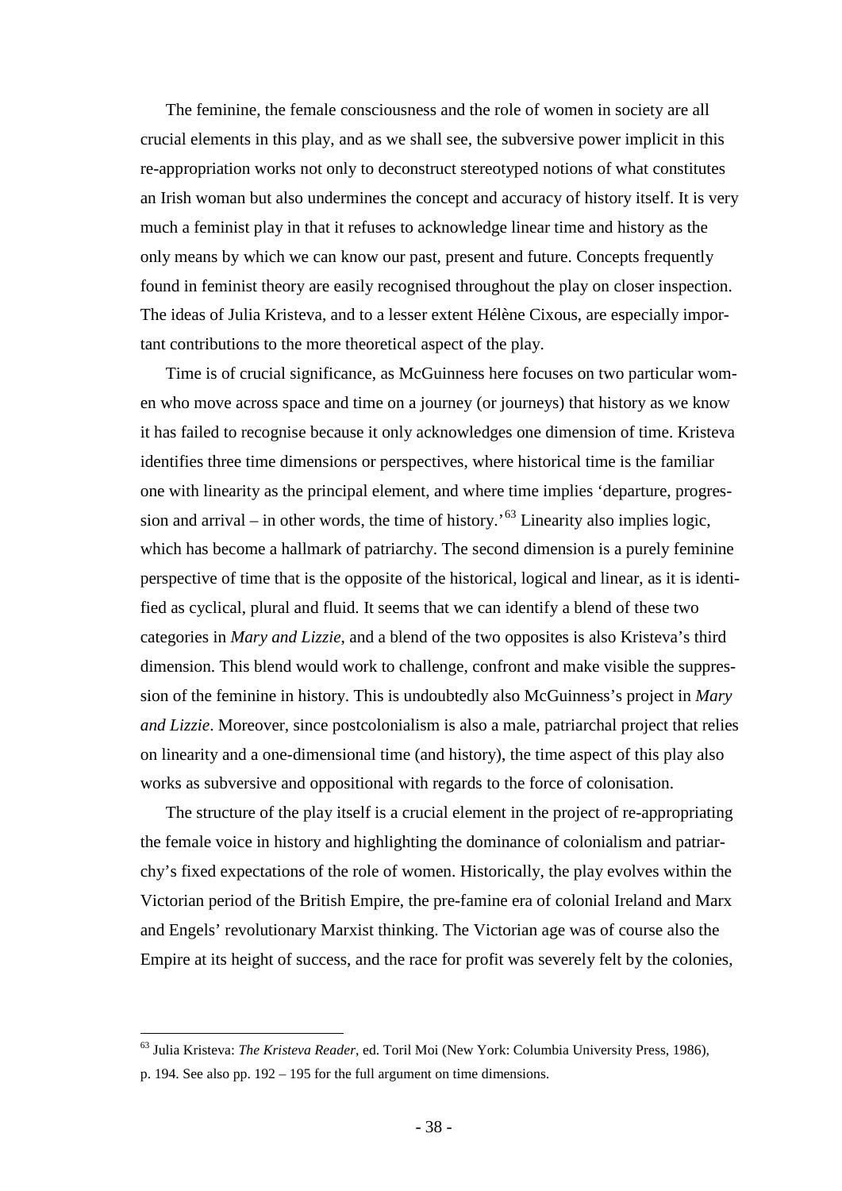The feminine, the female consciousness and the role of women in society are all crucial elements in this play, and as we shall see, the subversive power implicit in this re-appropriation works not only to deconstruct stereotyped notions of what constitutes an Irish woman but also undermines the concept and accuracy of history itself. It is very much a feminist play in that it refuses to acknowledge linear time and history as the only means by which we can know our past, present and future. Concepts frequently found in feminist theory are easily recognised throughout the play on closer inspection. The ideas of Julia Kristeva, and to a lesser extent Hélène Cixous, are especially important contributions to the more theoretical aspect of the play.

Time is of crucial significance, as McGuinness here focuses on two particular women who move across space and time on a journey (or journeys) that history as we know it has failed to recognise because it only acknowledges one dimension of time. Kristeva identifies three time dimensions or perspectives, where historical time is the familiar one with linearity as the principal element, and where time implies 'departure, progression and arrival – in other words, the time of history.'[63] Linearity also implies logic, which has become a hallmark of patriarchy. The second dimension is a purely feminine perspective of time that is the opposite of the historical, logical and linear, as it is identified as cyclical, plural and fluid. It seems that we can identify a blend of these two categories in *Mary and Lizzie*, and a blend of the two opposites is also Kristeva's third dimension. This blend would work to challenge, confront and make visible the suppression of the feminine in history. This is undoubtedly also McGuinness's project in *Mary and Lizzie*. Moreover, since postcolonialism is also a male, patriarchal project that relies on linearity and a one-dimensional time (and history), the time aspect of this play also works as subversive and oppositional with regards to the force of colonisation.

The structure of the play itself is a crucial element in the project of re-appropriating the female voice in history and highlighting the dominance of colonialism and patriarchy's fixed expectations of the role of women. Historically, the play evolves within the Victorian period of the British Empire, the pre-famine era of colonial Ireland and Marx and Engels' revolutionary Marxist thinking. The Victorian age was of course also the Empire at its height of success, and the race for profit was severely felt by the colonies,

---

[63] Julia Kristeva: *The Kristeva Reader*, ed. Toril Moi (New York: Columbia University Press, 1986), p. 194. See also pp. 192 – 195 for the full argument on time dimensions.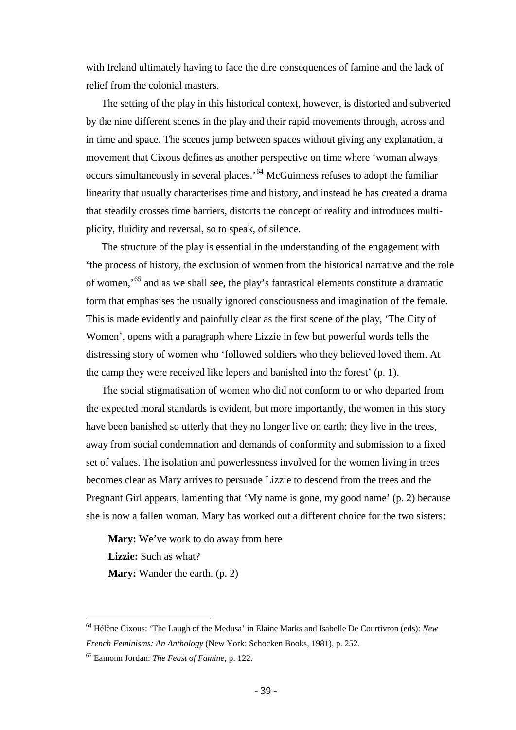with Ireland ultimately having to face the dire consequences of famine and the lack of relief from the colonial masters.

The setting of the play in this historical context, however, is distorted and subverted by the nine different scenes in the play and their rapid movements through, across and in time and space. The scenes jump between spaces without giving any explanation, a movement that Cixous defines as another perspective on time where 'woman always occurs simultaneously in several places.'[64] McGuinness refuses to adopt the familiar linearity that usually characterises time and history, and instead he has created a drama that steadily crosses time barriers, distorts the concept of reality and introduces multiplicity, fluidity and reversal, so to speak, of silence.

The structure of the play is essential in the understanding of the engagement with 'the process of history, the exclusion of women from the historical narrative and the role of women,'[65] and as we shall see, the play's fantastical elements constitute a dramatic form that emphasises the usually ignored consciousness and imagination of the female. This is made evidently and painfully clear as the first scene of the play, 'The City of Women', opens with a paragraph where Lizzie in few but powerful words tells the distressing story of women who 'followed soldiers who they believed loved them. At the camp they were received like lepers and banished into the forest' (p. 1).

The social stigmatisation of women who did not conform to or who departed from the expected moral standards is evident, but more importantly, the women in this story have been banished so utterly that they no longer live on earth; they live in the trees, away from social condemnation and demands of conformity and submission to a fixed set of values. The isolation and powerlessness involved for the women living in trees becomes clear as Mary arrives to persuade Lizzie to descend from the trees and the Pregnant Girl appears, lamenting that 'My name is gone, my good name' (p. 2) because she is now a fallen woman. Mary has worked out a different choice for the two sisters:

**Mary:** We've work to do away from here
**Lizzie:** Such as what?
**Mary:** Wander the earth. (p. 2)

---

[64] Hélène Cixous: 'The Laugh of the Medusa' in Elaine Marks and Isabelle De Courtivron (eds): *New French Feminisms: An Anthology* (New York: Schocken Books, 1981), p. 252.

[65] Eamonn Jordan: *The Feast of Famine*, p. 122.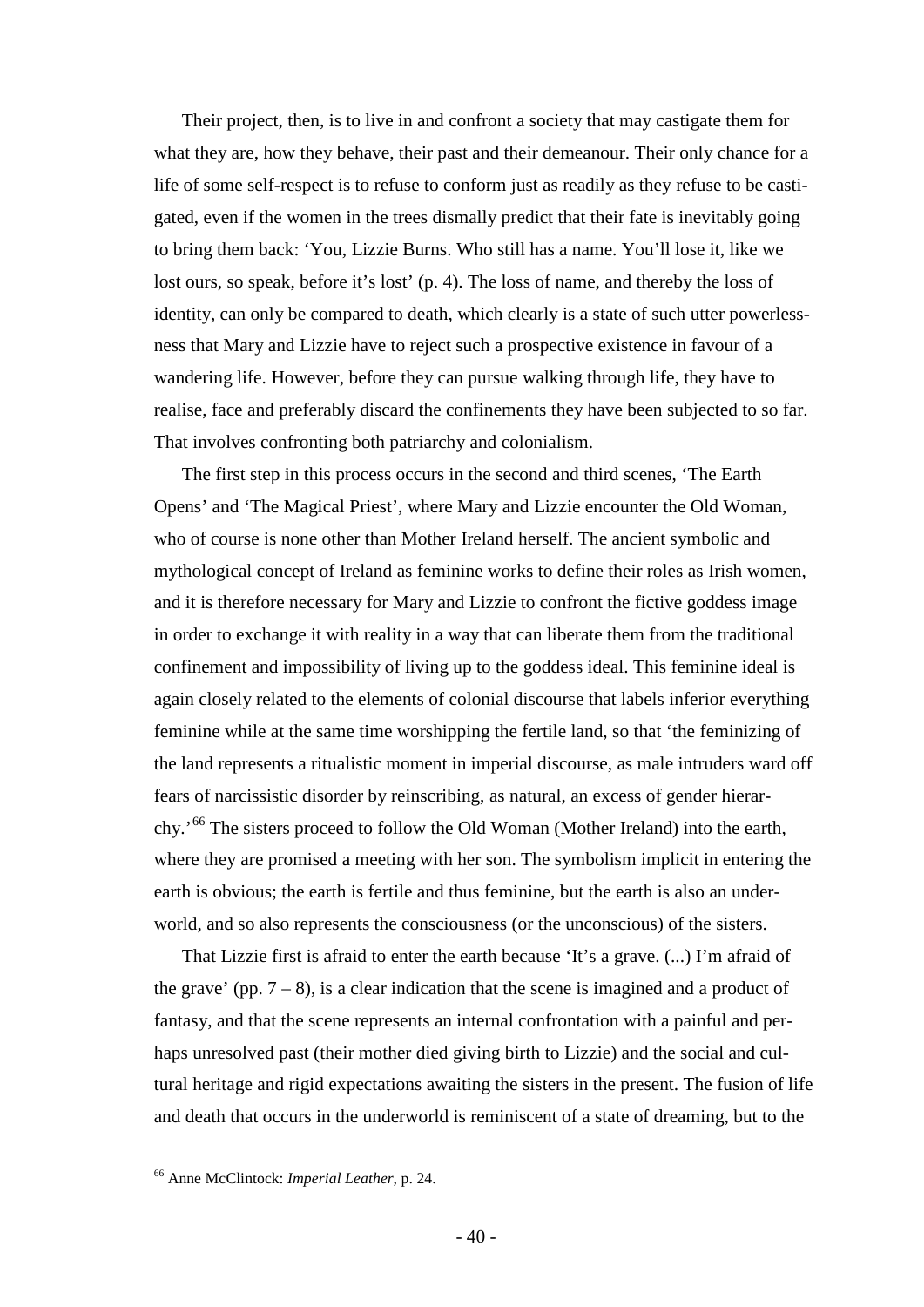Their project, then, is to live in and confront a society that may castigate them for what they are, how they behave, their past and their demeanour. Their only chance for a life of some self-respect is to refuse to conform just as readily as they refuse to be castigated, even if the women in the trees dismally predict that their fate is inevitably going to bring them back: 'You, Lizzie Burns. Who still has a name. You'll lose it, like we lost ours, so speak, before it's lost' (p. 4). The loss of name, and thereby the loss of identity, can only be compared to death, which clearly is a state of such utter powerlessness that Mary and Lizzie have to reject such a prospective existence in favour of a wandering life. However, before they can pursue walking through life, they have to realise, face and preferably discard the confinements they have been subjected to so far. That involves confronting both patriarchy and colonialism.

The first step in this process occurs in the second and third scenes, 'The Earth Opens' and 'The Magical Priest', where Mary and Lizzie encounter the Old Woman, who of course is none other than Mother Ireland herself. The ancient symbolic and mythological concept of Ireland as feminine works to define their roles as Irish women, and it is therefore necessary for Mary and Lizzie to confront the fictive goddess image in order to exchange it with reality in a way that can liberate them from the traditional confinement and impossibility of living up to the goddess ideal. This feminine ideal is again closely related to the elements of colonial discourse that labels inferior everything feminine while at the same time worshipping the fertile land, so that 'the feminizing of the land represents a ritualistic moment in imperial discourse, as male intruders ward off fears of narcissistic disorder by reinscribing, as natural, an excess of gender hierarchy.'[66] The sisters proceed to follow the Old Woman (Mother Ireland) into the earth, where they are promised a meeting with her son. The symbolism implicit in entering the earth is obvious; the earth is fertile and thus feminine, but the earth is also an underworld, and so also represents the consciousness (or the unconscious) of the sisters.

That Lizzie first is afraid to enter the earth because 'It's a grave. (...) I'm afraid of the grave' (pp. 7 – 8), is a clear indication that the scene is imagined and a product of fantasy, and that the scene represents an internal confrontation with a painful and perhaps unresolved past (their mother died giving birth to Lizzie) and the social and cultural heritage and rigid expectations awaiting the sisters in the present. The fusion of life and death that occurs in the underworld is reminiscent of a state of dreaming, but to the

---

[66] Anne McClintock: *Imperial Leather*, p. 24.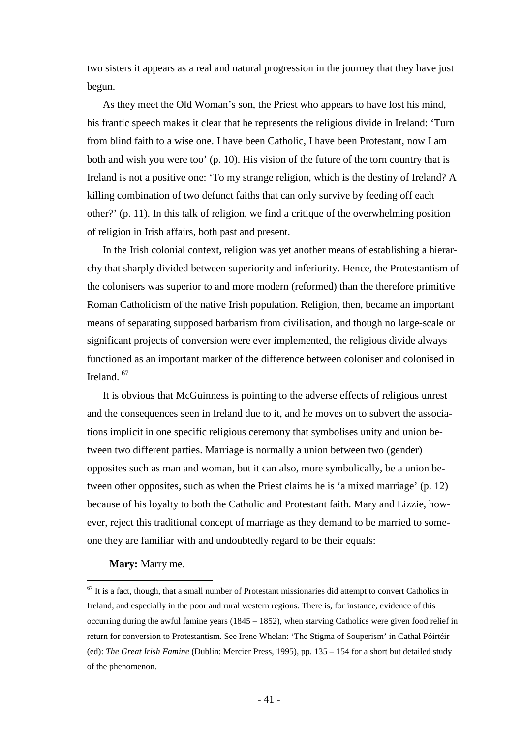two sisters it appears as a real and natural progression in the journey that they have just begun.

As they meet the Old Woman's son, the Priest who appears to have lost his mind, his frantic speech makes it clear that he represents the religious divide in Ireland: 'Turn from blind faith to a wise one. I have been Catholic, I have been Protestant, now I am both and wish you were too' (p. 10). His vision of the future of the torn country that is Ireland is not a positive one: 'To my strange religion, which is the destiny of Ireland? A killing combination of two defunct faiths that can only survive by feeding off each other?' (p. 11). In this talk of religion, we find a critique of the overwhelming position of religion in Irish affairs, both past and present.

In the Irish colonial context, religion was yet another means of establishing a hierarchy that sharply divided between superiority and inferiority. Hence, the Protestantism of the colonisers was superior to and more modern (reformed) than the therefore primitive Roman Catholicism of the native Irish population. Religion, then, became an important means of separating supposed barbarism from civilisation, and though no large-scale or significant projects of conversion were ever implemented, the religious divide always functioned as an important marker of the difference between coloniser and colonised in Ireland. [67]

It is obvious that McGuinness is pointing to the adverse effects of religious unrest and the consequences seen in Ireland due to it, and he moves on to subvert the associations implicit in one specific religious ceremony that symbolises unity and union between two different parties. Marriage is normally a union between two (gender) opposites such as man and woman, but it can also, more symbolically, be a union between other opposites, such as when the Priest claims he is 'a mixed marriage' (p. 12) because of his loyalty to both the Catholic and Protestant faith. Mary and Lizzie, however, reject this traditional concept of marriage as they demand to be married to someone they are familiar with and undoubtedly regard to be their equals:

**Mary:** Marry me.

[67] It is a fact, though, that a small number of Protestant missionaries did attempt to convert Catholics in Ireland, and especially in the poor and rural western regions. There is, for instance, evidence of this occurring during the awful famine years (1845 – 1852), when starving Catholics were given food relief in return for conversion to Protestantism. See Irene Whelan: 'The Stigma of Souperism' in Cathal Póirtéir (ed): *The Great Irish Famine* (Dublin: Mercier Press, 1995), pp. 135 – 154 for a short but detailed study of the phenomenon.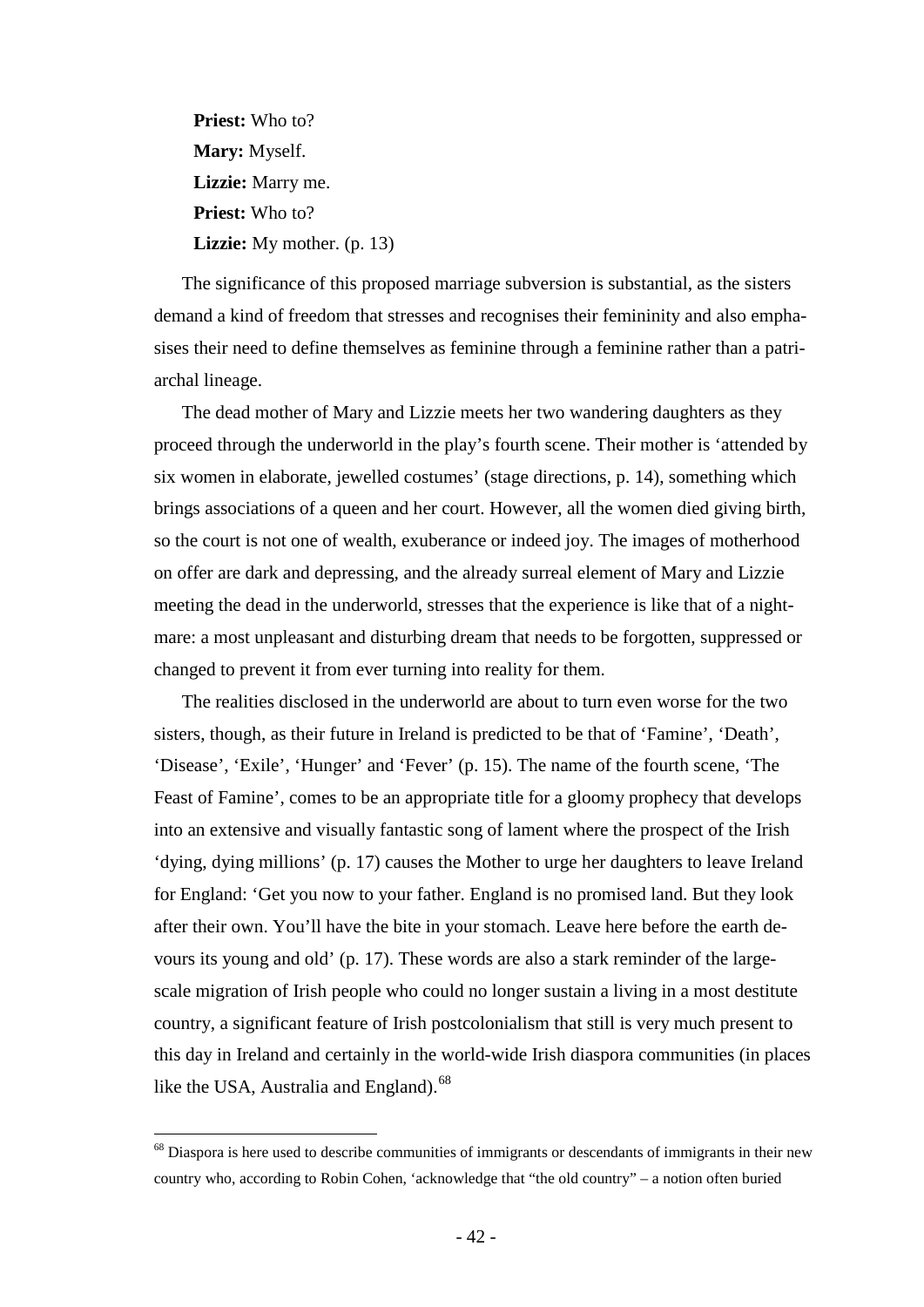**Priest:** Who to?
**Mary:** Myself.
**Lizzie:** Marry me.
**Priest:** Who to?
**Lizzie:** My mother. (p. 13)

The significance of this proposed marriage subversion is substantial, as the sisters demand a kind of freedom that stresses and recognises their femininity and also emphasises their need to define themselves as feminine through a feminine rather than a patriarchal lineage.

The dead mother of Mary and Lizzie meets her two wandering daughters as they proceed through the underworld in the play's fourth scene. Their mother is 'attended by six women in elaborate, jewelled costumes' (stage directions, p. 14), something which brings associations of a queen and her court. However, all the women died giving birth, so the court is not one of wealth, exuberance or indeed joy. The images of motherhood on offer are dark and depressing, and the already surreal element of Mary and Lizzie meeting the dead in the underworld, stresses that the experience is like that of a nightmare: a most unpleasant and disturbing dream that needs to be forgotten, suppressed or changed to prevent it from ever turning into reality for them.

The realities disclosed in the underworld are about to turn even worse for the two sisters, though, as their future in Ireland is predicted to be that of 'Famine', 'Death', 'Disease', 'Exile', 'Hunger' and 'Fever' (p. 15). The name of the fourth scene, 'The Feast of Famine', comes to be an appropriate title for a gloomy prophecy that develops into an extensive and visually fantastic song of lament where the prospect of the Irish 'dying, dying millions' (p. 17) causes the Mother to urge her daughters to leave Ireland for England: 'Get you now to your father. England is no promised land. But they look after their own. You'll have the bite in your stomach. Leave here before the earth devours its young and old' (p. 17). These words are also a stark reminder of the large-scale migration of Irish people who could no longer sustain a living in a most destitute country, a significant feature of Irish postcolonialism that still is very much present to this day in Ireland and certainly in the world-wide Irish diaspora communities (in places like the USA, Australia and England).[68]

[68] Diaspora is here used to describe communities of immigrants or descendants of immigrants in their new country who, according to Robin Cohen, 'acknowledge that "the old country" – a notion often buried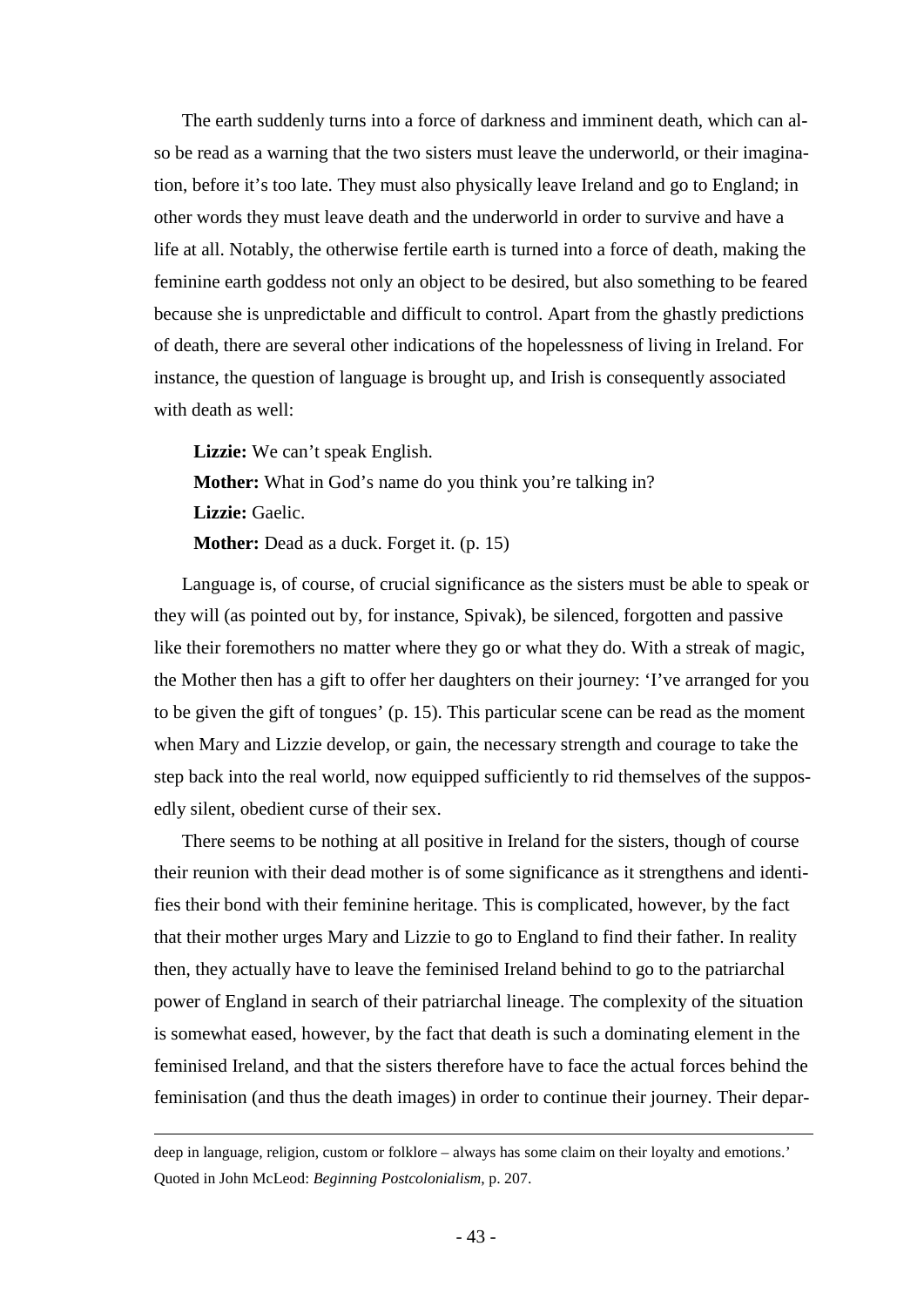The earth suddenly turns into a force of darkness and imminent death, which can also be read as a warning that the two sisters must leave the underworld, or their imagination, before it's too late. They must also physically leave Ireland and go to England; in other words they must leave death and the underworld in order to survive and have a life at all. Notably, the otherwise fertile earth is turned into a force of death, making the feminine earth goddess not only an object to be desired, but also something to be feared because she is unpredictable and difficult to control. Apart from the ghastly predictions of death, there are several other indications of the hopelessness of living in Ireland. For instance, the question of language is brought up, and Irish is consequently associated with death as well:

> **Lizzie:** We can't speak English.
> **Mother:** What in God's name do you think you're talking in?
> **Lizzie:** Gaelic.
> **Mother:** Dead as a duck. Forget it. (p. 15)

Language is, of course, of crucial significance as the sisters must be able to speak or they will (as pointed out by, for instance, Spivak), be silenced, forgotten and passive like their foremothers no matter where they go or what they do. With a streak of magic, the Mother then has a gift to offer her daughters on their journey: 'I've arranged for you to be given the gift of tongues' (p. 15). This particular scene can be read as the moment when Mary and Lizzie develop, or gain, the necessary strength and courage to take the step back into the real world, now equipped sufficiently to rid themselves of the supposedly silent, obedient curse of their sex.

There seems to be nothing at all positive in Ireland for the sisters, though of course their reunion with their dead mother is of some significance as it strengthens and identifies their bond with their feminine heritage. This is complicated, however, by the fact that their mother urges Mary and Lizzie to go to England to find their father. In reality then, they actually have to leave the feminised Ireland behind to go to the patriarchal power of England in search of their patriarchal lineage. The complexity of the situation is somewhat eased, however, by the fact that death is such a dominating element in the feminised Ireland, and that the sisters therefore have to face the actual forces behind the feminisation (and thus the death images) in order to continue their journey. Their depar-

---

deep in language, religion, custom or folklore – always has some claim on their loyalty and emotions.' Quoted in John McLeod: *Beginning Postcolonialism*, p. 207.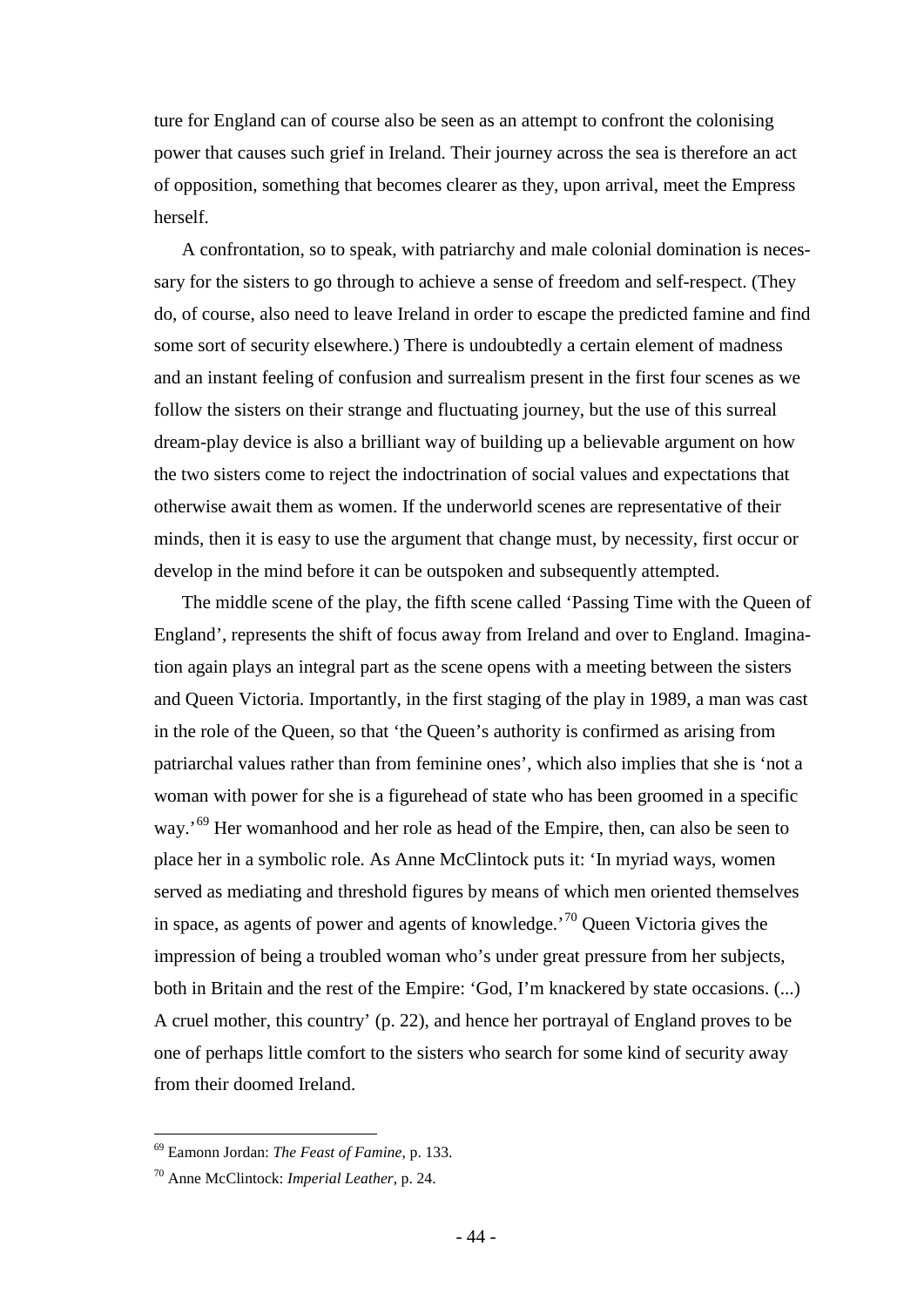ture for England can of course also be seen as an attempt to confront the colonising power that causes such grief in Ireland. Their journey across the sea is therefore an act of opposition, something that becomes clearer as they, upon arrival, meet the Empress herself.

A confrontation, so to speak, with patriarchy and male colonial domination is necessary for the sisters to go through to achieve a sense of freedom and self-respect. (They do, of course, also need to leave Ireland in order to escape the predicted famine and find some sort of security elsewhere.) There is undoubtedly a certain element of madness and an instant feeling of confusion and surrealism present in the first four scenes as we follow the sisters on their strange and fluctuating journey, but the use of this surreal dream-play device is also a brilliant way of building up a believable argument on how the two sisters come to reject the indoctrination of social values and expectations that otherwise await them as women. If the underworld scenes are representative of their minds, then it is easy to use the argument that change must, by necessity, first occur or develop in the mind before it can be outspoken and subsequently attempted.

The middle scene of the play, the fifth scene called 'Passing Time with the Queen of England', represents the shift of focus away from Ireland and over to England. Imagination again plays an integral part as the scene opens with a meeting between the sisters and Queen Victoria. Importantly, in the first staging of the play in 1989, a man was cast in the role of the Queen, so that 'the Queen's authority is confirmed as arising from patriarchal values rather than from feminine ones', which also implies that she is 'not a woman with power for she is a figurehead of state who has been groomed in a specific way.'[69] Her womanhood and her role as head of the Empire, then, can also be seen to place her in a symbolic role. As Anne McClintock puts it: 'In myriad ways, women served as mediating and threshold figures by means of which men oriented themselves in space, as agents of power and agents of knowledge.'[70] Queen Victoria gives the impression of being a troubled woman who's under great pressure from her subjects, both in Britain and the rest of the Empire: 'God, I'm knackered by state occasions. (...) A cruel mother, this country' (p. 22), and hence her portrayal of England proves to be one of perhaps little comfort to the sisters who search for some kind of security away from their doomed Ireland.

---

[69] Eamonn Jordan: *The Feast of Famine*, p. 133.

[70] Anne McClintock: *Imperial Leather*, p. 24.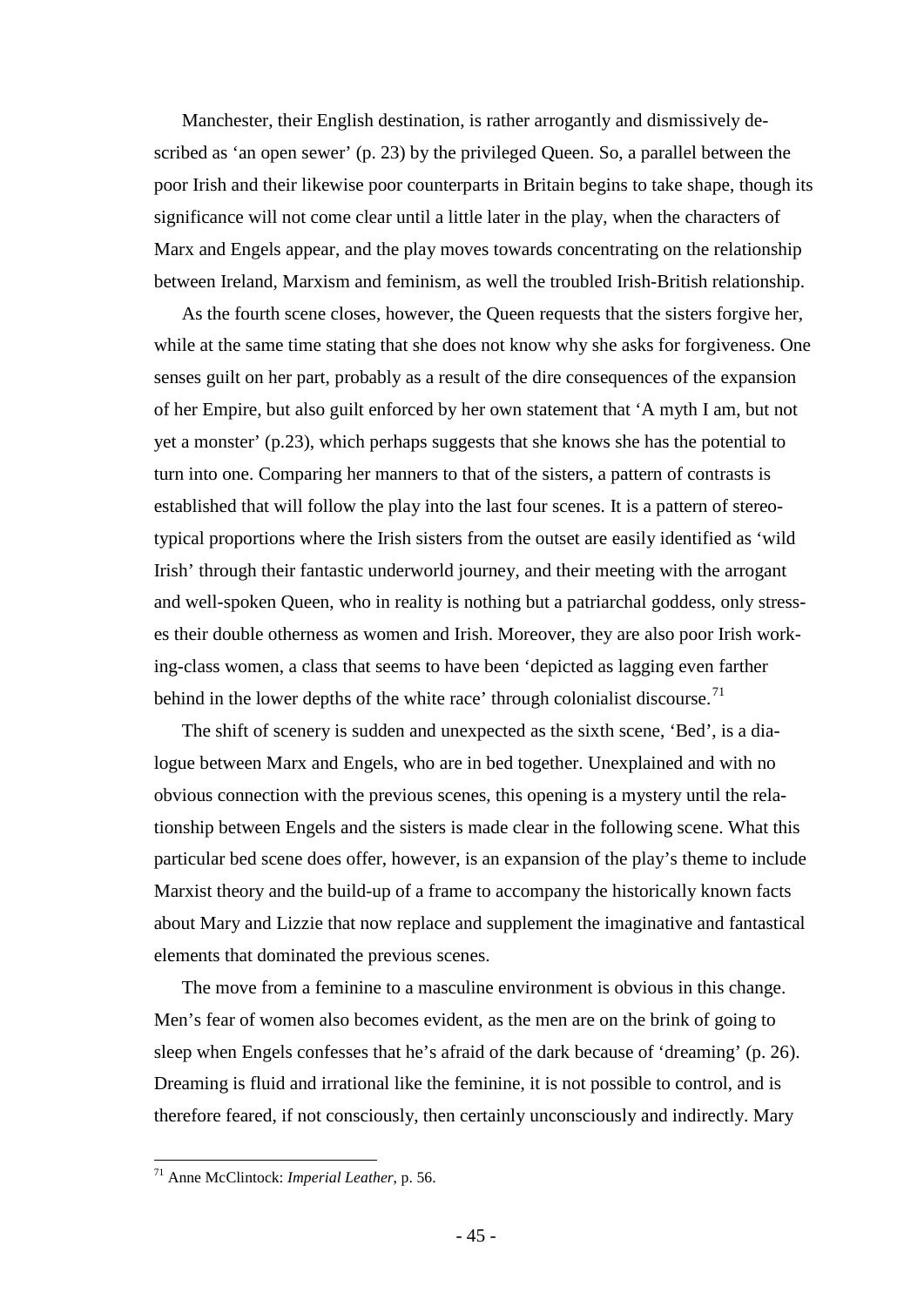Manchester, their English destination, is rather arrogantly and dismissively described as 'an open sewer' (p. 23) by the privileged Queen. So, a parallel between the poor Irish and their likewise poor counterparts in Britain begins to take shape, though its significance will not come clear until a little later in the play, when the characters of Marx and Engels appear, and the play moves towards concentrating on the relationship between Ireland, Marxism and feminism, as well the troubled Irish-British relationship.

As the fourth scene closes, however, the Queen requests that the sisters forgive her, while at the same time stating that she does not know why she asks for forgiveness. One senses guilt on her part, probably as a result of the dire consequences of the expansion of her Empire, but also guilt enforced by her own statement that 'A myth I am, but not yet a monster' (p.23), which perhaps suggests that she knows she has the potential to turn into one. Comparing her manners to that of the sisters, a pattern of contrasts is established that will follow the play into the last four scenes. It is a pattern of stereotypical proportions where the Irish sisters from the outset are easily identified as 'wild Irish' through their fantastic underworld journey, and their meeting with the arrogant and well-spoken Queen, who in reality is nothing but a patriarchal goddess, only stresses their double otherness as women and Irish. Moreover, they are also poor Irish working-class women, a class that seems to have been 'depicted as lagging even farther behind in the lower depths of the white race' through colonialist discourse.[71]

The shift of scenery is sudden and unexpected as the sixth scene, 'Bed', is a dialogue between Marx and Engels, who are in bed together. Unexplained and with no obvious connection with the previous scenes, this opening is a mystery until the relationship between Engels and the sisters is made clear in the following scene. What this particular bed scene does offer, however, is an expansion of the play's theme to include Marxist theory and the build-up of a frame to accompany the historically known facts about Mary and Lizzie that now replace and supplement the imaginative and fantastical elements that dominated the previous scenes.

The move from a feminine to a masculine environment is obvious in this change. Men's fear of women also becomes evident, as the men are on the brink of going to sleep when Engels confesses that he's afraid of the dark because of 'dreaming' (p. 26). Dreaming is fluid and irrational like the feminine, it is not possible to control, and is therefore feared, if not consciously, then certainly unconsciously and indirectly. Mary

---

[71] Anne McClintock: *Imperial Leather*, p. 56.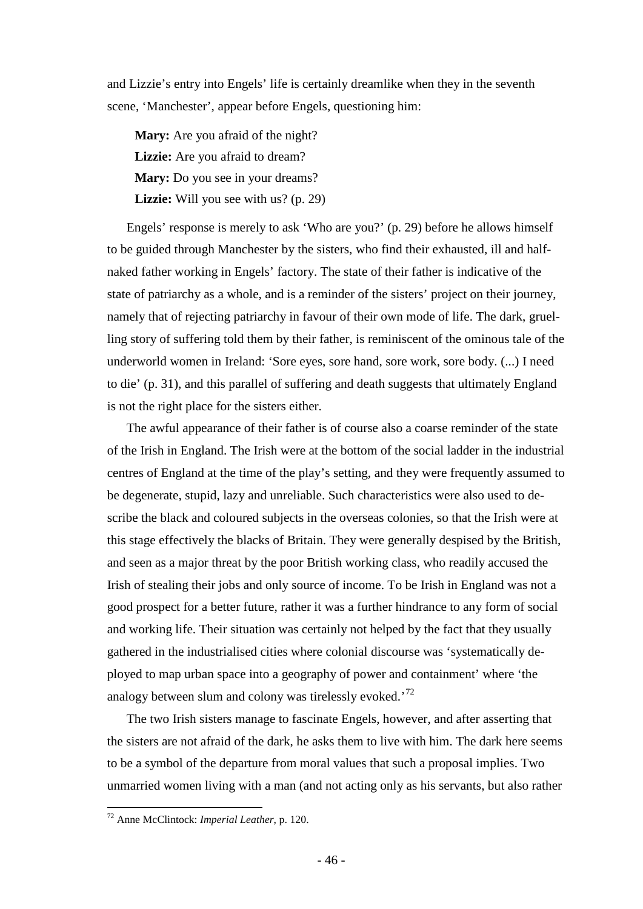and Lizzie's entry into Engels' life is certainly dreamlike when they in the seventh scene, 'Manchester', appear before Engels, questioning him:

> **Mary:** Are you afraid of the night?
> **Lizzie:** Are you afraid to dream?
> **Mary:** Do you see in your dreams?
> **Lizzie:** Will you see with us? (p. 29)

Engels' response is merely to ask 'Who are you?' (p. 29) before he allows himself to be guided through Manchester by the sisters, who find their exhausted, ill and half-naked father working in Engels' factory. The state of their father is indicative of the state of patriarchy as a whole, and is a reminder of the sisters' project on their journey, namely that of rejecting patriarchy in favour of their own mode of life. The dark, gruelling story of suffering told them by their father, is reminiscent of the ominous tale of the underworld women in Ireland: 'Sore eyes, sore hand, sore work, sore body. (...) I need to die' (p. 31), and this parallel of suffering and death suggests that ultimately England is not the right place for the sisters either.

The awful appearance of their father is of course also a coarse reminder of the state of the Irish in England. The Irish were at the bottom of the social ladder in the industrial centres of England at the time of the play's setting, and they were frequently assumed to be degenerate, stupid, lazy and unreliable. Such characteristics were also used to describe the black and coloured subjects in the overseas colonies, so that the Irish were at this stage effectively the blacks of Britain. They were generally despised by the British, and seen as a major threat by the poor British working class, who readily accused the Irish of stealing their jobs and only source of income. To be Irish in England was not a good prospect for a better future, rather it was a further hindrance to any form of social and working life. Their situation was certainly not helped by the fact that they usually gathered in the industrialised cities where colonial discourse was 'systematically deployed to map urban space into a geography of power and containment' where 'the analogy between slum and colony was tirelessly evoked.'[72]

The two Irish sisters manage to fascinate Engels, however, and after asserting that the sisters are not afraid of the dark, he asks them to live with him. The dark here seems to be a symbol of the departure from moral values that such a proposal implies. Two unmarried women living with a man (and not acting only as his servants, but also rather

---

[72] Anne McClintock: *Imperial Leather*, p. 120.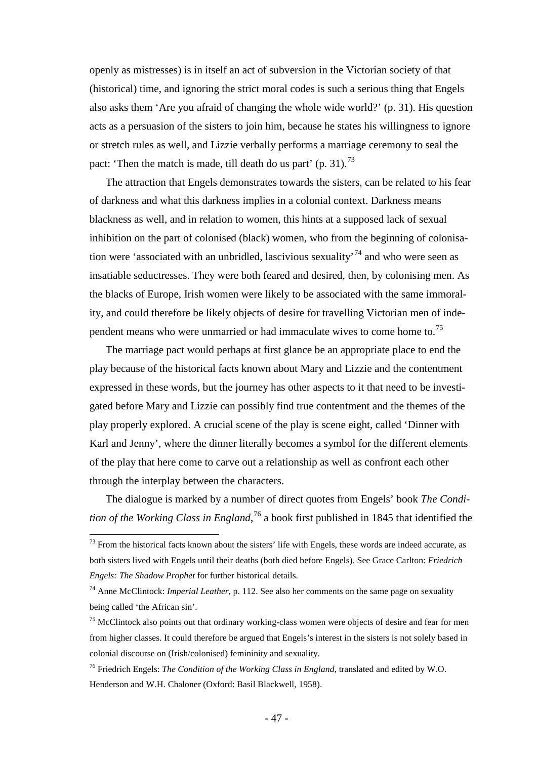openly as mistresses) is in itself an act of subversion in the Victorian society of that (historical) time, and ignoring the strict moral codes is such a serious thing that Engels also asks them 'Are you afraid of changing the whole wide world?' (p. 31). His question acts as a persuasion of the sisters to join him, because he states his willingness to ignore or stretch rules as well, and Lizzie verbally performs a marriage ceremony to seal the pact: 'Then the match is made, till death do us part' (p. 31).[73]

The attraction that Engels demonstrates towards the sisters, can be related to his fear of darkness and what this darkness implies in a colonial context. Darkness means blackness as well, and in relation to women, this hints at a supposed lack of sexual inhibition on the part of colonised (black) women, who from the beginning of colonisation were 'associated with an unbridled, lascivious sexuality'[74] and who were seen as insatiable seductresses. They were both feared and desired, then, by colonising men. As the blacks of Europe, Irish women were likely to be associated with the same immorality, and could therefore be likely objects of desire for travelling Victorian men of independent means who were unmarried or had immaculate wives to come home to.[75]

The marriage pact would perhaps at first glance be an appropriate place to end the play because of the historical facts known about Mary and Lizzie and the contentment expressed in these words, but the journey has other aspects to it that need to be investigated before Mary and Lizzie can possibly find true contentment and the themes of the play properly explored. A crucial scene of the play is scene eight, called 'Dinner with Karl and Jenny', where the dinner literally becomes a symbol for the different elements of the play that here come to carve out a relationship as well as confront each other through the interplay between the characters.

The dialogue is marked by a number of direct quotes from Engels' book *The Condition of the Working Class in England*,[76] a book first published in 1845 that identified the

---

[73] From the historical facts known about the sisters' life with Engels, these words are indeed accurate, as both sisters lived with Engels until their deaths (both died before Engels). See Grace Carlton: *Friedrich Engels: The Shadow Prophet* for further historical details.

[74] Anne McClintock: *Imperial Leather*, p. 112. See also her comments on the same page on sexuality being called 'the African sin'.

[75] McClintock also points out that ordinary working-class women were objects of desire and fear for men from higher classes. It could therefore be argued that Engels's interest in the sisters is not solely based in colonial discourse on (Irish/colonised) femininity and sexuality.

[76] Friedrich Engels: *The Condition of the Working Class in England*, translated and edited by W.O. Henderson and W.H. Chaloner (Oxford: Basil Blackwell, 1958).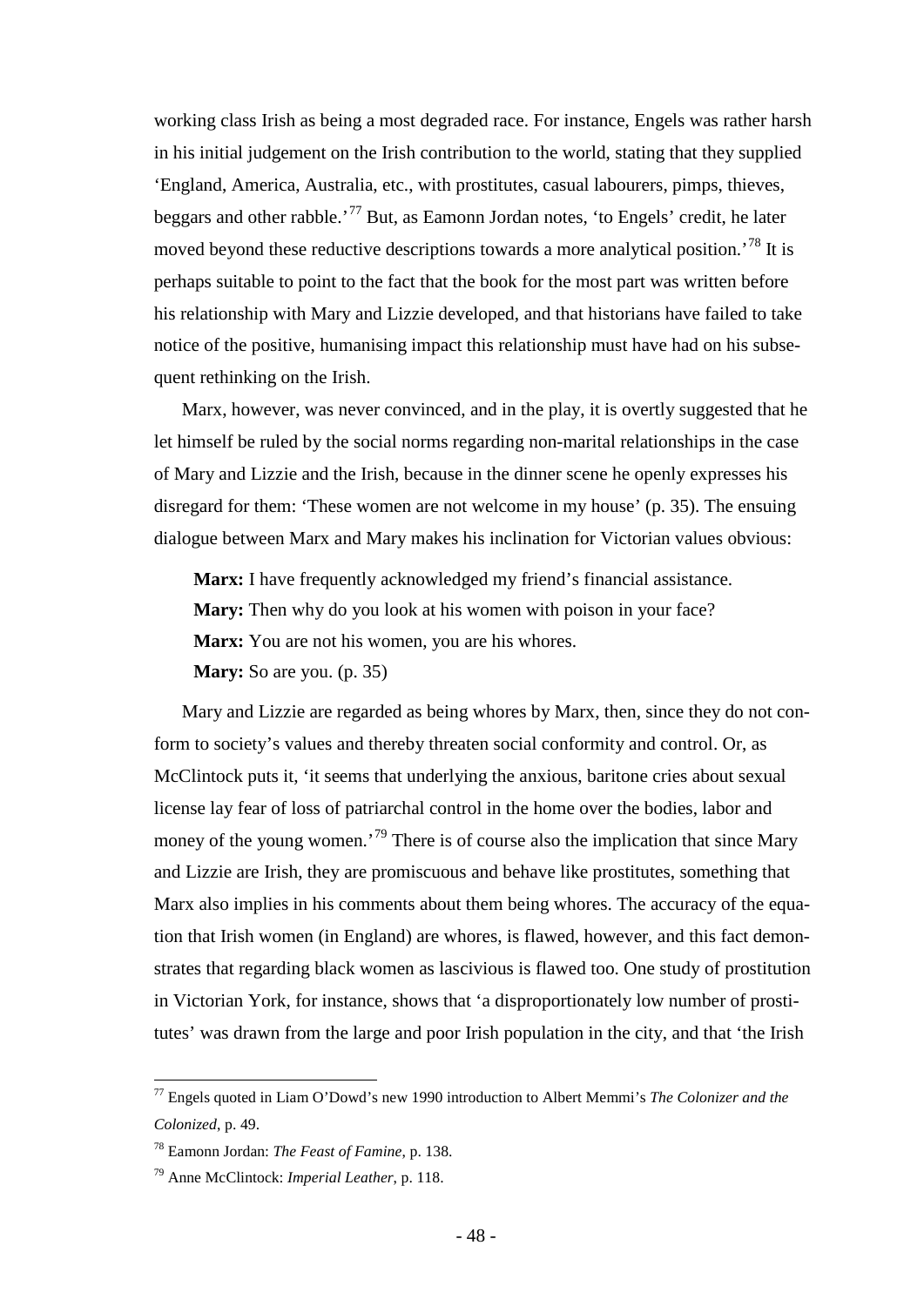working class Irish as being a most degraded race. For instance, Engels was rather harsh in his initial judgement on the Irish contribution to the world, stating that they supplied 'England, America, Australia, etc., with prostitutes, casual labourers, pimps, thieves, beggars and other rabble.'[77] But, as Eamonn Jordan notes, 'to Engels' credit, he later moved beyond these reductive descriptions towards a more analytical position.'[78] It is perhaps suitable to point to the fact that the book for the most part was written before his relationship with Mary and Lizzie developed, and that historians have failed to take notice of the positive, humanising impact this relationship must have had on his subsequent rethinking on the Irish.

Marx, however, was never convinced, and in the play, it is overtly suggested that he let himself be ruled by the social norms regarding non-marital relationships in the case of Mary and Lizzie and the Irish, because in the dinner scene he openly expresses his disregard for them: 'These women are not welcome in my house' (p. 35). The ensuing dialogue between Marx and Mary makes his inclination for Victorian values obvious:

> **Marx:** I have frequently acknowledged my friend's financial assistance.
> **Mary:** Then why do you look at his women with poison in your face?
> **Marx:** You are not his women, you are his whores.
> **Mary:** So are you. (p. 35)

Mary and Lizzie are regarded as being whores by Marx, then, since they do not conform to society's values and thereby threaten social conformity and control. Or, as McClintock puts it, 'it seems that underlying the anxious, baritone cries about sexual license lay fear of loss of patriarchal control in the home over the bodies, labor and money of the young women.'[79] There is of course also the implication that since Mary and Lizzie are Irish, they are promiscuous and behave like prostitutes, something that Marx also implies in his comments about them being whores. The accuracy of the equation that Irish women (in England) are whores, is flawed, however, and this fact demonstrates that regarding black women as lascivious is flawed too. One study of prostitution in Victorian York, for instance, shows that 'a disproportionately low number of prostitutes' was drawn from the large and poor Irish population in the city, and that 'the Irish

---

[77] Engels quoted in Liam O'Dowd's new 1990 introduction to Albert Memmi's *The Colonizer and the Colonized*, p. 49.

[78] Eamonn Jordan: *The Feast of Famine*, p. 138.

[79] Anne McClintock: *Imperial Leather*, p. 118.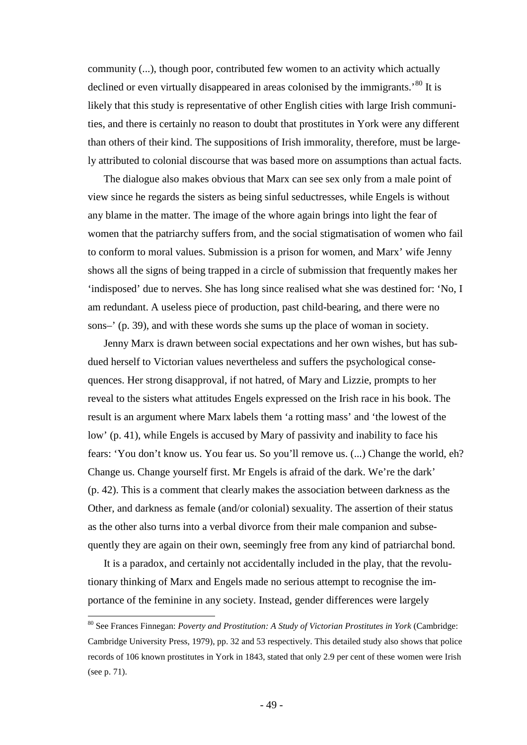community (...), though poor, contributed few women to an activity which actually declined or even virtually disappeared in areas colonised by the immigrants.'[80] It is likely that this study is representative of other English cities with large Irish communities, and there is certainly no reason to doubt that prostitutes in York were any different than others of their kind. The suppositions of Irish immorality, therefore, must be largely attributed to colonial discourse that was based more on assumptions than actual facts.

The dialogue also makes obvious that Marx can see sex only from a male point of view since he regards the sisters as being sinful seductresses, while Engels is without any blame in the matter. The image of the whore again brings into light the fear of women that the patriarchy suffers from, and the social stigmatisation of women who fail to conform to moral values. Submission is a prison for women, and Marx' wife Jenny shows all the signs of being trapped in a circle of submission that frequently makes her 'indisposed' due to nerves. She has long since realised what she was destined for: 'No, I am redundant. A useless piece of production, past child-bearing, and there were no sons–' (p. 39), and with these words she sums up the place of woman in society.

Jenny Marx is drawn between social expectations and her own wishes, but has subdued herself to Victorian values nevertheless and suffers the psychological consequences. Her strong disapproval, if not hatred, of Mary and Lizzie, prompts to her reveal to the sisters what attitudes Engels expressed on the Irish race in his book. The result is an argument where Marx labels them 'a rotting mass' and 'the lowest of the low' (p. 41), while Engels is accused by Mary of passivity and inability to face his fears: 'You don't know us. You fear us. So you'll remove us. (...) Change the world, eh? Change us. Change yourself first. Mr Engels is afraid of the dark. We're the dark' (p. 42). This is a comment that clearly makes the association between darkness as the Other, and darkness as female (and/or colonial) sexuality. The assertion of their status as the other also turns into a verbal divorce from their male companion and subsequently they are again on their own, seemingly free from any kind of patriarchal bond.

It is a paradox, and certainly not accidentally included in the play, that the revolutionary thinking of Marx and Engels made no serious attempt to recognise the importance of the feminine in any society. Instead, gender differences were largely

[80] See Frances Finnegan: *Poverty and Prostitution: A Study of Victorian Prostitutes in York* (Cambridge: Cambridge University Press, 1979), pp. 32 and 53 respectively. This detailed study also shows that police records of 106 known prostitutes in York in 1843, stated that only 2.9 per cent of these women were Irish (see p. 71).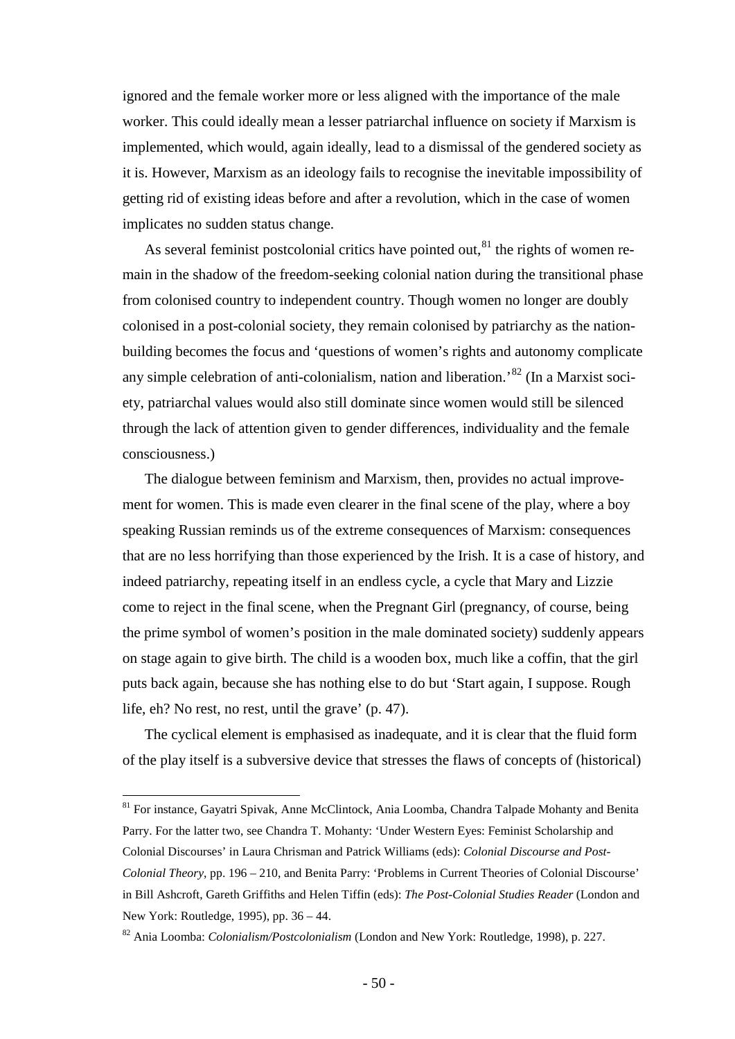ignored and the female worker more or less aligned with the importance of the male worker. This could ideally mean a lesser patriarchal influence on society if Marxism is implemented, which would, again ideally, lead to a dismissal of the gendered society as it is. However, Marxism as an ideology fails to recognise the inevitable impossibility of getting rid of existing ideas before and after a revolution, which in the case of women implicates no sudden status change.

As several feminist postcolonial critics have pointed out,[81] the rights of women remain in the shadow of the freedom-seeking colonial nation during the transitional phase from colonised country to independent country. Though women no longer are doubly colonised in a post-colonial society, they remain colonised by patriarchy as the nation-building becomes the focus and 'questions of women's rights and autonomy complicate any simple celebration of anti-colonialism, nation and liberation.'[82] (In a Marxist society, patriarchal values would also still dominate since women would still be silenced through the lack of attention given to gender differences, individuality and the female consciousness.)

The dialogue between feminism and Marxism, then, provides no actual improvement for women. This is made even clearer in the final scene of the play, where a boy speaking Russian reminds us of the extreme consequences of Marxism: consequences that are no less horrifying than those experienced by the Irish. It is a case of history, and indeed patriarchy, repeating itself in an endless cycle, a cycle that Mary and Lizzie come to reject in the final scene, when the Pregnant Girl (pregnancy, of course, being the prime symbol of women's position in the male dominated society) suddenly appears on stage again to give birth. The child is a wooden box, much like a coffin, that the girl puts back again, because she has nothing else to do but 'Start again, I suppose. Rough life, eh? No rest, no rest, until the grave' (p. 47).

The cyclical element is emphasised as inadequate, and it is clear that the fluid form of the play itself is a subversive device that stresses the flaws of concepts of (historical)

---

[81] For instance, Gayatri Spivak, Anne McClintock, Ania Loomba, Chandra Talpade Mohanty and Benita Parry. For the latter two, see Chandra T. Mohanty: 'Under Western Eyes: Feminist Scholarship and Colonial Discourses' in Laura Chrisman and Patrick Williams (eds): *Colonial Discourse and Post-Colonial Theory*, pp. 196 – 210, and Benita Parry: 'Problems in Current Theories of Colonial Discourse' in Bill Ashcroft, Gareth Griffiths and Helen Tiffin (eds): *The Post-Colonial Studies Reader* (London and New York: Routledge, 1995), pp. 36 – 44.

[82] Ania Loomba: *Colonialism/Postcolonialism* (London and New York: Routledge, 1998), p. 227.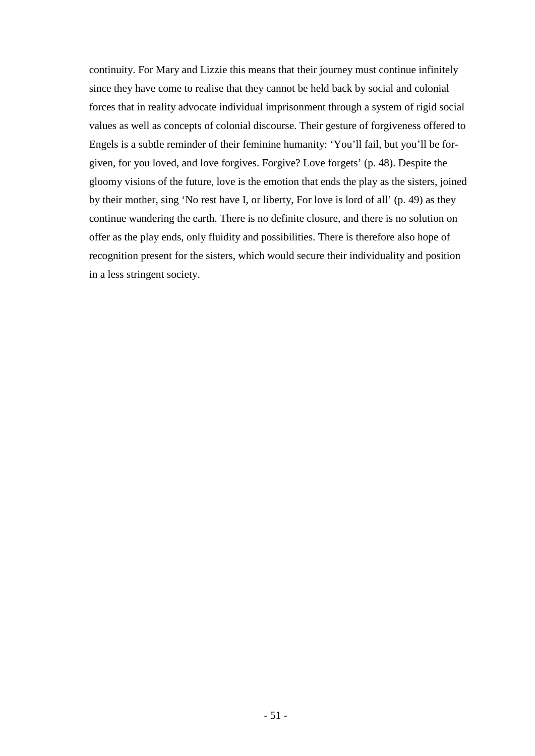continuity. For Mary and Lizzie this means that their journey must continue infinitely since they have come to realise that they cannot be held back by social and colonial forces that in reality advocate individual imprisonment through a system of rigid social values as well as concepts of colonial discourse. Their gesture of forgiveness offered to Engels is a subtle reminder of their feminine humanity: 'You'll fail, but you'll be forgiven, for you loved, and love forgives. Forgive? Love forgets' (p. 48). Despite the gloomy visions of the future, love is the emotion that ends the play as the sisters, joined by their mother, sing 'No rest have I, or liberty, For love is lord of all' (p. 49) as they continue wandering the earth. There is no definite closure, and there is no solution on offer as the play ends, only fluidity and possibilities. There is therefore also hope of recognition present for the sisters, which would secure their individuality and position in a less stringent society.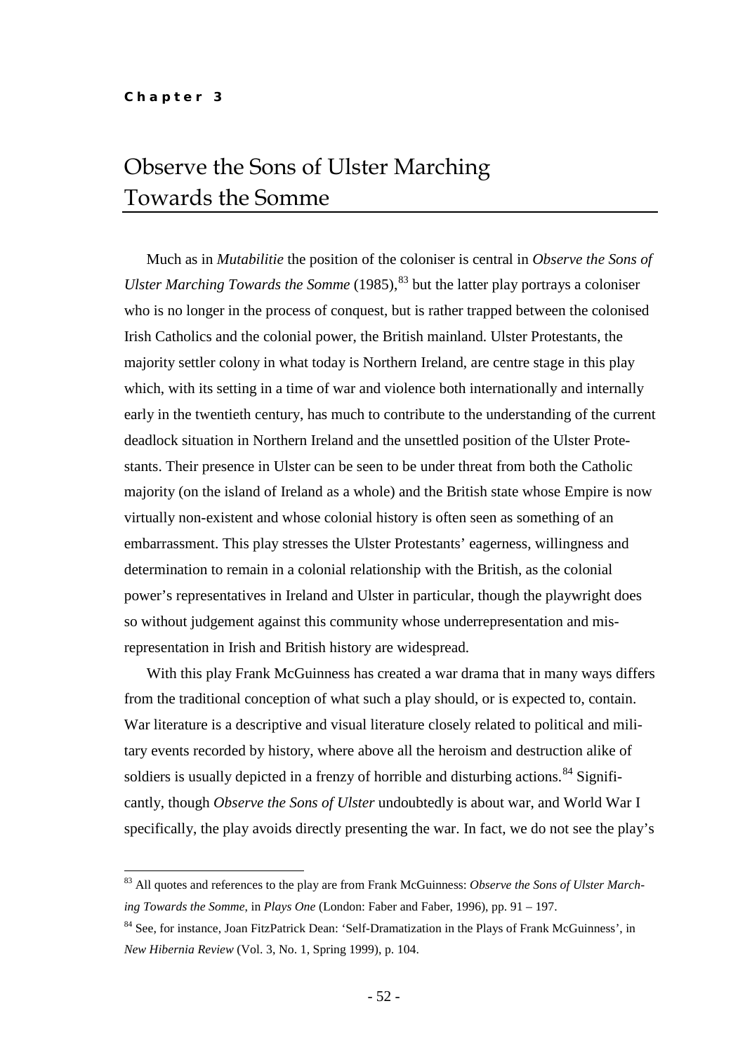**Chapter 3**

# Observe the Sons of Ulster Marching Towards the Somme

Much as in *Mutabilitie* the position of the coloniser is central in *Observe the Sons of Ulster Marching Towards the Somme* (1985),[83] but the latter play portrays a coloniser who is no longer in the process of conquest, but is rather trapped between the colonised Irish Catholics and the colonial power, the British mainland. Ulster Protestants, the majority settler colony in what today is Northern Ireland, are centre stage in this play which, with its setting in a time of war and violence both internationally and internally early in the twentieth century, has much to contribute to the understanding of the current deadlock situation in Northern Ireland and the unsettled position of the Ulster Protestants. Their presence in Ulster can be seen to be under threat from both the Catholic majority (on the island of Ireland as a whole) and the British state whose Empire is now virtually non-existent and whose colonial history is often seen as something of an embarrassment. This play stresses the Ulster Protestants' eagerness, willingness and determination to remain in a colonial relationship with the British, as the colonial power's representatives in Ireland and Ulster in particular, though the playwright does so without judgement against this community whose underrepresentation and misrepresentation in Irish and British history are widespread.

With this play Frank McGuinness has created a war drama that in many ways differs from the traditional conception of what such a play should, or is expected to, contain. War literature is a descriptive and visual literature closely related to political and military events recorded by history, where above all the heroism and destruction alike of soldiers is usually depicted in a frenzy of horrible and disturbing actions.[84] Significantly, though *Observe the Sons of Ulster* undoubtedly is about war, and World War I specifically, the play avoids directly presenting the war. In fact, we do not see the play's

---

[83] All quotes and references to the play are from Frank McGuinness: *Observe the Sons of Ulster Marching Towards the Somme*, in *Plays One* (London: Faber and Faber, 1996), pp. 91 – 197.

[84] See, for instance, Joan FitzPatrick Dean: 'Self-Dramatization in the Plays of Frank McGuinness', in *New Hibernia Review* (Vol. 3, No. 1, Spring 1999), p. 104.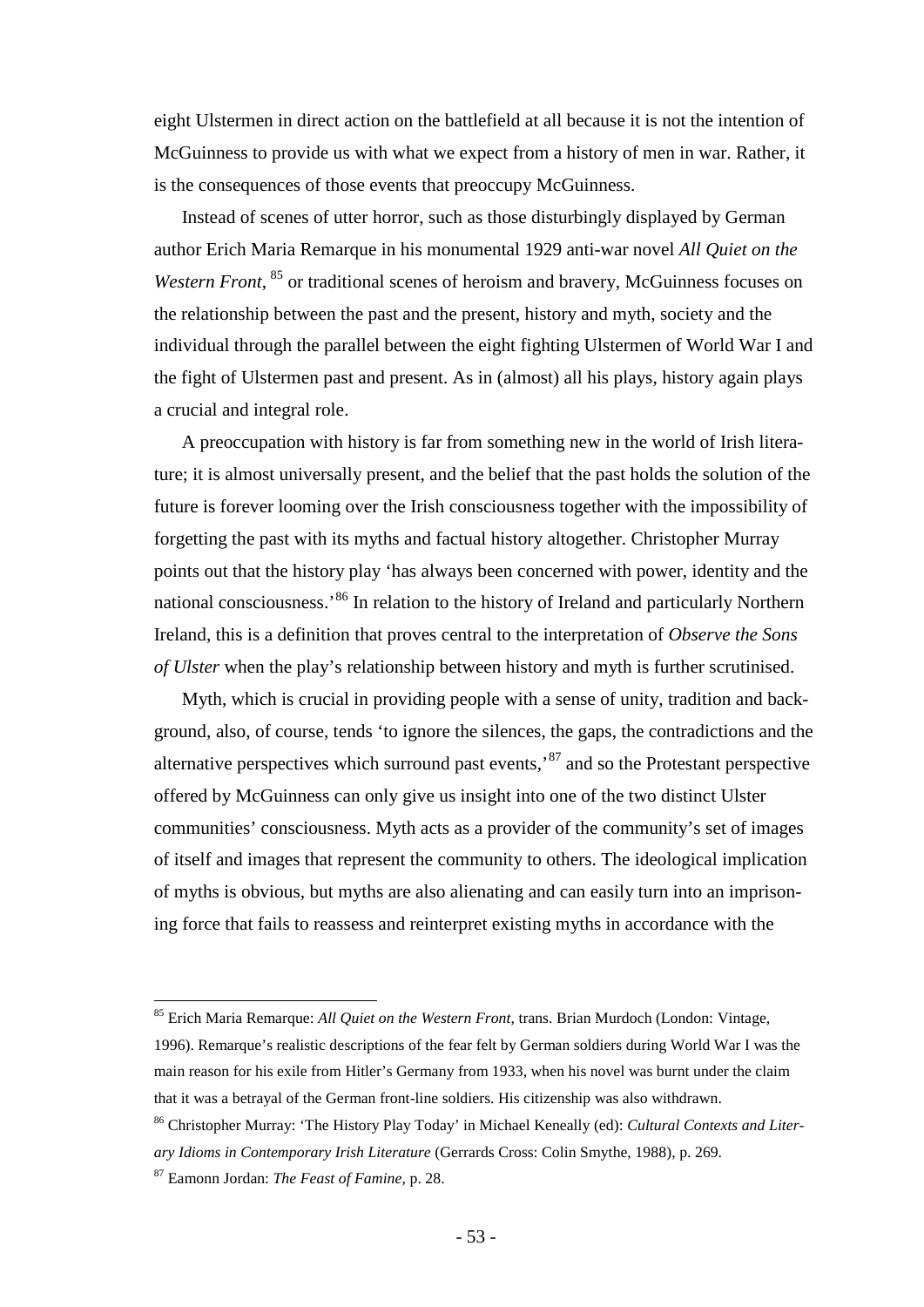eight Ulstermen in direct action on the battlefield at all because it is not the intention of McGuinness to provide us with what we expect from a history of men in war. Rather, it is the consequences of those events that preoccupy McGuinness.

Instead of scenes of utter horror, such as those disturbingly displayed by German author Erich Maria Remarque in his monumental 1929 anti-war novel *All Quiet on the Western Front*, [85] or traditional scenes of heroism and bravery, McGuinness focuses on the relationship between the past and the present, history and myth, society and the individual through the parallel between the eight fighting Ulstermen of World War I and the fight of Ulstermen past and present. As in (almost) all his plays, history again plays a crucial and integral role.

A preoccupation with history is far from something new in the world of Irish literature; it is almost universally present, and the belief that the past holds the solution of the future is forever looming over the Irish consciousness together with the impossibility of forgetting the past with its myths and factual history altogether. Christopher Murray points out that the history play 'has always been concerned with power, identity and the national consciousness.'[86] In relation to the history of Ireland and particularly Northern Ireland, this is a definition that proves central to the interpretation of *Observe the Sons of Ulster* when the play's relationship between history and myth is further scrutinised.

Myth, which is crucial in providing people with a sense of unity, tradition and background, also, of course, tends 'to ignore the silences, the gaps, the contradictions and the alternative perspectives which surround past events,'[87] and so the Protestant perspective offered by McGuinness can only give us insight into one of the two distinct Ulster communities' consciousness. Myth acts as a provider of the community's set of images of itself and images that represent the community to others. The ideological implication of myths is obvious, but myths are also alienating and can easily turn into an imprisoning force that fails to reassess and reinterpret existing myths in accordance with the

---

[85] Erich Maria Remarque: *All Quiet on the Western Front*, trans. Brian Murdoch (London: Vintage, 1996). Remarque's realistic descriptions of the fear felt by German soldiers during World War I was the main reason for his exile from Hitler's Germany from 1933, when his novel was burnt under the claim that it was a betrayal of the German front-line soldiers. His citizenship was also withdrawn.

[86] Christopher Murray: 'The History Play Today' in Michael Keneally (ed): *Cultural Contexts and Literary Idioms in Contemporary Irish Literature* (Gerrards Cross: Colin Smythe, 1988), p. 269.

[87] Eamonn Jordan: *The Feast of Famine*, p. 28.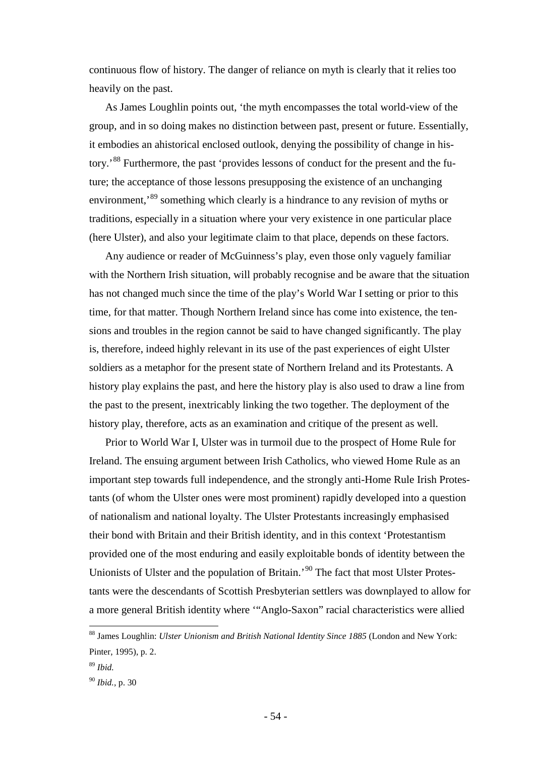continuous flow of history. The danger of reliance on myth is clearly that it relies too heavily on the past.

As James Loughlin points out, 'the myth encompasses the total world-view of the group, and in so doing makes no distinction between past, present or future. Essentially, it embodies an ahistorical enclosed outlook, denying the possibility of change in history.'[88] Furthermore, the past 'provides lessons of conduct for the present and the future; the acceptance of those lessons presupposing the existence of an unchanging environment,'[89] something which clearly is a hindrance to any revision of myths or traditions, especially in a situation where your very existence in one particular place (here Ulster), and also your legitimate claim to that place, depends on these factors.

Any audience or reader of McGuinness's play, even those only vaguely familiar with the Northern Irish situation, will probably recognise and be aware that the situation has not changed much since the time of the play's World War I setting or prior to this time, for that matter. Though Northern Ireland since has come into existence, the tensions and troubles in the region cannot be said to have changed significantly. The play is, therefore, indeed highly relevant in its use of the past experiences of eight Ulster soldiers as a metaphor for the present state of Northern Ireland and its Protestants. A history play explains the past, and here the history play is also used to draw a line from the past to the present, inextricably linking the two together. The deployment of the history play, therefore, acts as an examination and critique of the present as well.

Prior to World War I, Ulster was in turmoil due to the prospect of Home Rule for Ireland. The ensuing argument between Irish Catholics, who viewed Home Rule as an important step towards full independence, and the strongly anti-Home Rule Irish Protestants (of whom the Ulster ones were most prominent) rapidly developed into a question of nationalism and national loyalty. The Ulster Protestants increasingly emphasised their bond with Britain and their British identity, and in this context 'Protestantism provided one of the most enduring and easily exploitable bonds of identity between the Unionists of Ulster and the population of Britain.'[90] The fact that most Ulster Protestants were the descendants of Scottish Presbyterian settlers was downplayed to allow for a more general British identity where '"Anglo-Saxon" racial characteristics were allied

---

[88] James Loughlin: *Ulster Unionism and British National Identity Since 1885* (London and New York: Pinter, 1995), p. 2.

[89] *Ibid.*

[90] *Ibid.*, p. 30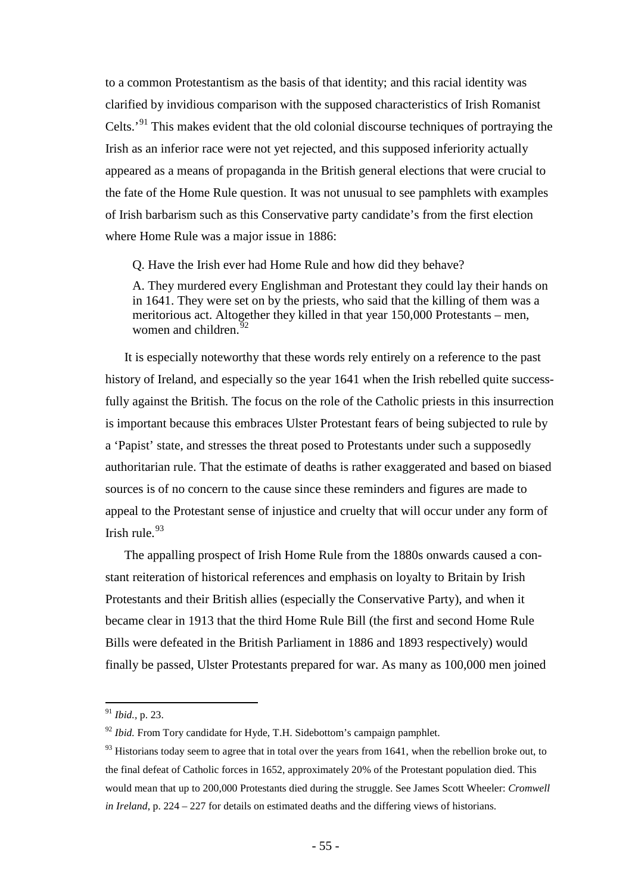to a common Protestantism as the basis of that identity; and this racial identity was clarified by invidious comparison with the supposed characteristics of Irish Romanist Celts.'[91] This makes evident that the old colonial discourse techniques of portraying the Irish as an inferior race were not yet rejected, and this supposed inferiority actually appeared as a means of propaganda in the British general elections that were crucial to the fate of the Home Rule question. It was not unusual to see pamphlets with examples of Irish barbarism such as this Conservative party candidate's from the first election where Home Rule was a major issue in 1886:

> Q. Have the Irish ever had Home Rule and how did they behave?
>
> A. They murdered every Englishman and Protestant they could lay their hands on in 1641. They were set on by the priests, who said that the killing of them was a meritorious act. Altogether they killed in that year 150,000 Protestants – men, women and children.[92]

It is especially noteworthy that these words rely entirely on a reference to the past history of Ireland, and especially so the year 1641 when the Irish rebelled quite successfully against the British. The focus on the role of the Catholic priests in this insurrection is important because this embraces Ulster Protestant fears of being subjected to rule by a 'Papist' state, and stresses the threat posed to Protestants under such a supposedly authoritarian rule. That the estimate of deaths is rather exaggerated and based on biased sources is of no concern to the cause since these reminders and figures are made to appeal to the Protestant sense of injustice and cruelty that will occur under any form of Irish rule.[93]

The appalling prospect of Irish Home Rule from the 1880s onwards caused a constant reiteration of historical references and emphasis on loyalty to Britain by Irish Protestants and their British allies (especially the Conservative Party), and when it became clear in 1913 that the third Home Rule Bill (the first and second Home Rule Bills were defeated in the British Parliament in 1886 and 1893 respectively) would finally be passed, Ulster Protestants prepared for war. As many as 100,000 men joined

---

[91] *Ibid.*, p. 23.

[92] *Ibid.* From Tory candidate for Hyde, T.H. Sidebottom's campaign pamphlet.

[93] Historians today seem to agree that in total over the years from 1641, when the rebellion broke out, to the final defeat of Catholic forces in 1652, approximately 20% of the Protestant population died. This would mean that up to 200,000 Protestants died during the struggle. See James Scott Wheeler: *Cromwell in Ireland*, p. 224 – 227 for details on estimated deaths and the differing views of historians.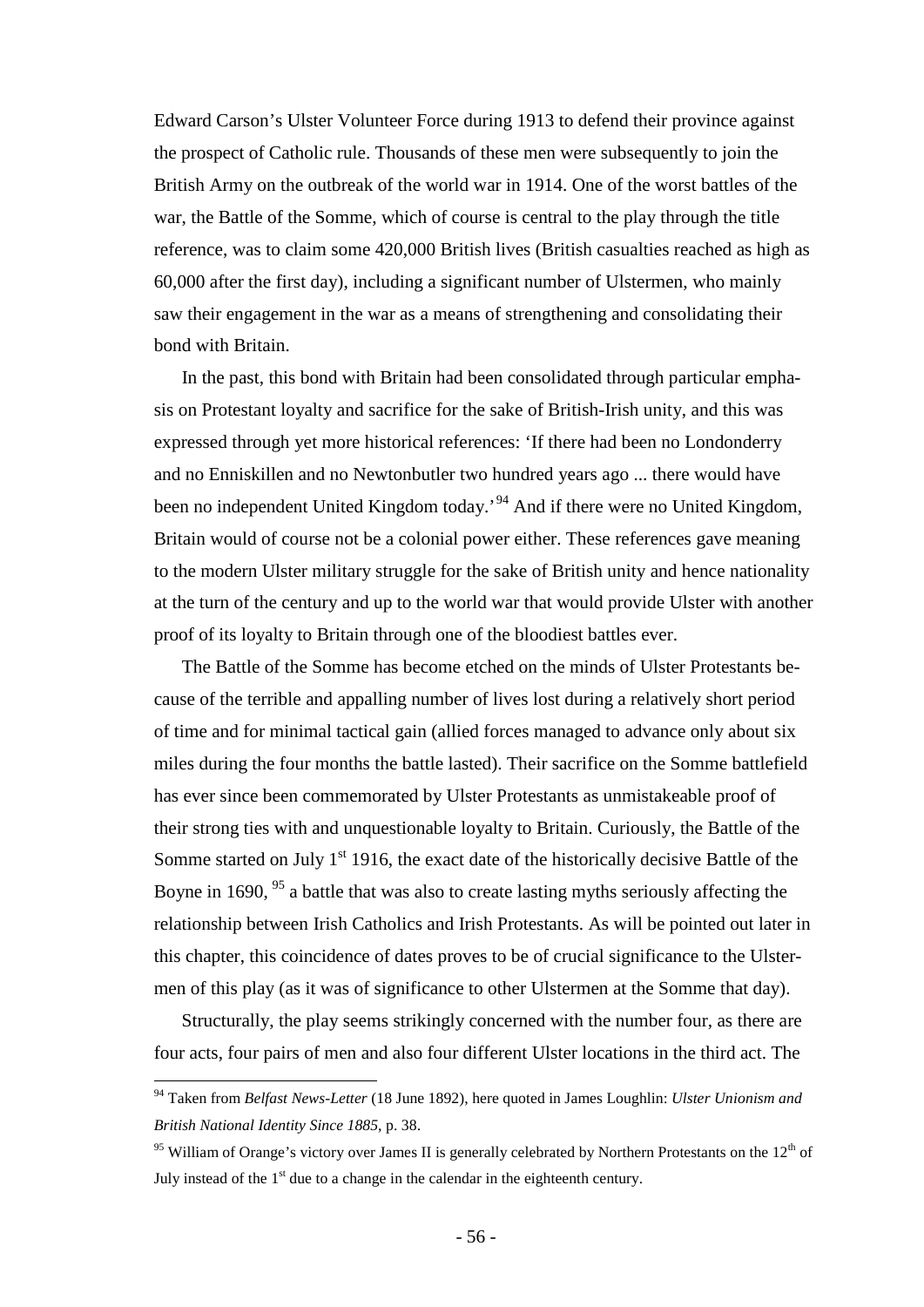Edward Carson's Ulster Volunteer Force during 1913 to defend their province against the prospect of Catholic rule. Thousands of these men were subsequently to join the British Army on the outbreak of the world war in 1914. One of the worst battles of the war, the Battle of the Somme, which of course is central to the play through the title reference, was to claim some 420,000 British lives (British casualties reached as high as 60,000 after the first day), including a significant number of Ulstermen, who mainly saw their engagement in the war as a means of strengthening and consolidating their bond with Britain.

In the past, this bond with Britain had been consolidated through particular emphasis on Protestant loyalty and sacrifice for the sake of British-Irish unity, and this was expressed through yet more historical references: 'If there had been no Londonderry and no Enniskillen and no Newtonbutler two hundred years ago ... there would have been no independent United Kingdom today.'[94] And if there were no United Kingdom, Britain would of course not be a colonial power either. These references gave meaning to the modern Ulster military struggle for the sake of British unity and hence nationality at the turn of the century and up to the world war that would provide Ulster with another proof of its loyalty to Britain through one of the bloodiest battles ever.

The Battle of the Somme has become etched on the minds of Ulster Protestants because of the terrible and appalling number of lives lost during a relatively short period of time and for minimal tactical gain (allied forces managed to advance only about six miles during the four months the battle lasted). Their sacrifice on the Somme battlefield has ever since been commemorated by Ulster Protestants as unmistakeable proof of their strong ties with and unquestionable loyalty to Britain. Curiously, the Battle of the Somme started on July 1st 1916, the exact date of the historically decisive Battle of the Boyne in 1690, [95] a battle that was also to create lasting myths seriously affecting the relationship between Irish Catholics and Irish Protestants. As will be pointed out later in this chapter, this coincidence of dates proves to be of crucial significance to the Ulstermen of this play (as it was of significance to other Ulstermen at the Somme that day).

Structurally, the play seems strikingly concerned with the number four, as there are four acts, four pairs of men and also four different Ulster locations in the third act. The

---

[94] Taken from *Belfast News-Letter* (18 June 1892), here quoted in James Loughlin: *Ulster Unionism and British National Identity Since 1885*, p. 38.

[95] William of Orange's victory over James II is generally celebrated by Northern Protestants on the 12th of July instead of the 1st due to a change in the calendar in the eighteenth century.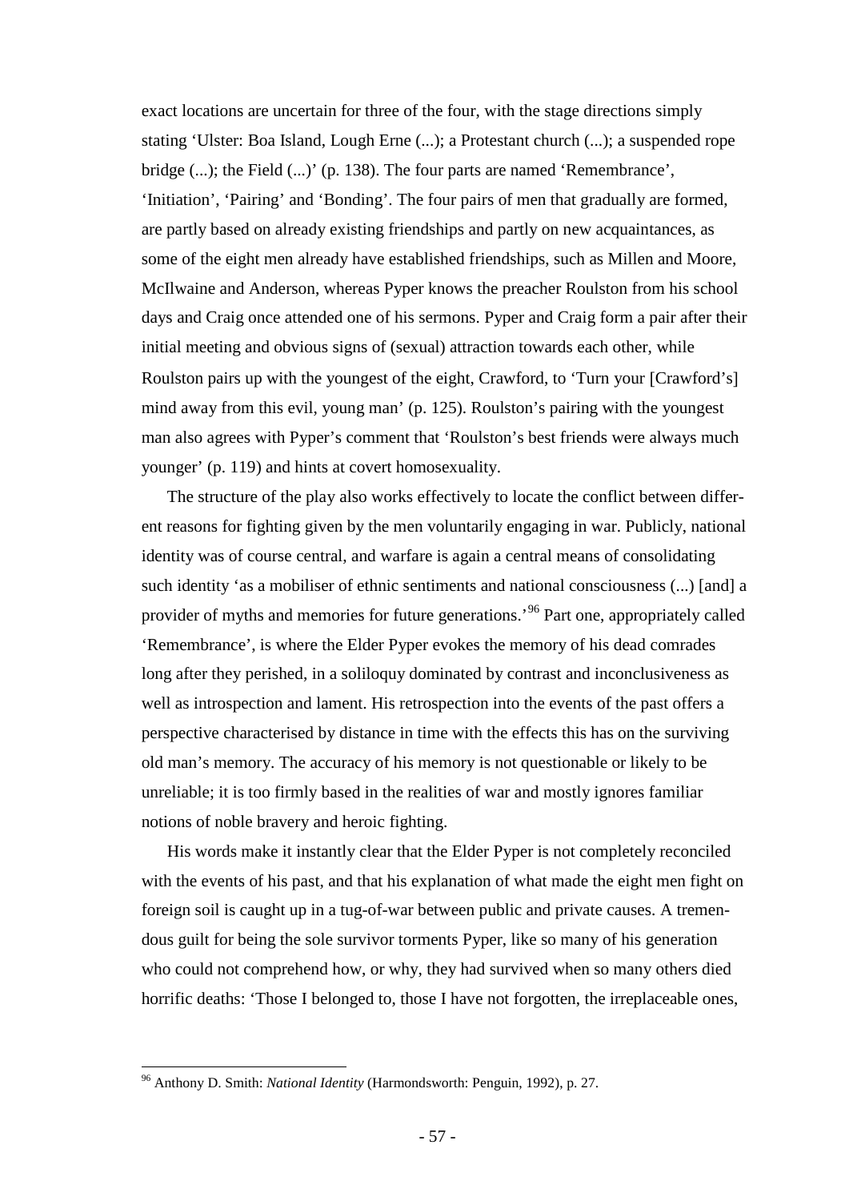exact locations are uncertain for three of the four, with the stage directions simply stating 'Ulster: Boa Island, Lough Erne (...); a Protestant church (...); a suspended rope bridge (...); the Field (...)' (p. 138). The four parts are named 'Remembrance', 'Initiation', 'Pairing' and 'Bonding'. The four pairs of men that gradually are formed, are partly based on already existing friendships and partly on new acquaintances, as some of the eight men already have established friendships, such as Millen and Moore, McIlwaine and Anderson, whereas Pyper knows the preacher Roulston from his school days and Craig once attended one of his sermons. Pyper and Craig form a pair after their initial meeting and obvious signs of (sexual) attraction towards each other, while Roulston pairs up with the youngest of the eight, Crawford, to 'Turn your [Crawford's] mind away from this evil, young man' (p. 125). Roulston's pairing with the youngest man also agrees with Pyper's comment that 'Roulston's best friends were always much younger' (p. 119) and hints at covert homosexuality.

The structure of the play also works effectively to locate the conflict between different reasons for fighting given by the men voluntarily engaging in war. Publicly, national identity was of course central, and warfare is again a central means of consolidating such identity 'as a mobiliser of ethnic sentiments and national consciousness (...) [and] a provider of myths and memories for future generations.'[96] Part one, appropriately called 'Remembrance', is where the Elder Pyper evokes the memory of his dead comrades long after they perished, in a soliloquy dominated by contrast and inconclusiveness as well as introspection and lament. His retrospection into the events of the past offers a perspective characterised by distance in time with the effects this has on the surviving old man's memory. The accuracy of his memory is not questionable or likely to be unreliable; it is too firmly based in the realities of war and mostly ignores familiar notions of noble bravery and heroic fighting.

His words make it instantly clear that the Elder Pyper is not completely reconciled with the events of his past, and that his explanation of what made the eight men fight on foreign soil is caught up in a tug-of-war between public and private causes. A tremendous guilt for being the sole survivor torments Pyper, like so many of his generation who could not comprehend how, or why, they had survived when so many others died horrific deaths: 'Those I belonged to, those I have not forgotten, the irreplaceable ones,

---

[96] Anthony D. Smith: *National Identity* (Harmondsworth: Penguin, 1992), p. 27.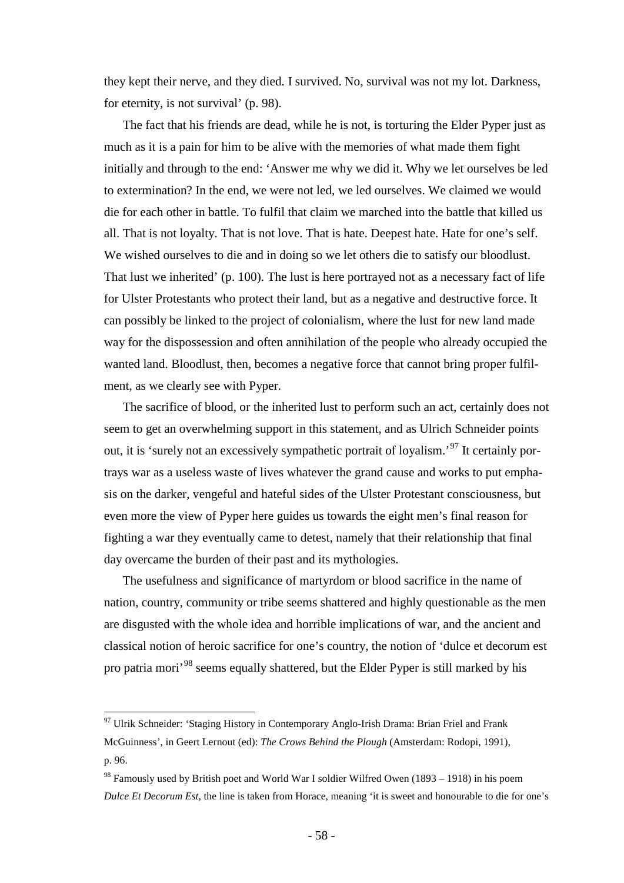they kept their nerve, and they died. I survived. No, survival was not my lot. Darkness, for eternity, is not survival' (p. 98).

The fact that his friends are dead, while he is not, is torturing the Elder Pyper just as much as it is a pain for him to be alive with the memories of what made them fight initially and through to the end: 'Answer me why we did it. Why we let ourselves be led to extermination? In the end, we were not led, we led ourselves. We claimed we would die for each other in battle. To fulfil that claim we marched into the battle that killed us all. That is not loyalty. That is not love. That is hate. Deepest hate. Hate for one's self. We wished ourselves to die and in doing so we let others die to satisfy our bloodlust. That lust we inherited' (p. 100). The lust is here portrayed not as a necessary fact of life for Ulster Protestants who protect their land, but as a negative and destructive force. It can possibly be linked to the project of colonialism, where the lust for new land made way for the dispossession and often annihilation of the people who already occupied the wanted land. Bloodlust, then, becomes a negative force that cannot bring proper fulfilment, as we clearly see with Pyper.

The sacrifice of blood, or the inherited lust to perform such an act, certainly does not seem to get an overwhelming support in this statement, and as Ulrich Schneider points out, it is 'surely not an excessively sympathetic portrait of loyalism.'[97] It certainly portrays war as a useless waste of lives whatever the grand cause and works to put emphasis on the darker, vengeful and hateful sides of the Ulster Protestant consciousness, but even more the view of Pyper here guides us towards the eight men's final reason for fighting a war they eventually came to detest, namely that their relationship that final day overcame the burden of their past and its mythologies.

The usefulness and significance of martyrdom or blood sacrifice in the name of nation, country, community or tribe seems shattered and highly questionable as the men are disgusted with the whole idea and horrible implications of war, and the ancient and classical notion of heroic sacrifice for one's country, the notion of 'dulce et decorum est pro patria mori'[98] seems equally shattered, but the Elder Pyper is still marked by his

---

[97] Ulrik Schneider: 'Staging History in Contemporary Anglo-Irish Drama: Brian Friel and Frank McGuinness', in Geert Lernout (ed): *The Crows Behind the Plough* (Amsterdam: Rodopi, 1991), p. 96.

[98] Famously used by British poet and World War I soldier Wilfred Owen (1893 – 1918) in his poem *Dulce Et Decorum Est*, the line is taken from Horace, meaning 'it is sweet and honourable to die for one's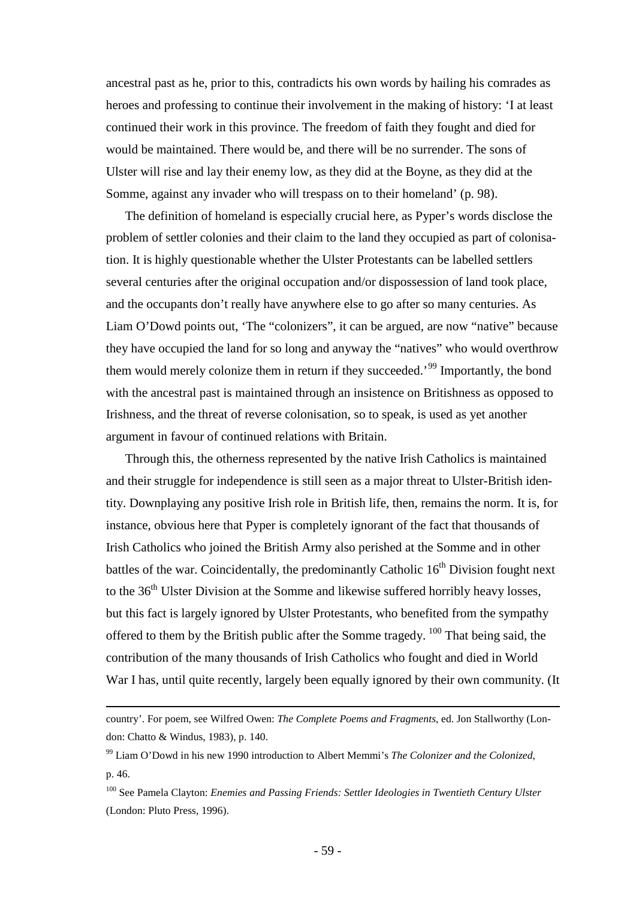ancestral past as he, prior to this, contradicts his own words by hailing his comrades as heroes and professing to continue their involvement in the making of history: 'I at least continued their work in this province. The freedom of faith they fought and died for would be maintained. There would be, and there will be no surrender. The sons of Ulster will rise and lay their enemy low, as they did at the Boyne, as they did at the Somme, against any invader who will trespass on to their homeland' (p. 98).

The definition of homeland is especially crucial here, as Pyper's words disclose the problem of settler colonies and their claim to the land they occupied as part of colonisation. It is highly questionable whether the Ulster Protestants can be labelled settlers several centuries after the original occupation and/or dispossession of land took place, and the occupants don't really have anywhere else to go after so many centuries. As Liam O'Dowd points out, 'The "colonizers", it can be argued, are now "native" because they have occupied the land for so long and anyway the "natives" who would overthrow them would merely colonize them in return if they succeeded.'[99] Importantly, the bond with the ancestral past is maintained through an insistence on Britishness as opposed to Irishness, and the threat of reverse colonisation, so to speak, is used as yet another argument in favour of continued relations with Britain.

Through this, the otherness represented by the native Irish Catholics is maintained and their struggle for independence is still seen as a major threat to Ulster-British identity. Downplaying any positive Irish role in British life, then, remains the norm. It is, for instance, obvious here that Pyper is completely ignorant of the fact that thousands of Irish Catholics who joined the British Army also perished at the Somme and in other battles of the war. Coincidentally, the predominantly Catholic 16th Division fought next to the 36th Ulster Division at the Somme and likewise suffered horribly heavy losses, but this fact is largely ignored by Ulster Protestants, who benefited from the sympathy offered to them by the British public after the Somme tragedy.[100] That being said, the contribution of the many thousands of Irish Catholics who fought and died in World War I has, until quite recently, largely been equally ignored by their own community. (It

---

country'. For poem, see Wilfred Owen: *The Complete Poems and Fragments*, ed. Jon Stallworthy (London: Chatto & Windus, 1983), p. 140.

[99] Liam O'Dowd in his new 1990 introduction to Albert Memmi's *The Colonizer and the Colonized*, p. 46.

[100] See Pamela Clayton: *Enemies and Passing Friends: Settler Ideologies in Twentieth Century Ulster* (London: Pluto Press, 1996).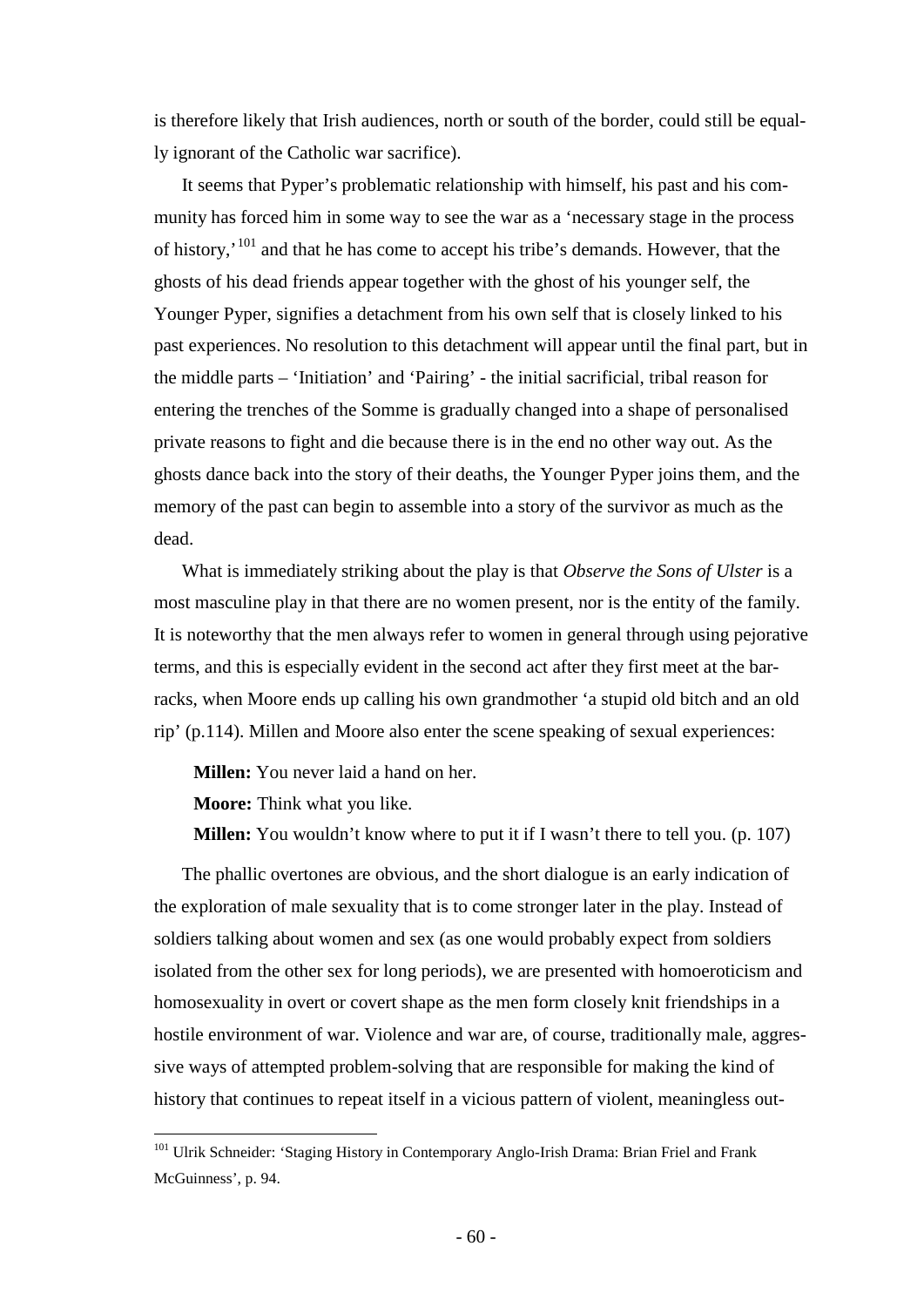is therefore likely that Irish audiences, north or south of the border, could still be equally ignorant of the Catholic war sacrifice).

It seems that Pyper's problematic relationship with himself, his past and his community has forced him in some way to see the war as a 'necessary stage in the process of history,'[101] and that he has come to accept his tribe's demands. However, that the ghosts of his dead friends appear together with the ghost of his younger self, the Younger Pyper, signifies a detachment from his own self that is closely linked to his past experiences. No resolution to this detachment will appear until the final part, but in the middle parts – 'Initiation' and 'Pairing' - the initial sacrificial, tribal reason for entering the trenches of the Somme is gradually changed into a shape of personalised private reasons to fight and die because there is in the end no other way out. As the ghosts dance back into the story of their deaths, the Younger Pyper joins them, and the memory of the past can begin to assemble into a story of the survivor as much as the dead.

What is immediately striking about the play is that *Observe the Sons of Ulster* is a most masculine play in that there are no women present, nor is the entity of the family. It is noteworthy that the men always refer to women in general through using pejorative terms, and this is especially evident in the second act after they first meet at the barracks, when Moore ends up calling his own grandmother 'a stupid old bitch and an old rip' (p.114). Millen and Moore also enter the scene speaking of sexual experiences:

> **Millen:** You never laid a hand on her.
>
> **Moore:** Think what you like.
>
> **Millen:** You wouldn't know where to put it if I wasn't there to tell you. (p. 107)

The phallic overtones are obvious, and the short dialogue is an early indication of the exploration of male sexuality that is to come stronger later in the play. Instead of soldiers talking about women and sex (as one would probably expect from soldiers isolated from the other sex for long periods), we are presented with homoeroticism and homosexuality in overt or covert shape as the men form closely knit friendships in a hostile environment of war. Violence and war are, of course, traditionally male, aggressive ways of attempted problem-solving that are responsible for making the kind of history that continues to repeat itself in a vicious pattern of violent, meaningless out-

---

[101] Ulrik Schneider: 'Staging History in Contemporary Anglo-Irish Drama: Brian Friel and Frank McGuinness', p. 94.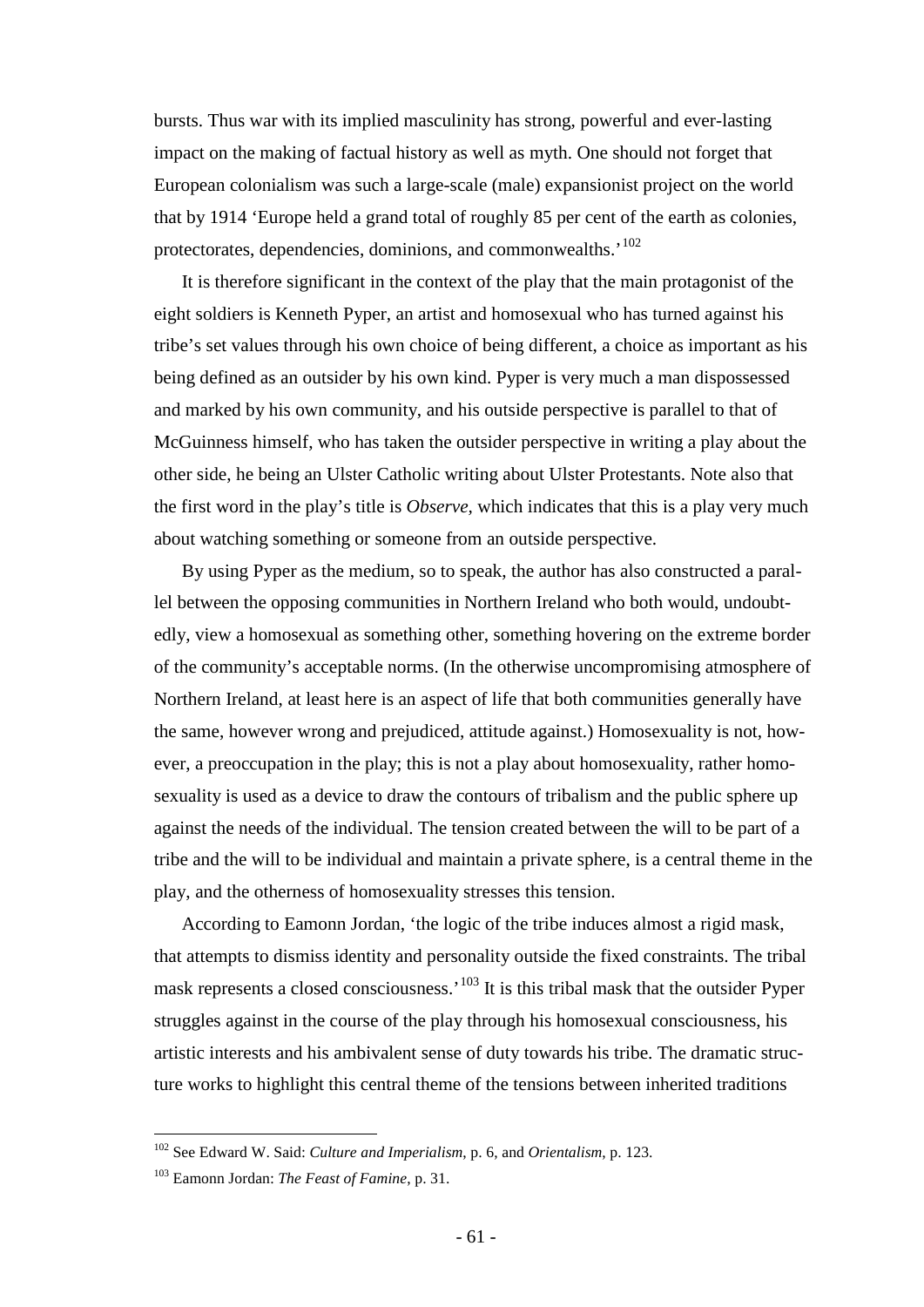bursts. Thus war with its implied masculinity has strong, powerful and ever-lasting impact on the making of factual history as well as myth. One should not forget that European colonialism was such a large-scale (male) expansionist project on the world that by 1914 'Europe held a grand total of roughly 85 per cent of the earth as colonies, protectorates, dependencies, dominions, and commonwealths.'[102]

It is therefore significant in the context of the play that the main protagonist of the eight soldiers is Kenneth Pyper, an artist and homosexual who has turned against his tribe's set values through his own choice of being different, a choice as important as his being defined as an outsider by his own kind. Pyper is very much a man dispossessed and marked by his own community, and his outside perspective is parallel to that of McGuinness himself, who has taken the outsider perspective in writing a play about the other side, he being an Ulster Catholic writing about Ulster Protestants. Note also that the first word in the play's title is *Observe*, which indicates that this is a play very much about watching something or someone from an outside perspective.

By using Pyper as the medium, so to speak, the author has also constructed a parallel between the opposing communities in Northern Ireland who both would, undoubtedly, view a homosexual as something other, something hovering on the extreme border of the community's acceptable norms. (In the otherwise uncompromising atmosphere of Northern Ireland, at least here is an aspect of life that both communities generally have the same, however wrong and prejudiced, attitude against.) Homosexuality is not, however, a preoccupation in the play; this is not a play about homosexuality, rather homosexuality is used as a device to draw the contours of tribalism and the public sphere up against the needs of the individual. The tension created between the will to be part of a tribe and the will to be individual and maintain a private sphere, is a central theme in the play, and the otherness of homosexuality stresses this tension.

According to Eamonn Jordan, 'the logic of the tribe induces almost a rigid mask, that attempts to dismiss identity and personality outside the fixed constraints. The tribal mask represents a closed consciousness.'[103] It is this tribal mask that the outsider Pyper struggles against in the course of the play through his homosexual consciousness, his artistic interests and his ambivalent sense of duty towards his tribe. The dramatic structure works to highlight this central theme of the tensions between inherited traditions

---

[102] See Edward W. Said: *Culture and Imperialism*, p. 6, and *Orientalism*, p. 123.

[103] Eamonn Jordan: *The Feast of Famine*, p. 31.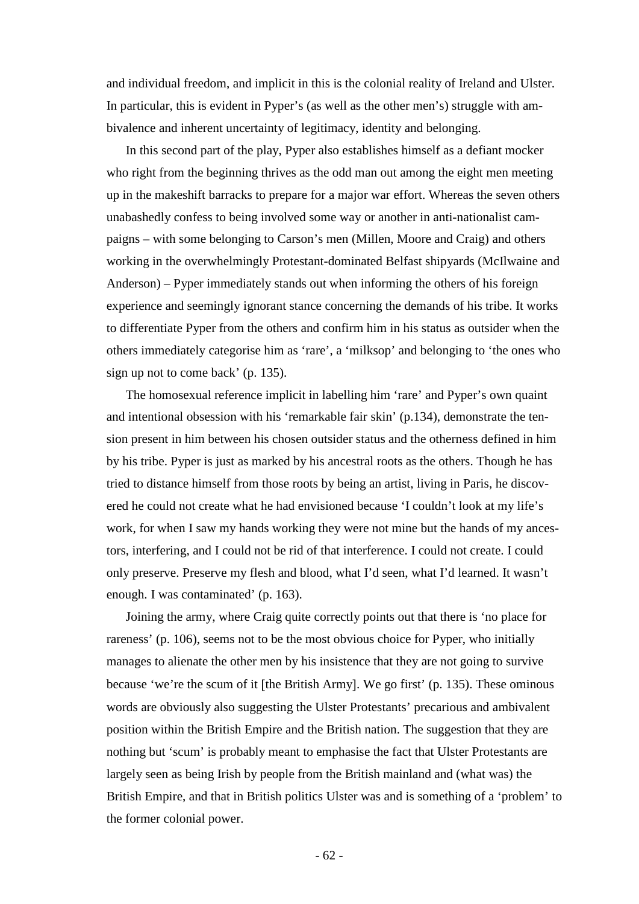and individual freedom, and implicit in this is the colonial reality of Ireland and Ulster. In particular, this is evident in Pyper's (as well as the other men's) struggle with ambivalence and inherent uncertainty of legitimacy, identity and belonging.

In this second part of the play, Pyper also establishes himself as a defiant mocker who right from the beginning thrives as the odd man out among the eight men meeting up in the makeshift barracks to prepare for a major war effort. Whereas the seven others unabashedly confess to being involved some way or another in anti-nationalist campaigns – with some belonging to Carson's men (Millen, Moore and Craig) and others working in the overwhelmingly Protestant-dominated Belfast shipyards (McIlwaine and Anderson) – Pyper immediately stands out when informing the others of his foreign experience and seemingly ignorant stance concerning the demands of his tribe. It works to differentiate Pyper from the others and confirm him in his status as outsider when the others immediately categorise him as 'rare', a 'milksop' and belonging to 'the ones who sign up not to come back' (p. 135).

The homosexual reference implicit in labelling him 'rare' and Pyper's own quaint and intentional obsession with his 'remarkable fair skin' (p.134), demonstrate the tension present in him between his chosen outsider status and the otherness defined in him by his tribe. Pyper is just as marked by his ancestral roots as the others. Though he has tried to distance himself from those roots by being an artist, living in Paris, he discovered he could not create what he had envisioned because 'I couldn't look at my life's work, for when I saw my hands working they were not mine but the hands of my ancestors, interfering, and I could not be rid of that interference. I could not create. I could only preserve. Preserve my flesh and blood, what I'd seen, what I'd learned. It wasn't enough. I was contaminated' (p. 163).

Joining the army, where Craig quite correctly points out that there is 'no place for rareness' (p. 106), seems not to be the most obvious choice for Pyper, who initially manages to alienate the other men by his insistence that they are not going to survive because 'we're the scum of it [the British Army]. We go first' (p. 135). These ominous words are obviously also suggesting the Ulster Protestants' precarious and ambivalent position within the British Empire and the British nation. The suggestion that they are nothing but 'scum' is probably meant to emphasise the fact that Ulster Protestants are largely seen as being Irish by people from the British mainland and (what was) the British Empire, and that in British politics Ulster was and is something of a 'problem' to the former colonial power.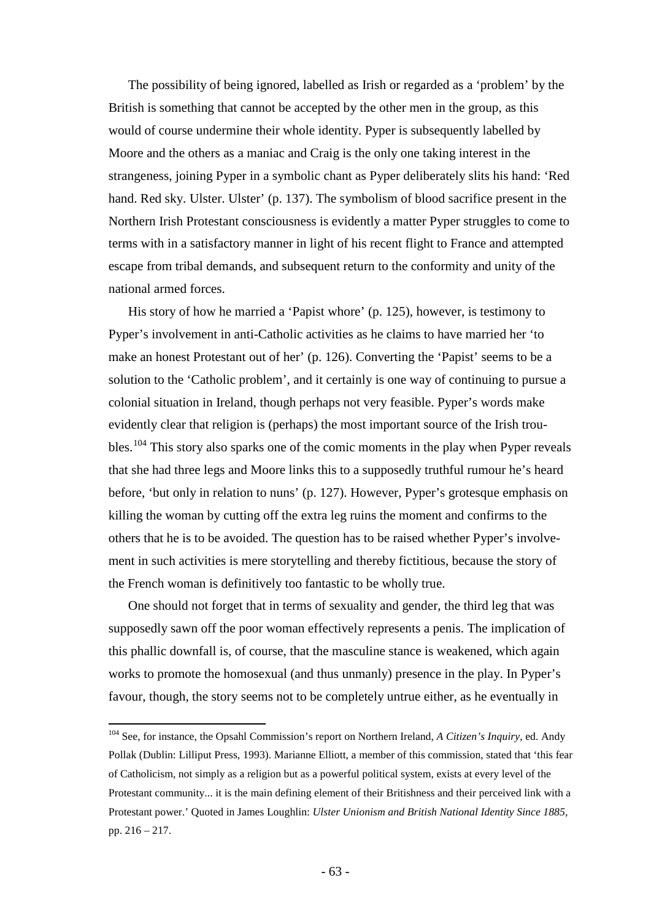The possibility of being ignored, labelled as Irish or regarded as a 'problem' by the British is something that cannot be accepted by the other men in the group, as this would of course undermine their whole identity. Pyper is subsequently labelled by Moore and the others as a maniac and Craig is the only one taking interest in the strangeness, joining Pyper in a symbolic chant as Pyper deliberately slits his hand: 'Red hand. Red sky. Ulster. Ulster' (p. 137). The symbolism of blood sacrifice present in the Northern Irish Protestant consciousness is evidently a matter Pyper struggles to come to terms with in a satisfactory manner in light of his recent flight to France and attempted escape from tribal demands, and subsequent return to the conformity and unity of the national armed forces.

His story of how he married a 'Papist whore' (p. 125), however, is testimony to Pyper's involvement in anti-Catholic activities as he claims to have married her 'to make an honest Protestant out of her' (p. 126). Converting the 'Papist' seems to be a solution to the 'Catholic problem', and it certainly is one way of continuing to pursue a colonial situation in Ireland, though perhaps not very feasible. Pyper's words make evidently clear that religion is (perhaps) the most important source of the Irish troubles.[104] This story also sparks one of the comic moments in the play when Pyper reveals that she had three legs and Moore links this to a supposedly truthful rumour he's heard before, 'but only in relation to nuns' (p. 127). However, Pyper's grotesque emphasis on killing the woman by cutting off the extra leg ruins the moment and confirms to the others that he is to be avoided. The question has to be raised whether Pyper's involvement in such activities is mere storytelling and thereby fictitious, because the story of the French woman is definitively too fantastic to be wholly true.

One should not forget that in terms of sexuality and gender, the third leg that was supposedly sawn off the poor woman effectively represents a penis. The implication of this phallic downfall is, of course, that the masculine stance is weakened, which again works to promote the homosexual (and thus unmanly) presence in the play. In Pyper's favour, though, the story seems not to be completely untrue either, as he eventually in

---

[104] See, for instance, the Opsahl Commission's report on Northern Ireland, *A Citizen's Inquiry*, ed. Andy Pollak (Dublin: Lilliput Press, 1993). Marianne Elliott, a member of this commission, stated that 'this fear of Catholicism, not simply as a religion but as a powerful political system, exists at every level of the Protestant community... it is the main defining element of their Britishness and their perceived link with a Protestant power.' Quoted in James Loughlin: *Ulster Unionism and British National Identity Since 1885*, pp. 216 – 217.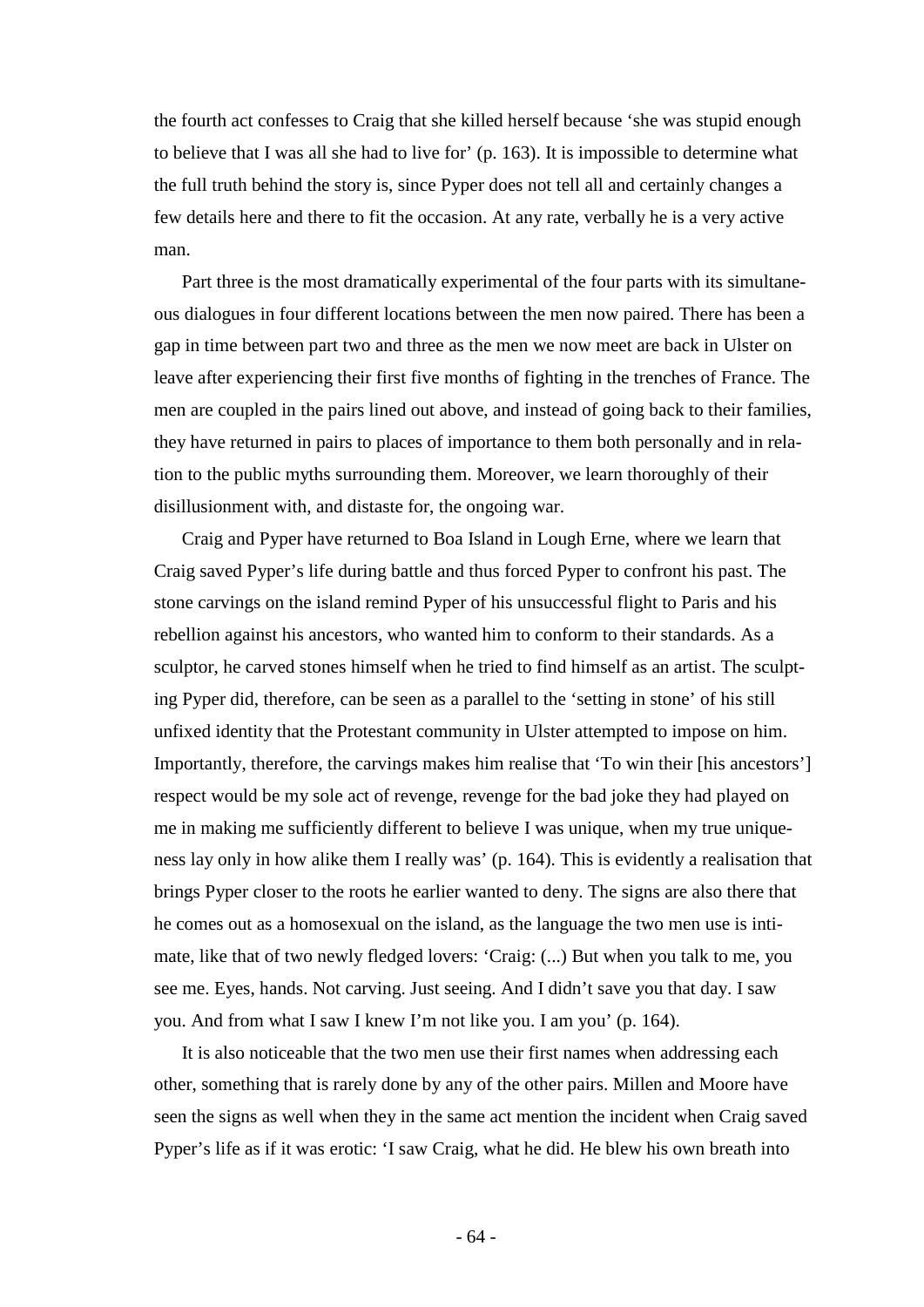the fourth act confesses to Craig that she killed herself because 'she was stupid enough to believe that I was all she had to live for' (p. 163). It is impossible to determine what the full truth behind the story is, since Pyper does not tell all and certainly changes a few details here and there to fit the occasion. At any rate, verbally he is a very active man.

Part three is the most dramatically experimental of the four parts with its simultaneous dialogues in four different locations between the men now paired. There has been a gap in time between part two and three as the men we now meet are back in Ulster on leave after experiencing their first five months of fighting in the trenches of France. The men are coupled in the pairs lined out above, and instead of going back to their families, they have returned in pairs to places of importance to them both personally and in relation to the public myths surrounding them. Moreover, we learn thoroughly of their disillusionment with, and distaste for, the ongoing war.

Craig and Pyper have returned to Boa Island in Lough Erne, where we learn that Craig saved Pyper's life during battle and thus forced Pyper to confront his past. The stone carvings on the island remind Pyper of his unsuccessful flight to Paris and his rebellion against his ancestors, who wanted him to conform to their standards. As a sculptor, he carved stones himself when he tried to find himself as an artist. The sculpting Pyper did, therefore, can be seen as a parallel to the 'setting in stone' of his still unfixed identity that the Protestant community in Ulster attempted to impose on him. Importantly, therefore, the carvings makes him realise that 'To win their [his ancestors'] respect would be my sole act of revenge, revenge for the bad joke they had played on me in making me sufficiently different to believe I was unique, when my true uniqueness lay only in how alike them I really was' (p. 164). This is evidently a realisation that brings Pyper closer to the roots he earlier wanted to deny. The signs are also there that he comes out as a homosexual on the island, as the language the two men use is intimate, like that of two newly fledged lovers: 'Craig: (...) But when you talk to me, you see me. Eyes, hands. Not carving. Just seeing. And I didn't save you that day. I saw you. And from what I saw I knew I'm not like you. I am you' (p. 164).

It is also noticeable that the two men use their first names when addressing each other, something that is rarely done by any of the other pairs. Millen and Moore have seen the signs as well when they in the same act mention the incident when Craig saved Pyper's life as if it was erotic: 'I saw Craig, what he did. He blew his own breath into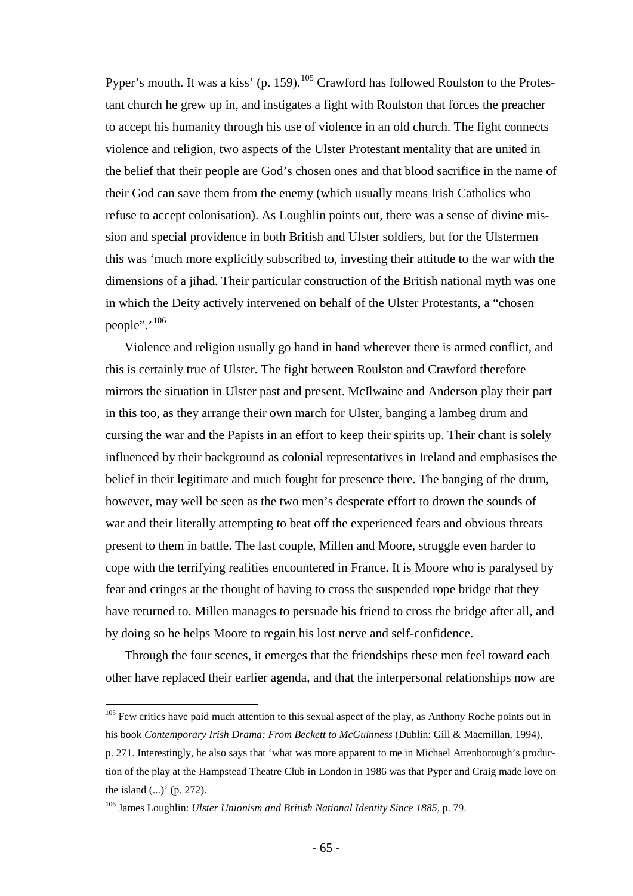Pyper's mouth. It was a kiss' (p. 159).[105] Crawford has followed Roulston to the Protestant church he grew up in, and instigates a fight with Roulston that forces the preacher to accept his humanity through his use of violence in an old church. The fight connects violence and religion, two aspects of the Ulster Protestant mentality that are united in the belief that their people are God's chosen ones and that blood sacrifice in the name of their God can save them from the enemy (which usually means Irish Catholics who refuse to accept colonisation). As Loughlin points out, there was a sense of divine mission and special providence in both British and Ulster soldiers, but for the Ulstermen this was 'much more explicitly subscribed to, investing their attitude to the war with the dimensions of a jihad. Their particular construction of the British national myth was one in which the Deity actively intervened on behalf of the Ulster Protestants, a "chosen people".'[106]

Violence and religion usually go hand in hand wherever there is armed conflict, and this is certainly true of Ulster. The fight between Roulston and Crawford therefore mirrors the situation in Ulster past and present. McIlwaine and Anderson play their part in this too, as they arrange their own march for Ulster, banging a lambeg drum and cursing the war and the Papists in an effort to keep their spirits up. Their chant is solely influenced by their background as colonial representatives in Ireland and emphasises the belief in their legitimate and much fought for presence there. The banging of the drum, however, may well be seen as the two men's desperate effort to drown the sounds of war and their literally attempting to beat off the experienced fears and obvious threats present to them in battle. The last couple, Millen and Moore, struggle even harder to cope with the terrifying realities encountered in France. It is Moore who is paralysed by fear and cringes at the thought of having to cross the suspended rope bridge that they have returned to. Millen manages to persuade his friend to cross the bridge after all, and by doing so he helps Moore to regain his lost nerve and self-confidence.

Through the four scenes, it emerges that the friendships these men feel toward each other have replaced their earlier agenda, and that the interpersonal relationships now are

---

[105] Few critics have paid much attention to this sexual aspect of the play, as Anthony Roche points out in his book *Contemporary Irish Drama: From Beckett to McGuinness* (Dublin: Gill & Macmillan, 1994), p. 271. Interestingly, he also says that 'what was more apparent to me in Michael Attenborough's production of the play at the Hampstead Theatre Club in London in 1986 was that Pyper and Craig made love on the island (...)' (p. 272).

[106] James Loughlin: *Ulster Unionism and British National Identity Since 1885*, p. 79.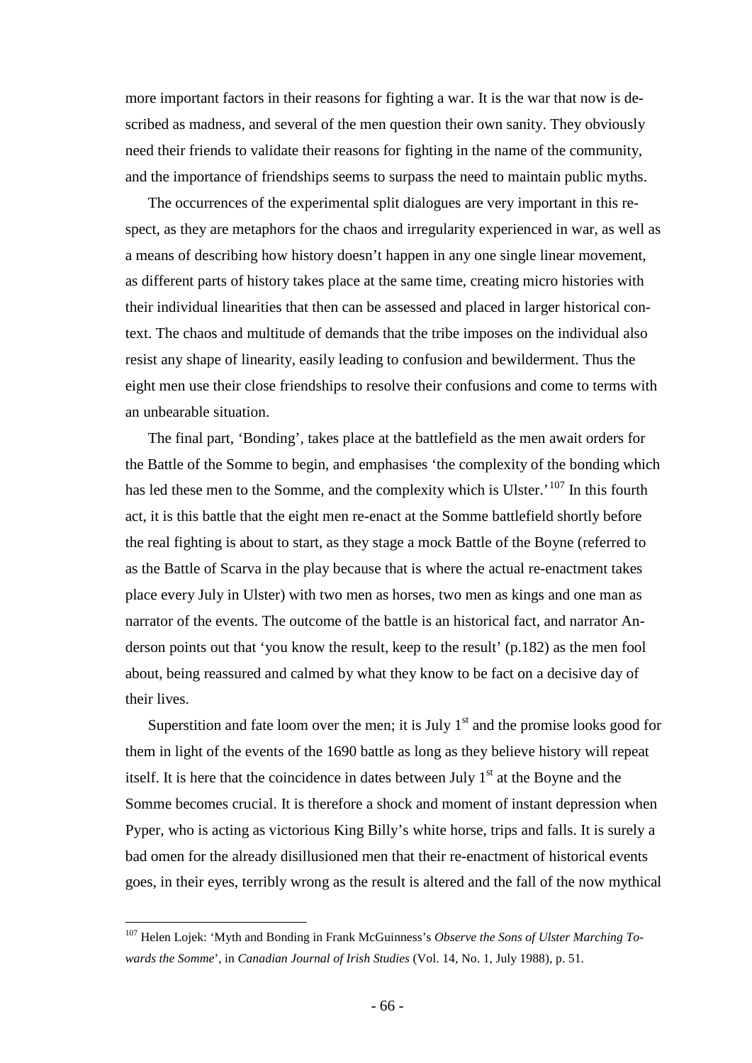more important factors in their reasons for fighting a war. It is the war that now is described as madness, and several of the men question their own sanity. They obviously need their friends to validate their reasons for fighting in the name of the community, and the importance of friendships seems to surpass the need to maintain public myths.

The occurrences of the experimental split dialogues are very important in this respect, as they are metaphors for the chaos and irregularity experienced in war, as well as a means of describing how history doesn't happen in any one single linear movement, as different parts of history takes place at the same time, creating micro histories with their individual linearities that then can be assessed and placed in larger historical context. The chaos and multitude of demands that the tribe imposes on the individual also resist any shape of linearity, easily leading to confusion and bewilderment. Thus the eight men use their close friendships to resolve their confusions and come to terms with an unbearable situation.

The final part, 'Bonding', takes place at the battlefield as the men await orders for the Battle of the Somme to begin, and emphasises 'the complexity of the bonding which has led these men to the Somme, and the complexity which is Ulster.'[107] In this fourth act, it is this battle that the eight men re-enact at the Somme battlefield shortly before the real fighting is about to start, as they stage a mock Battle of the Boyne (referred to as the Battle of Scarva in the play because that is where the actual re-enactment takes place every July in Ulster) with two men as horses, two men as kings and one man as narrator of the events. The outcome of the battle is an historical fact, and narrator Anderson points out that 'you know the result, keep to the result' (p.182) as the men fool about, being reassured and calmed by what they know to be fact on a decisive day of their lives.

Superstition and fate loom over the men; it is July 1st and the promise looks good for them in light of the events of the 1690 battle as long as they believe history will repeat itself. It is here that the coincidence in dates between July 1st at the Boyne and the Somme becomes crucial. It is therefore a shock and moment of instant depression when Pyper, who is acting as victorious King Billy's white horse, trips and falls. It is surely a bad omen for the already disillusioned men that their re-enactment of historical events goes, in their eyes, terribly wrong as the result is altered and the fall of the now mythical

---

[107] Helen Lojek: 'Myth and Bonding in Frank McGuinness's *Observe the Sons of Ulster Marching Towards the Somme*', in *Canadian Journal of Irish Studies* (Vol. 14, No. 1, July 1988), p. 51.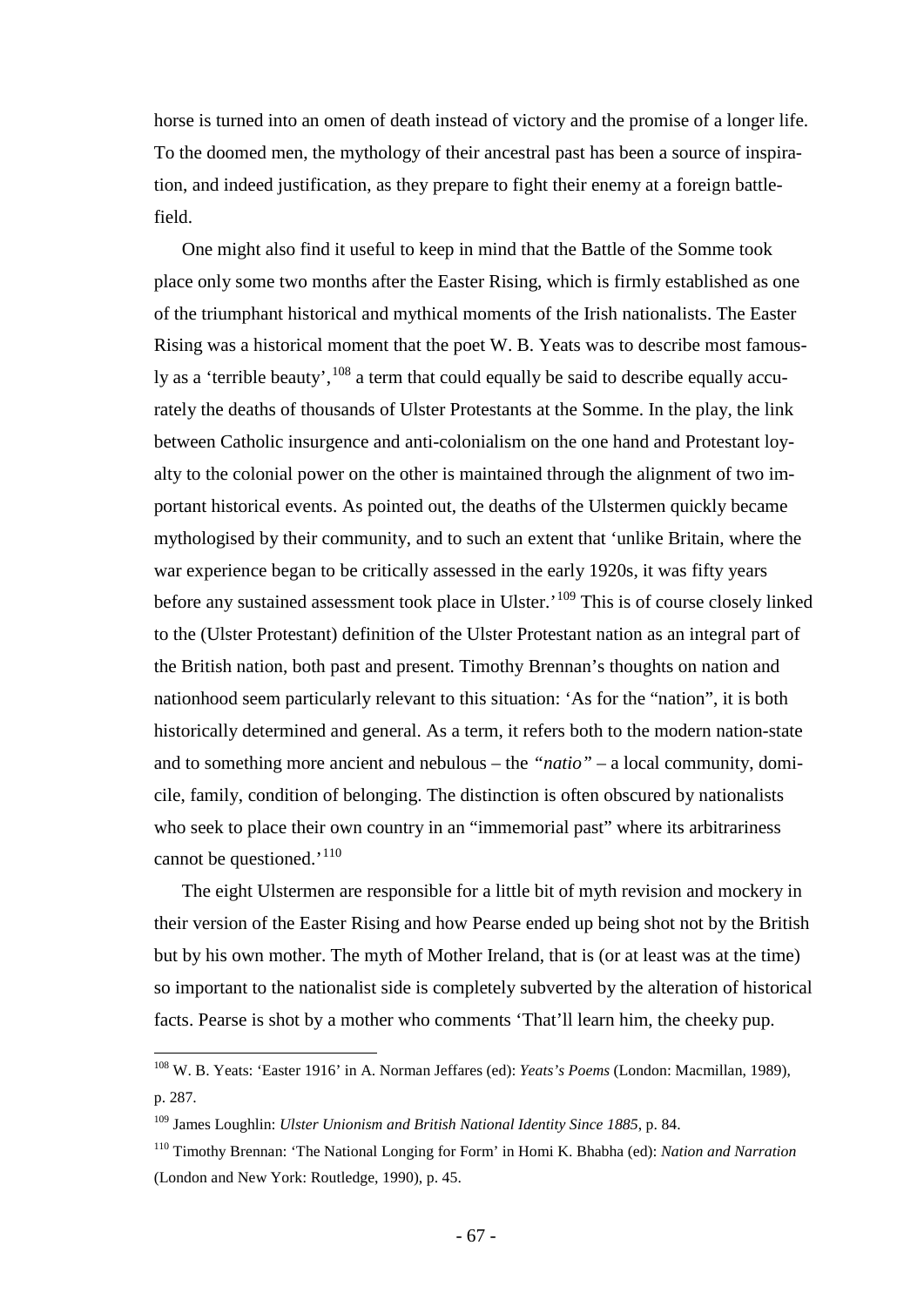horse is turned into an omen of death instead of victory and the promise of a longer life. To the doomed men, the mythology of their ancestral past has been a source of inspiration, and indeed justification, as they prepare to fight their enemy at a foreign battlefield.

One might also find it useful to keep in mind that the Battle of the Somme took place only some two months after the Easter Rising, which is firmly established as one of the triumphant historical and mythical moments of the Irish nationalists. The Easter Rising was a historical moment that the poet W. B. Yeats was to describe most famously as a 'terrible beauty',[108] a term that could equally be said to describe equally accurately the deaths of thousands of Ulster Protestants at the Somme. In the play, the link between Catholic insurgence and anti-colonialism on the one hand and Protestant loyalty to the colonial power on the other is maintained through the alignment of two important historical events. As pointed out, the deaths of the Ulstermen quickly became mythologised by their community, and to such an extent that 'unlike Britain, where the war experience began to be critically assessed in the early 1920s, it was fifty years before any sustained assessment took place in Ulster.'[109] This is of course closely linked to the (Ulster Protestant) definition of the Ulster Protestant nation as an integral part of the British nation, both past and present. Timothy Brennan's thoughts on nation and nationhood seem particularly relevant to this situation: 'As for the "nation", it is both historically determined and general. As a term, it refers both to the modern nation-state and to something more ancient and nebulous – the *"natio"* – a local community, domicile, family, condition of belonging. The distinction is often obscured by nationalists who seek to place their own country in an "immemorial past" where its arbitrariness cannot be questioned.'[110]

The eight Ulstermen are responsible for a little bit of myth revision and mockery in their version of the Easter Rising and how Pearse ended up being shot not by the British but by his own mother. The myth of Mother Ireland, that is (or at least was at the time) so important to the nationalist side is completely subverted by the alteration of historical facts. Pearse is shot by a mother who comments 'That'll learn him, the cheeky pup.

---

[108] W. B. Yeats: 'Easter 1916' in A. Norman Jeffares (ed): *Yeats's Poems* (London: Macmillan, 1989), p. 287.

[109] James Loughlin: *Ulster Unionism and British National Identity Since 1885*, p. 84.

[110] Timothy Brennan: 'The National Longing for Form' in Homi K. Bhabha (ed): *Nation and Narration* (London and New York: Routledge, 1990), p. 45.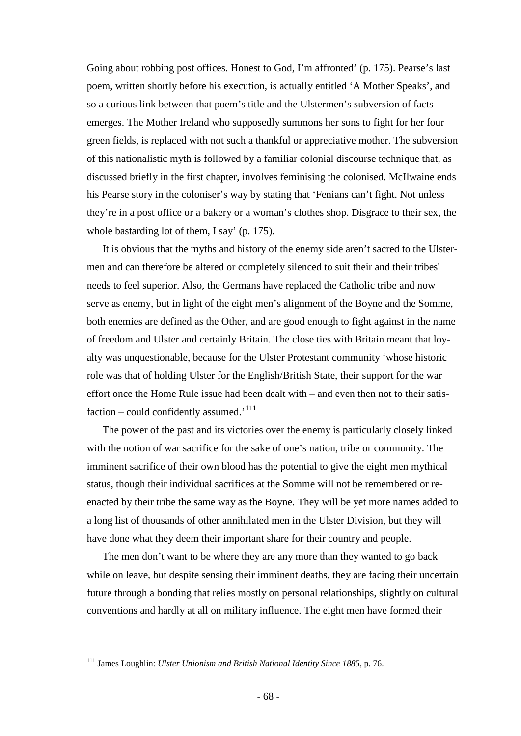Going about robbing post offices. Honest to God, I'm affronted' (p. 175). Pearse's last poem, written shortly before his execution, is actually entitled 'A Mother Speaks', and so a curious link between that poem's title and the Ulstermen's subversion of facts emerges. The Mother Ireland who supposedly summons her sons to fight for her four green fields, is replaced with not such a thankful or appreciative mother. The subversion of this nationalistic myth is followed by a familiar colonial discourse technique that, as discussed briefly in the first chapter, involves feminising the colonised. McIlwaine ends his Pearse story in the coloniser's way by stating that 'Fenians can't fight. Not unless they're in a post office or a bakery or a woman's clothes shop. Disgrace to their sex, the whole bastarding lot of them, I say' (p. 175).

It is obvious that the myths and history of the enemy side aren't sacred to the Ulstermen and can therefore be altered or completely silenced to suit their and their tribes' needs to feel superior. Also, the Germans have replaced the Catholic tribe and now serve as enemy, but in light of the eight men's alignment of the Boyne and the Somme, both enemies are defined as the Other, and are good enough to fight against in the name of freedom and Ulster and certainly Britain. The close ties with Britain meant that loyalty was unquestionable, because for the Ulster Protestant community 'whose historic role was that of holding Ulster for the English/British State, their support for the war effort once the Home Rule issue had been dealt with – and even then not to their satisfaction – could confidently assumed.'[111]

The power of the past and its victories over the enemy is particularly closely linked with the notion of war sacrifice for the sake of one's nation, tribe or community. The imminent sacrifice of their own blood has the potential to give the eight men mythical status, though their individual sacrifices at the Somme will not be remembered or re-enacted by their tribe the same way as the Boyne. They will be yet more names added to a long list of thousands of other annihilated men in the Ulster Division, but they will have done what they deem their important share for their country and people.

The men don't want to be where they are any more than they wanted to go back while on leave, but despite sensing their imminent deaths, they are facing their uncertain future through a bonding that relies mostly on personal relationships, slightly on cultural conventions and hardly at all on military influence. The eight men have formed their

---

[111] James Loughlin: *Ulster Unionism and British National Identity Since 1885*, p. 76.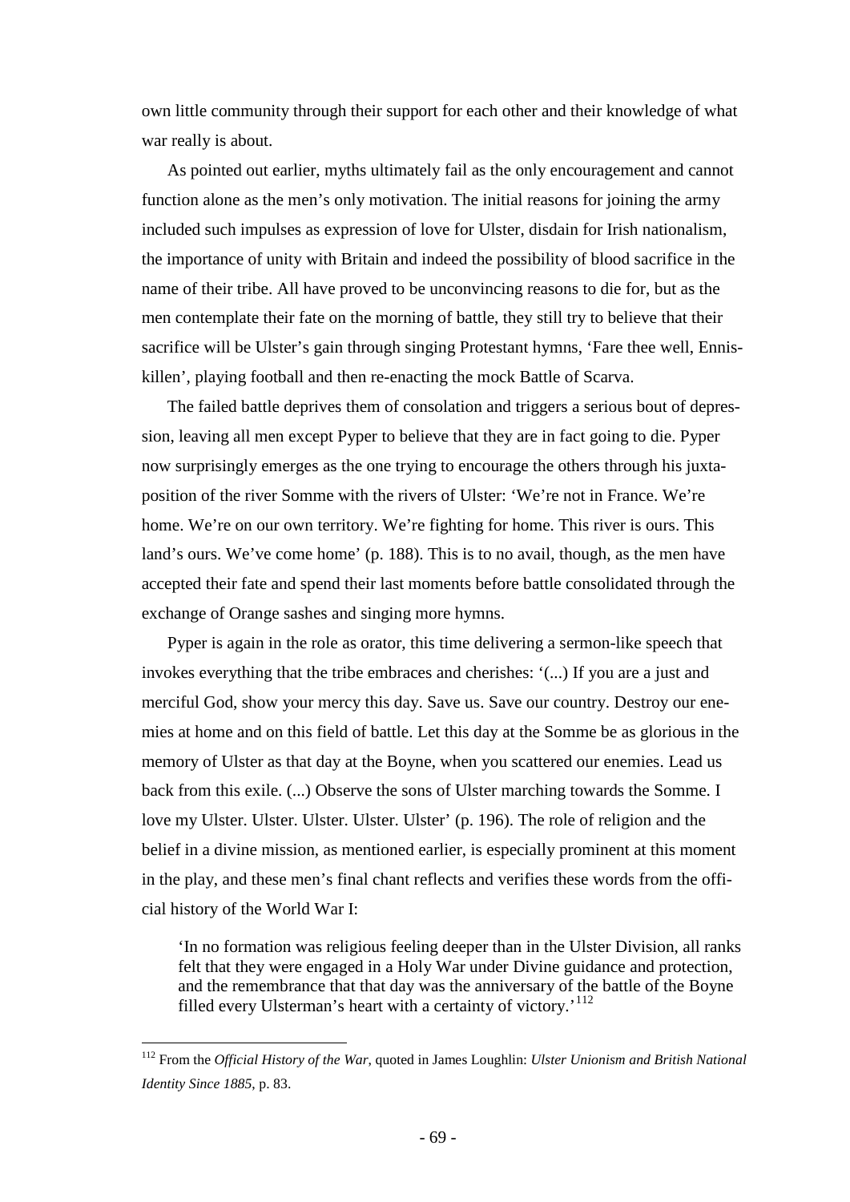own little community through their support for each other and their knowledge of what war really is about.

As pointed out earlier, myths ultimately fail as the only encouragement and cannot function alone as the men's only motivation. The initial reasons for joining the army included such impulses as expression of love for Ulster, disdain for Irish nationalism, the importance of unity with Britain and indeed the possibility of blood sacrifice in the name of their tribe. All have proved to be unconvincing reasons to die for, but as the men contemplate their fate on the morning of battle, they still try to believe that their sacrifice will be Ulster's gain through singing Protestant hymns, 'Fare thee well, Enniskillen', playing football and then re-enacting the mock Battle of Scarva.

The failed battle deprives them of consolation and triggers a serious bout of depression, leaving all men except Pyper to believe that they are in fact going to die. Pyper now surprisingly emerges as the one trying to encourage the others through his juxtaposition of the river Somme with the rivers of Ulster: 'We're not in France. We're home. We're on our own territory. We're fighting for home. This river is ours. This land's ours. We've come home' (p. 188). This is to no avail, though, as the men have accepted their fate and spend their last moments before battle consolidated through the exchange of Orange sashes and singing more hymns.

Pyper is again in the role as orator, this time delivering a sermon-like speech that invokes everything that the tribe embraces and cherishes: '(...) If you are a just and merciful God, show your mercy this day. Save us. Save our country. Destroy our enemies at home and on this field of battle. Let this day at the Somme be as glorious in the memory of Ulster as that day at the Boyne, when you scattered our enemies. Lead us back from this exile. (...) Observe the sons of Ulster marching towards the Somme. I love my Ulster. Ulster. Ulster. Ulster. Ulster' (p. 196). The role of religion and the belief in a divine mission, as mentioned earlier, is especially prominent at this moment in the play, and these men's final chant reflects and verifies these words from the official history of the World War I:

> 'In no formation was religious feeling deeper than in the Ulster Division, all ranks felt that they were engaged in a Holy War under Divine guidance and protection, and the remembrance that that day was the anniversary of the battle of the Boyne filled every Ulsterman's heart with a certainty of victory.'[112]

---

[112] From the *Official History of the War*, quoted in James Loughlin: *Ulster Unionism and British National Identity Since 1885*, p. 83.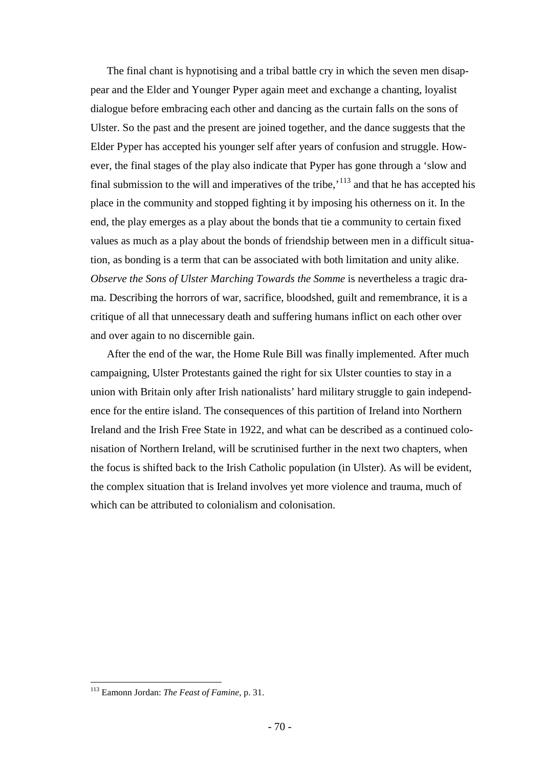The final chant is hypnotising and a tribal battle cry in which the seven men disappear and the Elder and Younger Pyper again meet and exchange a chanting, loyalist dialogue before embracing each other and dancing as the curtain falls on the sons of Ulster. So the past and the present are joined together, and the dance suggests that the Elder Pyper has accepted his younger self after years of confusion and struggle. However, the final stages of the play also indicate that Pyper has gone through a 'slow and final submission to the will and imperatives of the tribe,'[113] and that he has accepted his place in the community and stopped fighting it by imposing his otherness on it. In the end, the play emerges as a play about the bonds that tie a community to certain fixed values as much as a play about the bonds of friendship between men in a difficult situation, as bonding is a term that can be associated with both limitation and unity alike. *Observe the Sons of Ulster Marching Towards the Somme* is nevertheless a tragic drama. Describing the horrors of war, sacrifice, bloodshed, guilt and remembrance, it is a critique of all that unnecessary death and suffering humans inflict on each other over and over again to no discernible gain.

After the end of the war, the Home Rule Bill was finally implemented. After much campaigning, Ulster Protestants gained the right for six Ulster counties to stay in a union with Britain only after Irish nationalists' hard military struggle to gain independence for the entire island. The consequences of this partition of Ireland into Northern Ireland and the Irish Free State in 1922, and what can be described as a continued colonisation of Northern Ireland, will be scrutinised further in the next two chapters, when the focus is shifted back to the Irish Catholic population (in Ulster). As will be evident, the complex situation that is Ireland involves yet more violence and trauma, much of which can be attributed to colonialism and colonisation.

---

[113] Eamonn Jordan: *The Feast of Famine*, p. 31.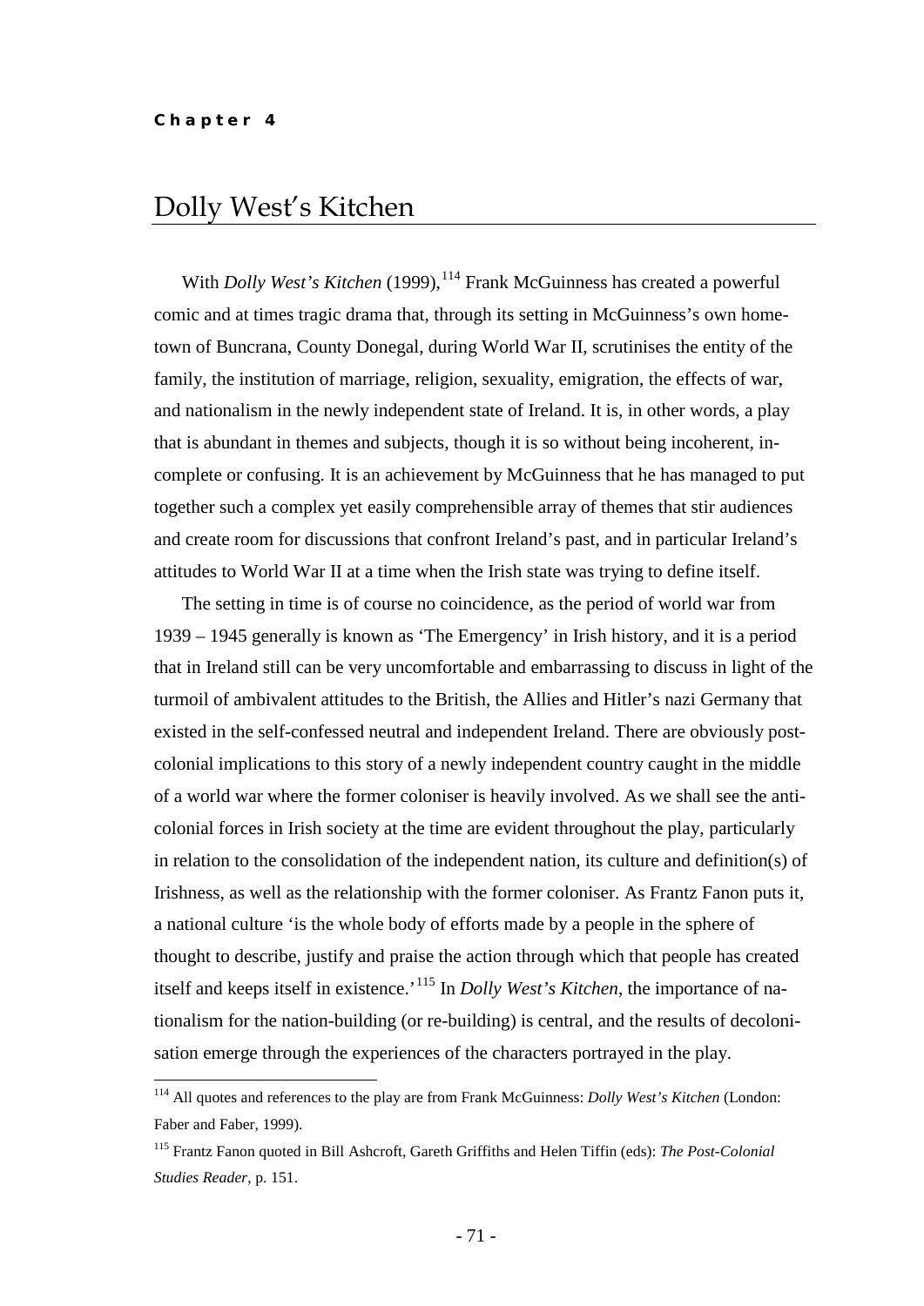**Chapter 4**

# Dolly West's Kitchen

With *Dolly West's Kitchen* (1999),[114] Frank McGuinness has created a powerful comic and at times tragic drama that, through its setting in McGuinness's own hometown of Buncrana, County Donegal, during World War II, scrutinises the entity of the family, the institution of marriage, religion, sexuality, emigration, the effects of war, and nationalism in the newly independent state of Ireland. It is, in other words, a play that is abundant in themes and subjects, though it is so without being incoherent, incomplete or confusing. It is an achievement by McGuinness that he has managed to put together such a complex yet easily comprehensible array of themes that stir audiences and create room for discussions that confront Ireland's past, and in particular Ireland's attitudes to World War II at a time when the Irish state was trying to define itself.

The setting in time is of course no coincidence, as the period of world war from 1939 – 1945 generally is known as 'The Emergency' in Irish history, and it is a period that in Ireland still can be very uncomfortable and embarrassing to discuss in light of the turmoil of ambivalent attitudes to the British, the Allies and Hitler's nazi Germany that existed in the self-confessed neutral and independent Ireland. There are obviously postcolonial implications to this story of a newly independent country caught in the middle of a world war where the former coloniser is heavily involved. As we shall see the anticolonial forces in Irish society at the time are evident throughout the play, particularly in relation to the consolidation of the independent nation, its culture and definition(s) of Irishness, as well as the relationship with the former coloniser. As Frantz Fanon puts it, a national culture 'is the whole body of efforts made by a people in the sphere of thought to describe, justify and praise the action through which that people has created itself and keeps itself in existence.'[115] In *Dolly West's Kitchen*, the importance of nationalism for the nation-building (or re-building) is central, and the results of decolonisation emerge through the experiences of the characters portrayed in the play.

---

[114] All quotes and references to the play are from Frank McGuinness: *Dolly West's Kitchen* (London: Faber and Faber, 1999).

[115] Frantz Fanon quoted in Bill Ashcroft, Gareth Griffiths and Helen Tiffin (eds): *The Post-Colonial Studies Reader*, p. 151.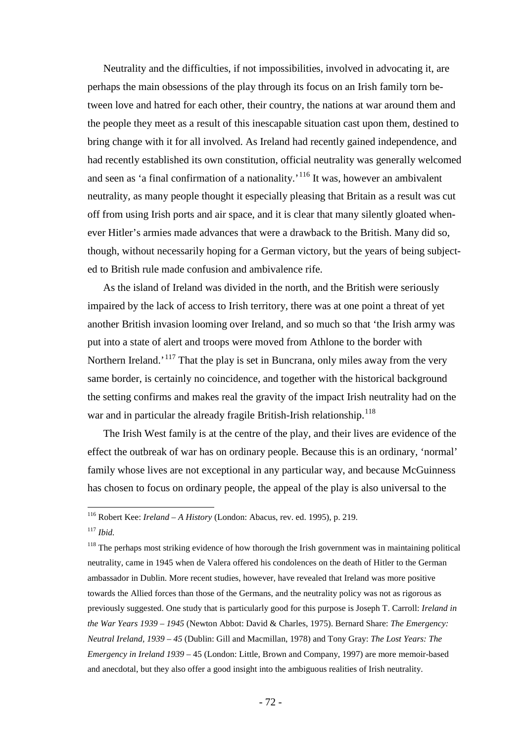Neutrality and the difficulties, if not impossibilities, involved in advocating it, are perhaps the main obsessions of the play through its focus on an Irish family torn between love and hatred for each other, their country, the nations at war around them and the people they meet as a result of this inescapable situation cast upon them, destined to bring change with it for all involved. As Ireland had recently gained independence, and had recently established its own constitution, official neutrality was generally welcomed and seen as 'a final confirmation of a nationality.'[116] It was, however an ambivalent neutrality, as many people thought it especially pleasing that Britain as a result was cut off from using Irish ports and air space, and it is clear that many silently gloated whenever Hitler's armies made advances that were a drawback to the British. Many did so, though, without necessarily hoping for a German victory, but the years of being subjected to British rule made confusion and ambivalence rife.

As the island of Ireland was divided in the north, and the British were seriously impaired by the lack of access to Irish territory, there was at one point a threat of yet another British invasion looming over Ireland, and so much so that 'the Irish army was put into a state of alert and troops were moved from Athlone to the border with Northern Ireland.'[117] That the play is set in Buncrana, only miles away from the very same border, is certainly no coincidence, and together with the historical background the setting confirms and makes real the gravity of the impact Irish neutrality had on the war and in particular the already fragile British-Irish relationship.[118]

The Irish West family is at the centre of the play, and their lives are evidence of the effect the outbreak of war has on ordinary people. Because this is an ordinary, 'normal' family whose lives are not exceptional in any particular way, and because McGuinness has chosen to focus on ordinary people, the appeal of the play is also universal to the

---

[116] Robert Kee: *Ireland – A History* (London: Abacus, rev. ed. 1995), p. 219.

[117] *Ibid.*

[118] The perhaps most striking evidence of how thorough the Irish government was in maintaining political neutrality, came in 1945 when de Valera offered his condolences on the death of Hitler to the German ambassador in Dublin. More recent studies, however, have revealed that Ireland was more positive towards the Allied forces than those of the Germans, and the neutrality policy was not as rigorous as previously suggested. One study that is particularly good for this purpose is Joseph T. Carroll: *Ireland in the War Years 1939 – 1945* (Newton Abbot: David & Charles, 1975). Bernard Share: *The Emergency: Neutral Ireland, 1939 – 45* (Dublin: Gill and Macmillan, 1978) and Tony Gray: *The Lost Years: The Emergency in Ireland 1939* – 45 (London: Little, Brown and Company, 1997) are more memoir-based and anecdotal, but they also offer a good insight into the ambiguous realities of Irish neutrality.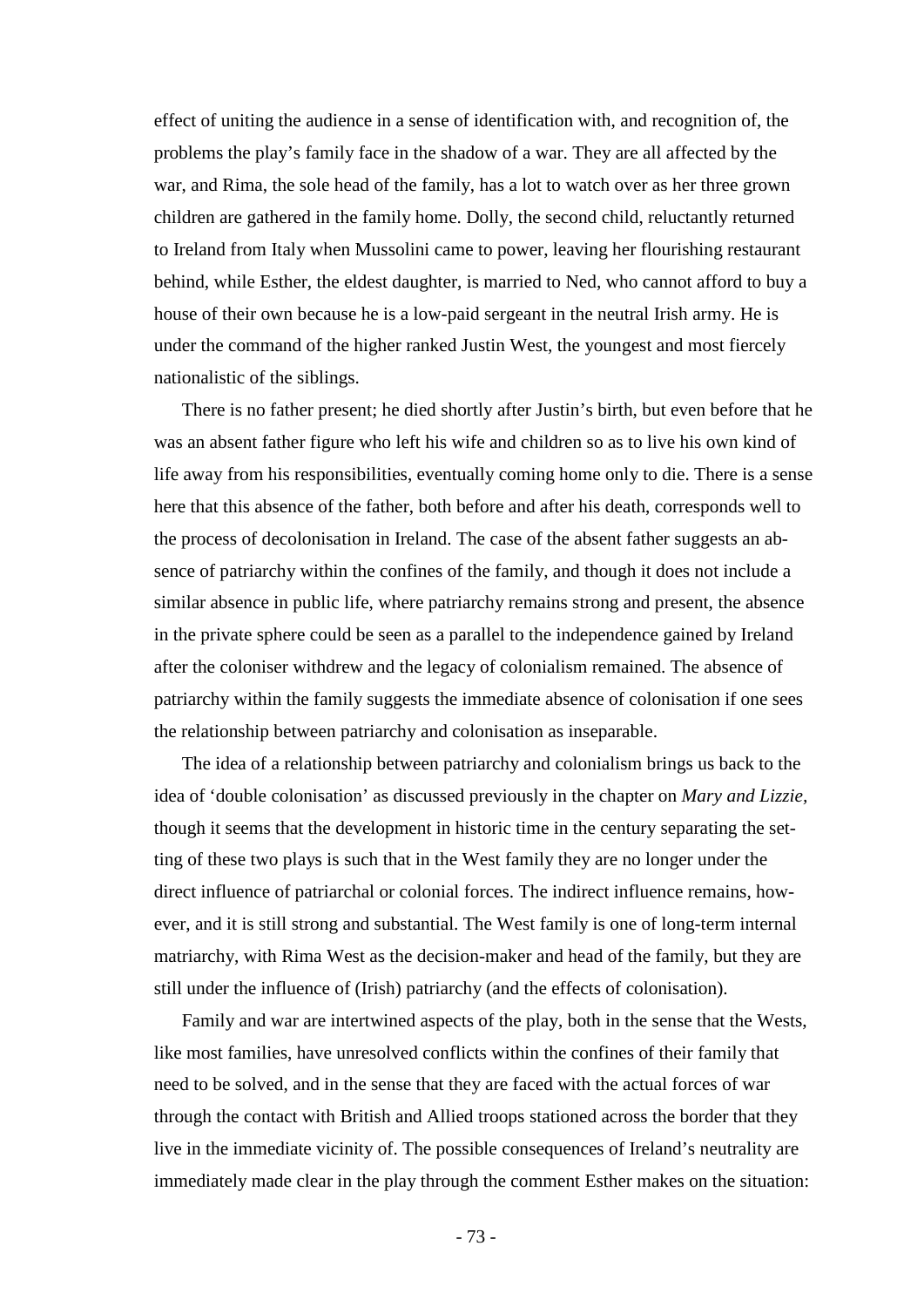effect of uniting the audience in a sense of identification with, and recognition of, the problems the play's family face in the shadow of a war. They are all affected by the war, and Rima, the sole head of the family, has a lot to watch over as her three grown children are gathered in the family home. Dolly, the second child, reluctantly returned to Ireland from Italy when Mussolini came to power, leaving her flourishing restaurant behind, while Esther, the eldest daughter, is married to Ned, who cannot afford to buy a house of their own because he is a low-paid sergeant in the neutral Irish army. He is under the command of the higher ranked Justin West, the youngest and most fiercely nationalistic of the siblings.

There is no father present; he died shortly after Justin's birth, but even before that he was an absent father figure who left his wife and children so as to live his own kind of life away from his responsibilities, eventually coming home only to die. There is a sense here that this absence of the father, both before and after his death, corresponds well to the process of decolonisation in Ireland. The case of the absent father suggests an absence of patriarchy within the confines of the family, and though it does not include a similar absence in public life, where patriarchy remains strong and present, the absence in the private sphere could be seen as a parallel to the independence gained by Ireland after the coloniser withdrew and the legacy of colonialism remained. The absence of patriarchy within the family suggests the immediate absence of colonisation if one sees the relationship between patriarchy and colonisation as inseparable.

The idea of a relationship between patriarchy and colonialism brings us back to the idea of 'double colonisation' as discussed previously in the chapter on *Mary and Lizzie*, though it seems that the development in historic time in the century separating the setting of these two plays is such that in the West family they are no longer under the direct influence of patriarchal or colonial forces. The indirect influence remains, however, and it is still strong and substantial. The West family is one of long-term internal matriarchy, with Rima West as the decision-maker and head of the family, but they are still under the influence of (Irish) patriarchy (and the effects of colonisation).

Family and war are intertwined aspects of the play, both in the sense that the Wests, like most families, have unresolved conflicts within the confines of their family that need to be solved, and in the sense that they are faced with the actual forces of war through the contact with British and Allied troops stationed across the border that they live in the immediate vicinity of. The possible consequences of Ireland's neutrality are immediately made clear in the play through the comment Esther makes on the situation: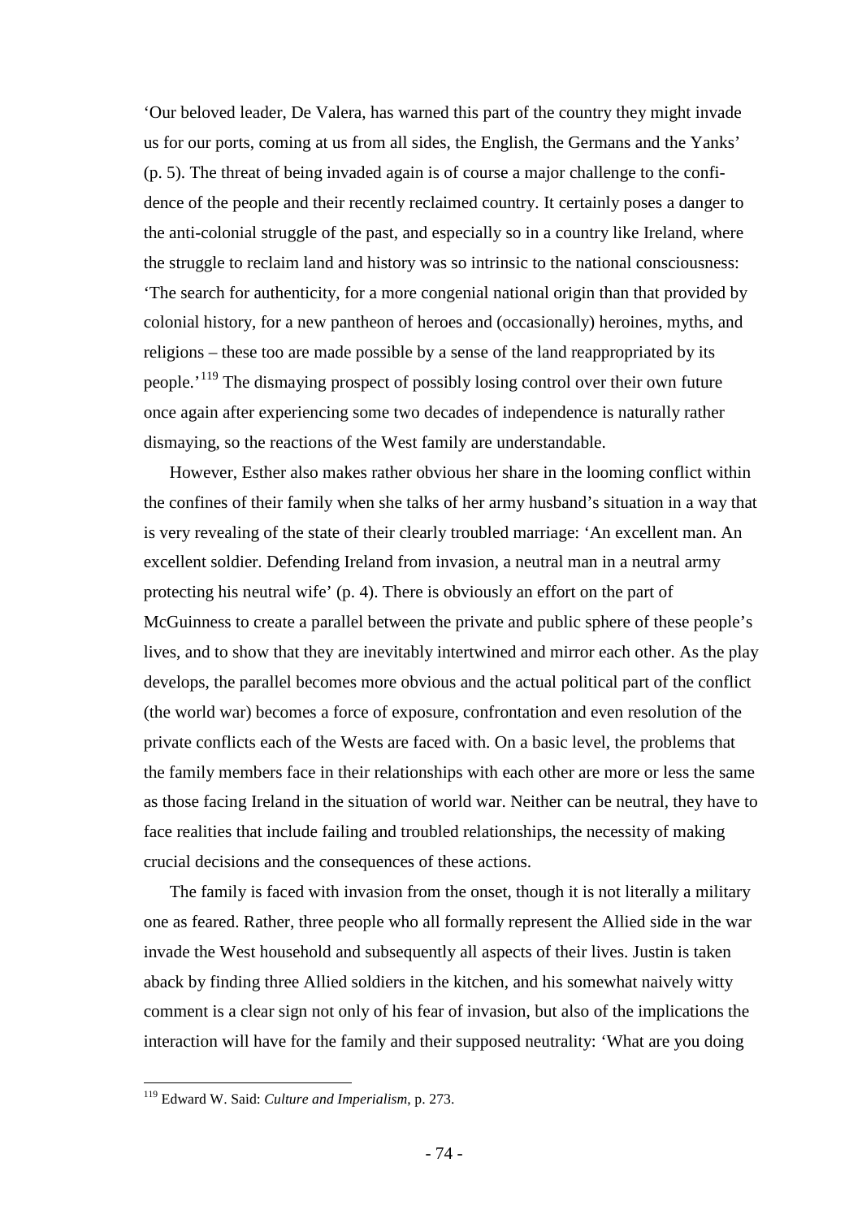'Our beloved leader, De Valera, has warned this part of the country they might invade us for our ports, coming at us from all sides, the English, the Germans and the Yanks' (p. 5). The threat of being invaded again is of course a major challenge to the confidence of the people and their recently reclaimed country. It certainly poses a danger to the anti-colonial struggle of the past, and especially so in a country like Ireland, where the struggle to reclaim land and history was so intrinsic to the national consciousness: 'The search for authenticity, for a more congenial national origin than that provided by colonial history, for a new pantheon of heroes and (occasionally) heroines, myths, and religions – these too are made possible by a sense of the land reappropriated by its people.'[119] The dismaying prospect of possibly losing control over their own future once again after experiencing some two decades of independence is naturally rather dismaying, so the reactions of the West family are understandable.

However, Esther also makes rather obvious her share in the looming conflict within the confines of their family when she talks of her army husband's situation in a way that is very revealing of the state of their clearly troubled marriage: 'An excellent man. An excellent soldier. Defending Ireland from invasion, a neutral man in a neutral army protecting his neutral wife' (p. 4). There is obviously an effort on the part of McGuinness to create a parallel between the private and public sphere of these people's lives, and to show that they are inevitably intertwined and mirror each other. As the play develops, the parallel becomes more obvious and the actual political part of the conflict (the world war) becomes a force of exposure, confrontation and even resolution of the private conflicts each of the Wests are faced with. On a basic level, the problems that the family members face in their relationships with each other are more or less the same as those facing Ireland in the situation of world war. Neither can be neutral, they have to face realities that include failing and troubled relationships, the necessity of making crucial decisions and the consequences of these actions.

The family is faced with invasion from the onset, though it is not literally a military one as feared. Rather, three people who all formally represent the Allied side in the war invade the West household and subsequently all aspects of their lives. Justin is taken aback by finding three Allied soldiers in the kitchen, and his somewhat naively witty comment is a clear sign not only of his fear of invasion, but also of the implications the interaction will have for the family and their supposed neutrality: 'What are you doing

---

[119] Edward W. Said: *Culture and Imperialism*, p. 273.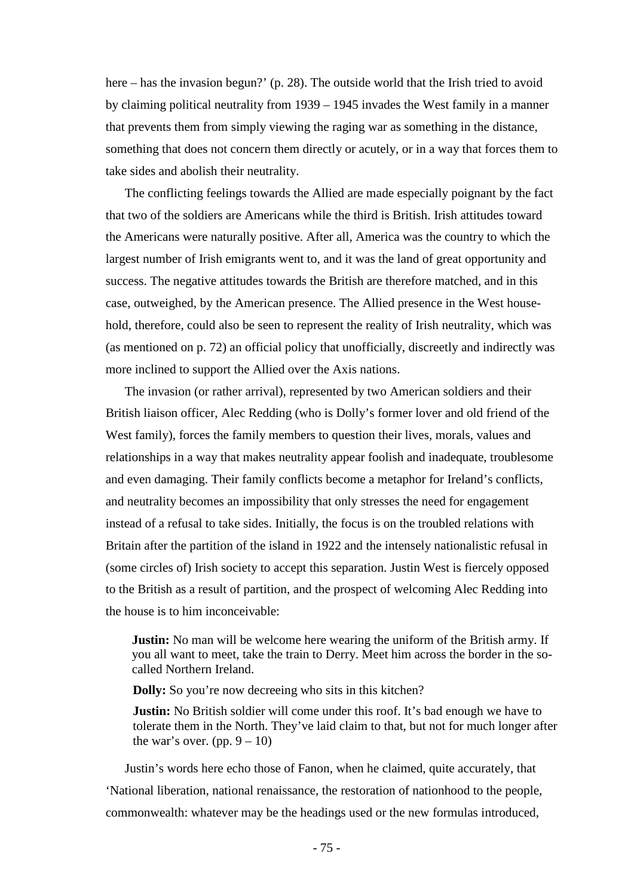here – has the invasion begun?' (p. 28). The outside world that the Irish tried to avoid by claiming political neutrality from 1939 – 1945 invades the West family in a manner that prevents them from simply viewing the raging war as something in the distance, something that does not concern them directly or acutely, or in a way that forces them to take sides and abolish their neutrality.

The conflicting feelings towards the Allied are made especially poignant by the fact that two of the soldiers are Americans while the third is British. Irish attitudes toward the Americans were naturally positive. After all, America was the country to which the largest number of Irish emigrants went to, and it was the land of great opportunity and success. The negative attitudes towards the British are therefore matched, and in this case, outweighed, by the American presence. The Allied presence in the West household, therefore, could also be seen to represent the reality of Irish neutrality, which was (as mentioned on p. 72) an official policy that unofficially, discreetly and indirectly was more inclined to support the Allied over the Axis nations.

The invasion (or rather arrival), represented by two American soldiers and their British liaison officer, Alec Redding (who is Dolly's former lover and old friend of the West family), forces the family members to question their lives, morals, values and relationships in a way that makes neutrality appear foolish and inadequate, troublesome and even damaging. Their family conflicts become a metaphor for Ireland's conflicts, and neutrality becomes an impossibility that only stresses the need for engagement instead of a refusal to take sides. Initially, the focus is on the troubled relations with Britain after the partition of the island in 1922 and the intensely nationalistic refusal in (some circles of) Irish society to accept this separation. Justin West is fiercely opposed to the British as a result of partition, and the prospect of welcoming Alec Redding into the house is to him inconceivable:

> **Justin:** No man will be welcome here wearing the uniform of the British army. If you all want to meet, take the train to Derry. Meet him across the border in the so-called Northern Ireland.
>
> **Dolly:** So you're now decreeing who sits in this kitchen?
>
> **Justin:** No British soldier will come under this roof. It's bad enough we have to tolerate them in the North. They've laid claim to that, but not for much longer after the war's over. (pp. 9 – 10)

Justin's words here echo those of Fanon, when he claimed, quite accurately, that 'National liberation, national renaissance, the restoration of nationhood to the people, commonwealth: whatever may be the headings used or the new formulas introduced,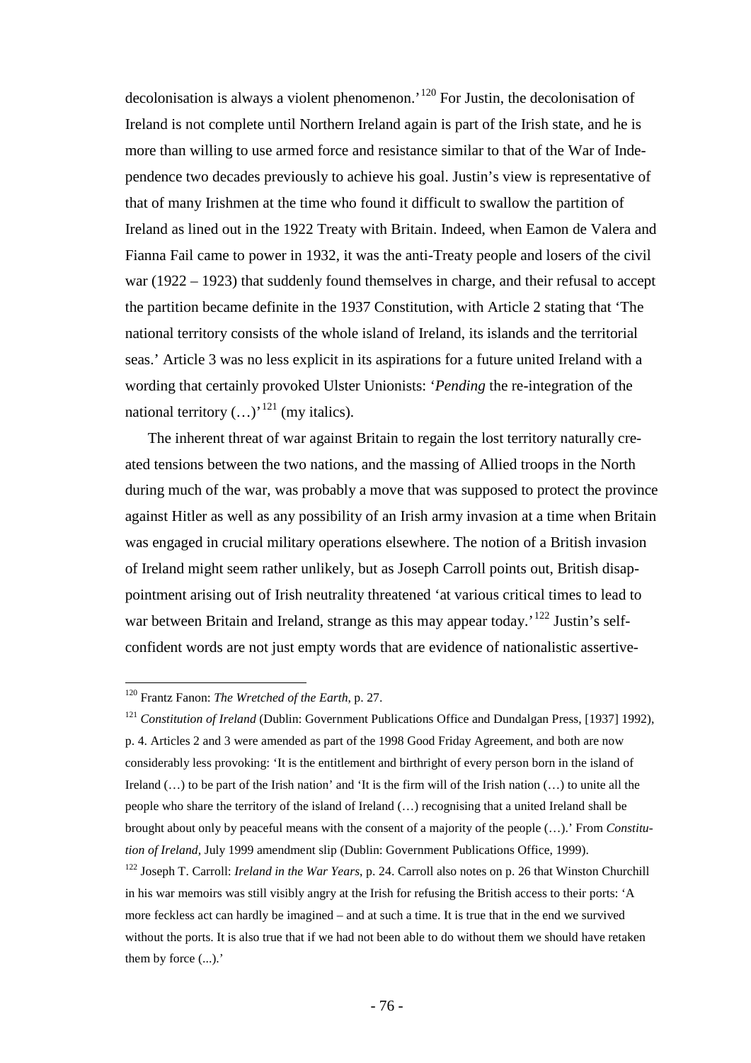decolonisation is always a violent phenomenon.'[120] For Justin, the decolonisation of Ireland is not complete until Northern Ireland again is part of the Irish state, and he is more than willing to use armed force and resistance similar to that of the War of Independence two decades previously to achieve his goal. Justin's view is representative of that of many Irishmen at the time who found it difficult to swallow the partition of Ireland as lined out in the 1922 Treaty with Britain. Indeed, when Eamon de Valera and Fianna Fail came to power in 1932, it was the anti-Treaty people and losers of the civil war (1922 – 1923) that suddenly found themselves in charge, and their refusal to accept the partition became definite in the 1937 Constitution, with Article 2 stating that 'The national territory consists of the whole island of Ireland, its islands and the territorial seas.' Article 3 was no less explicit in its aspirations for a future united Ireland with a wording that certainly provoked Ulster Unionists: '*Pending* the re-integration of the national territory (…)'[121] (my italics).

The inherent threat of war against Britain to regain the lost territory naturally created tensions between the two nations, and the massing of Allied troops in the North during much of the war, was probably a move that was supposed to protect the province against Hitler as well as any possibility of an Irish army invasion at a time when Britain was engaged in crucial military operations elsewhere. The notion of a British invasion of Ireland might seem rather unlikely, but as Joseph Carroll points out, British disappointment arising out of Irish neutrality threatened 'at various critical times to lead to war between Britain and Ireland, strange as this may appear today.'[122] Justin's self-confident words are not just empty words that are evidence of nationalistic assertive-

---

[120] Frantz Fanon: *The Wretched of the Earth*, p. 27.

[121] *Constitution of Ireland* (Dublin: Government Publications Office and Dundalgan Press, [1937] 1992), p. 4. Articles 2 and 3 were amended as part of the 1998 Good Friday Agreement, and both are now considerably less provoking: 'It is the entitlement and birthright of every person born in the island of Ireland (…) to be part of the Irish nation' and 'It is the firm will of the Irish nation (…) to unite all the people who share the territory of the island of Ireland (…) recognising that a united Ireland shall be brought about only by peaceful means with the consent of a majority of the people (…).' From *Constitution of Ireland*, July 1999 amendment slip (Dublin: Government Publications Office, 1999).

[122] Joseph T. Carroll: *Ireland in the War Years*, p. 24. Carroll also notes on p. 26 that Winston Churchill in his war memoirs was still visibly angry at the Irish for refusing the British access to their ports: 'A more feckless act can hardly be imagined – and at such a time. It is true that in the end we survived without the ports. It is also true that if we had not been able to do without them we should have retaken them by force (...).'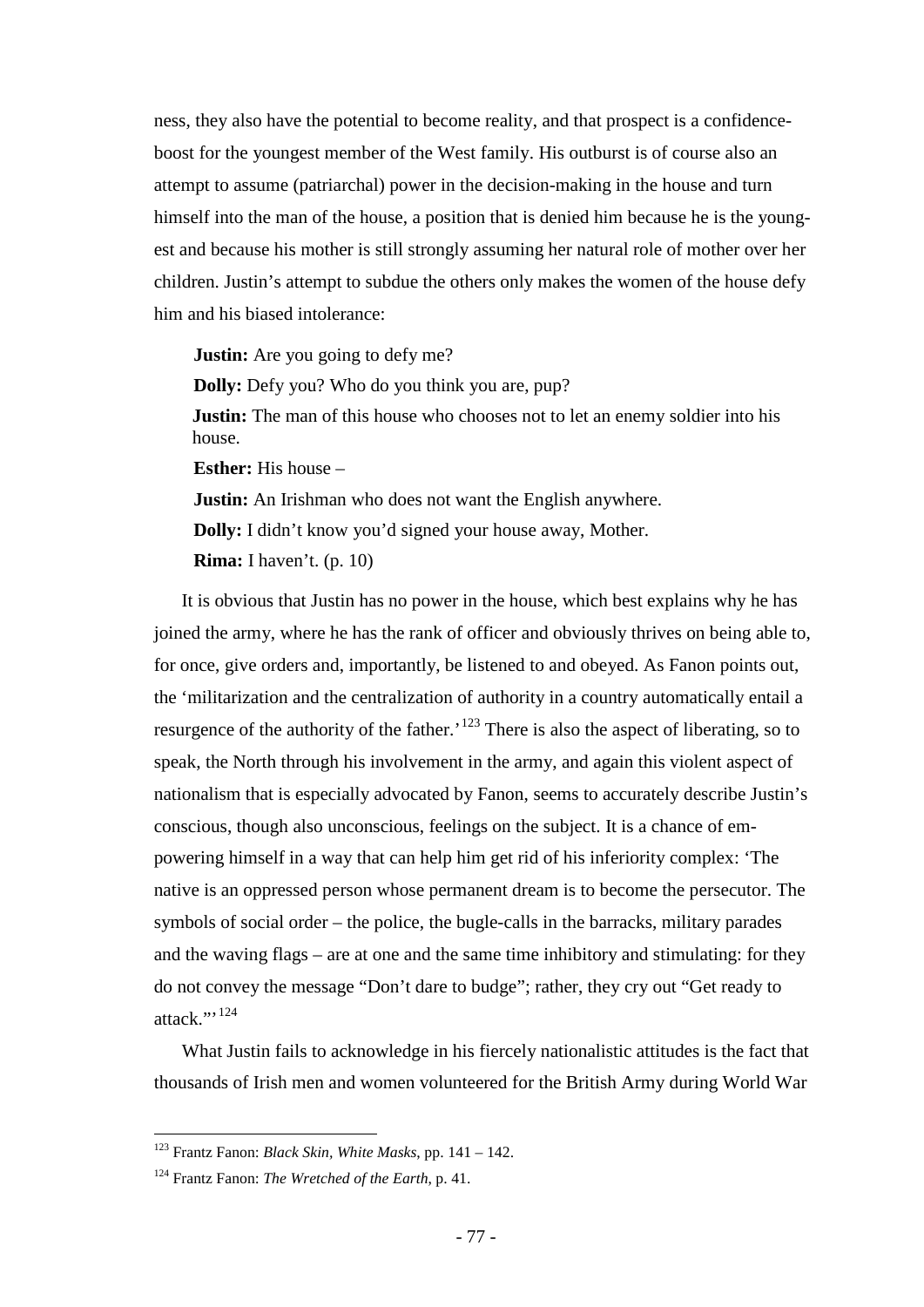ness, they also have the potential to become reality, and that prospect is a confidence-boost for the youngest member of the West family. His outburst is of course also an attempt to assume (patriarchal) power in the decision-making in the house and turn himself into the man of the house, a position that is denied him because he is the youngest and because his mother is still strongly assuming her natural role of mother over her children. Justin's attempt to subdue the others only makes the women of the house defy him and his biased intolerance:

> **Justin:** Are you going to defy me?
>
> **Dolly:** Defy you? Who do you think you are, pup?
>
> **Justin:** The man of this house who chooses not to let an enemy soldier into his house.
>
> **Esther:** His house –
>
> **Justin:** An Irishman who does not want the English anywhere.
>
> **Dolly:** I didn't know you'd signed your house away, Mother.
>
> **Rima:** I haven't. (p. 10)

It is obvious that Justin has no power in the house, which best explains why he has joined the army, where he has the rank of officer and obviously thrives on being able to, for once, give orders and, importantly, be listened to and obeyed. As Fanon points out, the 'militarization and the centralization of authority in a country automatically entail a resurgence of the authority of the father.'[123] There is also the aspect of liberating, so to speak, the North through his involvement in the army, and again this violent aspect of nationalism that is especially advocated by Fanon, seems to accurately describe Justin's conscious, though also unconscious, feelings on the subject. It is a chance of empowering himself in a way that can help him get rid of his inferiority complex: 'The native is an oppressed person whose permanent dream is to become the persecutor. The symbols of social order – the police, the bugle-calls in the barracks, military parades and the waving flags – are at one and the same time inhibitory and stimulating: for they do not convey the message "Don't dare to budge"; rather, they cry out "Get ready to attack."'[124]

What Justin fails to acknowledge in his fiercely nationalistic attitudes is the fact that thousands of Irish men and women volunteered for the British Army during World War

---

[123] Frantz Fanon: *Black Skin, White Masks*, pp. 141 – 142.

[124] Frantz Fanon: *The Wretched of the Earth*, p. 41.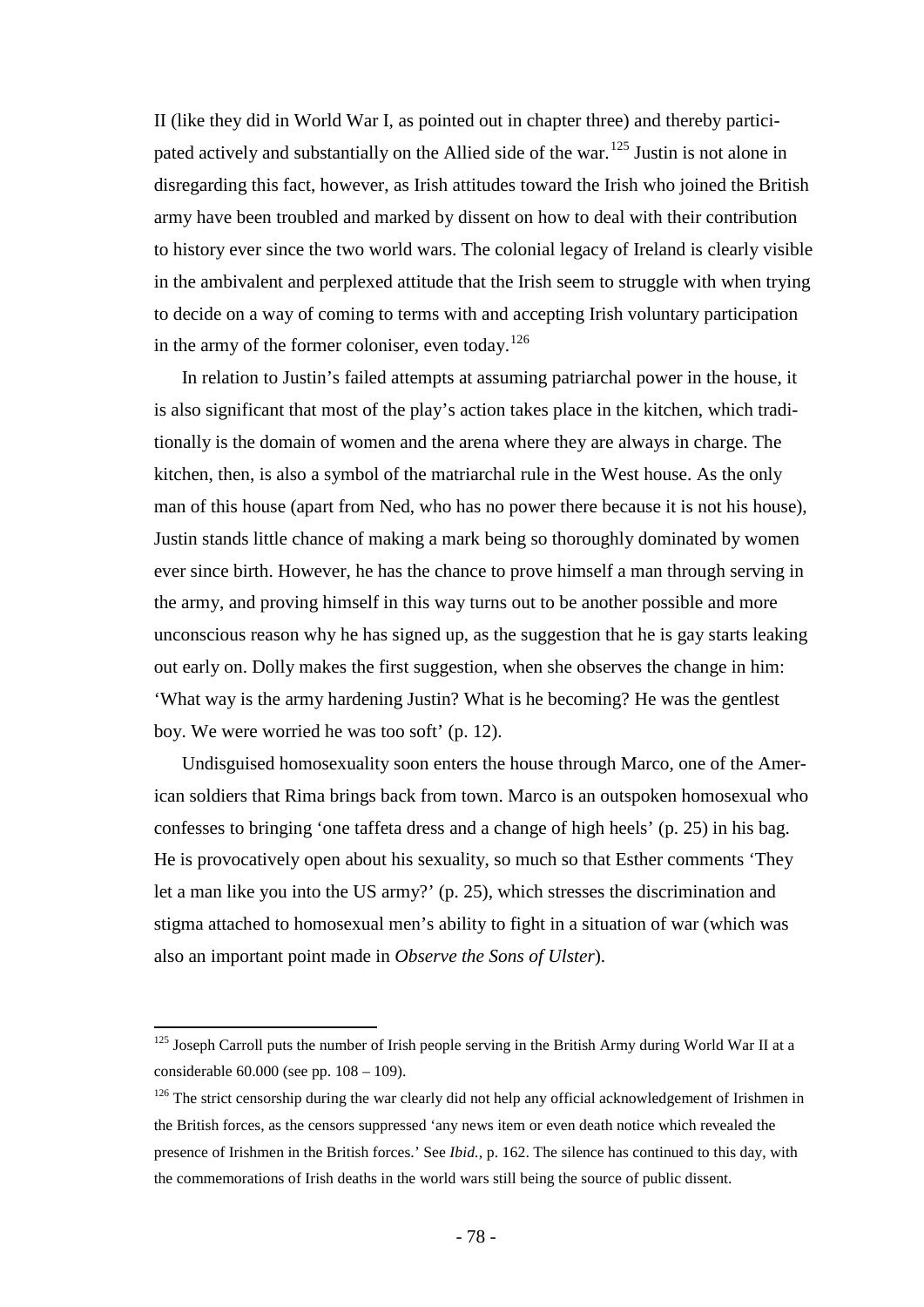II (like they did in World War I, as pointed out in chapter three) and thereby participated actively and substantially on the Allied side of the war.[125] Justin is not alone in disregarding this fact, however, as Irish attitudes toward the Irish who joined the British army have been troubled and marked by dissent on how to deal with their contribution to history ever since the two world wars. The colonial legacy of Ireland is clearly visible in the ambivalent and perplexed attitude that the Irish seem to struggle with when trying to decide on a way of coming to terms with and accepting Irish voluntary participation in the army of the former coloniser, even today.[126]

In relation to Justin's failed attempts at assuming patriarchal power in the house, it is also significant that most of the play's action takes place in the kitchen, which traditionally is the domain of women and the arena where they are always in charge. The kitchen, then, is also a symbol of the matriarchal rule in the West house. As the only man of this house (apart from Ned, who has no power there because it is not his house), Justin stands little chance of making a mark being so thoroughly dominated by women ever since birth. However, he has the chance to prove himself a man through serving in the army, and proving himself in this way turns out to be another possible and more unconscious reason why he has signed up, as the suggestion that he is gay starts leaking out early on. Dolly makes the first suggestion, when she observes the change in him: 'What way is the army hardening Justin? What is he becoming? He was the gentlest boy. We were worried he was too soft' (p. 12).

Undisguised homosexuality soon enters the house through Marco, one of the American soldiers that Rima brings back from town. Marco is an outspoken homosexual who confesses to bringing 'one taffeta dress and a change of high heels' (p. 25) in his bag. He is provocatively open about his sexuality, so much so that Esther comments 'They let a man like you into the US army?' (p. 25), which stresses the discrimination and stigma attached to homosexual men's ability to fight in a situation of war (which was also an important point made in *Observe the Sons of Ulster*).

---

[125] Joseph Carroll puts the number of Irish people serving in the British Army during World War II at a considerable 60.000 (see pp. 108 – 109).

[126] The strict censorship during the war clearly did not help any official acknowledgement of Irishmen in the British forces, as the censors suppressed 'any news item or even death notice which revealed the presence of Irishmen in the British forces.' See *Ibid.*, p. 162. The silence has continued to this day, with the commemorations of Irish deaths in the world wars still being the source of public dissent.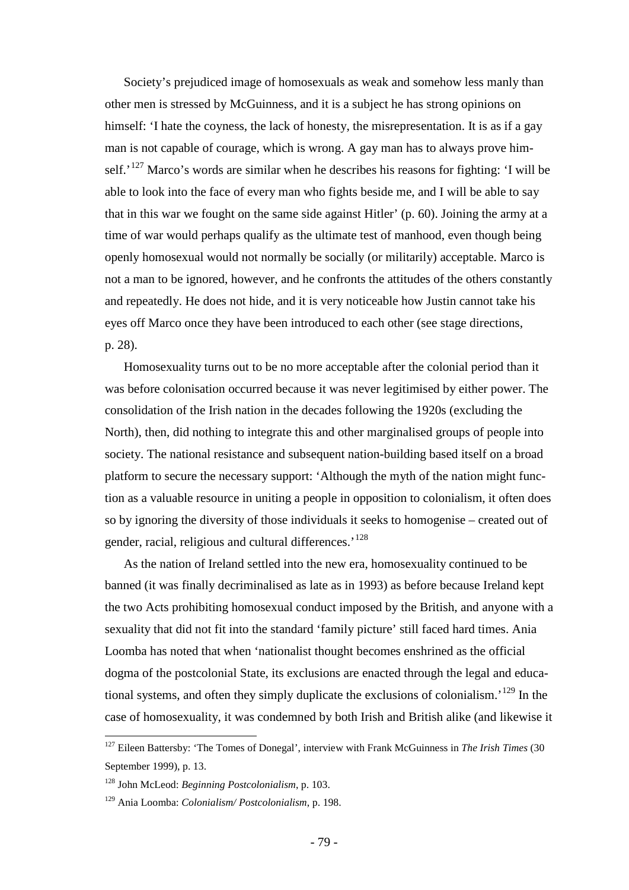Society's prejudiced image of homosexuals as weak and somehow less manly than other men is stressed by McGuinness, and it is a subject he has strong opinions on himself: 'I hate the coyness, the lack of honesty, the misrepresentation. It is as if a gay man is not capable of courage, which is wrong. A gay man has to always prove himself.'[127] Marco's words are similar when he describes his reasons for fighting: 'I will be able to look into the face of every man who fights beside me, and I will be able to say that in this war we fought on the same side against Hitler' (p. 60). Joining the army at a time of war would perhaps qualify as the ultimate test of manhood, even though being openly homosexual would not normally be socially (or militarily) acceptable. Marco is not a man to be ignored, however, and he confronts the attitudes of the others constantly and repeatedly. He does not hide, and it is very noticeable how Justin cannot take his eyes off Marco once they have been introduced to each other (see stage directions, p. 28).

Homosexuality turns out to be no more acceptable after the colonial period than it was before colonisation occurred because it was never legitimised by either power. The consolidation of the Irish nation in the decades following the 1920s (excluding the North), then, did nothing to integrate this and other marginalised groups of people into society. The national resistance and subsequent nation-building based itself on a broad platform to secure the necessary support: 'Although the myth of the nation might function as a valuable resource in uniting a people in opposition to colonialism, it often does so by ignoring the diversity of those individuals it seeks to homogenise – created out of gender, racial, religious and cultural differences.'[128]

As the nation of Ireland settled into the new era, homosexuality continued to be banned (it was finally decriminalised as late as in 1993) as before because Ireland kept the two Acts prohibiting homosexual conduct imposed by the British, and anyone with a sexuality that did not fit into the standard 'family picture' still faced hard times. Ania Loomba has noted that when 'nationalist thought becomes enshrined as the official dogma of the postcolonial State, its exclusions are enacted through the legal and educational systems, and often they simply duplicate the exclusions of colonialism.'[129] In the case of homosexuality, it was condemned by both Irish and British alike (and likewise it

---

[127] Eileen Battersby: 'The Tomes of Donegal', interview with Frank McGuinness in *The Irish Times* (30 September 1999), p. 13.

[128] John McLeod: *Beginning Postcolonialism*, p. 103.

[129] Ania Loomba: *Colonialism/ Postcolonialism*, p. 198.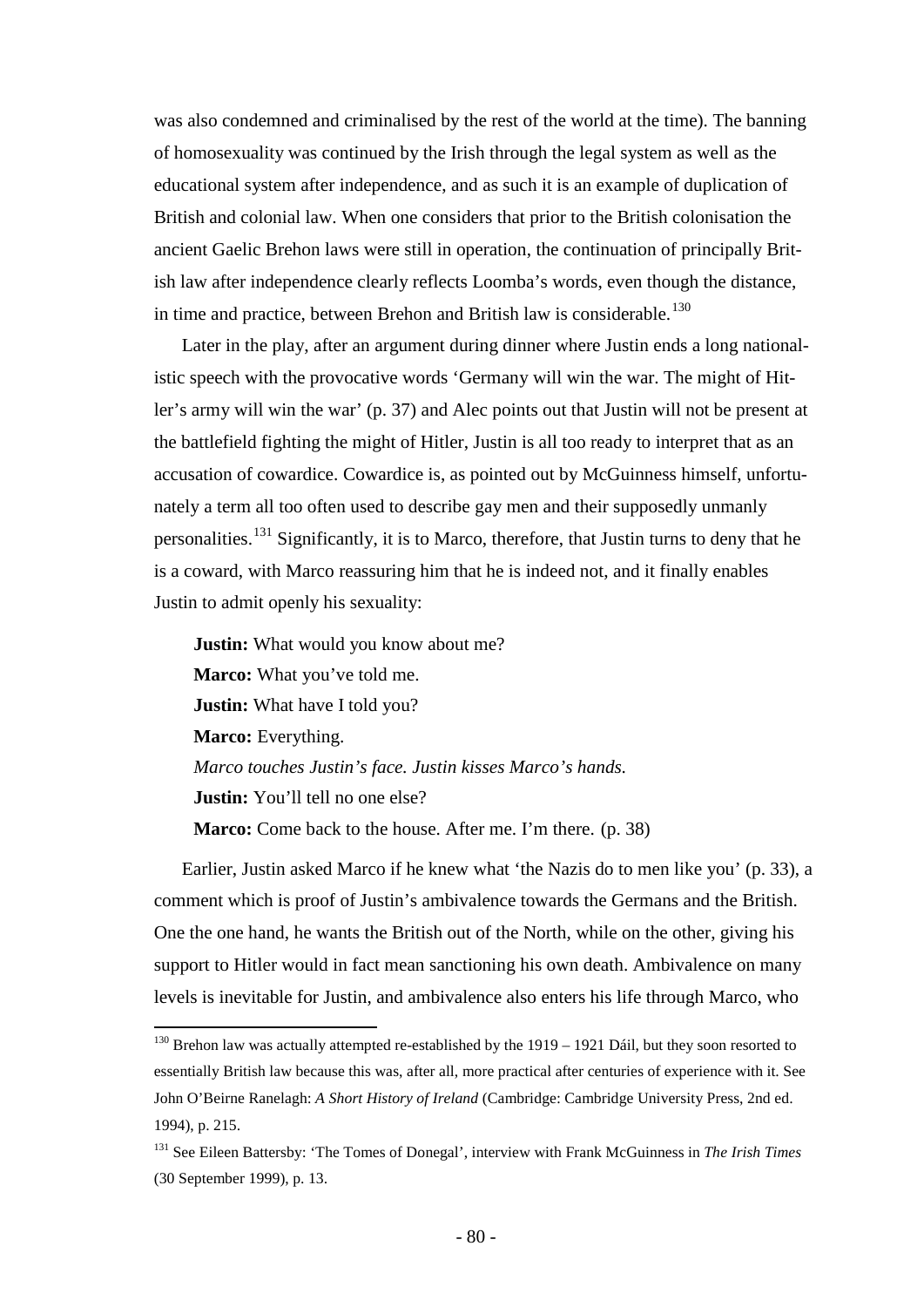was also condemned and criminalised by the rest of the world at the time). The banning of homosexuality was continued by the Irish through the legal system as well as the educational system after independence, and as such it is an example of duplication of British and colonial law. When one considers that prior to the British colonisation the ancient Gaelic Brehon laws were still in operation, the continuation of principally British law after independence clearly reflects Loomba's words, even though the distance, in time and practice, between Brehon and British law is considerable.[130]

Later in the play, after an argument during dinner where Justin ends a long nationalistic speech with the provocative words 'Germany will win the war. The might of Hitler's army will win the war' (p. 37) and Alec points out that Justin will not be present at the battlefield fighting the might of Hitler, Justin is all too ready to interpret that as an accusation of cowardice. Cowardice is, as pointed out by McGuinness himself, unfortunately a term all too often used to describe gay men and their supposedly unmanly personalities.[131] Significantly, it is to Marco, therefore, that Justin turns to deny that he is a coward, with Marco reassuring him that he is indeed not, and it finally enables Justin to admit openly his sexuality:

> **Justin:** What would you know about me?
> **Marco:** What you've told me.
> **Justin:** What have I told you?
> **Marco:** Everything.
> *Marco touches Justin's face. Justin kisses Marco's hands.*
> **Justin:** You'll tell no one else?
> **Marco:** Come back to the house. After me. I'm there. (p. 38)

Earlier, Justin asked Marco if he knew what 'the Nazis do to men like you' (p. 33), a comment which is proof of Justin's ambivalence towards the Germans and the British. One the one hand, he wants the British out of the North, while on the other, giving his support to Hitler would in fact mean sanctioning his own death. Ambivalence on many levels is inevitable for Justin, and ambivalence also enters his life through Marco, who

---

[130] Brehon law was actually attempted re-established by the 1919 – 1921 Dáil, but they soon resorted to essentially British law because this was, after all, more practical after centuries of experience with it. See John O'Beirne Ranelagh: *A Short History of Ireland* (Cambridge: Cambridge University Press, 2nd ed. 1994), p. 215.

[131] See Eileen Battersby: 'The Tomes of Donegal', interview with Frank McGuinness in *The Irish Times* (30 September 1999), p. 13.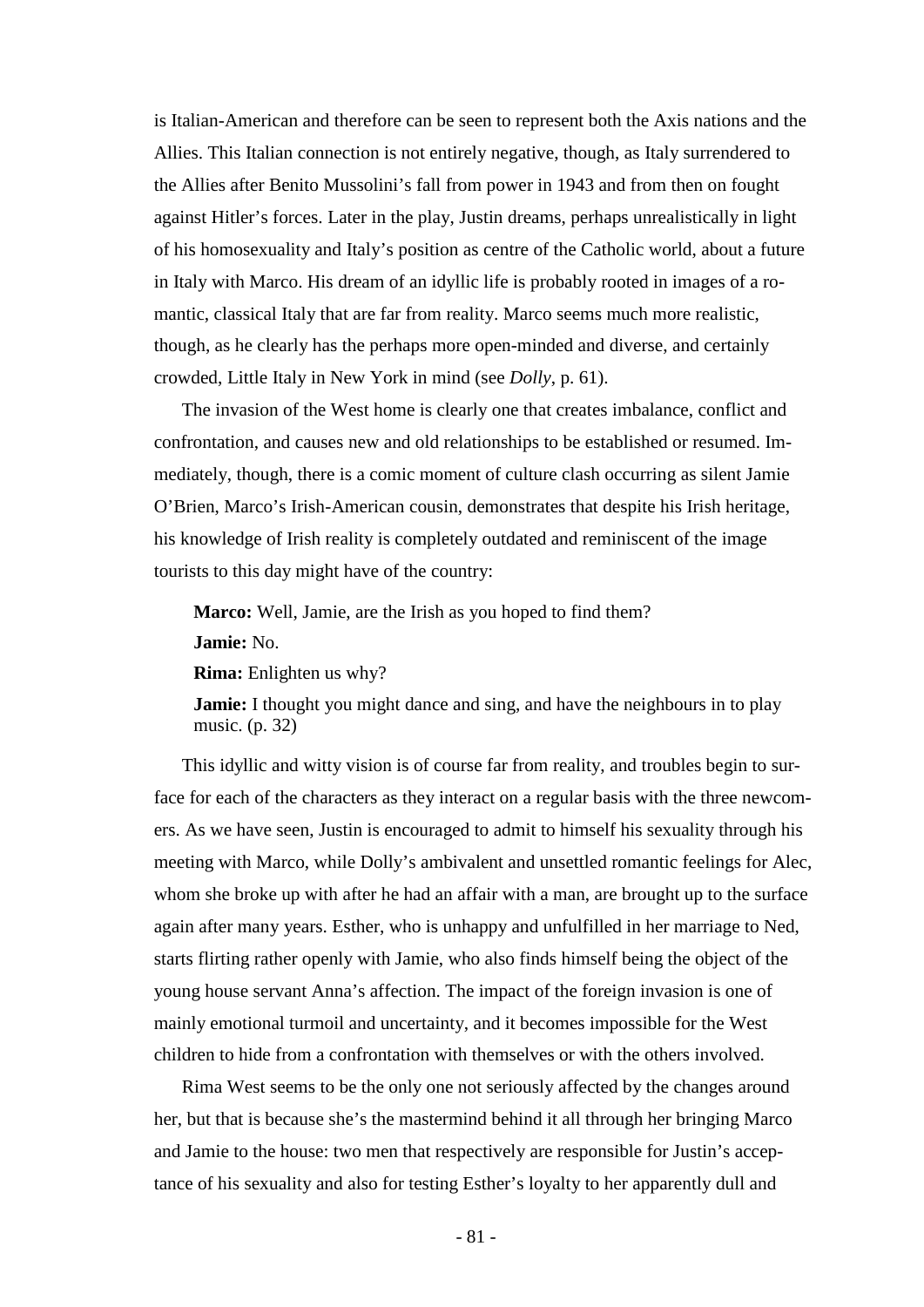is Italian-American and therefore can be seen to represent both the Axis nations and the Allies. This Italian connection is not entirely negative, though, as Italy surrendered to the Allies after Benito Mussolini's fall from power in 1943 and from then on fought against Hitler's forces. Later in the play, Justin dreams, perhaps unrealistically in light of his homosexuality and Italy's position as centre of the Catholic world, about a future in Italy with Marco. His dream of an idyllic life is probably rooted in images of a romantic, classical Italy that are far from reality. Marco seems much more realistic, though, as he clearly has the perhaps more open-minded and diverse, and certainly crowded, Little Italy in New York in mind (see *Dolly*, p. 61).

The invasion of the West home is clearly one that creates imbalance, conflict and confrontation, and causes new and old relationships to be established or resumed. Immediately, though, there is a comic moment of culture clash occurring as silent Jamie O'Brien, Marco's Irish-American cousin, demonstrates that despite his Irish heritage, his knowledge of Irish reality is completely outdated and reminiscent of the image tourists to this day might have of the country:

> **Marco:** Well, Jamie, are the Irish as you hoped to find them?
>
> **Jamie:** No.
>
> **Rima:** Enlighten us why?
>
> **Jamie:** I thought you might dance and sing, and have the neighbours in to play music. (p. 32)

This idyllic and witty vision is of course far from reality, and troubles begin to surface for each of the characters as they interact on a regular basis with the three newcomers. As we have seen, Justin is encouraged to admit to himself his sexuality through his meeting with Marco, while Dolly's ambivalent and unsettled romantic feelings for Alec, whom she broke up with after he had an affair with a man, are brought up to the surface again after many years. Esther, who is unhappy and unfulfilled in her marriage to Ned, starts flirting rather openly with Jamie, who also finds himself being the object of the young house servant Anna's affection. The impact of the foreign invasion is one of mainly emotional turmoil and uncertainty, and it becomes impossible for the West children to hide from a confrontation with themselves or with the others involved.

Rima West seems to be the only one not seriously affected by the changes around her, but that is because she's the mastermind behind it all through her bringing Marco and Jamie to the house: two men that respectively are responsible for Justin's acceptance of his sexuality and also for testing Esther's loyalty to her apparently dull and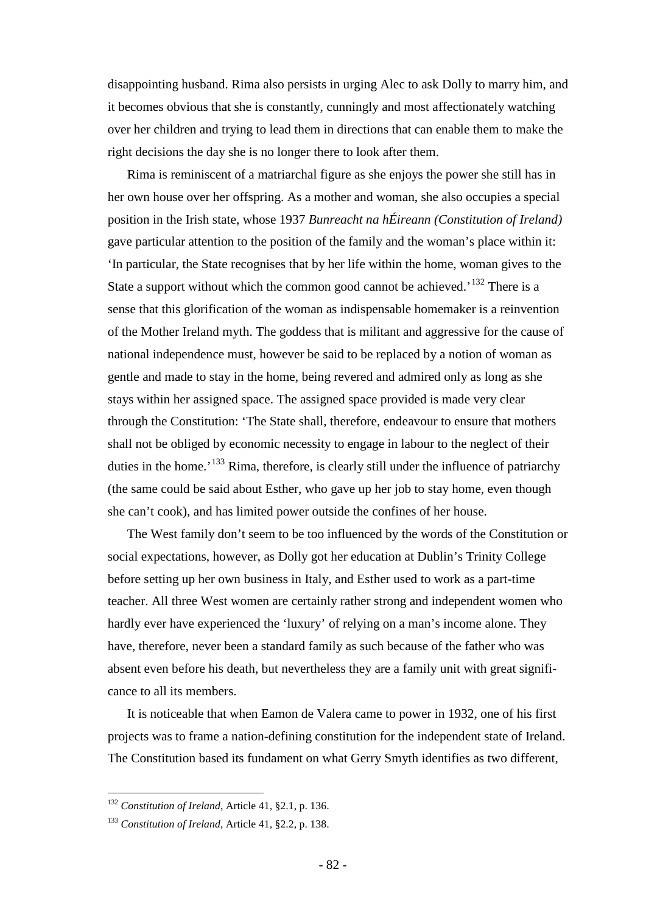disappointing husband. Rima also persists in urging Alec to ask Dolly to marry him, and it becomes obvious that she is constantly, cunningly and most affectionately watching over her children and trying to lead them in directions that can enable them to make the right decisions the day she is no longer there to look after them.

Rima is reminiscent of a matriarchal figure as she enjoys the power she still has in her own house over her offspring. As a mother and woman, she also occupies a special position in the Irish state, whose 1937 *Bunreacht na hÉireann (Constitution of Ireland)* gave particular attention to the position of the family and the woman's place within it: 'In particular, the State recognises that by her life within the home, woman gives to the State a support without which the common good cannot be achieved.'[132] There is a sense that this glorification of the woman as indispensable homemaker is a reinvention of the Mother Ireland myth. The goddess that is militant and aggressive for the cause of national independence must, however be said to be replaced by a notion of woman as gentle and made to stay in the home, being revered and admired only as long as she stays within her assigned space. The assigned space provided is made very clear through the Constitution: 'The State shall, therefore, endeavour to ensure that mothers shall not be obliged by economic necessity to engage in labour to the neglect of their duties in the home.'[133] Rima, therefore, is clearly still under the influence of patriarchy (the same could be said about Esther, who gave up her job to stay home, even though she can't cook), and has limited power outside the confines of her house.

The West family don't seem to be too influenced by the words of the Constitution or social expectations, however, as Dolly got her education at Dublin's Trinity College before setting up her own business in Italy, and Esther used to work as a part-time teacher. All three West women are certainly rather strong and independent women who hardly ever have experienced the 'luxury' of relying on a man's income alone. They have, therefore, never been a standard family as such because of the father who was absent even before his death, but nevertheless they are a family unit with great significance to all its members.

It is noticeable that when Eamon de Valera came to power in 1932, one of his first projects was to frame a nation-defining constitution for the independent state of Ireland. The Constitution based its fundament on what Gerry Smyth identifies as two different,

---

[132] *Constitution of Ireland*, Article 41, §2.1, p. 136.

[133] *Constitution of Ireland*, Article 41, §2.2, p. 138.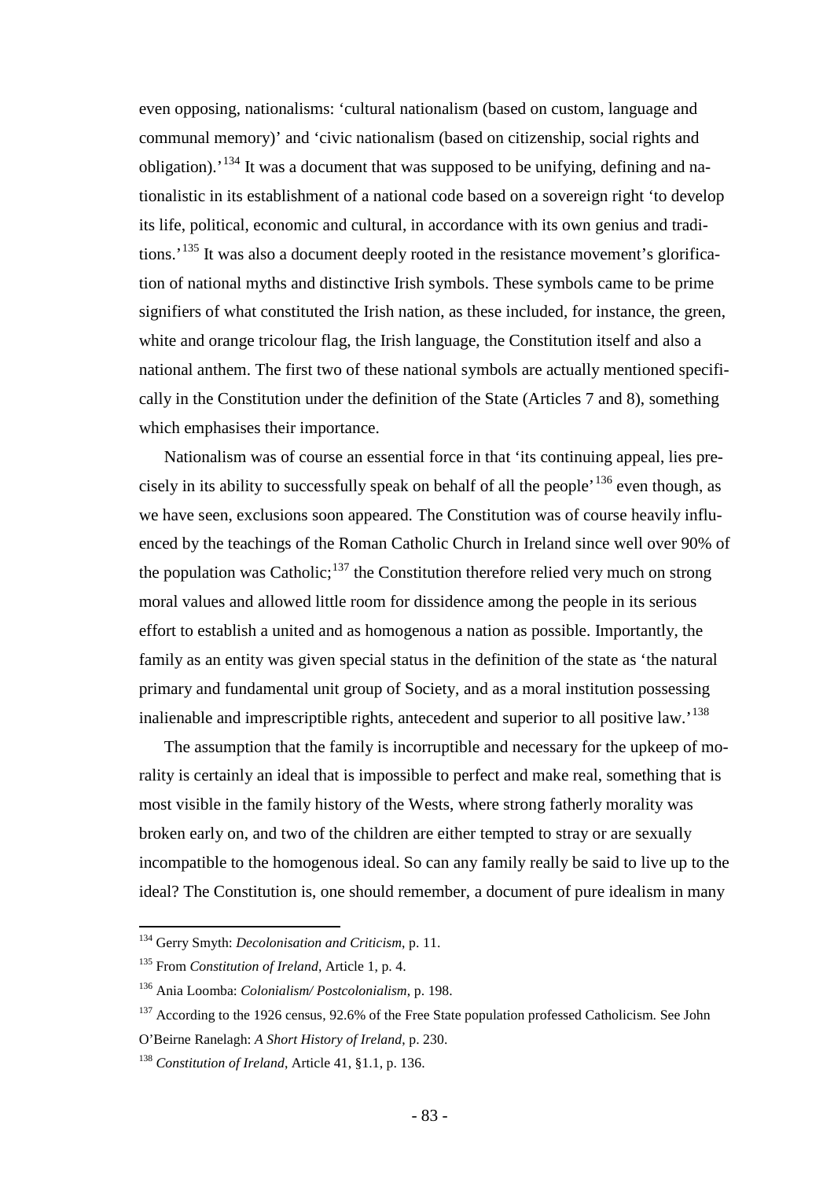even opposing, nationalisms: 'cultural nationalism (based on custom, language and communal memory)' and 'civic nationalism (based on citizenship, social rights and obligation).'[134] It was a document that was supposed to be unifying, defining and nationalistic in its establishment of a national code based on a sovereign right 'to develop its life, political, economic and cultural, in accordance with its own genius and traditions.'[135] It was also a document deeply rooted in the resistance movement's glorification of national myths and distinctive Irish symbols. These symbols came to be prime signifiers of what constituted the Irish nation, as these included, for instance, the green, white and orange tricolour flag, the Irish language, the Constitution itself and also a national anthem. The first two of these national symbols are actually mentioned specifically in the Constitution under the definition of the State (Articles 7 and 8), something which emphasises their importance.

Nationalism was of course an essential force in that 'its continuing appeal, lies precisely in its ability to successfully speak on behalf of all the people'[136] even though, as we have seen, exclusions soon appeared. The Constitution was of course heavily influenced by the teachings of the Roman Catholic Church in Ireland since well over 90% of the population was Catholic;[137] the Constitution therefore relied very much on strong moral values and allowed little room for dissidence among the people in its serious effort to establish a united and as homogenous a nation as possible. Importantly, the family as an entity was given special status in the definition of the state as 'the natural primary and fundamental unit group of Society, and as a moral institution possessing inalienable and imprescriptible rights, antecedent and superior to all positive law.'[138]

The assumption that the family is incorruptible and necessary for the upkeep of morality is certainly an ideal that is impossible to perfect and make real, something that is most visible in the family history of the Wests, where strong fatherly morality was broken early on, and two of the children are either tempted to stray or are sexually incompatible to the homogenous ideal. So can any family really be said to live up to the ideal? The Constitution is, one should remember, a document of pure idealism in many

---

[134] Gerry Smyth: *Decolonisation and Criticism*, p. 11.

[135] From *Constitution of Ireland*, Article 1, p. 4.

[136] Ania Loomba: *Colonialism/ Postcolonialism*, p. 198.

[137] According to the 1926 census, 92.6% of the Free State population professed Catholicism. See John O'Beirne Ranelagh: *A Short History of Ireland*, p. 230.

[138] *Constitution of Ireland*, Article 41, §1.1, p. 136.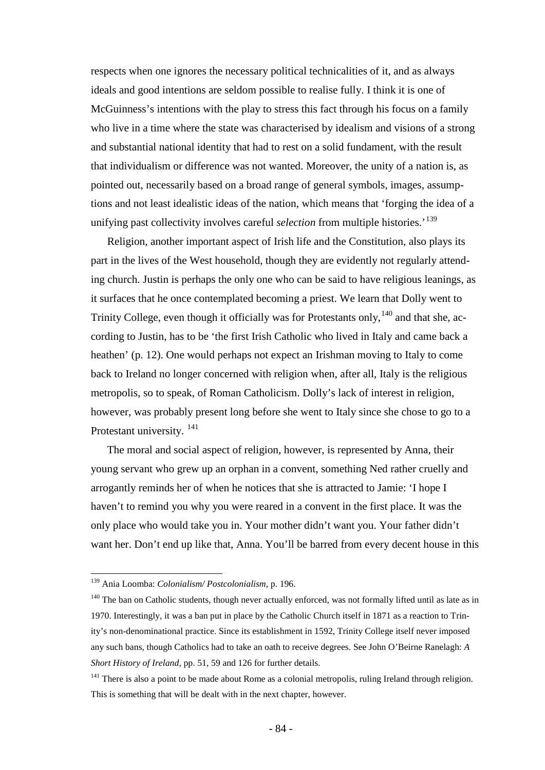respects when one ignores the necessary political technicalities of it, and as always ideals and good intentions are seldom possible to realise fully. I think it is one of McGuinness's intentions with the play to stress this fact through his focus on a family who live in a time where the state was characterised by idealism and visions of a strong and substantial national identity that had to rest on a solid fundament, with the result that individualism or difference was not wanted. Moreover, the unity of a nation is, as pointed out, necessarily based on a broad range of general symbols, images, assumptions and not least idealistic ideas of the nation, which means that 'forging the idea of a unifying past collectivity involves careful *selection* from multiple histories.'[139]

Religion, another important aspect of Irish life and the Constitution, also plays its part in the lives of the West household, though they are evidently not regularly attending church. Justin is perhaps the only one who can be said to have religious leanings, as it surfaces that he once contemplated becoming a priest. We learn that Dolly went to Trinity College, even though it officially was for Protestants only,[140] and that she, according to Justin, has to be 'the first Irish Catholic who lived in Italy and came back a heathen' (p. 12). One would perhaps not expect an Irishman moving to Italy to come back to Ireland no longer concerned with religion when, after all, Italy is the religious metropolis, so to speak, of Roman Catholicism. Dolly's lack of interest in religion, however, was probably present long before she went to Italy since she chose to go to a Protestant university.[141]

The moral and social aspect of religion, however, is represented by Anna, their young servant who grew up an orphan in a convent, something Ned rather cruelly and arrogantly reminds her of when he notices that she is attracted to Jamie: 'I hope I haven't to remind you why you were reared in a convent in the first place. It was the only place who would take you in. Your mother didn't want you. Your father didn't want her. Don't end up like that, Anna. You'll be barred from every decent house in this

---

[139] Ania Loomba: *Colonialism/ Postcolonialism*, p. 196.

[140] The ban on Catholic students, though never actually enforced, was not formally lifted until as late as in 1970. Interestingly, it was a ban put in place by the Catholic Church itself in 1871 as a reaction to Trinity's non-denominational practice. Since its establishment in 1592, Trinity College itself never imposed any such bans, though Catholics had to take an oath to receive degrees. See John O'Beirne Ranelagh: *A Short History of Ireland*, pp. 51, 59 and 126 for further details.

[141] There is also a point to be made about Rome as a colonial metropolis, ruling Ireland through religion. This is something that will be dealt with in the next chapter, however.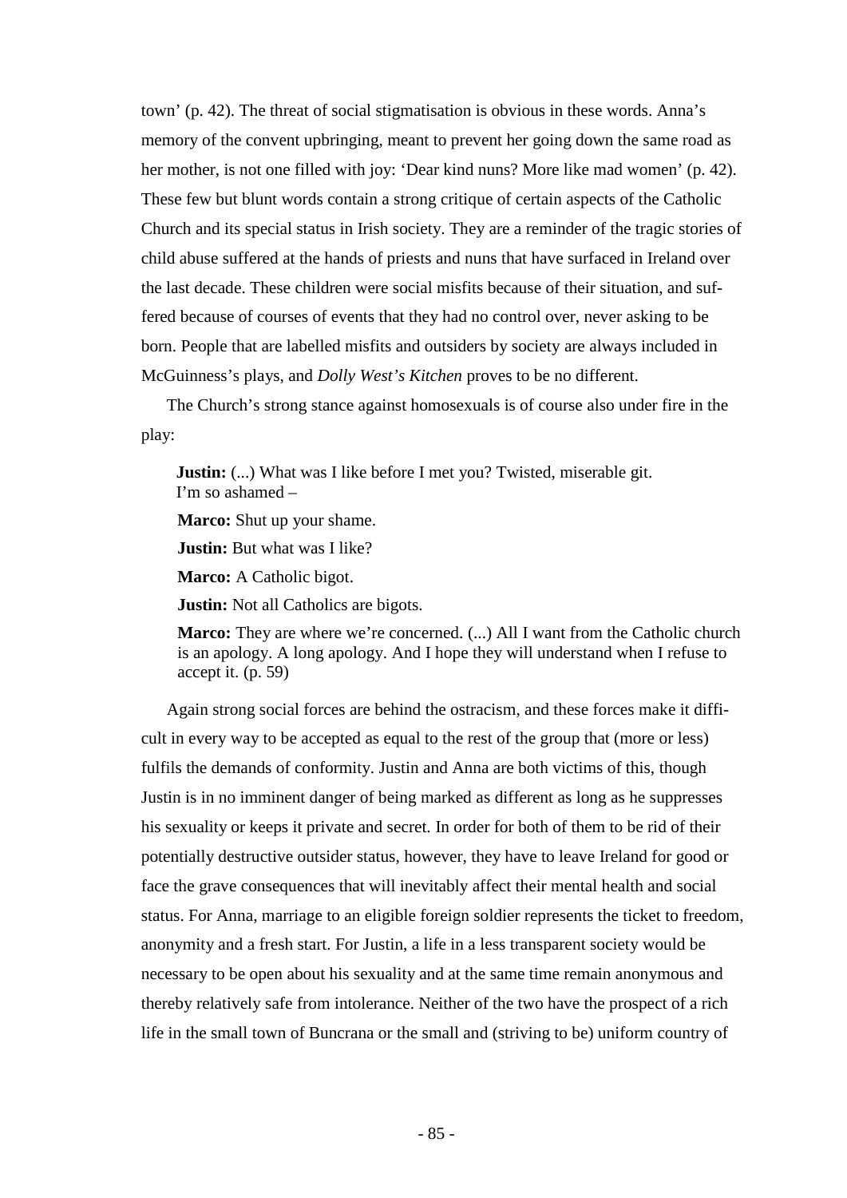town' (p. 42). The threat of social stigmatisation is obvious in these words. Anna's memory of the convent upbringing, meant to prevent her going down the same road as her mother, is not one filled with joy: 'Dear kind nuns? More like mad women' (p. 42). These few but blunt words contain a strong critique of certain aspects of the Catholic Church and its special status in Irish society. They are a reminder of the tragic stories of child abuse suffered at the hands of priests and nuns that have surfaced in Ireland over the last decade. These children were social misfits because of their situation, and suffered because of courses of events that they had no control over, never asking to be born. People that are labelled misfits and outsiders by society are always included in McGuinness's plays, and *Dolly West's Kitchen* proves to be no different.

The Church's strong stance against homosexuals is of course also under fire in the play:

> **Justin:** (...) What was I like before I met you? Twisted, miserable git. I'm so ashamed –
>
> **Marco:** Shut up your shame.
>
> **Justin:** But what was I like?
>
> **Marco:** A Catholic bigot.
>
> **Justin:** Not all Catholics are bigots.
>
> **Marco:** They are where we're concerned. (...) All I want from the Catholic church is an apology. A long apology. And I hope they will understand when I refuse to accept it. (p. 59)

Again strong social forces are behind the ostracism, and these forces make it difficult in every way to be accepted as equal to the rest of the group that (more or less) fulfils the demands of conformity. Justin and Anna are both victims of this, though Justin is in no imminent danger of being marked as different as long as he suppresses his sexuality or keeps it private and secret. In order for both of them to be rid of their potentially destructive outsider status, however, they have to leave Ireland for good or face the grave consequences that will inevitably affect their mental health and social status. For Anna, marriage to an eligible foreign soldier represents the ticket to freedom, anonymity and a fresh start. For Justin, a life in a less transparent society would be necessary to be open about his sexuality and at the same time remain anonymous and thereby relatively safe from intolerance. Neither of the two have the prospect of a rich life in the small town of Buncrana or the small and (striving to be) uniform country of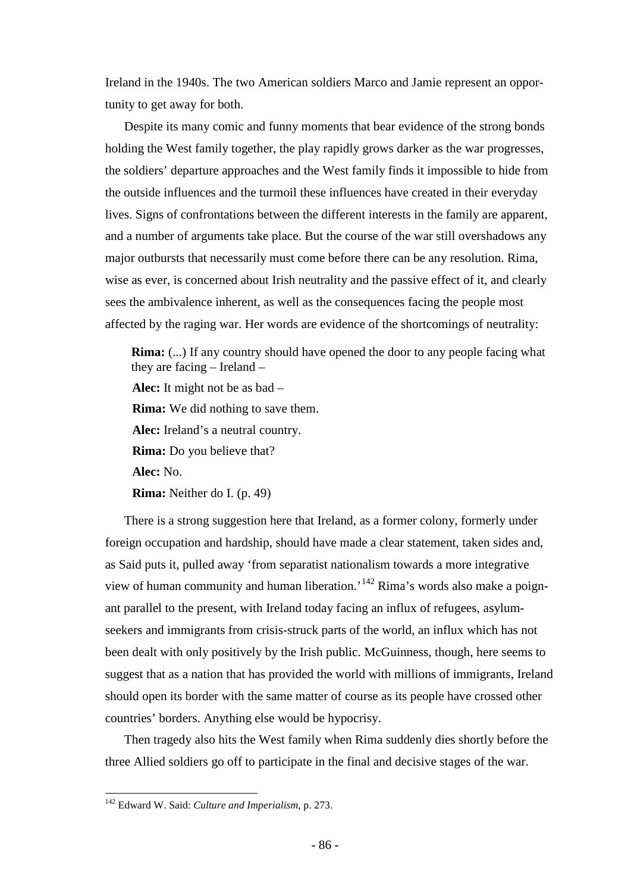Ireland in the 1940s. The two American soldiers Marco and Jamie represent an opportunity to get away for both.

Despite its many comic and funny moments that bear evidence of the strong bonds holding the West family together, the play rapidly grows darker as the war progresses, the soldiers' departure approaches and the West family finds it impossible to hide from the outside influences and the turmoil these influences have created in their everyday lives. Signs of confrontations between the different interests in the family are apparent, and a number of arguments take place. But the course of the war still overshadows any major outbursts that necessarily must come before there can be any resolution. Rima, wise as ever, is concerned about Irish neutrality and the passive effect of it, and clearly sees the ambivalence inherent, as well as the consequences facing the people most affected by the raging war. Her words are evidence of the shortcomings of neutrality:

> **Rima:** (...) If any country should have opened the door to any people facing what they are facing – Ireland –
>
> **Alec:** It might not be as bad –
>
> **Rima:** We did nothing to save them.
>
> **Alec:** Ireland's a neutral country.
>
> **Rima:** Do you believe that?
>
> **Alec:** No.
>
> **Rima:** Neither do I. (p. 49)

There is a strong suggestion here that Ireland, as a former colony, formerly under foreign occupation and hardship, should have made a clear statement, taken sides and, as Said puts it, pulled away 'from separatist nationalism towards a more integrative view of human community and human liberation.'[142] Rima's words also make a poignant parallel to the present, with Ireland today facing an influx of refugees, asylum-seekers and immigrants from crisis-struck parts of the world, an influx which has not been dealt with only positively by the Irish public. McGuinness, though, here seems to suggest that as a nation that has provided the world with millions of immigrants, Ireland should open its border with the same matter of course as its people have crossed other countries' borders. Anything else would be hypocrisy.

Then tragedy also hits the West family when Rima suddenly dies shortly before the three Allied soldiers go off to participate in the final and decisive stages of the war.

---

[142] Edward W. Said: *Culture and Imperialism*, p. 273.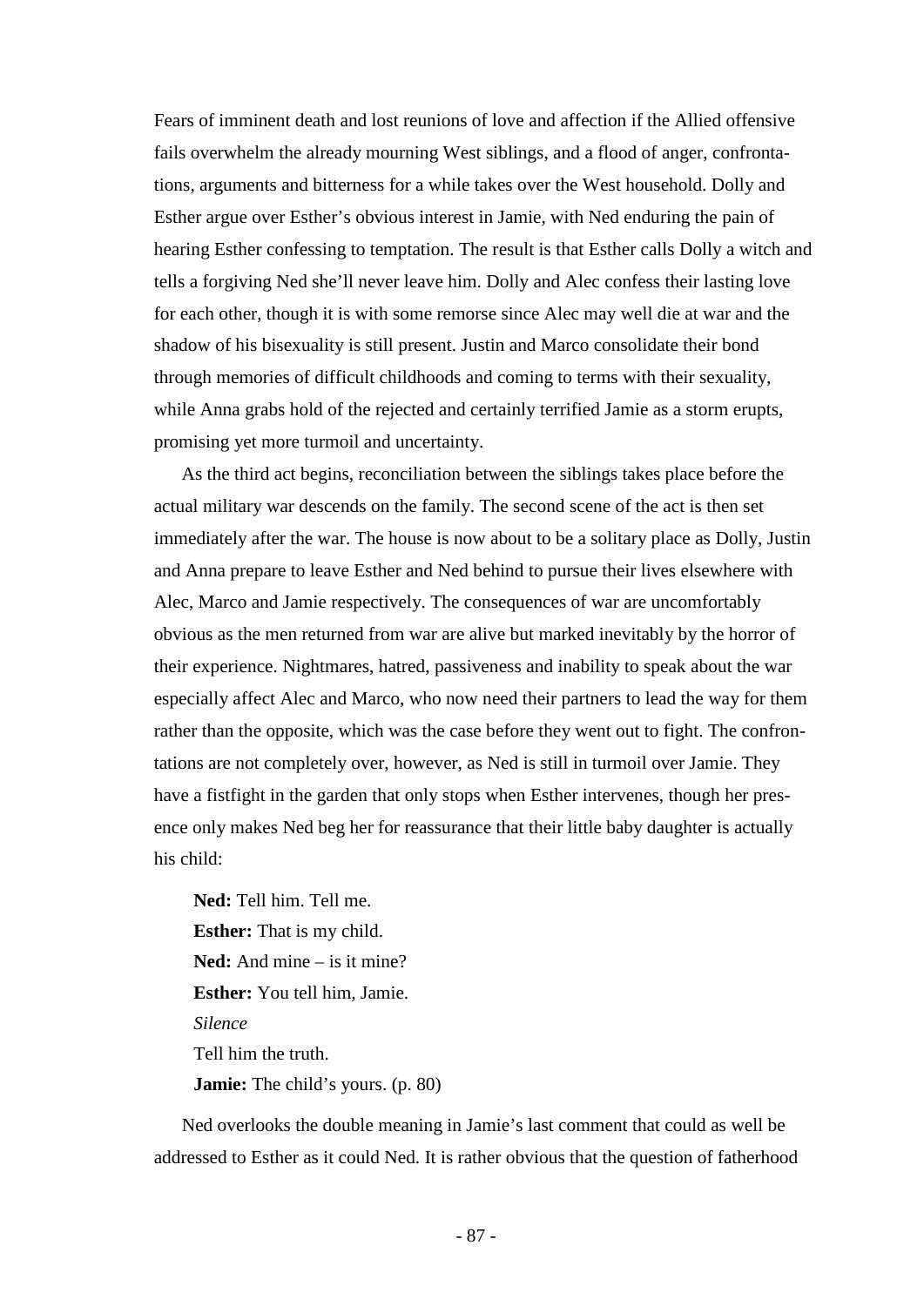Fears of imminent death and lost reunions of love and affection if the Allied offensive fails overwhelm the already mourning West siblings, and a flood of anger, confrontations, arguments and bitterness for a while takes over the West household. Dolly and Esther argue over Esther's obvious interest in Jamie, with Ned enduring the pain of hearing Esther confessing to temptation. The result is that Esther calls Dolly a witch and tells a forgiving Ned she'll never leave him. Dolly and Alec confess their lasting love for each other, though it is with some remorse since Alec may well die at war and the shadow of his bisexuality is still present. Justin and Marco consolidate their bond through memories of difficult childhoods and coming to terms with their sexuality, while Anna grabs hold of the rejected and certainly terrified Jamie as a storm erupts, promising yet more turmoil and uncertainty.

As the third act begins, reconciliation between the siblings takes place before the actual military war descends on the family. The second scene of the act is then set immediately after the war. The house is now about to be a solitary place as Dolly, Justin and Anna prepare to leave Esther and Ned behind to pursue their lives elsewhere with Alec, Marco and Jamie respectively. The consequences of war are uncomfortably obvious as the men returned from war are alive but marked inevitably by the horror of their experience. Nightmares, hatred, passiveness and inability to speak about the war especially affect Alec and Marco, who now need their partners to lead the way for them rather than the opposite, which was the case before they went out to fight. The confrontations are not completely over, however, as Ned is still in turmoil over Jamie. They have a fistfight in the garden that only stops when Esther intervenes, though her presence only makes Ned beg her for reassurance that their little baby daughter is actually his child:

> **Ned:** Tell him. Tell me.
> **Esther:** That is my child.
> **Ned:** And mine – is it mine?
> **Esther:** You tell him, Jamie.
> *Silence*
> Tell him the truth.
> **Jamie:** The child's yours. (p. 80)

Ned overlooks the double meaning in Jamie's last comment that could as well be addressed to Esther as it could Ned. It is rather obvious that the question of fatherhood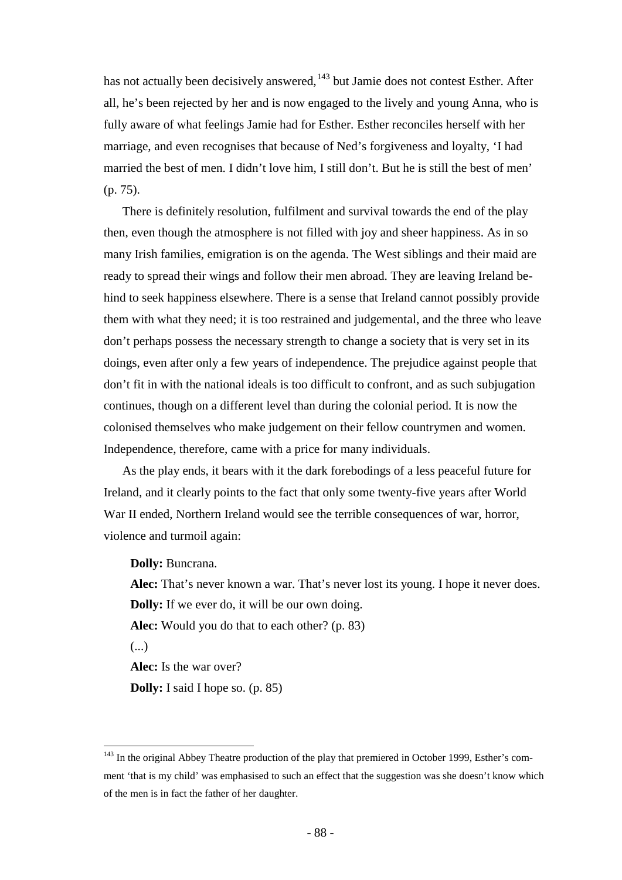has not actually been decisively answered,[143] but Jamie does not contest Esther. After all, he's been rejected by her and is now engaged to the lively and young Anna, who is fully aware of what feelings Jamie had for Esther. Esther reconciles herself with her marriage, and even recognises that because of Ned's forgiveness and loyalty, 'I had married the best of men. I didn't love him, I still don't. But he is still the best of men' (p. 75).

There is definitely resolution, fulfilment and survival towards the end of the play then, even though the atmosphere is not filled with joy and sheer happiness. As in so many Irish families, emigration is on the agenda. The West siblings and their maid are ready to spread their wings and follow their men abroad. They are leaving Ireland behind to seek happiness elsewhere. There is a sense that Ireland cannot possibly provide them with what they need; it is too restrained and judgemental, and the three who leave don't perhaps possess the necessary strength to change a society that is very set in its doings, even after only a few years of independence. The prejudice against people that don't fit in with the national ideals is too difficult to confront, and as such subjugation continues, though on a different level than during the colonial period. It is now the colonised themselves who make judgement on their fellow countrymen and women. Independence, therefore, came with a price for many individuals.

As the play ends, it bears with it the dark forebodings of a less peaceful future for Ireland, and it clearly points to the fact that only some twenty-five years after World War II ended, Northern Ireland would see the terrible consequences of war, horror, violence and turmoil again:

> **Dolly:** Buncrana.
> **Alec:** That's never known a war. That's never lost its young. I hope it never does.
> **Dolly:** If we ever do, it will be our own doing.
> **Alec:** Would you do that to each other? (p. 83)
> (...)
> **Alec:** Is the war over?
> **Dolly:** I said I hope so. (p. 85)

[143] In the original Abbey Theatre production of the play that premiered in October 1999, Esther's comment 'that is my child' was emphasised to such an effect that the suggestion was she doesn't know which of the men is in fact the father of her daughter.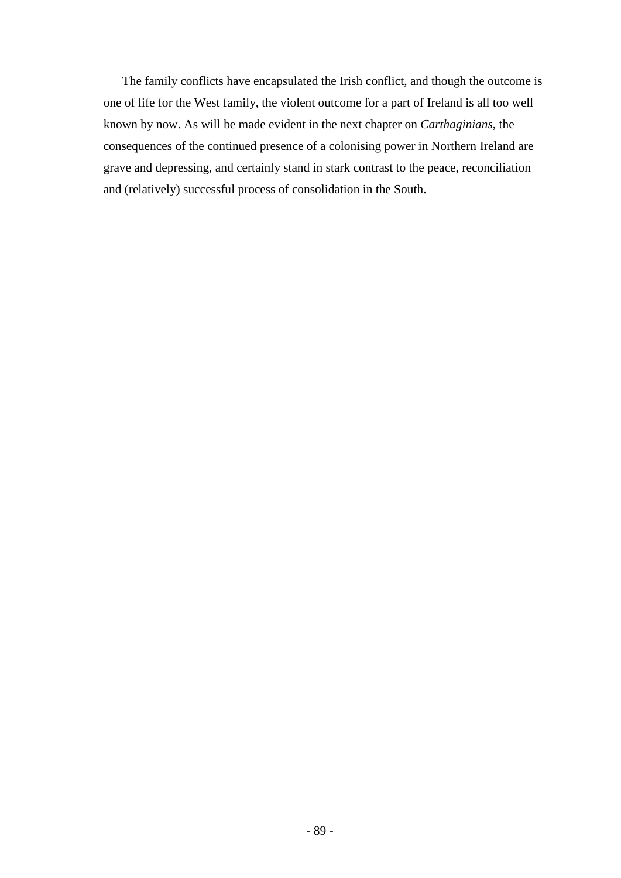The family conflicts have encapsulated the Irish conflict, and though the outcome is one of life for the West family, the violent outcome for a part of Ireland is all too well known by now. As will be made evident in the next chapter on *Carthaginians*, the consequences of the continued presence of a colonising power in Northern Ireland are grave and depressing, and certainly stand in stark contrast to the peace, reconciliation and (relatively) successful process of consolidation in the South.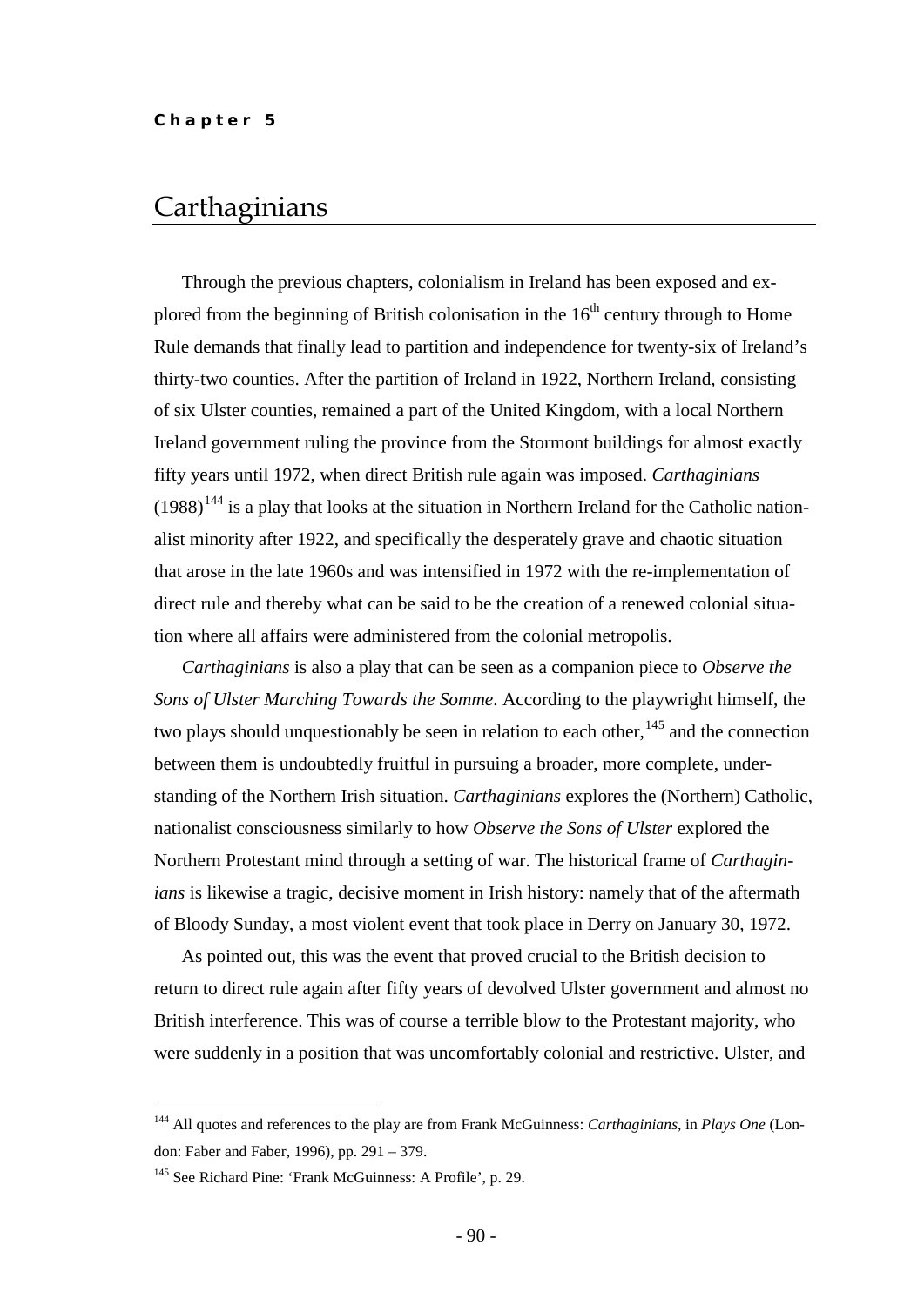**Chapter 5**

# Carthaginians

Through the previous chapters, colonialism in Ireland has been exposed and explored from the beginning of British colonisation in the 16th century through to Home Rule demands that finally lead to partition and independence for twenty-six of Ireland's thirty-two counties. After the partition of Ireland in 1922, Northern Ireland, consisting of six Ulster counties, remained a part of the United Kingdom, with a local Northern Ireland government ruling the province from the Stormont buildings for almost exactly fifty years until 1972, when direct British rule again was imposed. *Carthaginians* (1988)[144] is a play that looks at the situation in Northern Ireland for the Catholic nationalist minority after 1922, and specifically the desperately grave and chaotic situation that arose in the late 1960s and was intensified in 1972 with the re-implementation of direct rule and thereby what can be said to be the creation of a renewed colonial situation where all affairs were administered from the colonial metropolis.

*Carthaginians* is also a play that can be seen as a companion piece to *Observe the Sons of Ulster Marching Towards the Somme*. According to the playwright himself, the two plays should unquestionably be seen in relation to each other,[145] and the connection between them is undoubtedly fruitful in pursuing a broader, more complete, understanding of the Northern Irish situation. *Carthaginians* explores the (Northern) Catholic, nationalist consciousness similarly to how *Observe the Sons of Ulster* explored the Northern Protestant mind through a setting of war. The historical frame of *Carthaginians* is likewise a tragic, decisive moment in Irish history: namely that of the aftermath of Bloody Sunday, a most violent event that took place in Derry on January 30, 1972.

As pointed out, this was the event that proved crucial to the British decision to return to direct rule again after fifty years of devolved Ulster government and almost no British interference. This was of course a terrible blow to the Protestant majority, who were suddenly in a position that was uncomfortably colonial and restrictive. Ulster, and

---

[144] All quotes and references to the play are from Frank McGuinness: *Carthaginians*, in *Plays One* (London: Faber and Faber, 1996), pp. 291 – 379.

[145] See Richard Pine: 'Frank McGuinness: A Profile', p. 29.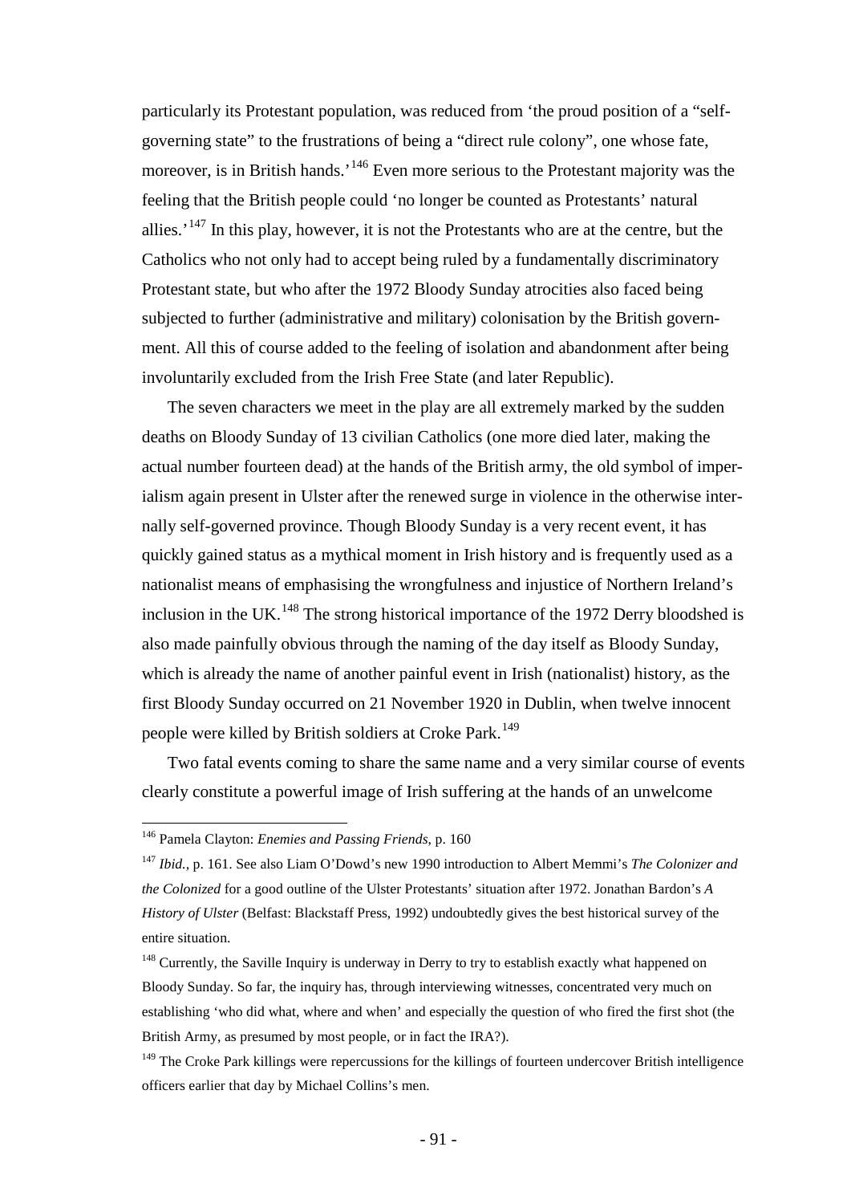particularly its Protestant population, was reduced from 'the proud position of a "self-governing state" to the frustrations of being a "direct rule colony", one whose fate, moreover, is in British hands.'[146] Even more serious to the Protestant majority was the feeling that the British people could 'no longer be counted as Protestants' natural allies.'[147] In this play, however, it is not the Protestants who are at the centre, but the Catholics who not only had to accept being ruled by a fundamentally discriminatory Protestant state, but who after the 1972 Bloody Sunday atrocities also faced being subjected to further (administrative and military) colonisation by the British government. All this of course added to the feeling of isolation and abandonment after being involuntarily excluded from the Irish Free State (and later Republic).

The seven characters we meet in the play are all extremely marked by the sudden deaths on Bloody Sunday of 13 civilian Catholics (one more died later, making the actual number fourteen dead) at the hands of the British army, the old symbol of imperialism again present in Ulster after the renewed surge in violence in the otherwise internally self-governed province. Though Bloody Sunday is a very recent event, it has quickly gained status as a mythical moment in Irish history and is frequently used as a nationalist means of emphasising the wrongfulness and injustice of Northern Ireland's inclusion in the UK.[148] The strong historical importance of the 1972 Derry bloodshed is also made painfully obvious through the naming of the day itself as Bloody Sunday, which is already the name of another painful event in Irish (nationalist) history, as the first Bloody Sunday occurred on 21 November 1920 in Dublin, when twelve innocent people were killed by British soldiers at Croke Park.[149]

Two fatal events coming to share the same name and a very similar course of events clearly constitute a powerful image of Irish suffering at the hands of an unwelcome

---

[146] Pamela Clayton: *Enemies and Passing Friends*, p. 160

[147] *Ibid.*, p. 161. See also Liam O'Dowd's new 1990 introduction to Albert Memmi's *The Colonizer and the Colonized* for a good outline of the Ulster Protestants' situation after 1972. Jonathan Bardon's *A History of Ulster* (Belfast: Blackstaff Press, 1992) undoubtedly gives the best historical survey of the entire situation.

[148] Currently, the Saville Inquiry is underway in Derry to try to establish exactly what happened on Bloody Sunday. So far, the inquiry has, through interviewing witnesses, concentrated very much on establishing 'who did what, where and when' and especially the question of who fired the first shot (the British Army, as presumed by most people, or in fact the IRA?).

[149] The Croke Park killings were repercussions for the killings of fourteen undercover British intelligence officers earlier that day by Michael Collins's men.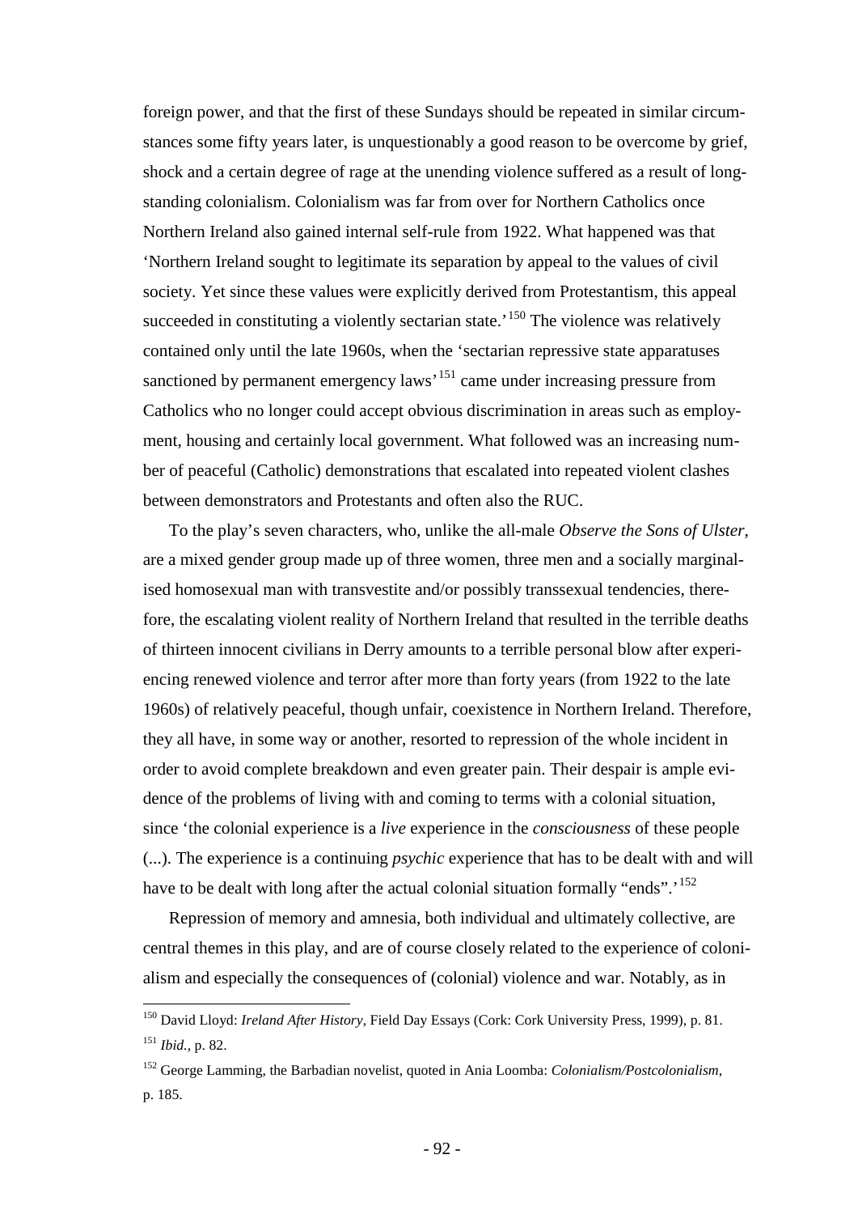foreign power, and that the first of these Sundays should be repeated in similar circumstances some fifty years later, is unquestionably a good reason to be overcome by grief, shock and a certain degree of rage at the unending violence suffered as a result of longstanding colonialism. Colonialism was far from over for Northern Catholics once Northern Ireland also gained internal self-rule from 1922. What happened was that 'Northern Ireland sought to legitimate its separation by appeal to the values of civil society. Yet since these values were explicitly derived from Protestantism, this appeal succeeded in constituting a violently sectarian state.'[150] The violence was relatively contained only until the late 1960s, when the 'sectarian repressive state apparatuses sanctioned by permanent emergency laws'[151] came under increasing pressure from Catholics who no longer could accept obvious discrimination in areas such as employment, housing and certainly local government. What followed was an increasing number of peaceful (Catholic) demonstrations that escalated into repeated violent clashes between demonstrators and Protestants and often also the RUC.

To the play's seven characters, who, unlike the all-male *Observe the Sons of Ulster*, are a mixed gender group made up of three women, three men and a socially marginalised homosexual man with transvestite and/or possibly transsexual tendencies, therefore, the escalating violent reality of Northern Ireland that resulted in the terrible deaths of thirteen innocent civilians in Derry amounts to a terrible personal blow after experiencing renewed violence and terror after more than forty years (from 1922 to the late 1960s) of relatively peaceful, though unfair, coexistence in Northern Ireland. Therefore, they all have, in some way or another, resorted to repression of the whole incident in order to avoid complete breakdown and even greater pain. Their despair is ample evidence of the problems of living with and coming to terms with a colonial situation, since 'the colonial experience is a *live* experience in the *consciousness* of these people (...). The experience is a continuing *psychic* experience that has to be dealt with and will have to be dealt with long after the actual colonial situation formally "ends".'[152]

Repression of memory and amnesia, both individual and ultimately collective, are central themes in this play, and are of course closely related to the experience of colonialism and especially the consequences of (colonial) violence and war. Notably, as in

---

[150] David Lloyd: *Ireland After History*, Field Day Essays (Cork: Cork University Press, 1999), p. 81.

[151] *Ibid.*, p. 82.

[152] George Lamming, the Barbadian novelist, quoted in Ania Loomba: *Colonialism/Postcolonialism*, p. 185.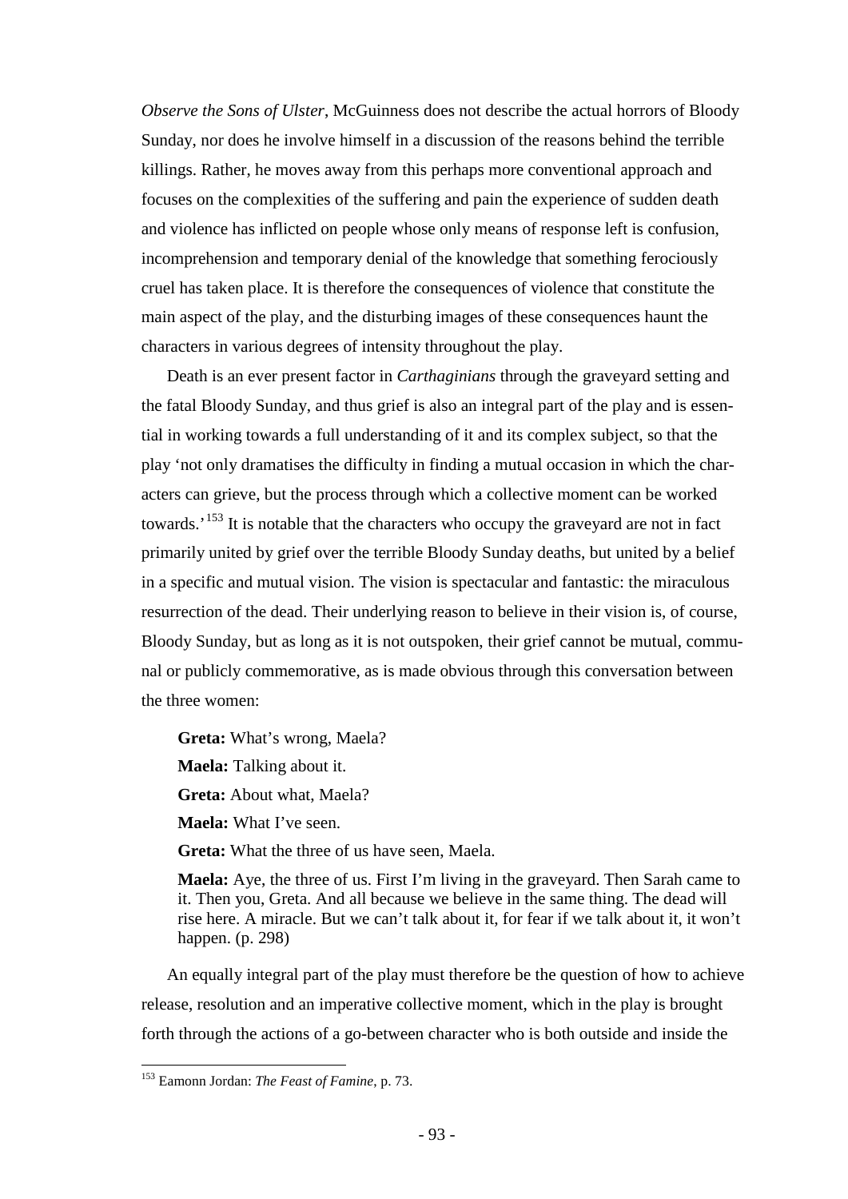*Observe the Sons of Ulster*, McGuinness does not describe the actual horrors of Bloody Sunday, nor does he involve himself in a discussion of the reasons behind the terrible killings. Rather, he moves away from this perhaps more conventional approach and focuses on the complexities of the suffering and pain the experience of sudden death and violence has inflicted on people whose only means of response left is confusion, incomprehension and temporary denial of the knowledge that something ferociously cruel has taken place. It is therefore the consequences of violence that constitute the main aspect of the play, and the disturbing images of these consequences haunt the characters in various degrees of intensity throughout the play.

Death is an ever present factor in *Carthaginians* through the graveyard setting and the fatal Bloody Sunday, and thus grief is also an integral part of the play and is essential in working towards a full understanding of it and its complex subject, so that the play 'not only dramatises the difficulty in finding a mutual occasion in which the characters can grieve, but the process through which a collective moment can be worked towards.'[153] It is notable that the characters who occupy the graveyard are not in fact primarily united by grief over the terrible Bloody Sunday deaths, but united by a belief in a specific and mutual vision. The vision is spectacular and fantastic: the miraculous resurrection of the dead. Their underlying reason to believe in their vision is, of course, Bloody Sunday, but as long as it is not outspoken, their grief cannot be mutual, communal or publicly commemorative, as is made obvious through this conversation between the three women:

> **Greta:** What's wrong, Maela?
>
> **Maela:** Talking about it.
>
> **Greta:** About what, Maela?
>
> **Maela:** What I've seen.
>
> **Greta:** What the three of us have seen, Maela.
>
> **Maela:** Aye, the three of us. First I'm living in the graveyard. Then Sarah came to it. Then you, Greta. And all because we believe in the same thing. The dead will rise here. A miracle. But we can't talk about it, for fear if we talk about it, it won't happen. (p. 298)

An equally integral part of the play must therefore be the question of how to achieve release, resolution and an imperative collective moment, which in the play is brought forth through the actions of a go-between character who is both outside and inside the

---

[153] Eamonn Jordan: *The Feast of Famine*, p. 73.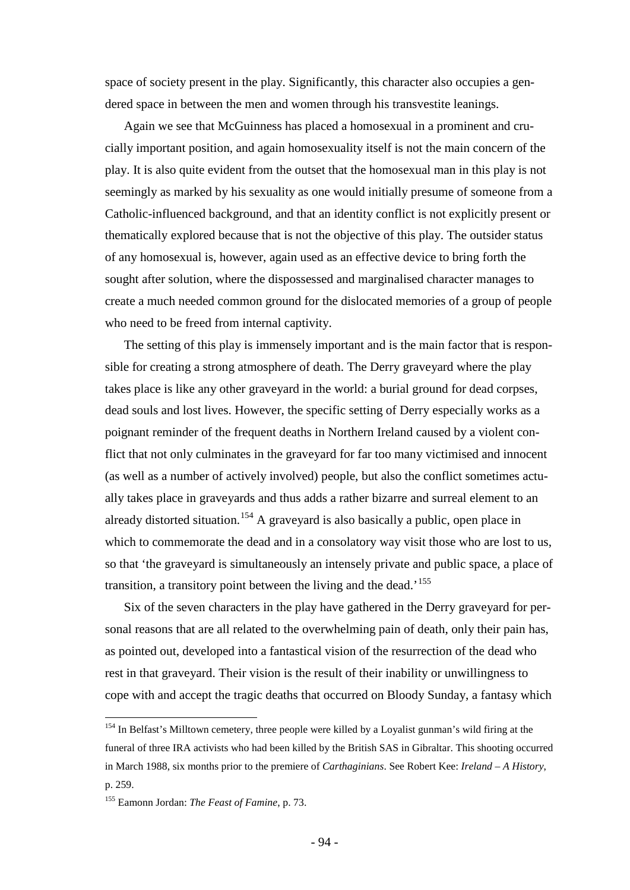space of society present in the play. Significantly, this character also occupies a gendered space in between the men and women through his transvestite leanings.

Again we see that McGuinness has placed a homosexual in a prominent and crucially important position, and again homosexuality itself is not the main concern of the play. It is also quite evident from the outset that the homosexual man in this play is not seemingly as marked by his sexuality as one would initially presume of someone from a Catholic-influenced background, and that an identity conflict is not explicitly present or thematically explored because that is not the objective of this play. The outsider status of any homosexual is, however, again used as an effective device to bring forth the sought after solution, where the dispossessed and marginalised character manages to create a much needed common ground for the dislocated memories of a group of people who need to be freed from internal captivity.

The setting of this play is immensely important and is the main factor that is responsible for creating a strong atmosphere of death. The Derry graveyard where the play takes place is like any other graveyard in the world: a burial ground for dead corpses, dead souls and lost lives. However, the specific setting of Derry especially works as a poignant reminder of the frequent deaths in Northern Ireland caused by a violent conflict that not only culminates in the graveyard for far too many victimised and innocent (as well as a number of actively involved) people, but also the conflict sometimes actually takes place in graveyards and thus adds a rather bizarre and surreal element to an already distorted situation.[154] A graveyard is also basically a public, open place in which to commemorate the dead and in a consolatory way visit those who are lost to us, so that 'the graveyard is simultaneously an intensely private and public space, a place of transition, a transitory point between the living and the dead.'[155]

Six of the seven characters in the play have gathered in the Derry graveyard for personal reasons that are all related to the overwhelming pain of death, only their pain has, as pointed out, developed into a fantastical vision of the resurrection of the dead who rest in that graveyard. Their vision is the result of their inability or unwillingness to cope with and accept the tragic deaths that occurred on Bloody Sunday, a fantasy which

---

[154] In Belfast's Milltown cemetery, three people were killed by a Loyalist gunman's wild firing at the funeral of three IRA activists who had been killed by the British SAS in Gibraltar. This shooting occurred in March 1988, six months prior to the premiere of *Carthaginians*. See Robert Kee: *Ireland – A History*, p. 259.

[155] Eamonn Jordan: *The Feast of Famine*, p. 73.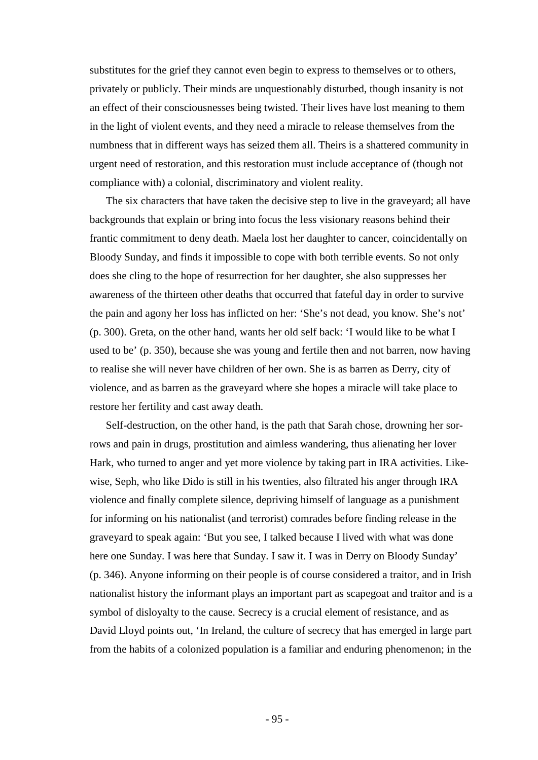substitutes for the grief they cannot even begin to express to themselves or to others, privately or publicly. Their minds are unquestionably disturbed, though insanity is not an effect of their consciousnesses being twisted. Their lives have lost meaning to them in the light of violent events, and they need a miracle to release themselves from the numbness that in different ways has seized them all. Theirs is a shattered community in urgent need of restoration, and this restoration must include acceptance of (though not compliance with) a colonial, discriminatory and violent reality.

The six characters that have taken the decisive step to live in the graveyard; all have backgrounds that explain or bring into focus the less visionary reasons behind their frantic commitment to deny death. Maela lost her daughter to cancer, coincidentally on Bloody Sunday, and finds it impossible to cope with both terrible events. So not only does she cling to the hope of resurrection for her daughter, she also suppresses her awareness of the thirteen other deaths that occurred that fateful day in order to survive the pain and agony her loss has inflicted on her: 'She's not dead, you know. She's not' (p. 300). Greta, on the other hand, wants her old self back: 'I would like to be what I used to be' (p. 350), because she was young and fertile then and not barren, now having to realise she will never have children of her own. She is as barren as Derry, city of violence, and as barren as the graveyard where she hopes a miracle will take place to restore her fertility and cast away death.

Self-destruction, on the other hand, is the path that Sarah chose, drowning her sorrows and pain in drugs, prostitution and aimless wandering, thus alienating her lover Hark, who turned to anger and yet more violence by taking part in IRA activities. Likewise, Seph, who like Dido is still in his twenties, also filtrated his anger through IRA violence and finally complete silence, depriving himself of language as a punishment for informing on his nationalist (and terrorist) comrades before finding release in the graveyard to speak again: 'But you see, I talked because I lived with what was done here one Sunday. I was here that Sunday. I saw it. I was in Derry on Bloody Sunday' (p. 346). Anyone informing on their people is of course considered a traitor, and in Irish nationalist history the informant plays an important part as scapegoat and traitor and is a symbol of disloyalty to the cause. Secrecy is a crucial element of resistance, and as David Lloyd points out, 'In Ireland, the culture of secrecy that has emerged in large part from the habits of a colonized population is a familiar and enduring phenomenon; in the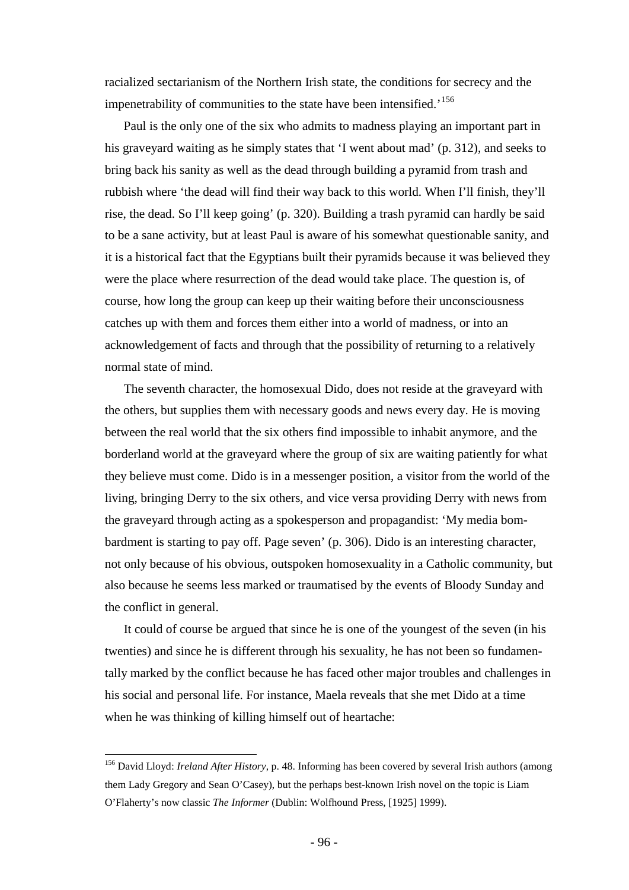racialized sectarianism of the Northern Irish state, the conditions for secrecy and the impenetrability of communities to the state have been intensified.'[156]

Paul is the only one of the six who admits to madness playing an important part in his graveyard waiting as he simply states that 'I went about mad' (p. 312), and seeks to bring back his sanity as well as the dead through building a pyramid from trash and rubbish where 'the dead will find their way back to this world. When I'll finish, they'll rise, the dead. So I'll keep going' (p. 320). Building a trash pyramid can hardly be said to be a sane activity, but at least Paul is aware of his somewhat questionable sanity, and it is a historical fact that the Egyptians built their pyramids because it was believed they were the place where resurrection of the dead would take place. The question is, of course, how long the group can keep up their waiting before their unconsciousness catches up with them and forces them either into a world of madness, or into an acknowledgement of facts and through that the possibility of returning to a relatively normal state of mind.

The seventh character, the homosexual Dido, does not reside at the graveyard with the others, but supplies them with necessary goods and news every day. He is moving between the real world that the six others find impossible to inhabit anymore, and the borderland world at the graveyard where the group of six are waiting patiently for what they believe must come. Dido is in a messenger position, a visitor from the world of the living, bringing Derry to the six others, and vice versa providing Derry with news from the graveyard through acting as a spokesperson and propagandist: 'My media bombardment is starting to pay off. Page seven' (p. 306). Dido is an interesting character, not only because of his obvious, outspoken homosexuality in a Catholic community, but also because he seems less marked or traumatised by the events of Bloody Sunday and the conflict in general.

It could of course be argued that since he is one of the youngest of the seven (in his twenties) and since he is different through his sexuality, he has not been so fundamentally marked by the conflict because he has faced other major troubles and challenges in his social and personal life. For instance, Maela reveals that she met Dido at a time when he was thinking of killing himself out of heartache:

---

[156] David Lloyd: *Ireland After History*, p. 48. Informing has been covered by several Irish authors (among them Lady Gregory and Sean O'Casey), but the perhaps best-known Irish novel on the topic is Liam O'Flaherty's now classic *The Informer* (Dublin: Wolfhound Press, [1925] 1999).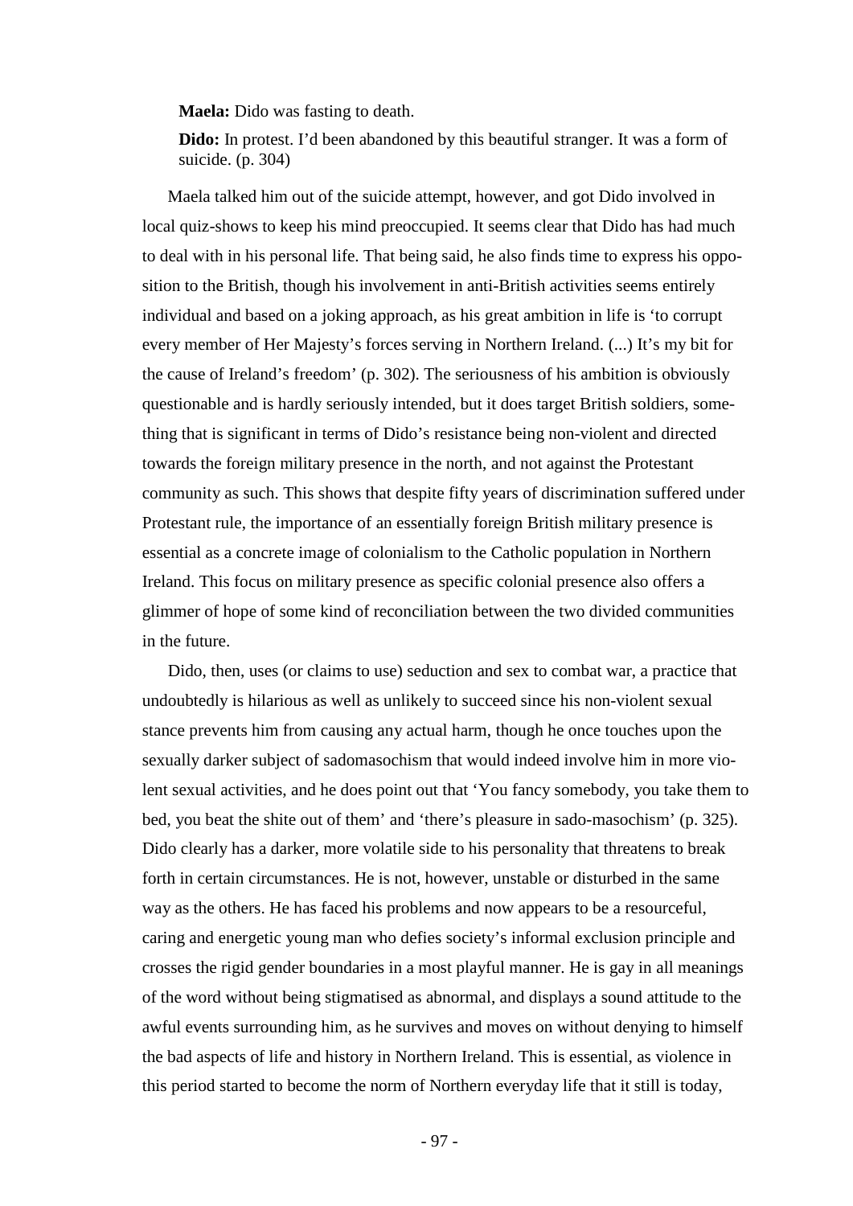**Maela:** Dido was fasting to death.

**Dido:** In protest. I'd been abandoned by this beautiful stranger. It was a form of suicide. (p. 304)

Maela talked him out of the suicide attempt, however, and got Dido involved in local quiz-shows to keep his mind preoccupied. It seems clear that Dido has had much to deal with in his personal life. That being said, he also finds time to express his opposition to the British, though his involvement in anti-British activities seems entirely individual and based on a joking approach, as his great ambition in life is 'to corrupt every member of Her Majesty's forces serving in Northern Ireland. (...) It's my bit for the cause of Ireland's freedom' (p. 302). The seriousness of his ambition is obviously questionable and is hardly seriously intended, but it does target British soldiers, something that is significant in terms of Dido's resistance being non-violent and directed towards the foreign military presence in the north, and not against the Protestant community as such. This shows that despite fifty years of discrimination suffered under Protestant rule, the importance of an essentially foreign British military presence is essential as a concrete image of colonialism to the Catholic population in Northern Ireland. This focus on military presence as specific colonial presence also offers a glimmer of hope of some kind of reconciliation between the two divided communities in the future.

Dido, then, uses (or claims to use) seduction and sex to combat war, a practice that undoubtedly is hilarious as well as unlikely to succeed since his non-violent sexual stance prevents him from causing any actual harm, though he once touches upon the sexually darker subject of sadomasochism that would indeed involve him in more violent sexual activities, and he does point out that 'You fancy somebody, you take them to bed, you beat the shite out of them' and 'there's pleasure in sado-masochism' (p. 325). Dido clearly has a darker, more volatile side to his personality that threatens to break forth in certain circumstances. He is not, however, unstable or disturbed in the same way as the others. He has faced his problems and now appears to be a resourceful, caring and energetic young man who defies society's informal exclusion principle and crosses the rigid gender boundaries in a most playful manner. He is gay in all meanings of the word without being stigmatised as abnormal, and displays a sound attitude to the awful events surrounding him, as he survives and moves on without denying to himself the bad aspects of life and history in Northern Ireland. This is essential, as violence in this period started to become the norm of Northern everyday life that it still is today,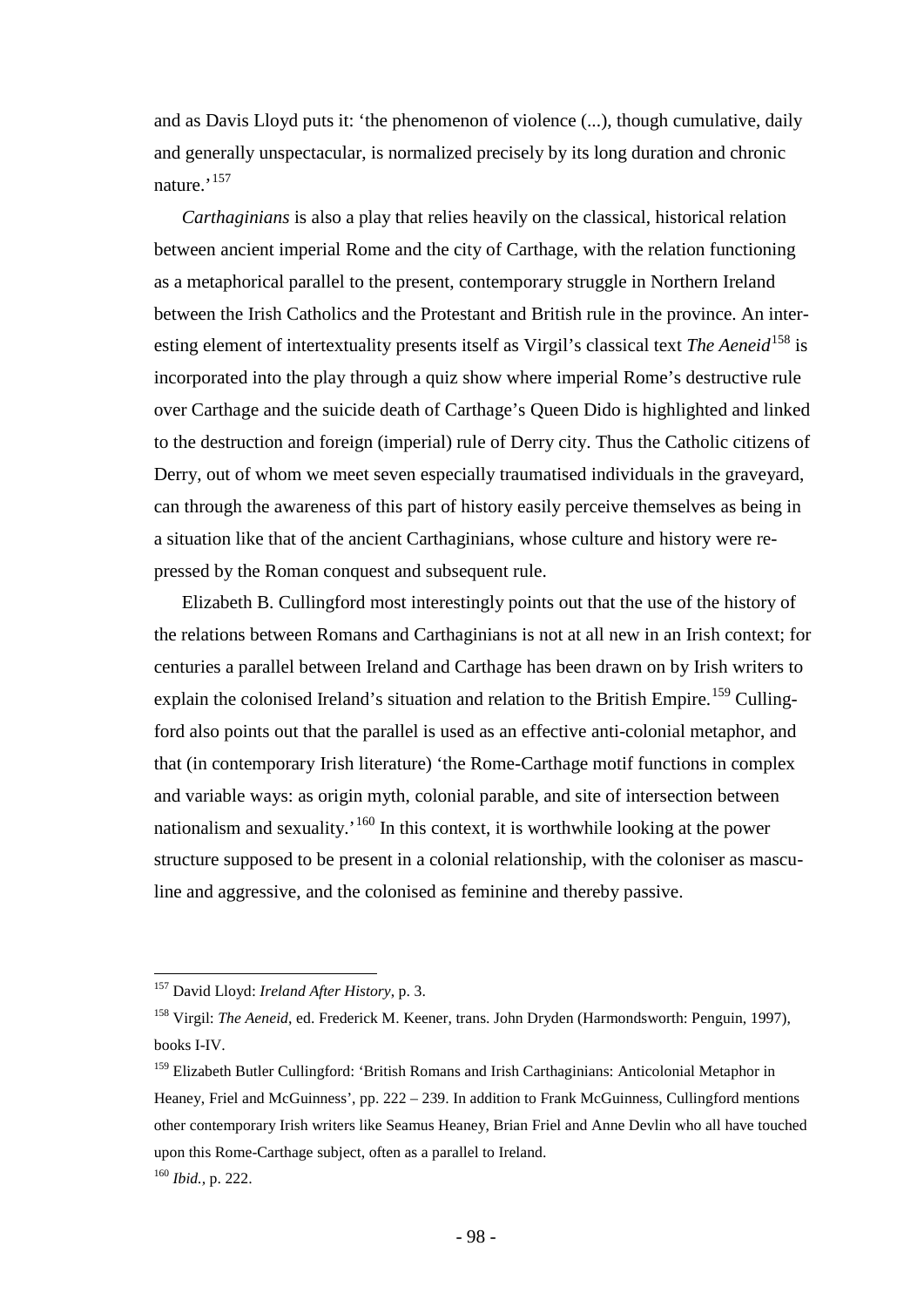and as Davis Lloyd puts it: 'the phenomenon of violence (...), though cumulative, daily and generally unspectacular, is normalized precisely by its long duration and chronic nature.'[157]

*Carthaginians* is also a play that relies heavily on the classical, historical relation between ancient imperial Rome and the city of Carthage, with the relation functioning as a metaphorical parallel to the present, contemporary struggle in Northern Ireland between the Irish Catholics and the Protestant and British rule in the province. An interesting element of intertextuality presents itself as Virgil's classical text *The Aeneid*[158] is incorporated into the play through a quiz show where imperial Rome's destructive rule over Carthage and the suicide death of Carthage's Queen Dido is highlighted and linked to the destruction and foreign (imperial) rule of Derry city. Thus the Catholic citizens of Derry, out of whom we meet seven especially traumatised individuals in the graveyard, can through the awareness of this part of history easily perceive themselves as being in a situation like that of the ancient Carthaginians, whose culture and history were repressed by the Roman conquest and subsequent rule.

Elizabeth B. Cullingford most interestingly points out that the use of the history of the relations between Romans and Carthaginians is not at all new in an Irish context; for centuries a parallel between Ireland and Carthage has been drawn on by Irish writers to explain the colonised Ireland's situation and relation to the British Empire.[159] Cullingford also points out that the parallel is used as an effective anti-colonial metaphor, and that (in contemporary Irish literature) 'the Rome-Carthage motif functions in complex and variable ways: as origin myth, colonial parable, and site of intersection between nationalism and sexuality.'[160] In this context, it is worthwhile looking at the power structure supposed to be present in a colonial relationship, with the coloniser as masculine and aggressive, and the colonised as feminine and thereby passive.

---

[157] David Lloyd: *Ireland After History*, p. 3.

[158] Virgil: *The Aeneid*, ed. Frederick M. Keener, trans. John Dryden (Harmondsworth: Penguin, 1997), books I-IV.

[159] Elizabeth Butler Cullingford: 'British Romans and Irish Carthaginians: Anticolonial Metaphor in Heaney, Friel and McGuinness', pp. 222 – 239. In addition to Frank McGuinness, Cullingford mentions other contemporary Irish writers like Seamus Heaney, Brian Friel and Anne Devlin who all have touched upon this Rome-Carthage subject, often as a parallel to Ireland.

[160] *Ibid.*, p. 222.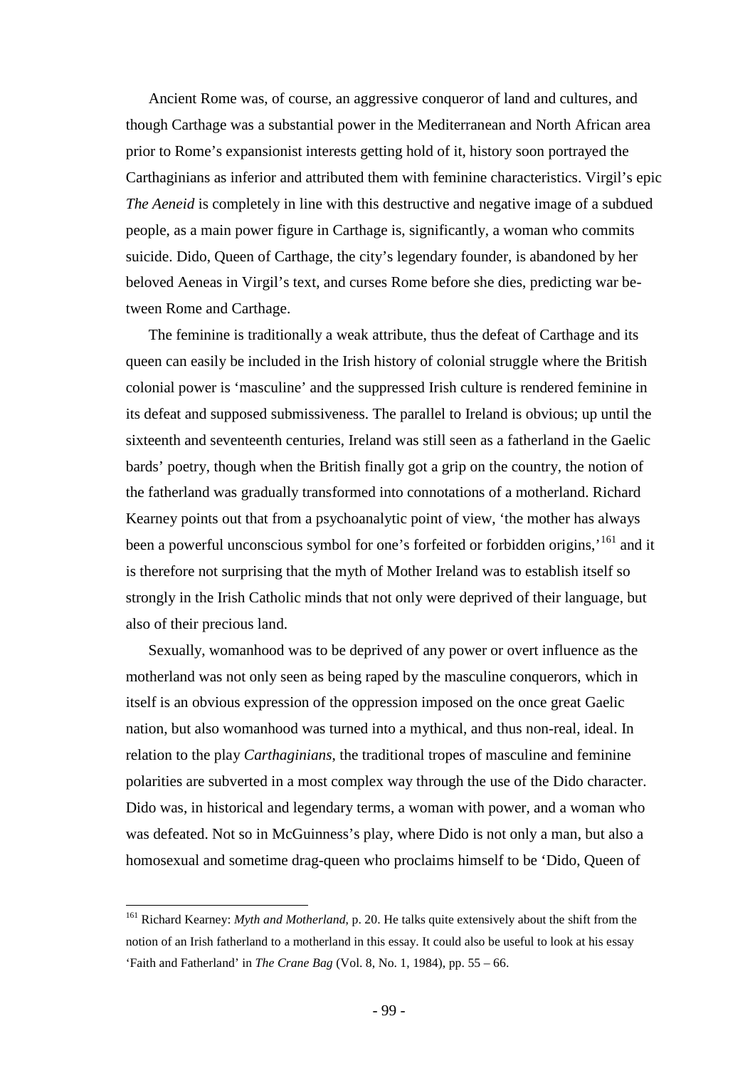Ancient Rome was, of course, an aggressive conqueror of land and cultures, and though Carthage was a substantial power in the Mediterranean and North African area prior to Rome's expansionist interests getting hold of it, history soon portrayed the Carthaginians as inferior and attributed them with feminine characteristics. Virgil's epic *The Aeneid* is completely in line with this destructive and negative image of a subdued people, as a main power figure in Carthage is, significantly, a woman who commits suicide. Dido, Queen of Carthage, the city's legendary founder, is abandoned by her beloved Aeneas in Virgil's text, and curses Rome before she dies, predicting war between Rome and Carthage.

The feminine is traditionally a weak attribute, thus the defeat of Carthage and its queen can easily be included in the Irish history of colonial struggle where the British colonial power is 'masculine' and the suppressed Irish culture is rendered feminine in its defeat and supposed submissiveness. The parallel to Ireland is obvious; up until the sixteenth and seventeenth centuries, Ireland was still seen as a fatherland in the Gaelic bards' poetry, though when the British finally got a grip on the country, the notion of the fatherland was gradually transformed into connotations of a motherland. Richard Kearney points out that from a psychoanalytic point of view, 'the mother has always been a powerful unconscious symbol for one's forfeited or forbidden origins,'[161] and it is therefore not surprising that the myth of Mother Ireland was to establish itself so strongly in the Irish Catholic minds that not only were deprived of their language, but also of their precious land.

Sexually, womanhood was to be deprived of any power or overt influence as the motherland was not only seen as being raped by the masculine conquerors, which in itself is an obvious expression of the oppression imposed on the once great Gaelic nation, but also womanhood was turned into a mythical, and thus non-real, ideal. In relation to the play *Carthaginians*, the traditional tropes of masculine and feminine polarities are subverted in a most complex way through the use of the Dido character. Dido was, in historical and legendary terms, a woman with power, and a woman who was defeated. Not so in McGuinness's play, where Dido is not only a man, but also a homosexual and sometime drag-queen who proclaims himself to be 'Dido, Queen of

---

[161] Richard Kearney: *Myth and Motherland*, p. 20. He talks quite extensively about the shift from the notion of an Irish fatherland to a motherland in this essay. It could also be useful to look at his essay 'Faith and Fatherland' in *The Crane Bag* (Vol. 8, No. 1, 1984), pp. 55 – 66.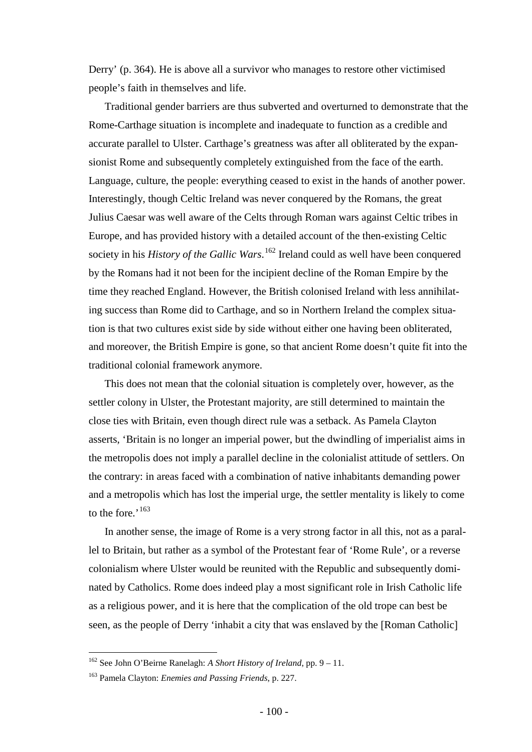Derry' (p. 364). He is above all a survivor who manages to restore other victimised people's faith in themselves and life.

Traditional gender barriers are thus subverted and overturned to demonstrate that the Rome-Carthage situation is incomplete and inadequate to function as a credible and accurate parallel to Ulster. Carthage's greatness was after all obliterated by the expansionist Rome and subsequently completely extinguished from the face of the earth. Language, culture, the people: everything ceased to exist in the hands of another power. Interestingly, though Celtic Ireland was never conquered by the Romans, the great Julius Caesar was well aware of the Celts through Roman wars against Celtic tribes in Europe, and has provided history with a detailed account of the then-existing Celtic society in his *History of the Gallic Wars*.[162] Ireland could as well have been conquered by the Romans had it not been for the incipient decline of the Roman Empire by the time they reached England. However, the British colonised Ireland with less annihilating success than Rome did to Carthage, and so in Northern Ireland the complex situation is that two cultures exist side by side without either one having been obliterated, and moreover, the British Empire is gone, so that ancient Rome doesn't quite fit into the traditional colonial framework anymore.

This does not mean that the colonial situation is completely over, however, as the settler colony in Ulster, the Protestant majority, are still determined to maintain the close ties with Britain, even though direct rule was a setback. As Pamela Clayton asserts, 'Britain is no longer an imperial power, but the dwindling of imperialist aims in the metropolis does not imply a parallel decline in the colonialist attitude of settlers. On the contrary: in areas faced with a combination of native inhabitants demanding power and a metropolis which has lost the imperial urge, the settler mentality is likely to come to the fore.'[163]

In another sense, the image of Rome is a very strong factor in all this, not as a parallel to Britain, but rather as a symbol of the Protestant fear of 'Rome Rule', or a reverse colonialism where Ulster would be reunited with the Republic and subsequently dominated by Catholics. Rome does indeed play a most significant role in Irish Catholic life as a religious power, and it is here that the complication of the old trope can best be seen, as the people of Derry 'inhabit a city that was enslaved by the [Roman Catholic]

---

[162] See John O'Beirne Ranelagh: *A Short History of Ireland*, pp. 9 – 11.

[163] Pamela Clayton: *Enemies and Passing Friends*, p. 227.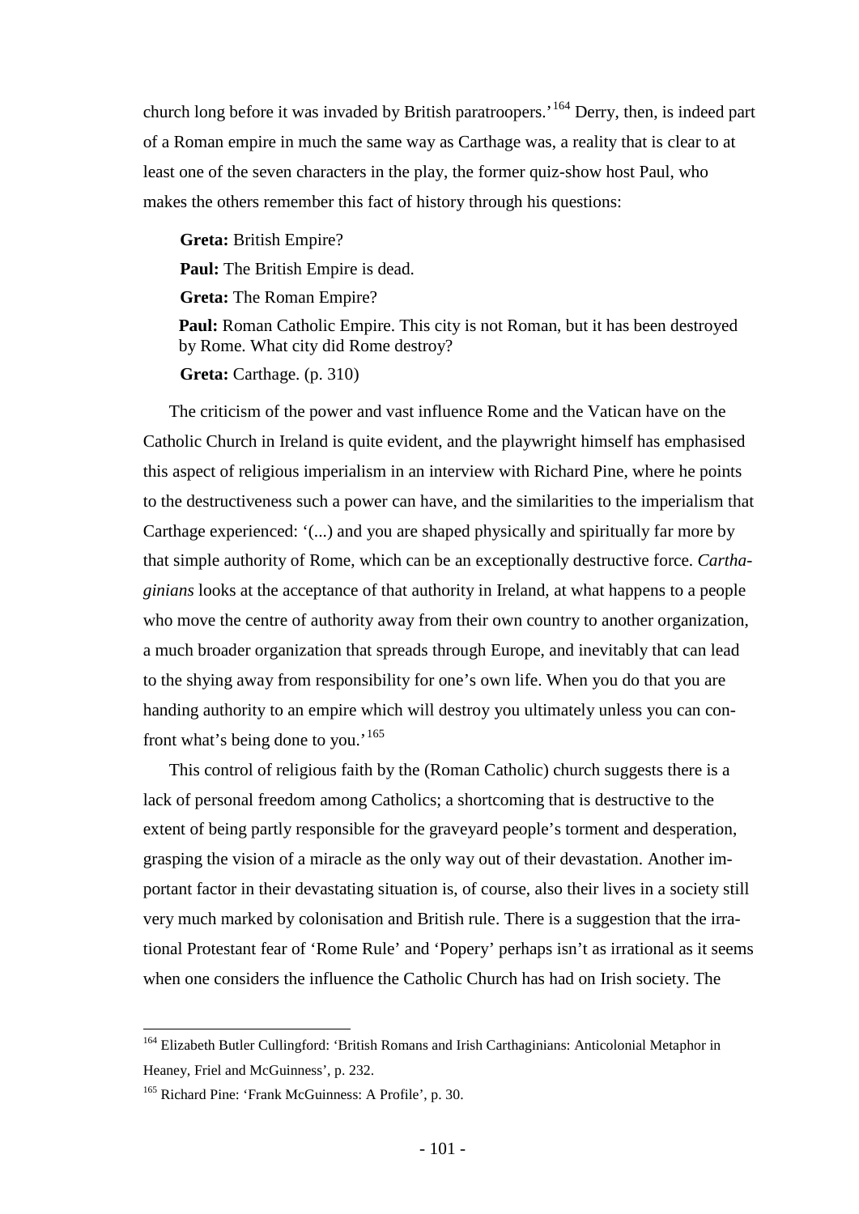church long before it was invaded by British paratroopers.'[164] Derry, then, is indeed part of a Roman empire in much the same way as Carthage was, a reality that is clear to at least one of the seven characters in the play, the former quiz-show host Paul, who makes the others remember this fact of history through his questions:

> **Greta:** British Empire?
>
> **Paul:** The British Empire is dead.
>
> **Greta:** The Roman Empire?
>
> **Paul:** Roman Catholic Empire. This city is not Roman, but it has been destroyed by Rome. What city did Rome destroy?
>
> **Greta:** Carthage. (p. 310)

The criticism of the power and vast influence Rome and the Vatican have on the Catholic Church in Ireland is quite evident, and the playwright himself has emphasised this aspect of religious imperialism in an interview with Richard Pine, where he points to the destructiveness such a power can have, and the similarities to the imperialism that Carthage experienced: '(...) and you are shaped physically and spiritually far more by that simple authority of Rome, which can be an exceptionally destructive force. *Carthaginians* looks at the acceptance of that authority in Ireland, at what happens to a people who move the centre of authority away from their own country to another organization, a much broader organization that spreads through Europe, and inevitably that can lead to the shying away from responsibility for one's own life. When you do that you are handing authority to an empire which will destroy you ultimately unless you can confront what's being done to you.'[165]

This control of religious faith by the (Roman Catholic) church suggests there is a lack of personal freedom among Catholics; a shortcoming that is destructive to the extent of being partly responsible for the graveyard people's torment and desperation, grasping the vision of a miracle as the only way out of their devastation. Another important factor in their devastating situation is, of course, also their lives in a society still very much marked by colonisation and British rule. There is a suggestion that the irrational Protestant fear of 'Rome Rule' and 'Popery' perhaps isn't as irrational as it seems when one considers the influence the Catholic Church has had on Irish society. The

---

[164] Elizabeth Butler Cullingford: 'British Romans and Irish Carthaginians: Anticolonial Metaphor in Heaney, Friel and McGuinness', p. 232.

[165] Richard Pine: 'Frank McGuinness: A Profile', p. 30.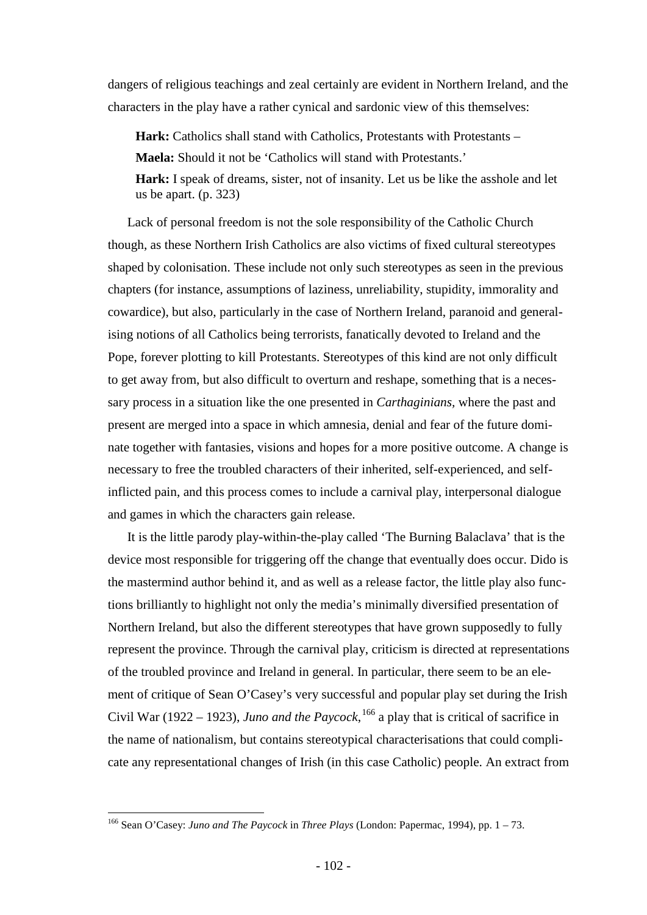dangers of religious teachings and zeal certainly are evident in Northern Ireland, and the characters in the play have a rather cynical and sardonic view of this themselves:

> **Hark:** Catholics shall stand with Catholics, Protestants with Protestants –
>
> **Maela:** Should it not be 'Catholics will stand with Protestants.'
>
> **Hark:** I speak of dreams, sister, not of insanity. Let us be like the asshole and let us be apart. (p. 323)

Lack of personal freedom is not the sole responsibility of the Catholic Church though, as these Northern Irish Catholics are also victims of fixed cultural stereotypes shaped by colonisation. These include not only such stereotypes as seen in the previous chapters (for instance, assumptions of laziness, unreliability, stupidity, immorality and cowardice), but also, particularly in the case of Northern Ireland, paranoid and generalising notions of all Catholics being terrorists, fanatically devoted to Ireland and the Pope, forever plotting to kill Protestants. Stereotypes of this kind are not only difficult to get away from, but also difficult to overturn and reshape, something that is a necessary process in a situation like the one presented in *Carthaginians*, where the past and present are merged into a space in which amnesia, denial and fear of the future dominate together with fantasies, visions and hopes for a more positive outcome. A change is necessary to free the troubled characters of their inherited, self-experienced, and self-inflicted pain, and this process comes to include a carnival play, interpersonal dialogue and games in which the characters gain release.

It is the little parody play-within-the-play called 'The Burning Balaclava' that is the device most responsible for triggering off the change that eventually does occur. Dido is the mastermind author behind it, and as well as a release factor, the little play also functions brilliantly to highlight not only the media's minimally diversified presentation of Northern Ireland, but also the different stereotypes that have grown supposedly to fully represent the province. Through the carnival play, criticism is directed at representations of the troubled province and Ireland in general. In particular, there seem to be an element of critique of Sean O'Casey's very successful and popular play set during the Irish Civil War (1922 – 1923), *Juno and the Paycock*,[166] a play that is critical of sacrifice in the name of nationalism, but contains stereotypical characterisations that could complicate any representational changes of Irish (in this case Catholic) people. An extract from

[166] Sean O'Casey: *Juno and The Paycock* in *Three Plays* (London: Papermac, 1994), pp. 1 – 73.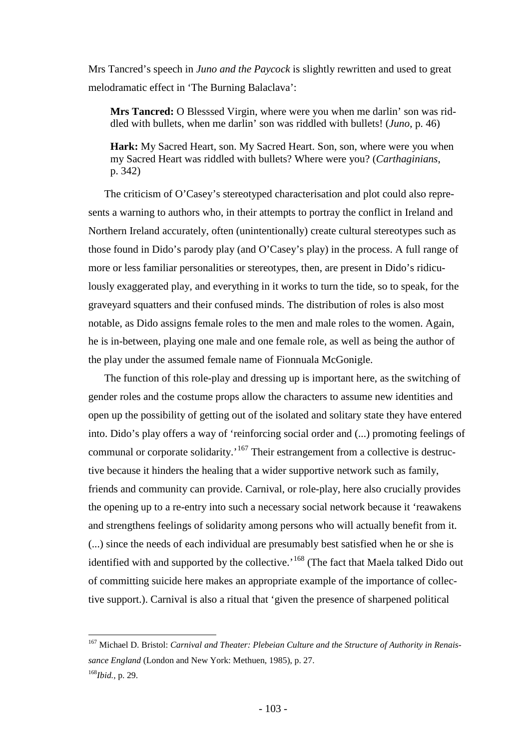Mrs Tancred's speech in *Juno and the Paycock* is slightly rewritten and used to great melodramatic effect in 'The Burning Balaclava':

> **Mrs Tancred:** O Blesssed Virgin, where were you when me darlin' son was riddled with bullets, when me darlin' son was riddled with bullets! (*Juno*, p. 46)
>
> **Hark:** My Sacred Heart, son. My Sacred Heart. Son, son, where were you when my Sacred Heart was riddled with bullets? Where were you? (*Carthaginians*, p. 342)

The criticism of O'Casey's stereotyped characterisation and plot could also represents a warning to authors who, in their attempts to portray the conflict in Ireland and Northern Ireland accurately, often (unintentionally) create cultural stereotypes such as those found in Dido's parody play (and O'Casey's play) in the process. A full range of more or less familiar personalities or stereotypes, then, are present in Dido's ridiculously exaggerated play, and everything in it works to turn the tide, so to speak, for the graveyard squatters and their confused minds. The distribution of roles is also most notable, as Dido assigns female roles to the men and male roles to the women. Again, he is in-between, playing one male and one female role, as well as being the author of the play under the assumed female name of Fionnuala McGonigle.

The function of this role-play and dressing up is important here, as the switching of gender roles and the costume props allow the characters to assume new identities and open up the possibility of getting out of the isolated and solitary state they have entered into. Dido's play offers a way of 'reinforcing social order and (...) promoting feelings of communal or corporate solidarity.'[167] Their estrangement from a collective is destructive because it hinders the healing that a wider supportive network such as family, friends and community can provide. Carnival, or role-play, here also crucially provides the opening up to a re-entry into such a necessary social network because it 'reawakens and strengthens feelings of solidarity among persons who will actually benefit from it. (...) since the needs of each individual are presumably best satisfied when he or she is identified with and supported by the collective.'[168] (The fact that Maela talked Dido out of committing suicide here makes an appropriate example of the importance of collective support.). Carnival is also a ritual that 'given the presence of sharpened political

---

[167] Michael D. Bristol: *Carnival and Theater: Plebeian Culture and the Structure of Authority in Renaissance England* (London and New York: Methuen, 1985), p. 27.

[168] *Ibid.*, p. 29.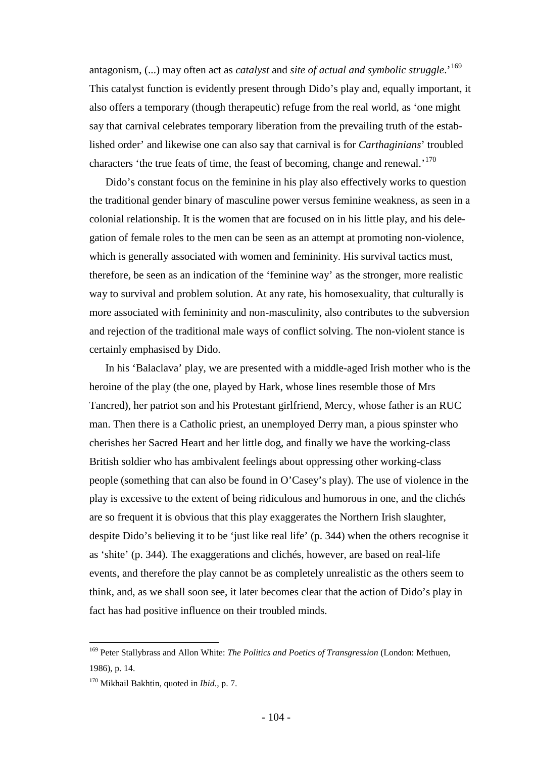antagonism, (...) may often act as *catalyst* and *site of actual and symbolic struggle*.'[169] This catalyst function is evidently present through Dido's play and, equally important, it also offers a temporary (though therapeutic) refuge from the real world, as 'one might say that carnival celebrates temporary liberation from the prevailing truth of the established order' and likewise one can also say that carnival is for *Carthaginians*' troubled characters 'the true feats of time, the feast of becoming, change and renewal.'[170]

Dido's constant focus on the feminine in his play also effectively works to question the traditional gender binary of masculine power versus feminine weakness, as seen in a colonial relationship. It is the women that are focused on in his little play, and his delegation of female roles to the men can be seen as an attempt at promoting non-violence, which is generally associated with women and femininity. His survival tactics must, therefore, be seen as an indication of the 'feminine way' as the stronger, more realistic way to survival and problem solution. At any rate, his homosexuality, that culturally is more associated with femininity and non-masculinity, also contributes to the subversion and rejection of the traditional male ways of conflict solving. The non-violent stance is certainly emphasised by Dido.

In his 'Balaclava' play, we are presented with a middle-aged Irish mother who is the heroine of the play (the one, played by Hark, whose lines resemble those of Mrs Tancred), her patriot son and his Protestant girlfriend, Mercy, whose father is an RUC man. Then there is a Catholic priest, an unemployed Derry man, a pious spinster who cherishes her Sacred Heart and her little dog, and finally we have the working-class British soldier who has ambivalent feelings about oppressing other working-class people (something that can also be found in O'Casey's play). The use of violence in the play is excessive to the extent of being ridiculous and humorous in one, and the clichés are so frequent it is obvious that this play exaggerates the Northern Irish slaughter, despite Dido's believing it to be 'just like real life' (p. 344) when the others recognise it as 'shite' (p. 344). The exaggerations and clichés, however, are based on real-life events, and therefore the play cannot be as completely unrealistic as the others seem to think, and, as we shall soon see, it later becomes clear that the action of Dido's play in fact has had positive influence on their troubled minds.

---

[169] Peter Stallybrass and Allon White: *The Politics and Poetics of Transgression* (London: Methuen, 1986), p. 14.

[170] Mikhail Bakhtin, quoted in *Ibid.*, p. 7.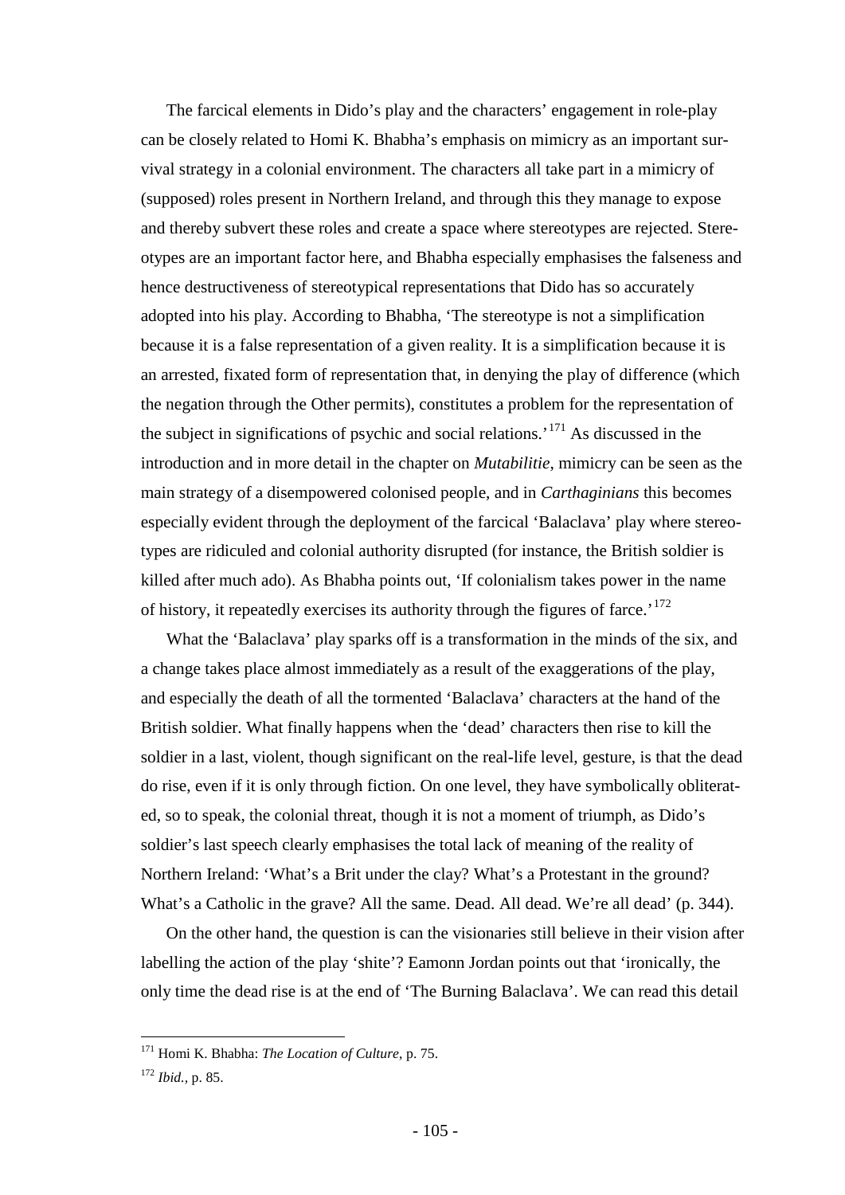The farcical elements in Dido's play and the characters' engagement in role-play can be closely related to Homi K. Bhabha's emphasis on mimicry as an important survival strategy in a colonial environment. The characters all take part in a mimicry of (supposed) roles present in Northern Ireland, and through this they manage to expose and thereby subvert these roles and create a space where stereotypes are rejected. Stereotypes are an important factor here, and Bhabha especially emphasises the falseness and hence destructiveness of stereotypical representations that Dido has so accurately adopted into his play. According to Bhabha, 'The stereotype is not a simplification because it is a false representation of a given reality. It is a simplification because it is an arrested, fixated form of representation that, in denying the play of difference (which the negation through the Other permits), constitutes a problem for the representation of the subject in significations of psychic and social relations.'[171] As discussed in the introduction and in more detail in the chapter on *Mutabilitie*, mimicry can be seen as the main strategy of a disempowered colonised people, and in *Carthaginians* this becomes especially evident through the deployment of the farcical 'Balaclava' play where stereotypes are ridiculed and colonial authority disrupted (for instance, the British soldier is killed after much ado). As Bhabha points out, 'If colonialism takes power in the name of history, it repeatedly exercises its authority through the figures of farce.'[172]

What the 'Balaclava' play sparks off is a transformation in the minds of the six, and a change takes place almost immediately as a result of the exaggerations of the play, and especially the death of all the tormented 'Balaclava' characters at the hand of the British soldier. What finally happens when the 'dead' characters then rise to kill the soldier in a last, violent, though significant on the real-life level, gesture, is that the dead do rise, even if it is only through fiction. On one level, they have symbolically obliterated, so to speak, the colonial threat, though it is not a moment of triumph, as Dido's soldier's last speech clearly emphasises the total lack of meaning of the reality of Northern Ireland: 'What's a Brit under the clay? What's a Protestant in the ground? What's a Catholic in the grave? All the same. Dead. All dead. We're all dead' (p. 344).

On the other hand, the question is can the visionaries still believe in their vision after labelling the action of the play 'shite'? Eamonn Jordan points out that 'ironically, the only time the dead rise is at the end of 'The Burning Balaclava'. We can read this detail

---

[171] Homi K. Bhabha: *The Location of Culture*, p. 75.

[172] *Ibid.*, p. 85.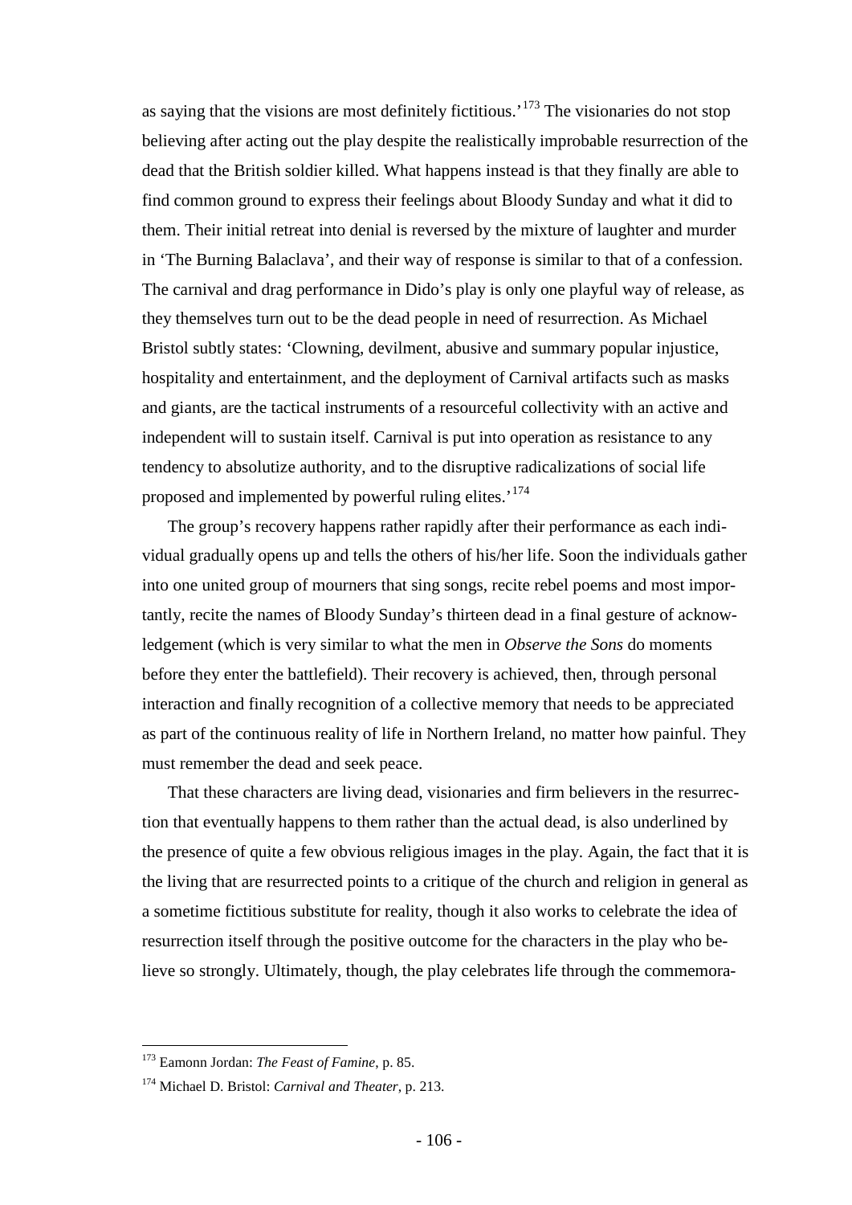as saying that the visions are most definitely fictitious.'[173] The visionaries do not stop believing after acting out the play despite the realistically improbable resurrection of the dead that the British soldier killed. What happens instead is that they finally are able to find common ground to express their feelings about Bloody Sunday and what it did to them. Their initial retreat into denial is reversed by the mixture of laughter and murder in 'The Burning Balaclava', and their way of response is similar to that of a confession. The carnival and drag performance in Dido's play is only one playful way of release, as they themselves turn out to be the dead people in need of resurrection. As Michael Bristol subtly states: 'Clowning, devilment, abusive and summary popular injustice, hospitality and entertainment, and the deployment of Carnival artifacts such as masks and giants, are the tactical instruments of a resourceful collectivity with an active and independent will to sustain itself. Carnival is put into operation as resistance to any tendency to absolutize authority, and to the disruptive radicalizations of social life proposed and implemented by powerful ruling elites.'[174]

The group's recovery happens rather rapidly after their performance as each individual gradually opens up and tells the others of his/her life. Soon the individuals gather into one united group of mourners that sing songs, recite rebel poems and most importantly, recite the names of Bloody Sunday's thirteen dead in a final gesture of acknowledgement (which is very similar to what the men in *Observe the Sons* do moments before they enter the battlefield). Their recovery is achieved, then, through personal interaction and finally recognition of a collective memory that needs to be appreciated as part of the continuous reality of life in Northern Ireland, no matter how painful. They must remember the dead and seek peace.

That these characters are living dead, visionaries and firm believers in the resurrection that eventually happens to them rather than the actual dead, is also underlined by the presence of quite a few obvious religious images in the play. Again, the fact that it is the living that are resurrected points to a critique of the church and religion in general as a sometime fictitious substitute for reality, though it also works to celebrate the idea of resurrection itself through the positive outcome for the characters in the play who believe so strongly. Ultimately, though, the play celebrates life through the commemora-

---

[173] Eamonn Jordan: *The Feast of Famine*, p. 85.

[174] Michael D. Bristol: *Carnival and Theater*, p. 213.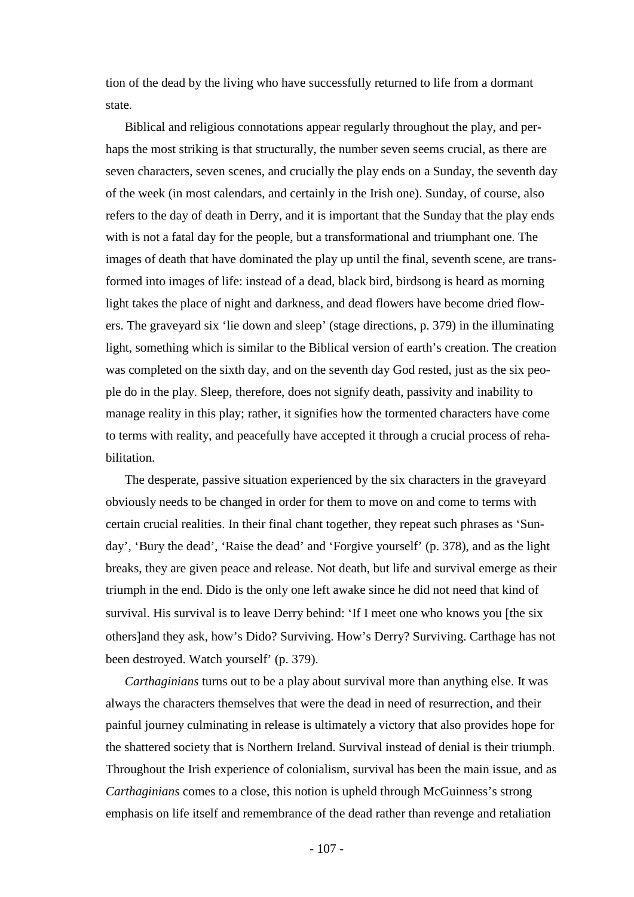tion of the dead by the living who have successfully returned to life from a dormant state.

Biblical and religious connotations appear regularly throughout the play, and perhaps the most striking is that structurally, the number seven seems crucial, as there are seven characters, seven scenes, and crucially the play ends on a Sunday, the seventh day of the week (in most calendars, and certainly in the Irish one). Sunday, of course, also refers to the day of death in Derry, and it is important that the Sunday that the play ends with is not a fatal day for the people, but a transformational and triumphant one. The images of death that have dominated the play up until the final, seventh scene, are transformed into images of life: instead of a dead, black bird, birdsong is heard as morning light takes the place of night and darkness, and dead flowers have become dried flowers. The graveyard six 'lie down and sleep' (stage directions, p. 379) in the illuminating light, something which is similar to the Biblical version of earth's creation. The creation was completed on the sixth day, and on the seventh day God rested, just as the six people do in the play. Sleep, therefore, does not signify death, passivity and inability to manage reality in this play; rather, it signifies how the tormented characters have come to terms with reality, and peacefully have accepted it through a crucial process of rehabilitation.

The desperate, passive situation experienced by the six characters in the graveyard obviously needs to be changed in order for them to move on and come to terms with certain crucial realities. In their final chant together, they repeat such phrases as 'Sunday', 'Bury the dead', 'Raise the dead' and 'Forgive yourself' (p. 378), and as the light breaks, they are given peace and release. Not death, but life and survival emerge as their triumph in the end. Dido is the only one left awake since he did not need that kind of survival. His survival is to leave Derry behind: 'If I meet one who knows you [the six others]and they ask, how's Dido? Surviving. How's Derry? Surviving. Carthage has not been destroyed. Watch yourself' (p. 379).

*Carthaginians* turns out to be a play about survival more than anything else. It was always the characters themselves that were the dead in need of resurrection, and their painful journey culminating in release is ultimately a victory that also provides hope for the shattered society that is Northern Ireland. Survival instead of denial is their triumph. Throughout the Irish experience of colonialism, survival has been the main issue, and as *Carthaginians* comes to a close, this notion is upheld through McGuinness's strong emphasis on life itself and remembrance of the dead rather than revenge and retaliation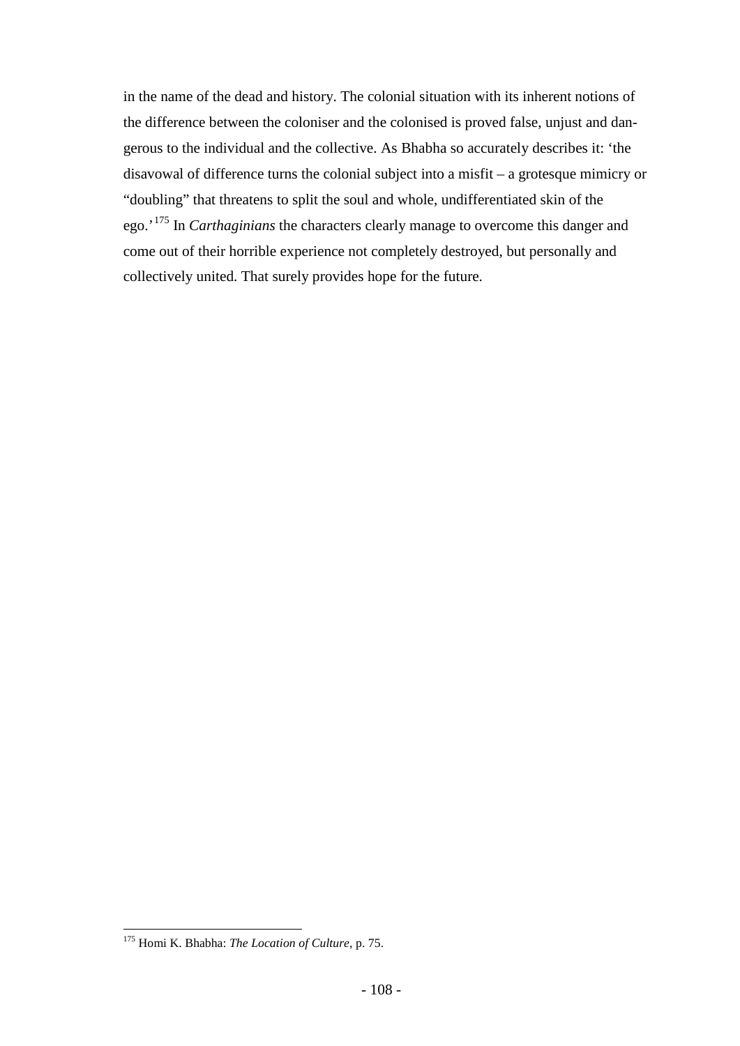in the name of the dead and history. The colonial situation with its inherent notions of the difference between the coloniser and the colonised is proved false, unjust and dangerous to the individual and the collective. As Bhabha so accurately describes it: 'the disavowal of difference turns the colonial subject into a misfit – a grotesque mimicry or "doubling" that threatens to split the soul and whole, undifferentiated skin of the ego.'[175] In *Carthaginians* the characters clearly manage to overcome this danger and come out of their horrible experience not completely destroyed, but personally and collectively united. That surely provides hope for the future.

---

[175] Homi K. Bhabha: *The Location of Culture*, p. 75.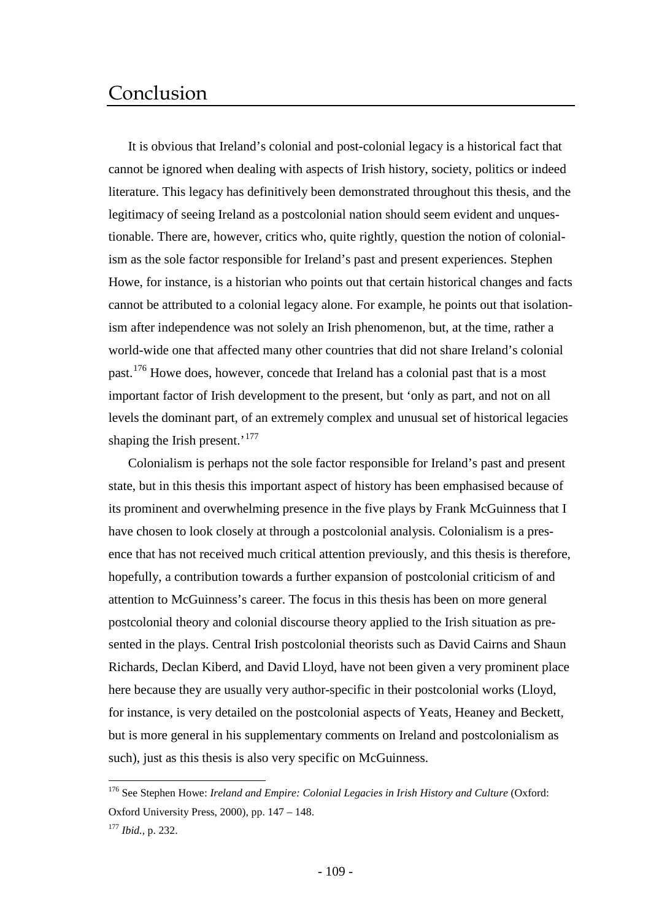# Conclusion

It is obvious that Ireland's colonial and post-colonial legacy is a historical fact that cannot be ignored when dealing with aspects of Irish history, society, politics or indeed literature. This legacy has definitively been demonstrated throughout this thesis, and the legitimacy of seeing Ireland as a postcolonial nation should seem evident and unquestionable. There are, however, critics who, quite rightly, question the notion of colonialism as the sole factor responsible for Ireland's past and present experiences. Stephen Howe, for instance, is a historian who points out that certain historical changes and facts cannot be attributed to a colonial legacy alone. For example, he points out that isolationism after independence was not solely an Irish phenomenon, but, at the time, rather a world-wide one that affected many other countries that did not share Ireland's colonial past.[176] Howe does, however, concede that Ireland has a colonial past that is a most important factor of Irish development to the present, but 'only as part, and not on all levels the dominant part, of an extremely complex and unusual set of historical legacies shaping the Irish present.'[177]

Colonialism is perhaps not the sole factor responsible for Ireland's past and present state, but in this thesis this important aspect of history has been emphasised because of its prominent and overwhelming presence in the five plays by Frank McGuinness that I have chosen to look closely at through a postcolonial analysis. Colonialism is a presence that has not received much critical attention previously, and this thesis is therefore, hopefully, a contribution towards a further expansion of postcolonial criticism of and attention to McGuinness's career. The focus in this thesis has been on more general postcolonial theory and colonial discourse theory applied to the Irish situation as presented in the plays. Central Irish postcolonial theorists such as David Cairns and Shaun Richards, Declan Kiberd, and David Lloyd, have not been given a very prominent place here because they are usually very author-specific in their postcolonial works (Lloyd, for instance, is very detailed on the postcolonial aspects of Yeats, Heaney and Beckett, but is more general in his supplementary comments on Ireland and postcolonialism as such), just as this thesis is also very specific on McGuinness.

---

[176] See Stephen Howe: *Ireland and Empire: Colonial Legacies in Irish History and Culture* (Oxford: Oxford University Press, 2000), pp. 147 – 148.

[177] *Ibid.*, p. 232.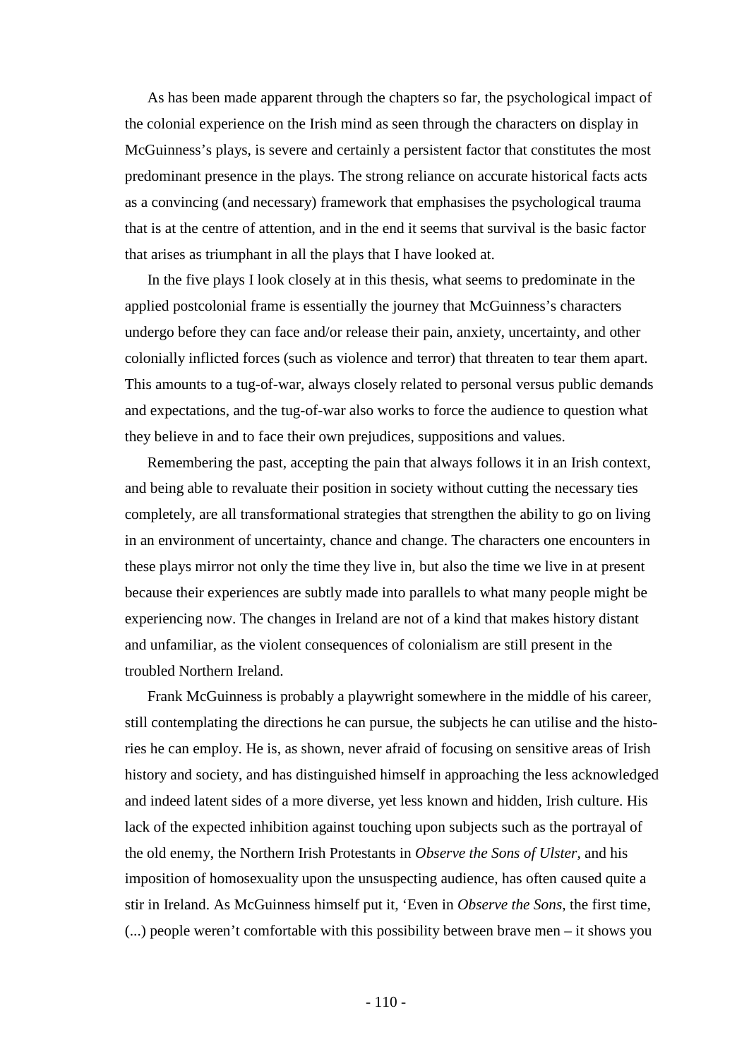As has been made apparent through the chapters so far, the psychological impact of the colonial experience on the Irish mind as seen through the characters on display in McGuinness's plays, is severe and certainly a persistent factor that constitutes the most predominant presence in the plays. The strong reliance on accurate historical facts acts as a convincing (and necessary) framework that emphasises the psychological trauma that is at the centre of attention, and in the end it seems that survival is the basic factor that arises as triumphant in all the plays that I have looked at.

In the five plays I look closely at in this thesis, what seems to predominate in the applied postcolonial frame is essentially the journey that McGuinness's characters undergo before they can face and/or release their pain, anxiety, uncertainty, and other colonially inflicted forces (such as violence and terror) that threaten to tear them apart. This amounts to a tug-of-war, always closely related to personal versus public demands and expectations, and the tug-of-war also works to force the audience to question what they believe in and to face their own prejudices, suppositions and values.

Remembering the past, accepting the pain that always follows it in an Irish context, and being able to revaluate their position in society without cutting the necessary ties completely, are all transformational strategies that strengthen the ability to go on living in an environment of uncertainty, chance and change. The characters one encounters in these plays mirror not only the time they live in, but also the time we live in at present because their experiences are subtly made into parallels to what many people might be experiencing now. The changes in Ireland are not of a kind that makes history distant and unfamiliar, as the violent consequences of colonialism are still present in the troubled Northern Ireland.

Frank McGuinness is probably a playwright somewhere in the middle of his career, still contemplating the directions he can pursue, the subjects he can utilise and the histories he can employ. He is, as shown, never afraid of focusing on sensitive areas of Irish history and society, and has distinguished himself in approaching the less acknowledged and indeed latent sides of a more diverse, yet less known and hidden, Irish culture. His lack of the expected inhibition against touching upon subjects such as the portrayal of the old enemy, the Northern Irish Protestants in *Observe the Sons of Ulster*, and his imposition of homosexuality upon the unsuspecting audience, has often caused quite a stir in Ireland. As McGuinness himself put it, 'Even in *Observe the Sons*, the first time, (...) people weren't comfortable with this possibility between brave men – it shows you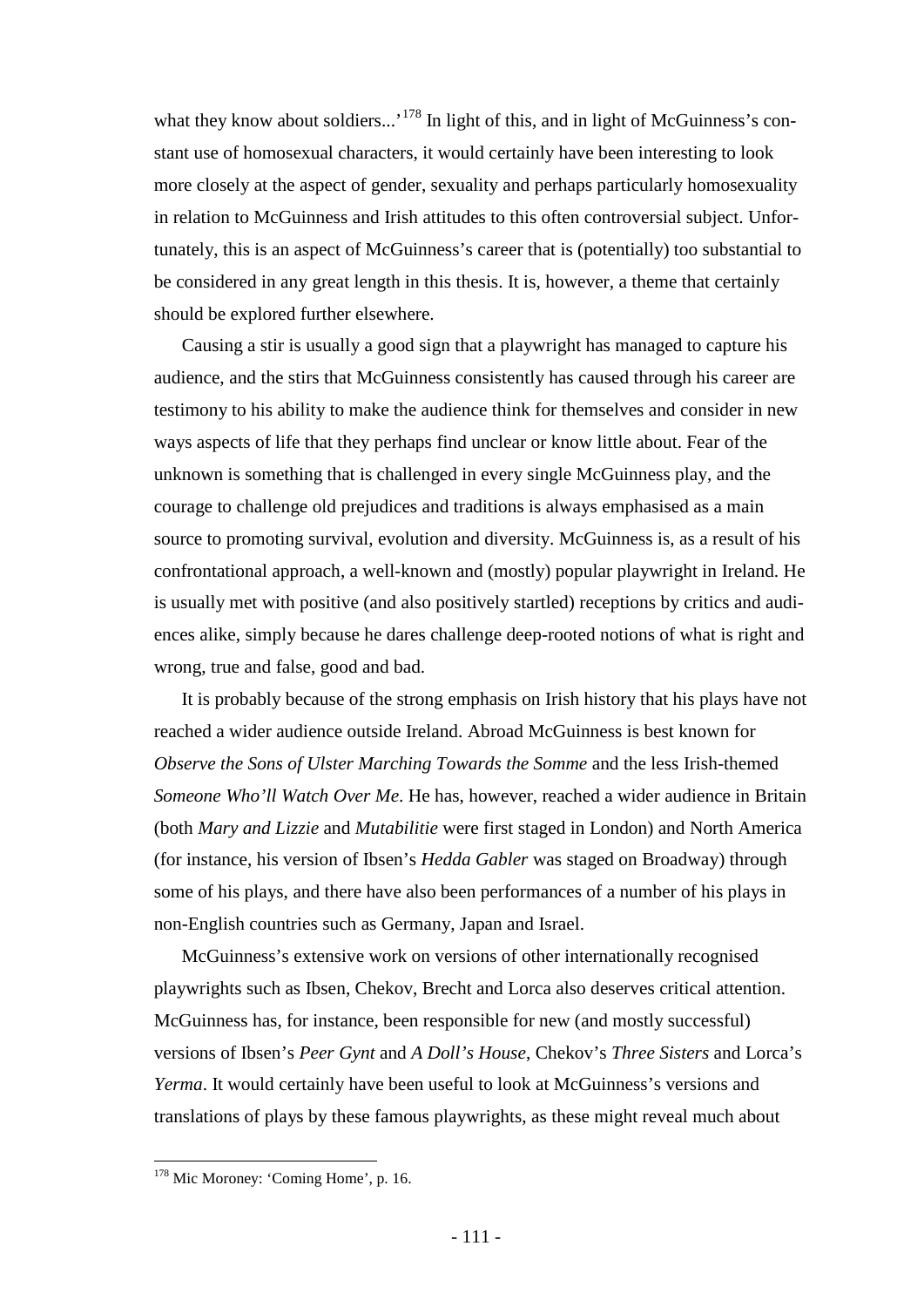what they know about soldiers...'[178] In light of this, and in light of McGuinness's constant use of homosexual characters, it would certainly have been interesting to look more closely at the aspect of gender, sexuality and perhaps particularly homosexuality in relation to McGuinness and Irish attitudes to this often controversial subject. Unfortunately, this is an aspect of McGuinness's career that is (potentially) too substantial to be considered in any great length in this thesis. It is, however, a theme that certainly should be explored further elsewhere.

Causing a stir is usually a good sign that a playwright has managed to capture his audience, and the stirs that McGuinness consistently has caused through his career are testimony to his ability to make the audience think for themselves and consider in new ways aspects of life that they perhaps find unclear or know little about. Fear of the unknown is something that is challenged in every single McGuinness play, and the courage to challenge old prejudices and traditions is always emphasised as a main source to promoting survival, evolution and diversity. McGuinness is, as a result of his confrontational approach, a well-known and (mostly) popular playwright in Ireland. He is usually met with positive (and also positively startled) receptions by critics and audiences alike, simply because he dares challenge deep-rooted notions of what is right and wrong, true and false, good and bad.

It is probably because of the strong emphasis on Irish history that his plays have not reached a wider audience outside Ireland. Abroad McGuinness is best known for *Observe the Sons of Ulster Marching Towards the Somme* and the less Irish-themed *Someone Who'll Watch Over Me*. He has, however, reached a wider audience in Britain (both *Mary and Lizzie* and *Mutabilitie* were first staged in London) and North America (for instance, his version of Ibsen's *Hedda Gabler* was staged on Broadway) through some of his plays, and there have also been performances of a number of his plays in non-English countries such as Germany, Japan and Israel.

McGuinness's extensive work on versions of other internationally recognised playwrights such as Ibsen, Chekov, Brecht and Lorca also deserves critical attention. McGuinness has, for instance, been responsible for new (and mostly successful) versions of Ibsen's *Peer Gynt* and *A Doll's House*, Chekov's *Three Sisters* and Lorca's *Yerma*. It would certainly have been useful to look at McGuinness's versions and translations of plays by these famous playwrights, as these might reveal much about

---

[178] Mic Moroney: 'Coming Home', p. 16.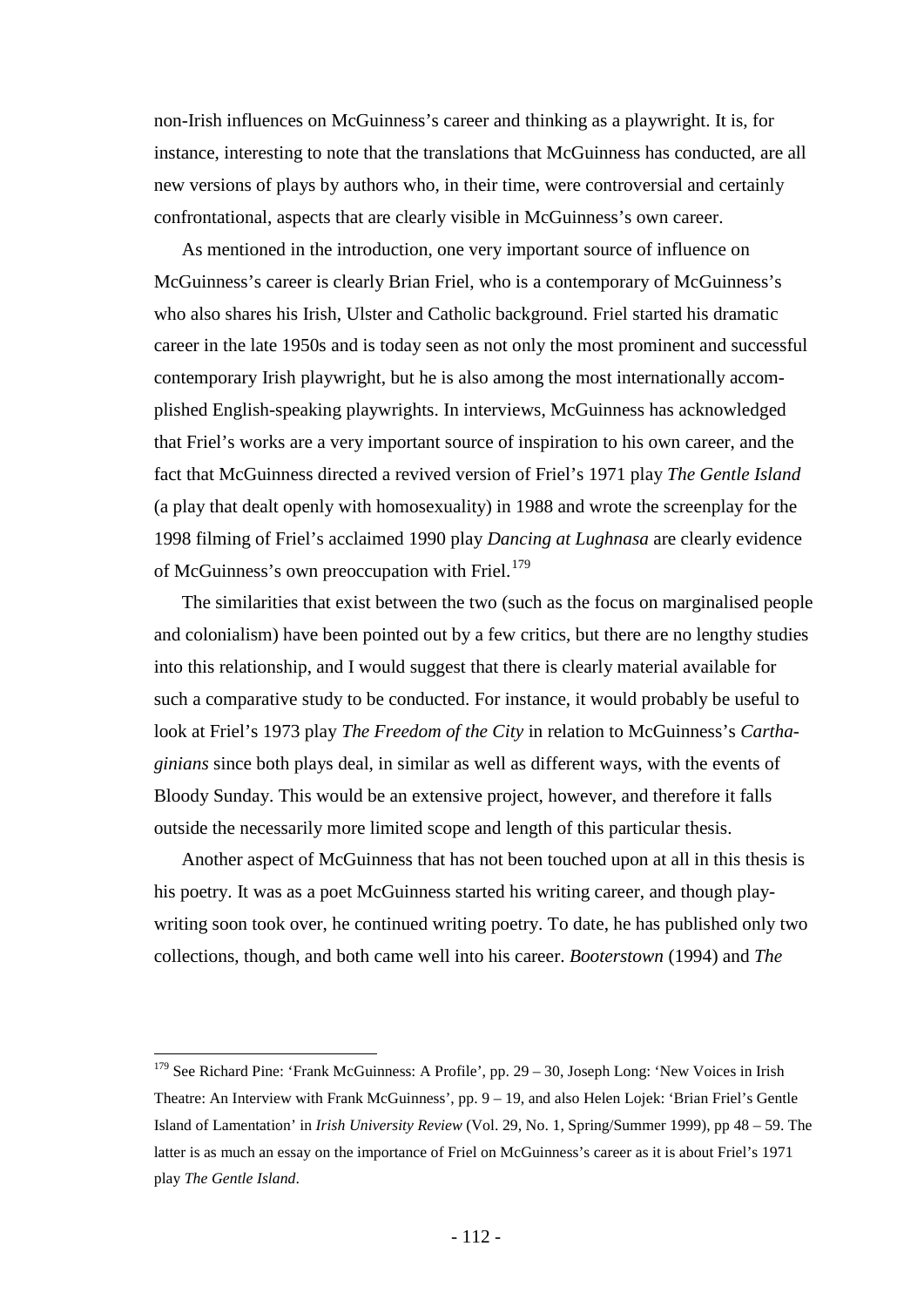non-Irish influences on McGuinness's career and thinking as a playwright. It is, for instance, interesting to note that the translations that McGuinness has conducted, are all new versions of plays by authors who, in their time, were controversial and certainly confrontational, aspects that are clearly visible in McGuinness's own career.

As mentioned in the introduction, one very important source of influence on McGuinness's career is clearly Brian Friel, who is a contemporary of McGuinness's who also shares his Irish, Ulster and Catholic background. Friel started his dramatic career in the late 1950s and is today seen as not only the most prominent and successful contemporary Irish playwright, but he is also among the most internationally accomplished English-speaking playwrights. In interviews, McGuinness has acknowledged that Friel's works are a very important source of inspiration to his own career, and the fact that McGuinness directed a revived version of Friel's 1971 play *The Gentle Island* (a play that dealt openly with homosexuality) in 1988 and wrote the screenplay for the 1998 filming of Friel's acclaimed 1990 play *Dancing at Lughnasa* are clearly evidence of McGuinness's own preoccupation with Friel.[179]

The similarities that exist between the two (such as the focus on marginalised people and colonialism) have been pointed out by a few critics, but there are no lengthy studies into this relationship, and I would suggest that there is clearly material available for such a comparative study to be conducted. For instance, it would probably be useful to look at Friel's 1973 play *The Freedom of the City* in relation to McGuinness's *Carthaginians* since both plays deal, in similar as well as different ways, with the events of Bloody Sunday. This would be an extensive project, however, and therefore it falls outside the necessarily more limited scope and length of this particular thesis.

Another aspect of McGuinness that has not been touched upon at all in this thesis is his poetry. It was as a poet McGuinness started his writing career, and though playwriting soon took over, he continued writing poetry. To date, he has published only two collections, though, and both came well into his career. *Booterstown* (1994) and *The*

---

[179] See Richard Pine: 'Frank McGuinness: A Profile', pp. 29 – 30, Joseph Long: 'New Voices in Irish Theatre: An Interview with Frank McGuinness', pp. 9 – 19, and also Helen Lojek: 'Brian Friel's Gentle Island of Lamentation' in *Irish University Review* (Vol. 29, No. 1, Spring/Summer 1999), pp 48 – 59. The latter is as much an essay on the importance of Friel on McGuinness's career as it is about Friel's 1971 play *The Gentle Island*.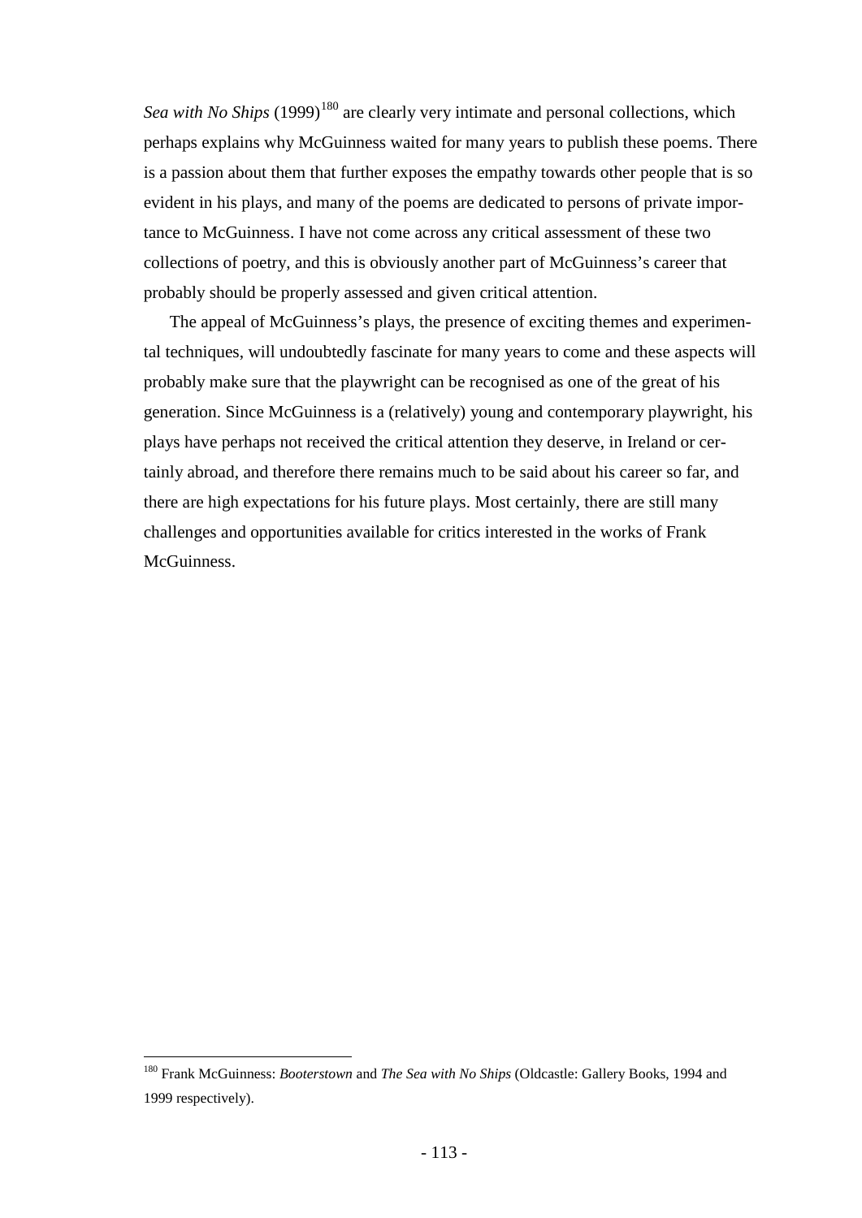*Sea with No Ships* (1999)[180] are clearly very intimate and personal collections, which perhaps explains why McGuinness waited for many years to publish these poems. There is a passion about them that further exposes the empathy towards other people that is so evident in his plays, and many of the poems are dedicated to persons of private importance to McGuinness. I have not come across any critical assessment of these two collections of poetry, and this is obviously another part of McGuinness's career that probably should be properly assessed and given critical attention.

The appeal of McGuinness's plays, the presence of exciting themes and experimental techniques, will undoubtedly fascinate for many years to come and these aspects will probably make sure that the playwright can be recognised as one of the great of his generation. Since McGuinness is a (relatively) young and contemporary playwright, his plays have perhaps not received the critical attention they deserve, in Ireland or certainly abroad, and therefore there remains much to be said about his career so far, and there are high expectations for his future plays. Most certainly, there are still many challenges and opportunities available for critics interested in the works of Frank McGuinness.

---

[180] Frank McGuinness: *Booterstown* and *The Sea with No Ships* (Oldcastle: Gallery Books, 1994 and 1999 respectively).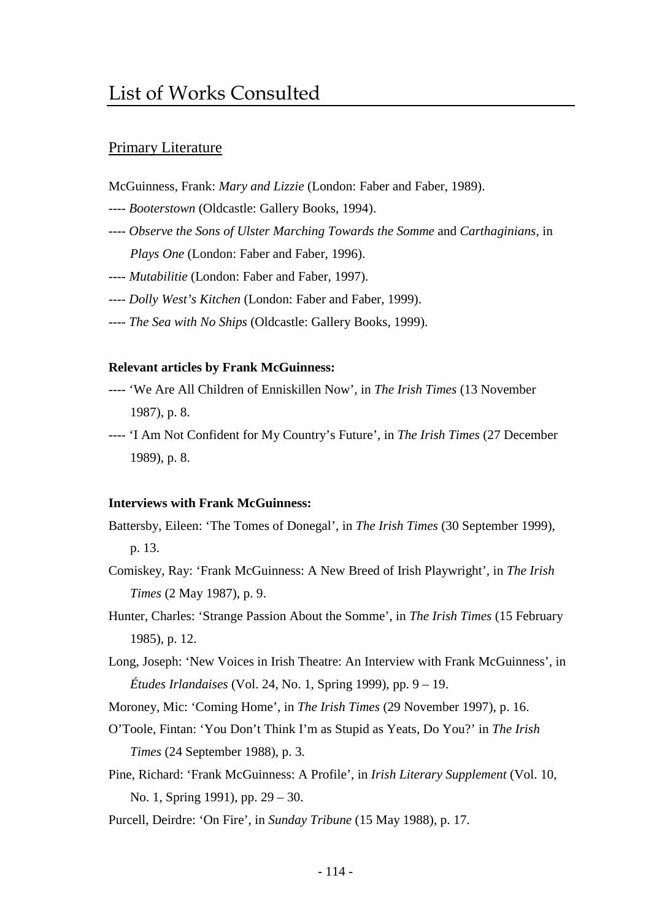# List of Works Consulted

## Primary Literature

McGuinness, Frank: *Mary and Lizzie* (London: Faber and Faber, 1989).

---- *Booterstown* (Oldcastle: Gallery Books, 1994).

---- *Observe the Sons of Ulster Marching Towards the Somme* and *Carthaginians*, in *Plays One* (London: Faber and Faber, 1996).

---- *Mutabilitie* (London: Faber and Faber, 1997).

---- *Dolly West's Kitchen* (London: Faber and Faber, 1999).

---- *The Sea with No Ships* (Oldcastle: Gallery Books, 1999).

**Relevant articles by Frank McGuinness:**

---- 'We Are All Children of Enniskillen Now', in *The Irish Times* (13 November 1987), p. 8.

---- 'I Am Not Confident for My Country's Future', in *The Irish Times* (27 December 1989), p. 8.

**Interviews with Frank McGuinness:**

Battersby, Eileen: 'The Tomes of Donegal', in *The Irish Times* (30 September 1999), p. 13.

Comiskey, Ray: 'Frank McGuinness: A New Breed of Irish Playwright', in *The Irish Times* (2 May 1987), p. 9.

Hunter, Charles: 'Strange Passion About the Somme', in *The Irish Times* (15 February 1985), p. 12.

Long, Joseph: 'New Voices in Irish Theatre: An Interview with Frank McGuinness', in *Études Irlandaises* (Vol. 24, No. 1, Spring 1999), pp. 9 – 19.

Moroney, Mic: 'Coming Home', in *The Irish Times* (29 November 1997), p. 16.

O'Toole, Fintan: 'You Don't Think I'm as Stupid as Yeats, Do You?' in *The Irish Times* (24 September 1988), p. 3.

Pine, Richard: 'Frank McGuinness: A Profile', in *Irish Literary Supplement* (Vol. 10, No. 1, Spring 1991), pp. 29 – 30.

Purcell, Deirdre: 'On Fire', in *Sunday Tribune* (15 May 1988), p. 17.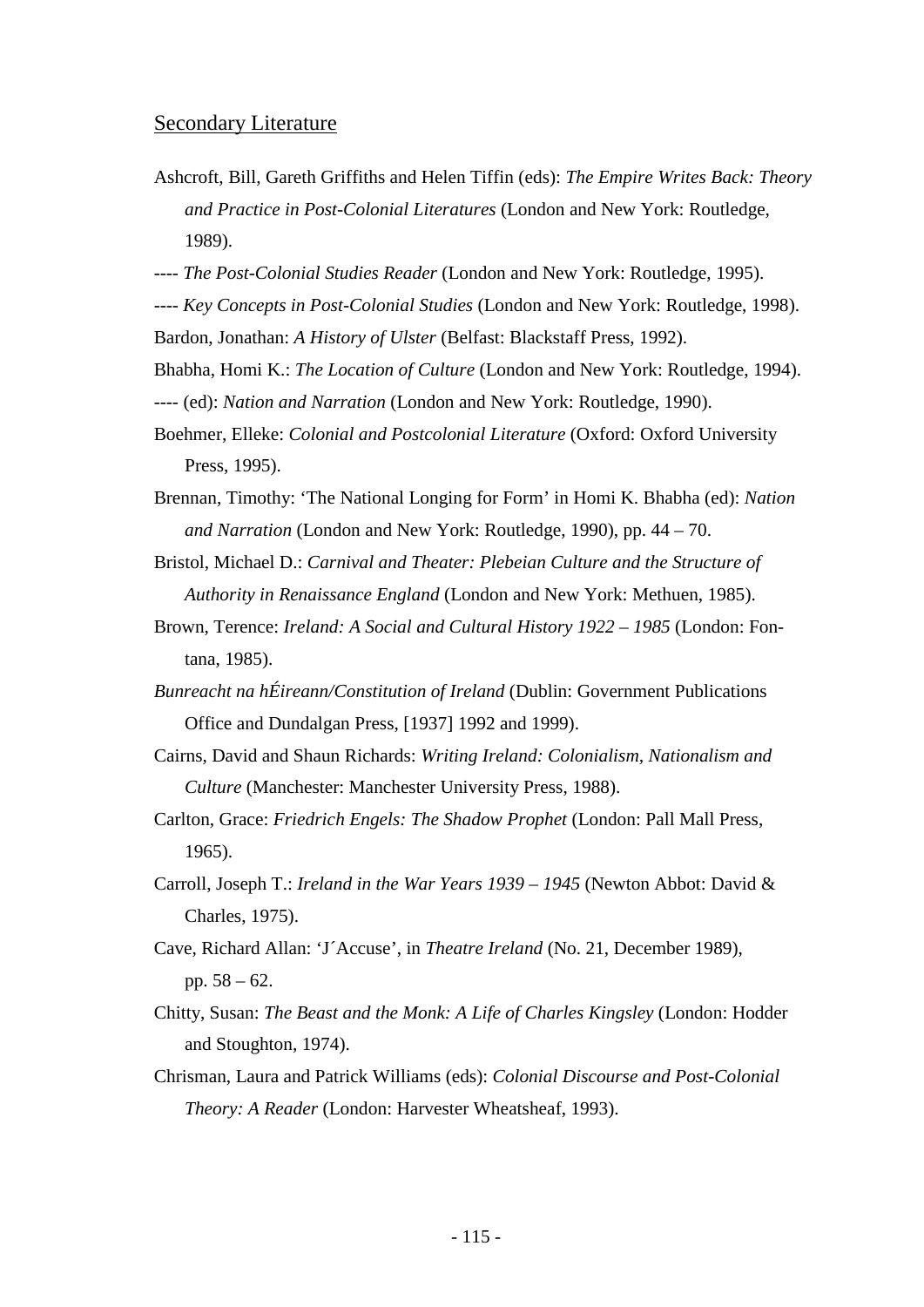## Secondary Literature

Ashcroft, Bill, Gareth Griffiths and Helen Tiffin (eds): *The Empire Writes Back: Theory and Practice in Post-Colonial Literatures* (London and New York: Routledge, 1989).

---- *The Post-Colonial Studies Reader* (London and New York: Routledge, 1995).

---- *Key Concepts in Post-Colonial Studies* (London and New York: Routledge, 1998).

Bardon, Jonathan: *A History of Ulster* (Belfast: Blackstaff Press, 1992).

Bhabha, Homi K.: *The Location of Culture* (London and New York: Routledge, 1994).

---- (ed): *Nation and Narration* (London and New York: Routledge, 1990).

Boehmer, Elleke: *Colonial and Postcolonial Literature* (Oxford: Oxford University Press, 1995).

Brennan, Timothy: 'The National Longing for Form' in Homi K. Bhabha (ed): *Nation and Narration* (London and New York: Routledge, 1990), pp. 44 – 70.

Bristol, Michael D.: *Carnival and Theater: Plebeian Culture and the Structure of Authority in Renaissance England* (London and New York: Methuen, 1985).

Brown, Terence: *Ireland: A Social and Cultural History 1922 – 1985* (London: Fontana, 1985).

*Bunreacht na hÉireann/Constitution of Ireland* (Dublin: Government Publications Office and Dundalgan Press, [1937] 1992 and 1999).

Cairns, David and Shaun Richards: *Writing Ireland: Colonialism, Nationalism and Culture* (Manchester: Manchester University Press, 1988).

Carlton, Grace: *Friedrich Engels: The Shadow Prophet* (London: Pall Mall Press, 1965).

Carroll, Joseph T.: *Ireland in the War Years 1939 – 1945* (Newton Abbot: David & Charles, 1975).

Cave, Richard Allan: 'J´Accuse', in *Theatre Ireland* (No. 21, December 1989), pp. 58 – 62.

Chitty, Susan: *The Beast and the Monk: A Life of Charles Kingsley* (London: Hodder and Stoughton, 1974).

Chrisman, Laura and Patrick Williams (eds): *Colonial Discourse and Post-Colonial Theory: A Reader* (London: Harvester Wheatsheaf, 1993).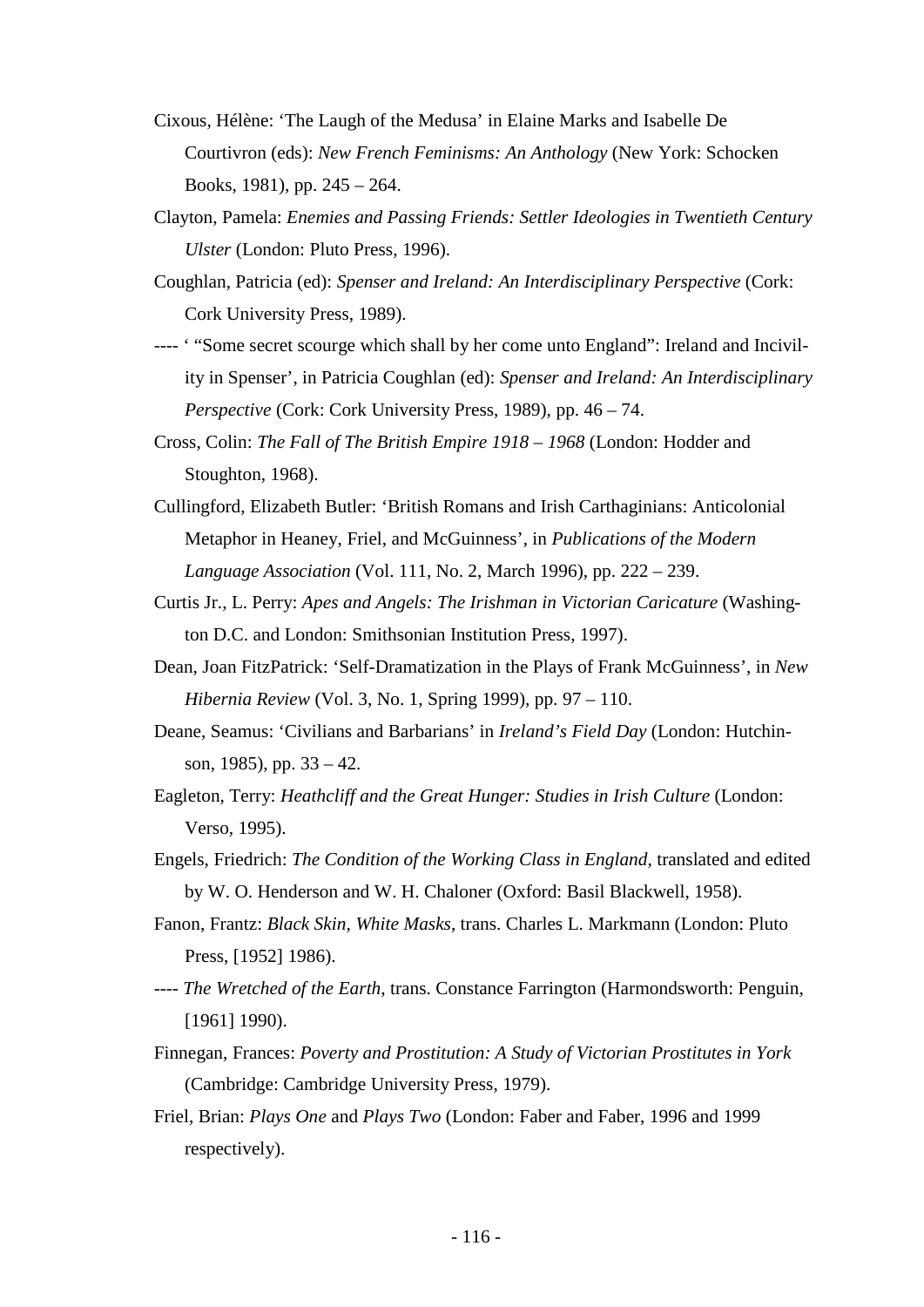Cixous, Hélène: 'The Laugh of the Medusa' in Elaine Marks and Isabelle De Courtivron (eds): *New French Feminisms: An Anthology* (New York: Schocken Books, 1981), pp. 245 – 264.

Clayton, Pamela: *Enemies and Passing Friends: Settler Ideologies in Twentieth Century Ulster* (London: Pluto Press, 1996).

Coughlan, Patricia (ed): *Spenser and Ireland: An Interdisciplinary Perspective* (Cork: Cork University Press, 1989).

---- ' "Some secret scourge which shall by her come unto England": Ireland and Incivility in Spenser', in Patricia Coughlan (ed): *Spenser and Ireland: An Interdisciplinary Perspective* (Cork: Cork University Press, 1989), pp. 46 – 74.

Cross, Colin: *The Fall of The British Empire 1918 – 1968* (London: Hodder and Stoughton, 1968).

Cullingford, Elizabeth Butler: 'British Romans and Irish Carthaginians: Anticolonial Metaphor in Heaney, Friel, and McGuinness', in *Publications of the Modern Language Association* (Vol. 111, No. 2, March 1996), pp. 222 – 239.

Curtis Jr., L. Perry: *Apes and Angels: The Irishman in Victorian Caricature* (Washington D.C. and London: Smithsonian Institution Press, 1997).

Dean, Joan FitzPatrick: 'Self-Dramatization in the Plays of Frank McGuinness', in *New Hibernia Review* (Vol. 3, No. 1, Spring 1999), pp. 97 – 110.

Deane, Seamus: 'Civilians and Barbarians' in *Ireland's Field Day* (London: Hutchinson, 1985), pp. 33 – 42.

Eagleton, Terry: *Heathcliff and the Great Hunger: Studies in Irish Culture* (London: Verso, 1995).

Engels, Friedrich: *The Condition of the Working Class in England*, translated and edited by W. O. Henderson and W. H. Chaloner (Oxford: Basil Blackwell, 1958).

Fanon, Frantz: *Black Skin, White Masks*, trans. Charles L. Markmann (London: Pluto Press, [1952] 1986).

---- *The Wretched of the Earth*, trans. Constance Farrington (Harmondsworth: Penguin, [1961] 1990).

Finnegan, Frances: *Poverty and Prostitution: A Study of Victorian Prostitutes in York* (Cambridge: Cambridge University Press, 1979).

Friel, Brian: *Plays One* and *Plays Two* (London: Faber and Faber, 1996 and 1999 respectively).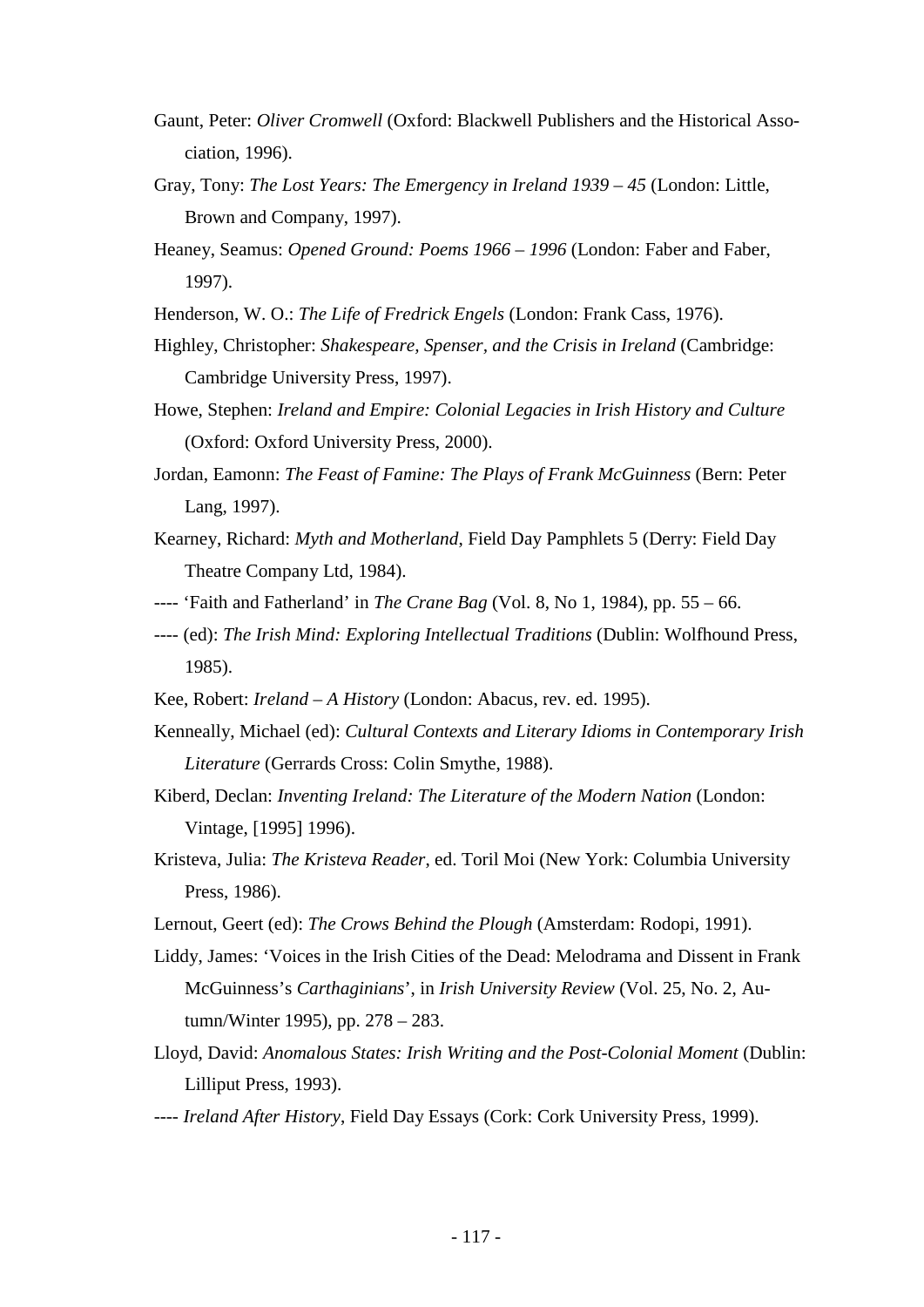Gaunt, Peter: *Oliver Cromwell* (Oxford: Blackwell Publishers and the Historical Association, 1996).

Gray, Tony: *The Lost Years: The Emergency in Ireland 1939 – 45* (London: Little, Brown and Company, 1997).

Heaney, Seamus: *Opened Ground: Poems 1966 – 1996* (London: Faber and Faber, 1997).

Henderson, W. O.: *The Life of Fredrick Engels* (London: Frank Cass, 1976).

Highley, Christopher: *Shakespeare, Spenser, and the Crisis in Ireland* (Cambridge: Cambridge University Press, 1997).

Howe, Stephen: *Ireland and Empire: Colonial Legacies in Irish History and Culture* (Oxford: Oxford University Press, 2000).

Jordan, Eamonn: *The Feast of Famine: The Plays of Frank McGuinness* (Bern: Peter Lang, 1997).

Kearney, Richard: *Myth and Motherland*, Field Day Pamphlets 5 (Derry: Field Day Theatre Company Ltd, 1984).

---- 'Faith and Fatherland' in *The Crane Bag* (Vol. 8, No 1, 1984), pp. 55 – 66.

---- (ed): *The Irish Mind: Exploring Intellectual Traditions* (Dublin: Wolfhound Press, 1985).

Kee, Robert: *Ireland – A History* (London: Abacus, rev. ed. 1995).

Kenneally, Michael (ed): *Cultural Contexts and Literary Idioms in Contemporary Irish Literature* (Gerrards Cross: Colin Smythe, 1988).

Kiberd, Declan: *Inventing Ireland: The Literature of the Modern Nation* (London: Vintage, [1995] 1996).

Kristeva, Julia: *The Kristeva Reader*, ed. Toril Moi (New York: Columbia University Press, 1986).

Lernout, Geert (ed): *The Crows Behind the Plough* (Amsterdam: Rodopi, 1991).

Liddy, James: 'Voices in the Irish Cities of the Dead: Melodrama and Dissent in Frank McGuinness's *Carthaginians*', in *Irish University Review* (Vol. 25, No. 2, Autumn/Winter 1995), pp. 278 – 283.

Lloyd, David: *Anomalous States: Irish Writing and the Post-Colonial Moment* (Dublin: Lilliput Press, 1993).

---- *Ireland After History*, Field Day Essays (Cork: Cork University Press, 1999).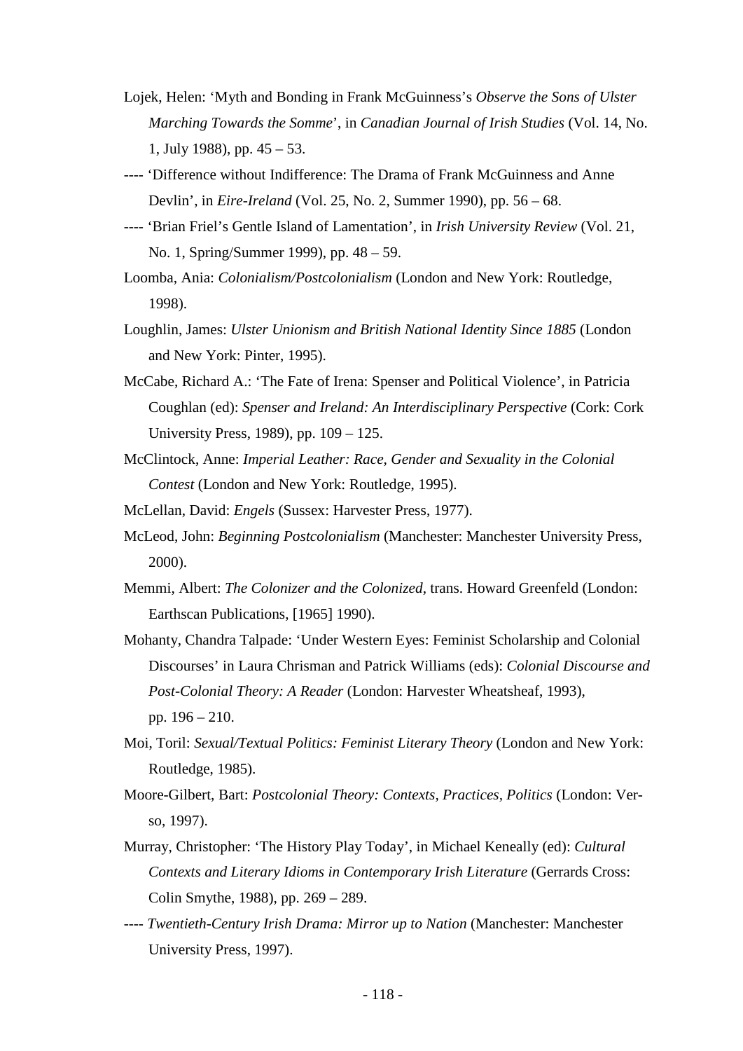Lojek, Helen: 'Myth and Bonding in Frank McGuinness's *Observe the Sons of Ulster Marching Towards the Somme*', in *Canadian Journal of Irish Studies* (Vol. 14, No. 1, July 1988), pp. 45 – 53.

---- 'Difference without Indifference: The Drama of Frank McGuinness and Anne Devlin', in *Eire-Ireland* (Vol. 25, No. 2, Summer 1990), pp. 56 – 68.

---- 'Brian Friel's Gentle Island of Lamentation', in *Irish University Review* (Vol. 21, No. 1, Spring/Summer 1999), pp. 48 – 59.

Loomba, Ania: *Colonialism/Postcolonialism* (London and New York: Routledge, 1998).

Loughlin, James: *Ulster Unionism and British National Identity Since 1885* (London and New York: Pinter, 1995).

McCabe, Richard A.: 'The Fate of Irena: Spenser and Political Violence', in Patricia Coughlan (ed): *Spenser and Ireland: An Interdisciplinary Perspective* (Cork: Cork University Press, 1989), pp. 109 – 125.

McClintock, Anne: *Imperial Leather: Race, Gender and Sexuality in the Colonial Contest* (London and New York: Routledge, 1995).

McLellan, David: *Engels* (Sussex: Harvester Press, 1977).

McLeod, John: *Beginning Postcolonialism* (Manchester: Manchester University Press, 2000).

Memmi, Albert: *The Colonizer and the Colonized*, trans. Howard Greenfeld (London: Earthscan Publications, [1965] 1990).

Mohanty, Chandra Talpade: 'Under Western Eyes: Feminist Scholarship and Colonial Discourses' in Laura Chrisman and Patrick Williams (eds): *Colonial Discourse and Post-Colonial Theory: A Reader* (London: Harvester Wheatsheaf, 1993), pp. 196 – 210.

Moi, Toril: *Sexual/Textual Politics: Feminist Literary Theory* (London and New York: Routledge, 1985).

Moore-Gilbert, Bart: *Postcolonial Theory: Contexts, Practices, Politics* (London: Verso, 1997).

Murray, Christopher: 'The History Play Today', in Michael Keneally (ed): *Cultural Contexts and Literary Idioms in Contemporary Irish Literature* (Gerrards Cross: Colin Smythe, 1988), pp. 269 – 289.

---- *Twentieth-Century Irish Drama: Mirror up to Nation* (Manchester: Manchester University Press, 1997).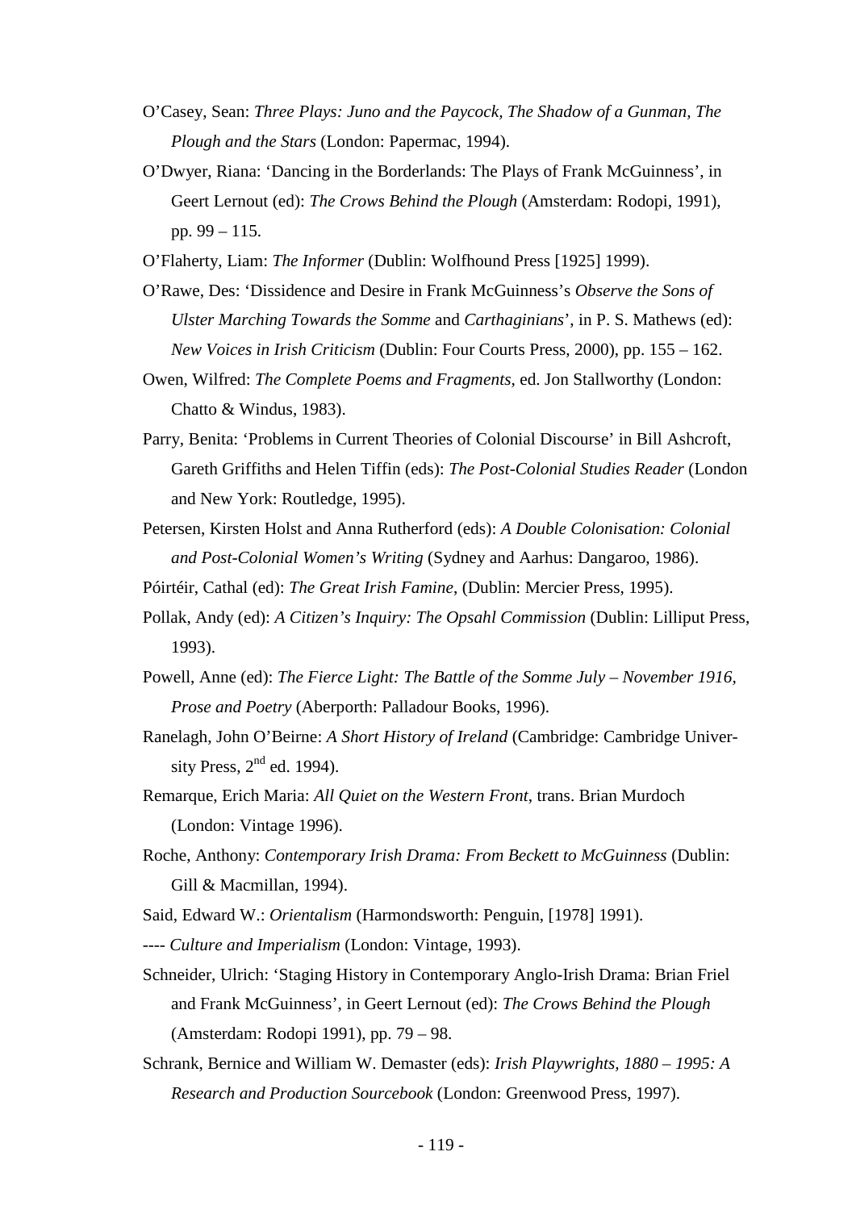O'Casey, Sean: *Three Plays: Juno and the Paycock, The Shadow of a Gunman, The Plough and the Stars* (London: Papermac, 1994).

O'Dwyer, Riana: 'Dancing in the Borderlands: The Plays of Frank McGuinness', in Geert Lernout (ed): *The Crows Behind the Plough* (Amsterdam: Rodopi, 1991), pp. 99 – 115.

O'Flaherty, Liam: *The Informer* (Dublin: Wolfhound Press [1925] 1999).

O'Rawe, Des: 'Dissidence and Desire in Frank McGuinness's *Observe the Sons of Ulster Marching Towards the Somme* and *Carthaginians*', in P. S. Mathews (ed): *New Voices in Irish Criticism* (Dublin: Four Courts Press, 2000), pp. 155 – 162.

Owen, Wilfred: *The Complete Poems and Fragments*, ed. Jon Stallworthy (London: Chatto & Windus, 1983).

Parry, Benita: 'Problems in Current Theories of Colonial Discourse' in Bill Ashcroft, Gareth Griffiths and Helen Tiffin (eds): *The Post-Colonial Studies Reader* (London and New York: Routledge, 1995).

Petersen, Kirsten Holst and Anna Rutherford (eds): *A Double Colonisation: Colonial and Post-Colonial Women's Writing* (Sydney and Aarhus: Dangaroo, 1986).

Póirtéir, Cathal (ed): *The Great Irish Famine*, (Dublin: Mercier Press, 1995).

Pollak, Andy (ed): *A Citizen's Inquiry: The Opsahl Commission* (Dublin: Lilliput Press, 1993).

Powell, Anne (ed): *The Fierce Light: The Battle of the Somme July – November 1916, Prose and Poetry* (Aberporth: Palladour Books, 1996).

Ranelagh, John O'Beirne: *A Short History of Ireland* (Cambridge: Cambridge University Press, 2nd ed. 1994).

Remarque, Erich Maria: *All Quiet on the Western Front*, trans. Brian Murdoch (London: Vintage 1996).

Roche, Anthony: *Contemporary Irish Drama: From Beckett to McGuinness* (Dublin: Gill & Macmillan, 1994).

Said, Edward W.: *Orientalism* (Harmondsworth: Penguin, [1978] 1991).

---- *Culture and Imperialism* (London: Vintage, 1993).

Schneider, Ulrich: 'Staging History in Contemporary Anglo-Irish Drama: Brian Friel and Frank McGuinness', in Geert Lernout (ed): *The Crows Behind the Plough* (Amsterdam: Rodopi 1991), pp. 79 – 98.

Schrank, Bernice and William W. Demaster (eds): *Irish Playwrights, 1880 – 1995: A Research and Production Sourcebook* (London: Greenwood Press, 1997).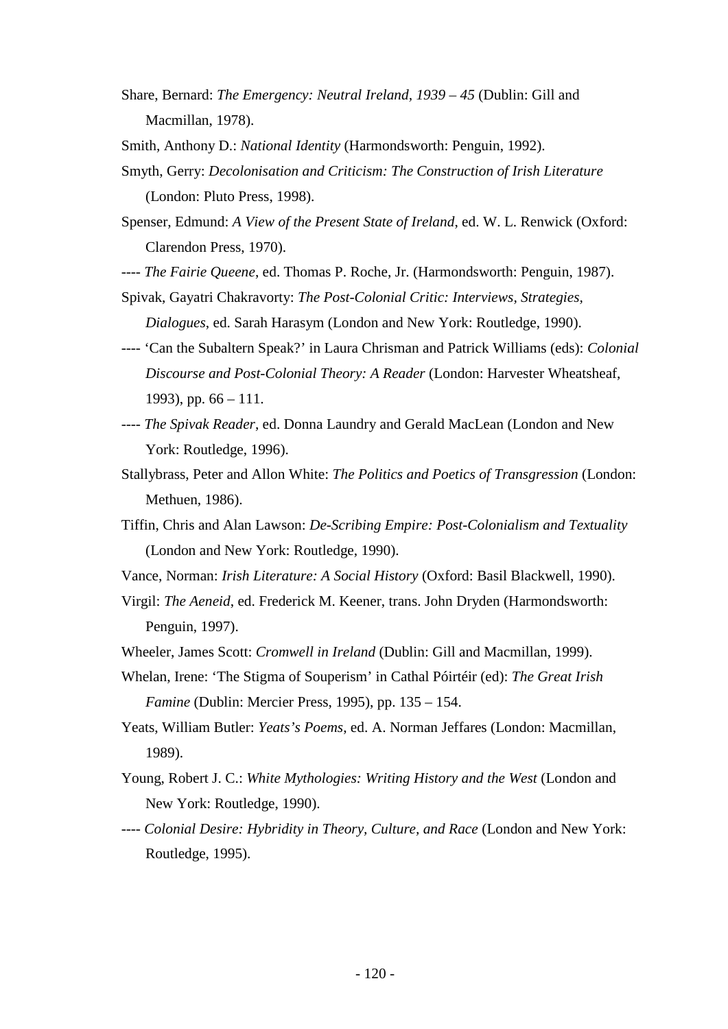Share, Bernard: *The Emergency: Neutral Ireland, 1939 – 45* (Dublin: Gill and Macmillan, 1978).

Smith, Anthony D.: *National Identity* (Harmondsworth: Penguin, 1992).

Smyth, Gerry: *Decolonisation and Criticism: The Construction of Irish Literature* (London: Pluto Press, 1998).

Spenser, Edmund: *A View of the Present State of Ireland*, ed. W. L. Renwick (Oxford: Clarendon Press, 1970).

---- *The Fairie Queene*, ed. Thomas P. Roche, Jr. (Harmondsworth: Penguin, 1987).

Spivak, Gayatri Chakravorty: *The Post-Colonial Critic: Interviews, Strategies, Dialogues*, ed. Sarah Harasym (London and New York: Routledge, 1990).

---- 'Can the Subaltern Speak?' in Laura Chrisman and Patrick Williams (eds): *Colonial Discourse and Post-Colonial Theory: A Reader* (London: Harvester Wheatsheaf, 1993), pp. 66 – 111.

---- *The Spivak Reader*, ed. Donna Laundry and Gerald MacLean (London and New York: Routledge, 1996).

Stallybrass, Peter and Allon White: *The Politics and Poetics of Transgression* (London: Methuen, 1986).

Tiffin, Chris and Alan Lawson: *De-Scribing Empire: Post-Colonialism and Textuality* (London and New York: Routledge, 1990).

Vance, Norman: *Irish Literature: A Social History* (Oxford: Basil Blackwell, 1990).

Virgil: *The Aeneid*, ed. Frederick M. Keener, trans. John Dryden (Harmondsworth: Penguin, 1997).

Wheeler, James Scott: *Cromwell in Ireland* (Dublin: Gill and Macmillan, 1999).

Whelan, Irene: 'The Stigma of Souperism' in Cathal Póirtéir (ed): *The Great Irish Famine* (Dublin: Mercier Press, 1995), pp. 135 – 154.

Yeats, William Butler: *Yeats's Poems*, ed. A. Norman Jeffares (London: Macmillan, 1989).

Young, Robert J. C.: *White Mythologies: Writing History and the West* (London and New York: Routledge, 1990).

---- *Colonial Desire: Hybridity in Theory, Culture, and Race* (London and New York: Routledge, 1995).